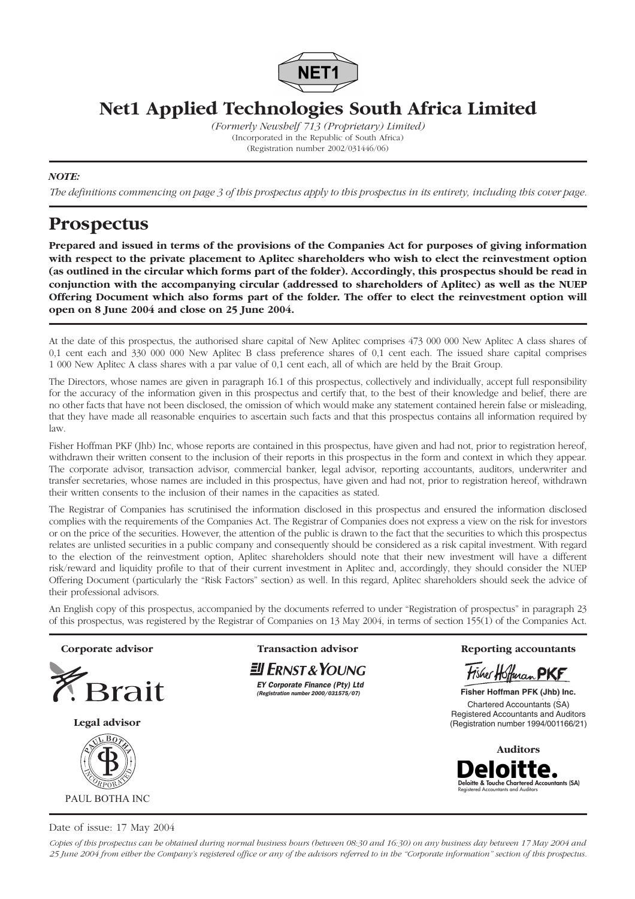NET1

# Net1 Applied Technologies South Africa Limited

*(Formerly Newshelf 713 (Proprietary) Limited)*
(Incorporated in the Republic of South Africa)
(Registration number 2002/031446/06)

***NOTE:***

*The definitions commencing on page 3 of this prospectus apply to this prospectus in its entirety, including this cover page.*

# Prospectus

**Prepared and issued in terms of the provisions of the Companies Act for purposes of giving information with respect to the private placement to Aplitec shareholders who wish to elect the reinvestment option (as outlined in the circular which forms part of the folder). Accordingly, this prospectus should be read in conjunction with the accompanying circular (addressed to shareholders of Aplitec) as well as the NUEP Offering Document which also forms part of the folder. The offer to elect the reinvestment option will open on 8 June 2004 and close on 25 June 2004.**

At the date of this prospectus, the authorised share capital of New Aplitec comprises 473 000 000 New Aplitec A class shares of 0,1 cent each and 330 000 000 New Aplitec B class preference shares of 0,1 cent each. The issued share capital comprises 1 000 New Aplitec A class shares with a par value of 0,1 cent each, all of which are held by the Brait Group.

The Directors, whose names are given in paragraph 16.1 of this prospectus, collectively and individually, accept full responsibility for the accuracy of the information given in this prospectus and certify that, to the best of their knowledge and belief, there are no other facts that have not been disclosed, the omission of which would make any statement contained herein false or misleading, that they have made all reasonable enquiries to ascertain such facts and that this prospectus contains all information required by law.

Fisher Hoffman PKF (Jhb) Inc, whose reports are contained in this prospectus, have given and had not, prior to registration hereof, withdrawn their written consent to the inclusion of their reports in this prospectus in the form and context in which they appear. The corporate advisor, transaction advisor, commercial banker, legal advisor, reporting accountants, auditors, underwriter and transfer secretaries, whose names are included in this prospectus, have given and had not, prior to registration hereof, withdrawn their written consents to the inclusion of their names in the capacities as stated.

The Registrar of Companies has scrutinised the information disclosed in this prospectus and ensured the information disclosed complies with the requirements of the Companies Act. The Registrar of Companies does not express a view on the risk for investors or on the price of the securities. However, the attention of the public is drawn to the fact that the securities to which this prospectus relates are unlisted securities in a public company and consequently should be considered as a risk capital investment. With regard to the election of the reinvestment option, Aplitec shareholders should note that their new investment will have a different risk/reward and liquidity profile to that of their current investment in Aplitec and, accordingly, they should consider the NUEP Offering Document (particularly the "Risk Factors" section) as well. In this regard, Aplitec shareholders should seek the advice of their professional advisors.

An English copy of this prospectus, accompanied by the documents referred to under "Registration of prospectus" in paragraph 23 of this prospectus, was registered by the Registrar of Companies on 13 May 2004, in terms of section 155(1) of the Companies Act.

**Corporate advisor**

Brait

**Legal advisor**

PAUL BOTHA INC

**Transaction advisor**

ERNST & YOUNG
*EY Corporate Finance (Pty) Ltd*
*(Registration number 2000/031575/07)*

**Reporting accountants**

Fisher Hoffman PKF
**Fisher Hoffman PFK (Jhb) Inc.**
Chartered Accountants (SA)
Registered Accountants and Auditors
(Registration number 1994/001166/21)

**Auditors**

Deloitte.
Deloitte & Touche Chartered Accountants (SA)
Registered Accountants and Auditors

Date of issue: 17 May 2004

*Copies of this prospectus can be obtained during normal business hours (between 08:30 and 16:30) on any business day between 17 May 2004 and 25 June 2004 from either the Company's registered office or any of the advisors referred to in the "Corporate information" section of this prospectus.*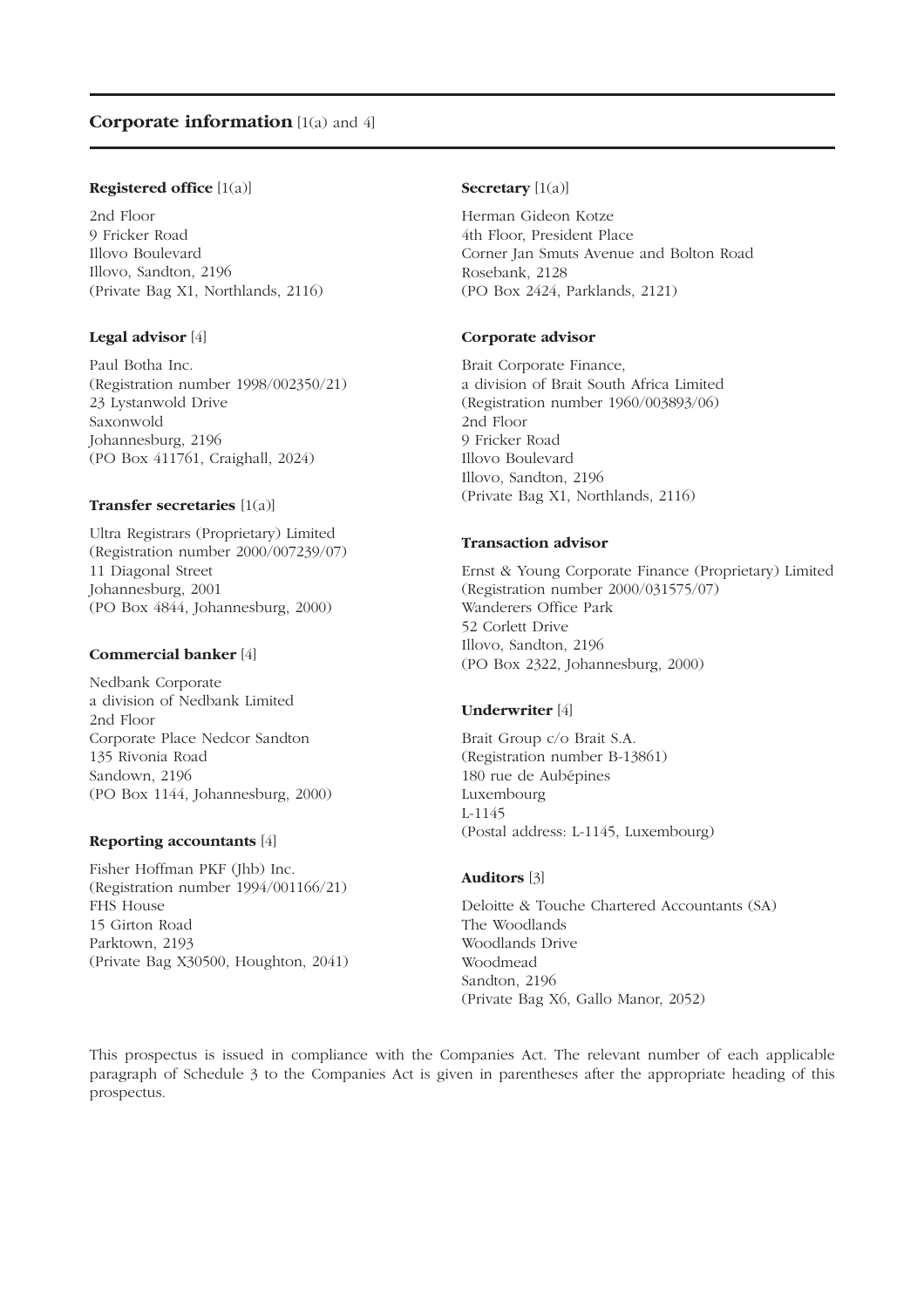## Corporate information [1(a) and 4]

**Registered office** [1(a)]

2nd Floor
9 Fricker Road
Illovo Boulevard
Illovo, Sandton, 2196
(Private Bag X1, Northlands, 2116)

**Legal advisor** [4]

Paul Botha Inc.
(Registration number 1998/002350/21)
23 Lystanwold Drive
Saxonwold
Johannesburg, 2196
(PO Box 411761, Craighall, 2024)

**Transfer secretaries** [1(a)]

Ultra Registrars (Proprietary) Limited
(Registration number 2000/007239/07)
11 Diagonal Street
Johannesburg, 2001
(PO Box 4844, Johannesburg, 2000)

**Commercial banker** [4]

Nedbank Corporate
a division of Nedbank Limited
2nd Floor
Corporate Place Nedcor Sandton
135 Rivonia Road
Sandown, 2196
(PO Box 1144, Johannesburg, 2000)

**Reporting accountants** [4]

Fisher Hoffman PKF (Jhb) Inc.
(Registration number 1994/001166/21)
FHS House
15 Girton Road
Parktown, 2193
(Private Bag X30500, Houghton, 2041)

**Secretary** [1(a)]

Herman Gideon Kotze
4th Floor, President Place
Corner Jan Smuts Avenue and Bolton Road
Rosebank, 2128
(PO Box 2424, Parklands, 2121)

**Corporate advisor**

Brait Corporate Finance,
a division of Brait South Africa Limited
(Registration number 1960/003893/06)
2nd Floor
9 Fricker Road
Illovo Boulevard
Illovo, Sandton, 2196
(Private Bag X1, Northlands, 2116)

**Transaction advisor**

Ernst & Young Corporate Finance (Proprietary) Limited
(Registration number 2000/031575/07)
Wanderers Office Park
52 Corlett Drive
Illovo, Sandton, 2196
(PO Box 2322, Johannesburg, 2000)

**Underwriter** [4]

Brait Group c/o Brait S.A.
(Registration number B-13861)
180 rue de Aubépines
Luxembourg
L-1145
(Postal address: L-1145, Luxembourg)

**Auditors** [3]

Deloitte & Touche Chartered Accountants (SA)
The Woodlands
Woodlands Drive
Woodmead
Sandton, 2196
(Private Bag X6, Gallo Manor, 2052)

This prospectus is issued in compliance with the Companies Act. The relevant number of each applicable paragraph of Schedule 3 to the Companies Act is given in parentheses after the appropriate heading of this prospectus.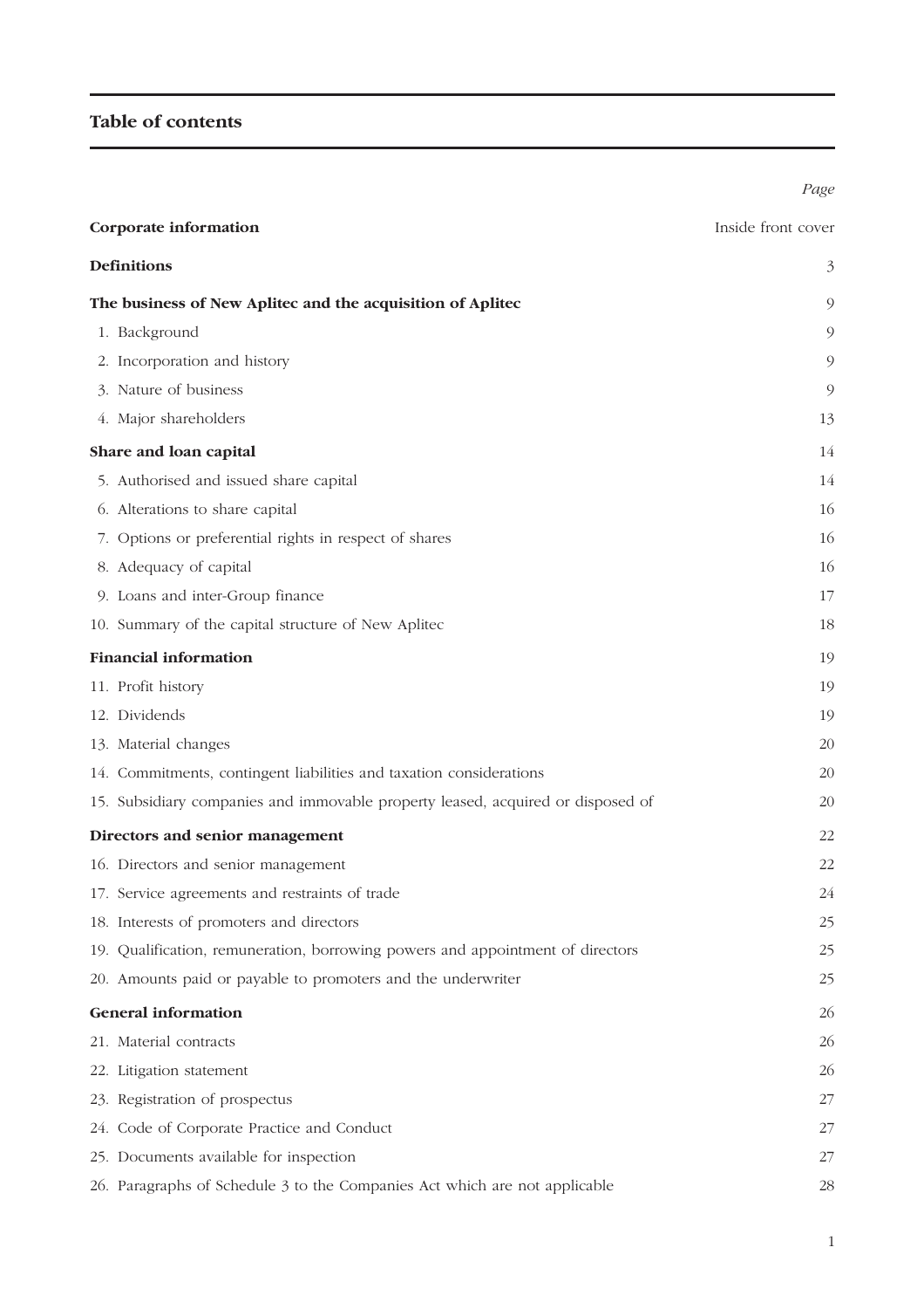## Table of contents

| | Page |
|---|---|
| **Corporate information** | Inside front cover |
| **Definitions** | 3 |
| **The business of New Aplitec and the acquisition of Aplitec** | 9 |
| 1. Background | 9 |
| 2. Incorporation and history | 9 |
| 3. Nature of business | 9 |
| 4. Major shareholders | 13 |
| **Share and loan capital** | 14 |
| 5. Authorised and issued share capital | 14 |
| 6. Alterations to share capital | 16 |
| 7. Options or preferential rights in respect of shares | 16 |
| 8. Adequacy of capital | 16 |
| 9. Loans and inter-Group finance | 17 |
| 10. Summary of the capital structure of New Aplitec | 18 |
| **Financial information** | 19 |
| 11. Profit history | 19 |
| 12. Dividends | 19 |
| 13. Material changes | 20 |
| 14. Commitments, contingent liabilities and taxation considerations | 20 |
| 15. Subsidiary companies and immovable property leased, acquired or disposed of | 20 |
| **Directors and senior management** | 22 |
| 16. Directors and senior management | 22 |
| 17. Service agreements and restraints of trade | 24 |
| 18. Interests of promoters and directors | 25 |
| 19. Qualification, remuneration, borrowing powers and appointment of directors | 25 |
| 20. Amounts paid or payable to promoters and the underwriter | 25 |
| **General information** | 26 |
| 21. Material contracts | 26 |
| 22. Litigation statement | 26 |
| 23. Registration of prospectus | 27 |
| 24. Code of Corporate Practice and Conduct | 27 |
| 25. Documents available for inspection | 27 |
| 26. Paragraphs of Schedule 3 to the Companies Act which are not applicable | 28 |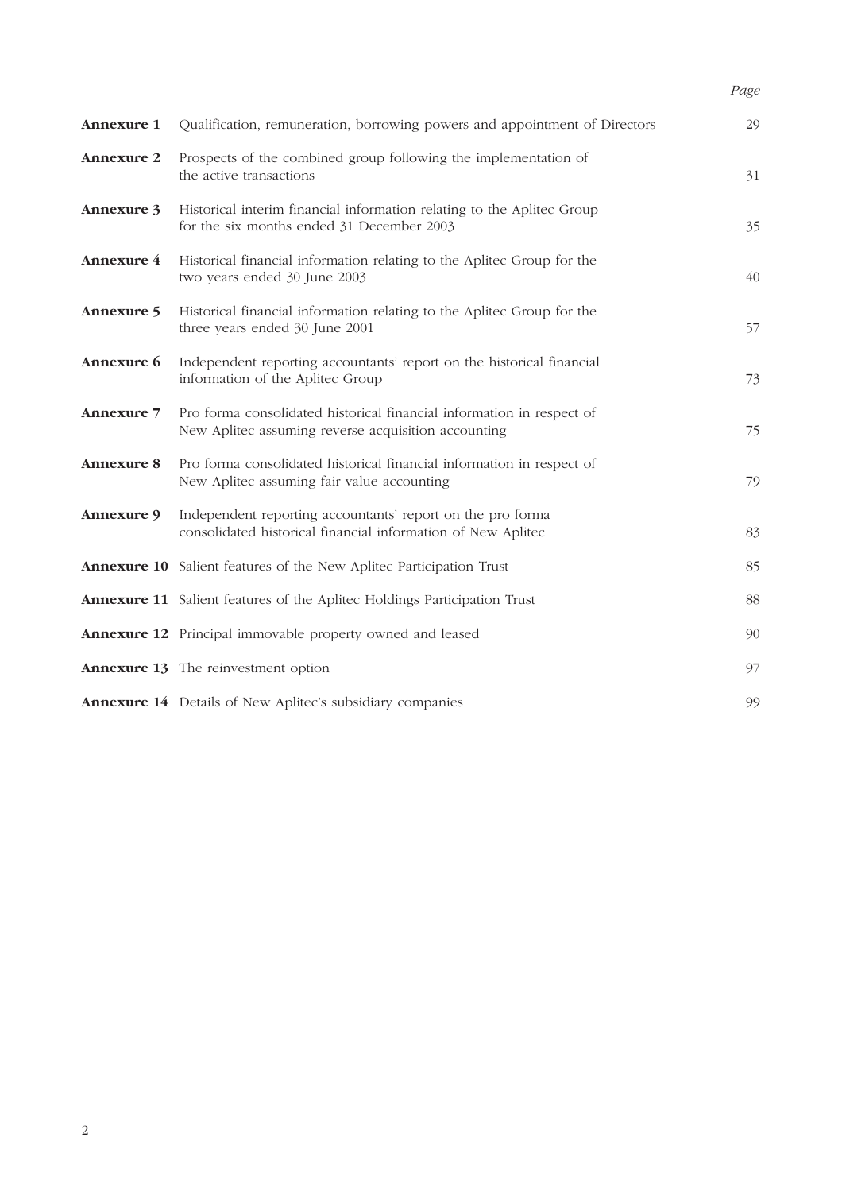| | | Page |
|---|---|---|
| **Annexure 1** | Qualification, remuneration, borrowing powers and appointment of Directors | 29 |
| **Annexure 2** | Prospects of the combined group following the implementation of the active transactions | 31 |
| **Annexure 3** | Historical interim financial information relating to the Aplitec Group for the six months ended 31 December 2003 | 35 |
| **Annexure 4** | Historical financial information relating to the Aplitec Group for the two years ended 30 June 2003 | 40 |
| **Annexure 5** | Historical financial information relating to the Aplitec Group for the three years ended 30 June 2001 | 57 |
| **Annexure 6** | Independent reporting accountants' report on the historical financial information of the Aplitec Group | 73 |
| **Annexure 7** | Pro forma consolidated historical financial information in respect of New Aplitec assuming reverse acquisition accounting | 75 |
| **Annexure 8** | Pro forma consolidated historical financial information in respect of New Aplitec assuming fair value accounting | 79 |
| **Annexure 9** | Independent reporting accountants' report on the pro forma consolidated historical financial information of New Aplitec | 83 |
| **Annexure 10** | Salient features of the New Aplitec Participation Trust | 85 |
| **Annexure 11** | Salient features of the Aplitec Holdings Participation Trust | 88 |
| **Annexure 12** | Principal immovable property owned and leased | 90 |
| **Annexure 13** | The reinvestment option | 97 |
| **Annexure 14** | Details of New Aplitec's subsidiary companies | 99 |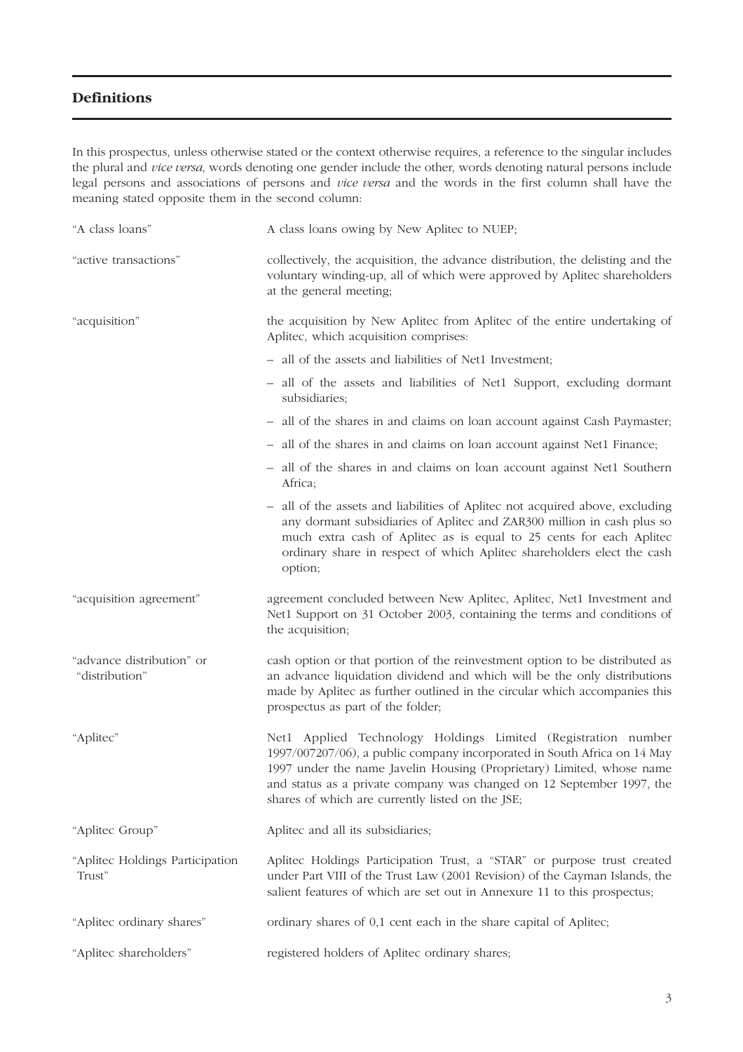## Definitions

In this prospectus, unless otherwise stated or the context otherwise requires, a reference to the singular includes the plural and *vice versa*, words denoting one gender include the other, words denoting natural persons include legal persons and associations of persons and *vice versa* and the words in the first column shall have the meaning stated opposite them in the second column:

| | |
|---|---|
| "A class loans" | A class loans owing by New Aplitec to NUEP; |
| "active transactions" | collectively, the acquisition, the advance distribution, the delisting and the voluntary winding-up, all of which were approved by Aplitec shareholders at the general meeting; |
| "acquisition" | the acquisition by New Aplitec from Aplitec of the entire undertaking of Aplitec, which acquisition comprises:<br>– all of the assets and liabilities of Net1 Investment;<br>– all of the assets and liabilities of Net1 Support, excluding dormant subsidiaries;<br>– all of the shares in and claims on loan account against Cash Paymaster;<br>– all of the shares in and claims on loan account against Net1 Finance;<br>– all of the shares in and claims on loan account against Net1 Southern Africa;<br>– all of the assets and liabilities of Aplitec not acquired above, excluding any dormant subsidiaries of Aplitec and ZAR300 million in cash plus so much extra cash of Aplitec as is equal to 25 cents for each Aplitec ordinary share in respect of which Aplitec shareholders elect the cash option; |
| "acquisition agreement" | agreement concluded between New Aplitec, Aplitec, Net1 Investment and Net1 Support on 31 October 2003, containing the terms and conditions of the acquisition; |
| "advance distribution" or "distribution" | cash option or that portion of the reinvestment option to be distributed as an advance liquidation dividend and which will be the only distributions made by Aplitec as further outlined in the circular which accompanies this prospectus as part of the folder; |
| "Aplitec" | Net1 Applied Technology Holdings Limited (Registration number 1997/007207/06), a public company incorporated in South Africa on 14 May 1997 under the name Javelin Housing (Proprietary) Limited, whose name and status as a private company was changed on 12 September 1997, the shares of which are currently listed on the JSE; |
| "Aplitec Group" | Aplitec and all its subsidiaries; |
| "Aplitec Holdings Participation Trust" | Aplitec Holdings Participation Trust, a "STAR" or purpose trust created under Part VIII of the Trust Law (2001 Revision) of the Cayman Islands, the salient features of which are set out in Annexure 11 to this prospectus; |
| "Aplitec ordinary shares" | ordinary shares of 0,1 cent each in the share capital of Aplitec; |
| "Aplitec shareholders" | registered holders of Aplitec ordinary shares; |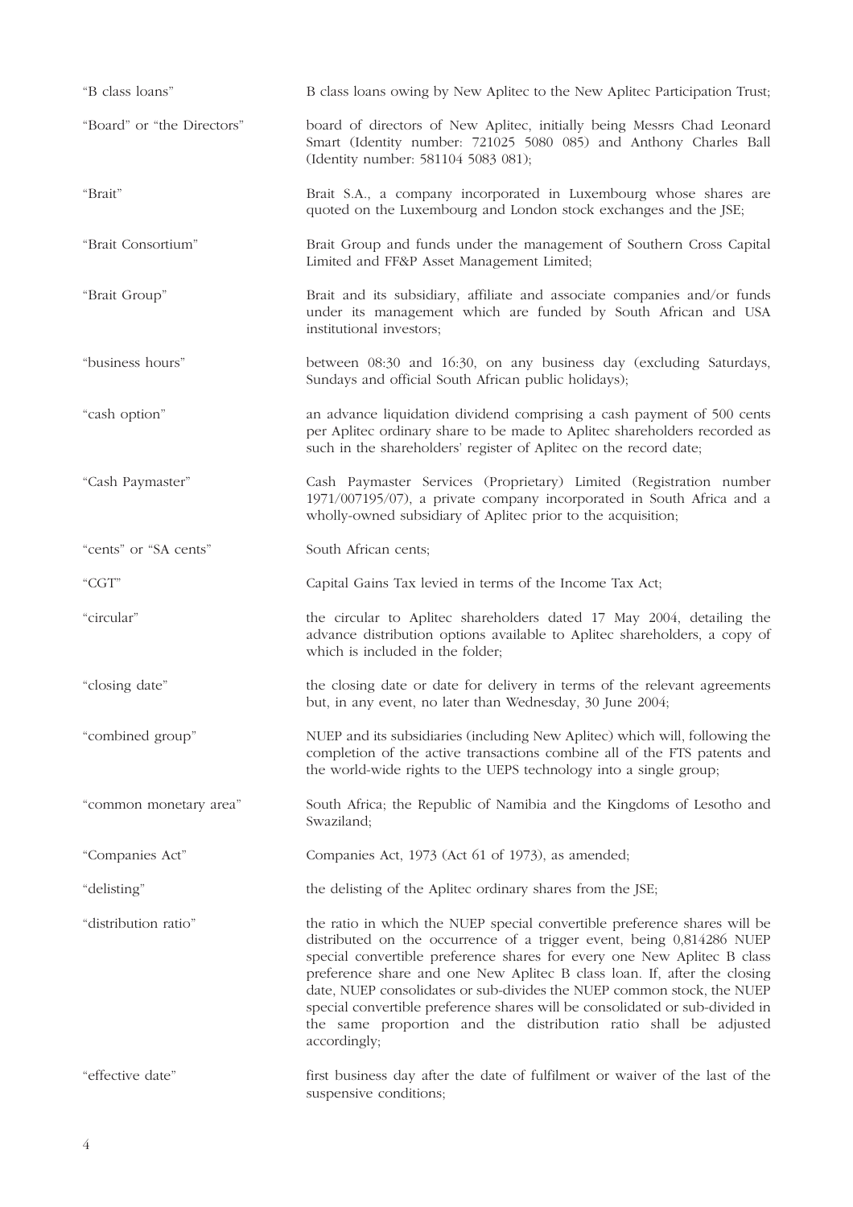| | |
|---|---|
| "B class loans" | B class loans owing by New Aplitec to the New Aplitec Participation Trust; |
| "Board" or "the Directors" | board of directors of New Aplitec, initially being Messrs Chad Leonard Smart (Identity number: 721025 5080 085) and Anthony Charles Ball (Identity number: 581104 5083 081); |
| "Brait" | Brait S.A., a company incorporated in Luxembourg whose shares are quoted on the Luxembourg and London stock exchanges and the JSE; |
| "Brait Consortium" | Brait Group and funds under the management of Southern Cross Capital Limited and FF&P Asset Management Limited; |
| "Brait Group" | Brait and its subsidiary, affiliate and associate companies and/or funds under its management which are funded by South African and USA institutional investors; |
| "business hours" | between 08:30 and 16:30, on any business day (excluding Saturdays, Sundays and official South African public holidays); |
| "cash option" | an advance liquidation dividend comprising a cash payment of 500 cents per Aplitec ordinary share to be made to Aplitec shareholders recorded as such in the shareholders' register of Aplitec on the record date; |
| "Cash Paymaster" | Cash Paymaster Services (Proprietary) Limited (Registration number 1971/007195/07), a private company incorporated in South Africa and a wholly-owned subsidiary of Aplitec prior to the acquisition; |
| "cents" or "SA cents" | South African cents; |
| "CGT" | Capital Gains Tax levied in terms of the Income Tax Act; |
| "circular" | the circular to Aplitec shareholders dated 17 May 2004, detailing the advance distribution options available to Aplitec shareholders, a copy of which is included in the folder; |
| "closing date" | the closing date or date for delivery in terms of the relevant agreements but, in any event, no later than Wednesday, 30 June 2004; |
| "combined group" | NUEP and its subsidiaries (including New Aplitec) which will, following the completion of the active transactions combine all of the FTS patents and the world-wide rights to the UEPS technology into a single group; |
| "common monetary area" | South Africa; the Republic of Namibia and the Kingdoms of Lesotho and Swaziland; |
| "Companies Act" | Companies Act, 1973 (Act 61 of 1973), as amended; |
| "delisting" | the delisting of the Aplitec ordinary shares from the JSE; |
| "distribution ratio" | the ratio in which the NUEP special convertible preference shares will be distributed on the occurrence of a trigger event, being 0,814286 NUEP special convertible preference shares for every one New Aplitec B class preference share and one New Aplitec B class loan. If, after the closing date, NUEP consolidates or sub-divides the NUEP common stock, the NUEP special convertible preference shares will be consolidated or sub-divided in the same proportion and the distribution ratio shall be adjusted accordingly; |
| "effective date" | first business day after the date of fulfilment or waiver of the last of the suspensive conditions; |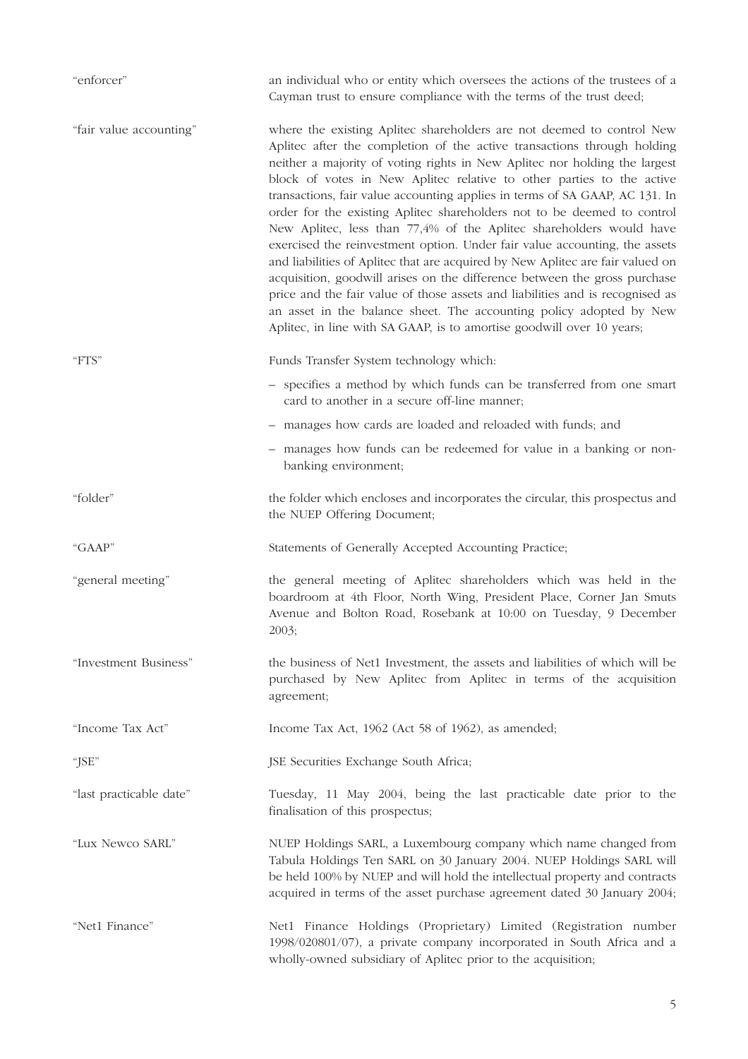| | |
|---|---|
| "enforcer" | an individual who or entity which oversees the actions of the trustees of a Cayman trust to ensure compliance with the terms of the trust deed; |
| "fair value accounting" | where the existing Aplitec shareholders are not deemed to control New Aplitec after the completion of the active transactions through holding neither a majority of voting rights in New Aplitec nor holding the largest block of votes in New Aplitec relative to other parties to the active transactions, fair value accounting applies in terms of SA GAAP, AC 131. In order for the existing Aplitec shareholders not to be deemed to control New Aplitec, less than 77,4% of the Aplitec shareholders would have exercised the reinvestment option. Under fair value accounting, the assets and liabilities of Aplitec that are acquired by New Aplitec are fair valued on acquisition, goodwill arises on the difference between the gross purchase price and the fair value of those assets and liabilities and is recognised as an asset in the balance sheet. The accounting policy adopted by New Aplitec, in line with SA GAAP, is to amortise goodwill over 10 years; |
| "FTS" | Funds Transfer System technology which:<br>– specifies a method by which funds can be transferred from one smart card to another in a secure off-line manner;<br>– manages how cards are loaded and reloaded with funds; and<br>– manages how funds can be redeemed for value in a banking or non-banking environment; |
| "folder" | the folder which encloses and incorporates the circular, this prospectus and the NUEP Offering Document; |
| "GAAP" | Statements of Generally Accepted Accounting Practice; |
| "general meeting" | the general meeting of Aplitec shareholders which was held in the boardroom at 4th Floor, North Wing, President Place, Corner Jan Smuts Avenue and Bolton Road, Rosebank at 10:00 on Tuesday, 9 December 2003; |
| "Investment Business" | the business of Net1 Investment, the assets and liabilities of which will be purchased by New Aplitec from Aplitec in terms of the acquisition agreement; |
| "Income Tax Act" | Income Tax Act, 1962 (Act 58 of 1962), as amended; |
| "JSE" | JSE Securities Exchange South Africa; |
| "last practicable date" | Tuesday, 11 May 2004, being the last practicable date prior to the finalisation of this prospectus; |
| "Lux Newco SARL" | NUEP Holdings SARL, a Luxembourg company which name changed from Tabula Holdings Ten SARL on 30 January 2004. NUEP Holdings SARL will be held 100% by NUEP and will hold the intellectual property and contracts acquired in terms of the asset purchase agreement dated 30 January 2004; |
| "Net1 Finance" | Net1 Finance Holdings (Proprietary) Limited (Registration number 1998/020801/07), a private company incorporated in South Africa and a wholly-owned subsidiary of Aplitec prior to the acquisition; |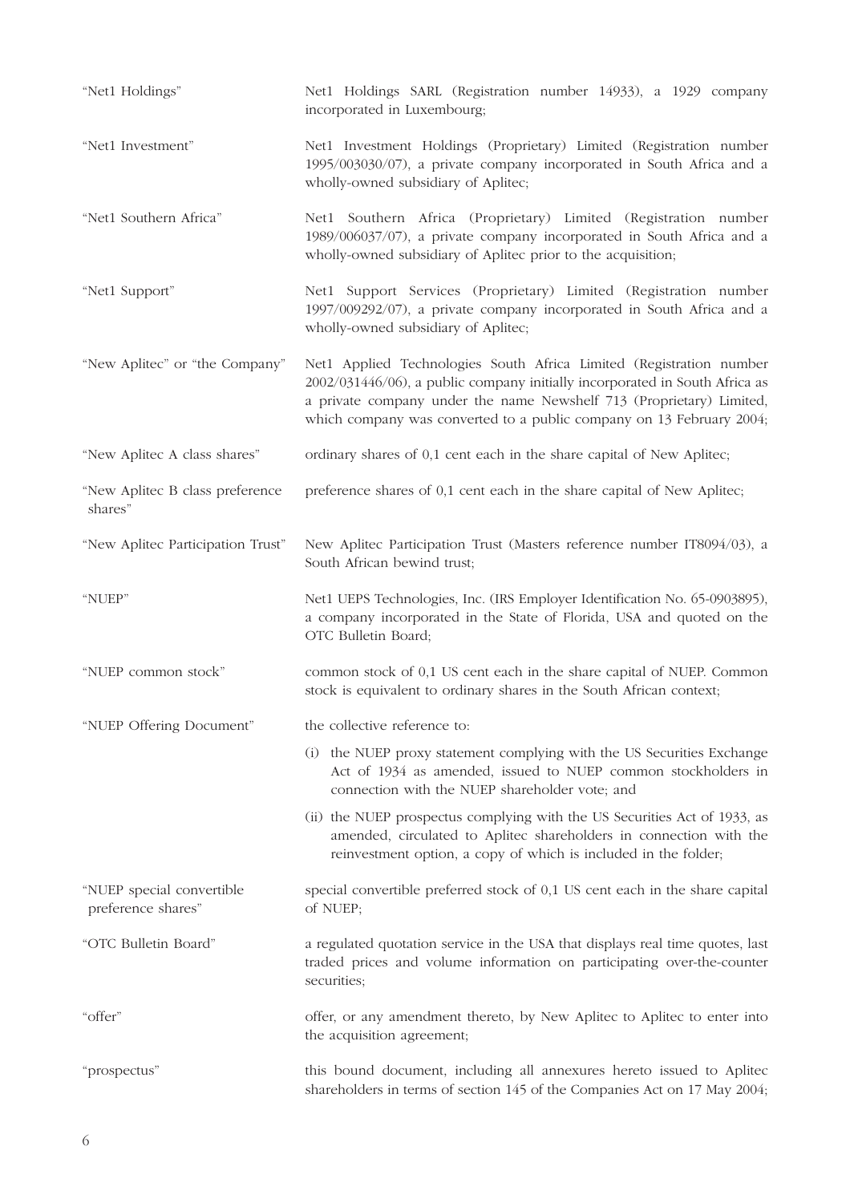| | |
|---|---|
| "Net1 Holdings" | Net1 Holdings SARL (Registration number 14933), a 1929 company incorporated in Luxembourg; |
| "Net1 Investment" | Net1 Investment Holdings (Proprietary) Limited (Registration number 1995/003030/07), a private company incorporated in South Africa and a wholly-owned subsidiary of Aplitec; |
| "Net1 Southern Africa" | Net1 Southern Africa (Proprietary) Limited (Registration number 1989/006037/07), a private company incorporated in South Africa and a wholly-owned subsidiary of Aplitec prior to the acquisition; |
| "Net1 Support" | Net1 Support Services (Proprietary) Limited (Registration number 1997/009292/07), a private company incorporated in South Africa and a wholly-owned subsidiary of Aplitec; |
| "New Aplitec" or "the Company" | Net1 Applied Technologies South Africa Limited (Registration number 2002/031446/06), a public company initially incorporated in South Africa as a private company under the name Newshelf 713 (Proprietary) Limited, which company was converted to a public company on 13 February 2004; |
| "New Aplitec A class shares" | ordinary shares of 0,1 cent each in the share capital of New Aplitec; |
| "New Aplitec B class preference shares" | preference shares of 0,1 cent each in the share capital of New Aplitec; |
| "New Aplitec Participation Trust" | New Aplitec Participation Trust (Masters reference number IT8094/03), a South African bewind trust; |
| "NUEP" | Net1 UEPS Technologies, Inc. (IRS Employer Identification No. 65-0903895), a company incorporated in the State of Florida, USA and quoted on the OTC Bulletin Board; |
| "NUEP common stock" | common stock of 0,1 US cent each in the share capital of NUEP. Common stock is equivalent to ordinary shares in the South African context; |
| "NUEP Offering Document" | the collective reference to:<br>(i) the NUEP proxy statement complying with the US Securities Exchange Act of 1934 as amended, issued to NUEP common stockholders in connection with the NUEP shareholder vote; and<br>(ii) the NUEP prospectus complying with the US Securities Act of 1933, as amended, circulated to Aplitec shareholders in connection with the reinvestment option, a copy of which is included in the folder; |
| "NUEP special convertible preference shares" | special convertible preferred stock of 0,1 US cent each in the share capital of NUEP; |
| "OTC Bulletin Board" | a regulated quotation service in the USA that displays real time quotes, last traded prices and volume information on participating over-the-counter securities; |
| "offer" | offer, or any amendment thereto, by New Aplitec to Aplitec to enter into the acquisition agreement; |
| "prospectus" | this bound document, including all annexures hereto issued to Aplitec shareholders in terms of section 145 of the Companies Act on 17 May 2004; |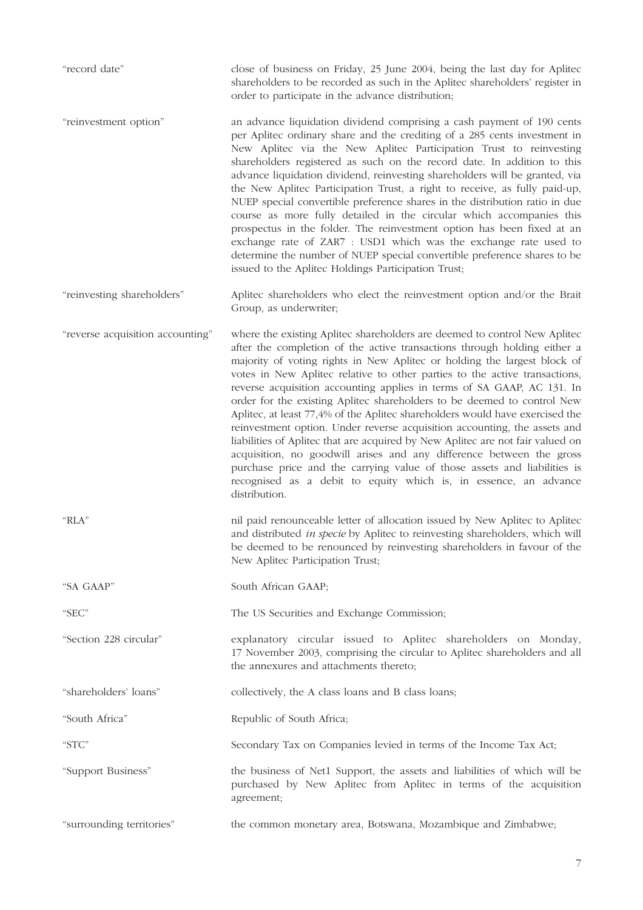| | |
|---|---|
| "record date" | close of business on Friday, 25 June 2004, being the last day for Aplitec shareholders to be recorded as such in the Aplitec shareholders' register in order to participate in the advance distribution; |
| "reinvestment option" | an advance liquidation dividend comprising a cash payment of 190 cents per Aplitec ordinary share and the crediting of a 285 cents investment in New Aplitec via the New Aplitec Participation Trust to reinvesting shareholders registered as such on the record date. In addition to this advance liquidation dividend, reinvesting shareholders will be granted, via the New Aplitec Participation Trust, a right to receive, as fully paid-up, NUEP special convertible preference shares in the distribution ratio in due course as more fully detailed in the circular which accompanies this prospectus in the folder. The reinvestment option has been fixed at an exchange rate of ZAR7 : USD1 which was the exchange rate used to determine the number of NUEP special convertible preference shares to be issued to the Aplitec Holdings Participation Trust; |
| "reinvesting shareholders" | Aplitec shareholders who elect the reinvestment option and/or the Brait Group, as underwriter; |
| "reverse acquisition accounting" | where the existing Aplitec shareholders are deemed to control New Aplitec after the completion of the active transactions through holding either a majority of voting rights in New Aplitec or holding the largest block of votes in New Aplitec relative to other parties to the active transactions, reverse acquisition accounting applies in terms of SA GAAP, AC 131. In order for the existing Aplitec shareholders to be deemed to control New Aplitec, at least 77,4% of the Aplitec shareholders would have exercised the reinvestment option. Under reverse acquisition accounting, the assets and liabilities of Aplitec that are acquired by New Aplitec are not fair valued on acquisition, no goodwill arises and any difference between the gross purchase price and the carrying value of those assets and liabilities is recognised as a debit to equity which is, in essence, an advance distribution. |
| "RLA" | nil paid renounceable letter of allocation issued by New Aplitec to Aplitec and distributed *in specie* by Aplitec to reinvesting shareholders, which will be deemed to be renounced by reinvesting shareholders in favour of the New Aplitec Participation Trust; |
| "SA GAAP" | South African GAAP; |
| "SEC" | The US Securities and Exchange Commission; |
| "Section 228 circular" | explanatory circular issued to Aplitec shareholders on Monday, 17 November 2003, comprising the circular to Aplitec shareholders and all the annexures and attachments thereto; |
| "shareholders' loans" | collectively, the A class loans and B class loans; |
| "South Africa" | Republic of South Africa; |
| "STC" | Secondary Tax on Companies levied in terms of the Income Tax Act; |
| "Support Business" | the business of Net1 Support, the assets and liabilities of which will be purchased by New Aplitec from Aplitec in terms of the acquisition agreement; |
| "surrounding territories" | the common monetary area, Botswana, Mozambique and Zimbabwe; |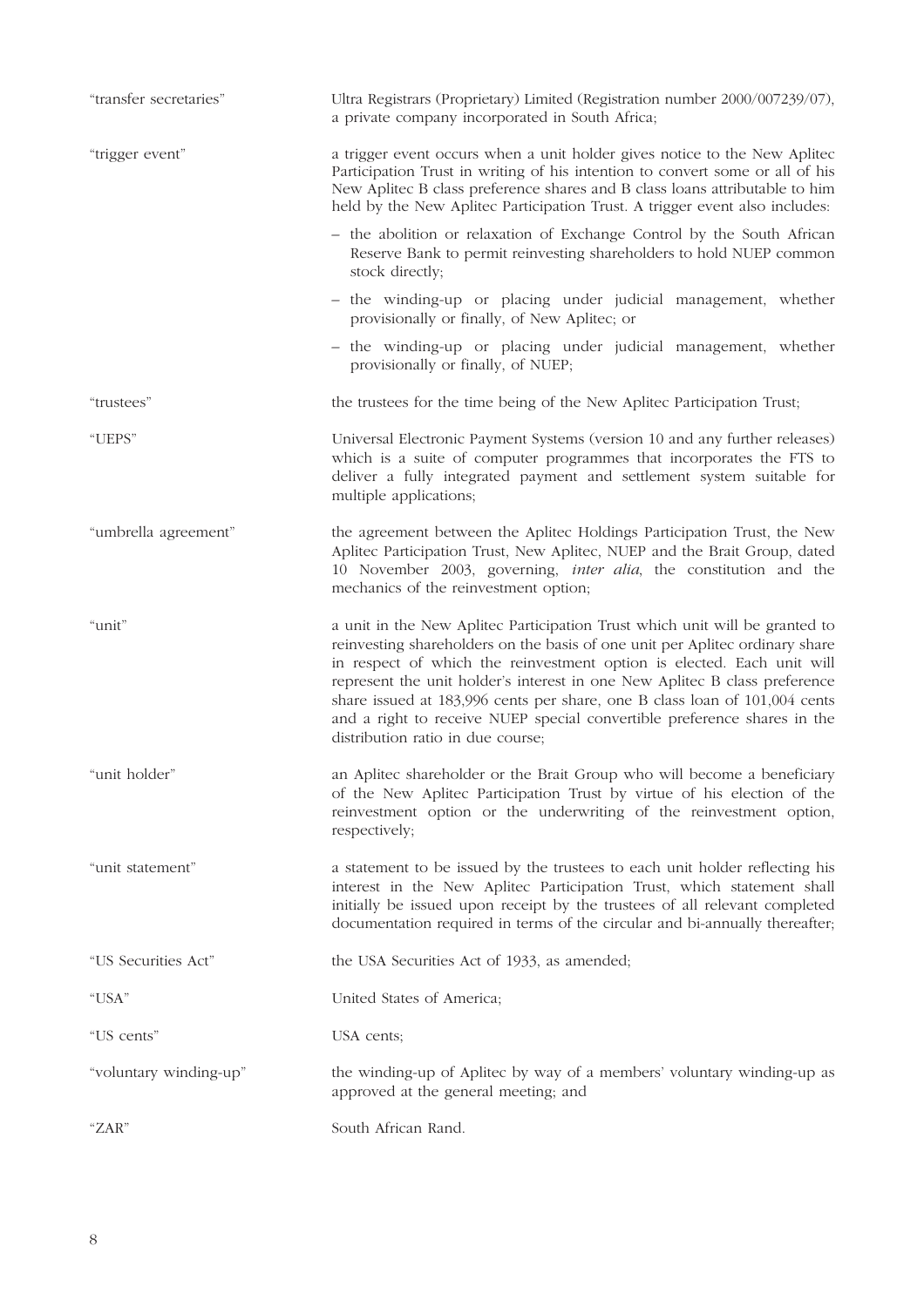| | |
|---|---|
| "transfer secretaries" | Ultra Registrars (Proprietary) Limited (Registration number 2000/007239/07), a private company incorporated in South Africa; |
| "trigger event" | a trigger event occurs when a unit holder gives notice to the New Aplitec Participation Trust in writing of his intention to convert some or all of his New Aplitec B class preference shares and B class loans attributable to him held by the New Aplitec Participation Trust. A trigger event also includes:<br>– the abolition or relaxation of Exchange Control by the South African Reserve Bank to permit reinvesting shareholders to hold NUEP common stock directly;<br>– the winding-up or placing under judicial management, whether provisionally or finally, of New Aplitec; or<br>– the winding-up or placing under judicial management, whether provisionally or finally, of NUEP; |
| "trustees" | the trustees for the time being of the New Aplitec Participation Trust; |
| "UEPS" | Universal Electronic Payment Systems (version 10 and any further releases) which is a suite of computer programmes that incorporates the FTS to deliver a fully integrated payment and settlement system suitable for multiple applications; |
| "umbrella agreement" | the agreement between the Aplitec Holdings Participation Trust, the New Aplitec Participation Trust, New Aplitec, NUEP and the Brait Group, dated 10 November 2003, governing, *inter alia*, the constitution and the mechanics of the reinvestment option; |
| "unit" | a unit in the New Aplitec Participation Trust which unit will be granted to reinvesting shareholders on the basis of one unit per Aplitec ordinary share in respect of which the reinvestment option is elected. Each unit will represent the unit holder's interest in one New Aplitec B class preference share issued at 183,996 cents per share, one B class loan of 101,004 cents and a right to receive NUEP special convertible preference shares in the distribution ratio in due course; |
| "unit holder" | an Aplitec shareholder or the Brait Group who will become a beneficiary of the New Aplitec Participation Trust by virtue of his election of the reinvestment option or the underwriting of the reinvestment option, respectively; |
| "unit statement" | a statement to be issued by the trustees to each unit holder reflecting his interest in the New Aplitec Participation Trust, which statement shall initially be issued upon receipt by the trustees of all relevant completed documentation required in terms of the circular and bi-annually thereafter; |
| "US Securities Act" | the USA Securities Act of 1933, as amended; |
| "USA" | United States of America; |
| "US cents" | USA cents; |
| "voluntary winding-up" | the winding-up of Aplitec by way of a members' voluntary winding-up as approved at the general meeting; and |
| "ZAR" | South African Rand. |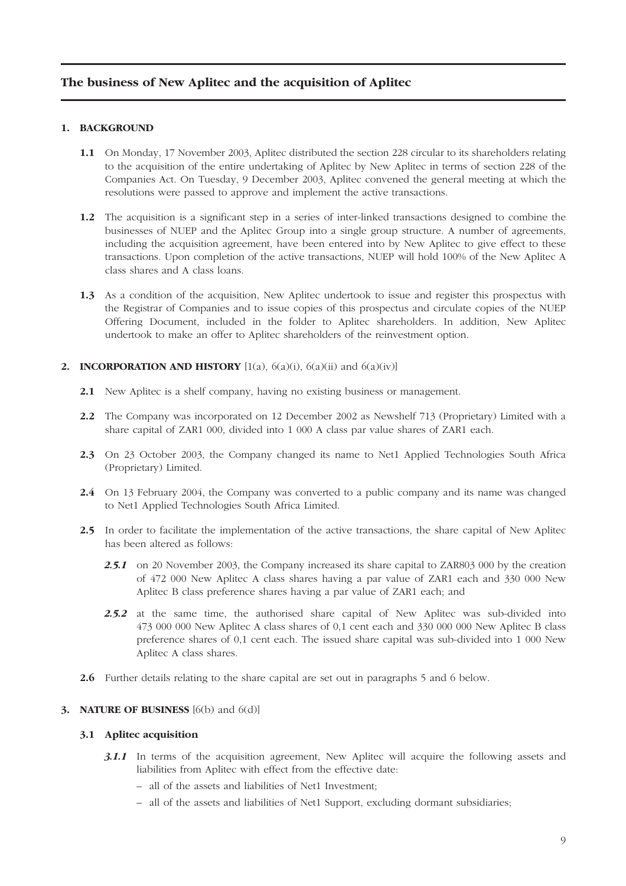# The business of New Aplitec and the acquisition of Aplitec

## 1. BACKGROUND

**1.1** On Monday, 17 November 2003, Aplitec distributed the section 228 circular to its shareholders relating to the acquisition of the entire undertaking of Aplitec by New Aplitec in terms of section 228 of the Companies Act. On Tuesday, 9 December 2003, Aplitec convened the general meeting at which the resolutions were passed to approve and implement the active transactions.

**1.2** The acquisition is a significant step in a series of inter-linked transactions designed to combine the businesses of NUEP and the Aplitec Group into a single group structure. A number of agreements, including the acquisition agreement, have been entered into by New Aplitec to give effect to these transactions. Upon completion of the active transactions, NUEP will hold 100% of the New Aplitec A class shares and A class loans.

**1.3** As a condition of the acquisition, New Aplitec undertook to issue and register this prospectus with the Registrar of Companies and to issue copies of this prospectus and circulate copies of the NUEP Offering Document, included in the folder to Aplitec shareholders. In addition, New Aplitec undertook to make an offer to Aplitec shareholders of the reinvestment option.

## 2. INCORPORATION AND HISTORY [1(a), 6(a)(i), 6(a)(ii) and 6(a)(iv)]

**2.1** New Aplitec is a shelf company, having no existing business or management.

**2.2** The Company was incorporated on 12 December 2002 as Newshelf 713 (Proprietary) Limited with a share capital of ZAR1 000, divided into 1 000 A class par value shares of ZAR1 each.

**2.3** On 23 October 2003, the Company changed its name to Net1 Applied Technologies South Africa (Proprietary) Limited.

**2.4** On 13 February 2004, the Company was converted to a public company and its name was changed to Net1 Applied Technologies South Africa Limited.

**2.5** In order to facilitate the implementation of the active transactions, the share capital of New Aplitec has been altered as follows:

*2.5.1* on 20 November 2003, the Company increased its share capital to ZAR803 000 by the creation of 472 000 New Aplitec A class shares having a par value of ZAR1 each and 330 000 New Aplitec B class preference shares having a par value of ZAR1 each; and

*2.5.2* at the same time, the authorised share capital of New Aplitec was sub-divided into 473 000 000 New Aplitec A class shares of 0,1 cent each and 330 000 000 New Aplitec B class preference shares of 0,1 cent each. The issued share capital was sub-divided into 1 000 New Aplitec A class shares.

**2.6** Further details relating to the share capital are set out in paragraphs 5 and 6 below.

## 3. NATURE OF BUSINESS [6(b) and 6(d)]

### 3.1 Aplitec acquisition

*3.1.1* In terms of the acquisition agreement, New Aplitec will acquire the following assets and liabilities from Aplitec with effect from the effective date:

- all of the assets and liabilities of Net1 Investment;
- all of the assets and liabilities of Net1 Support, excluding dormant subsidiaries;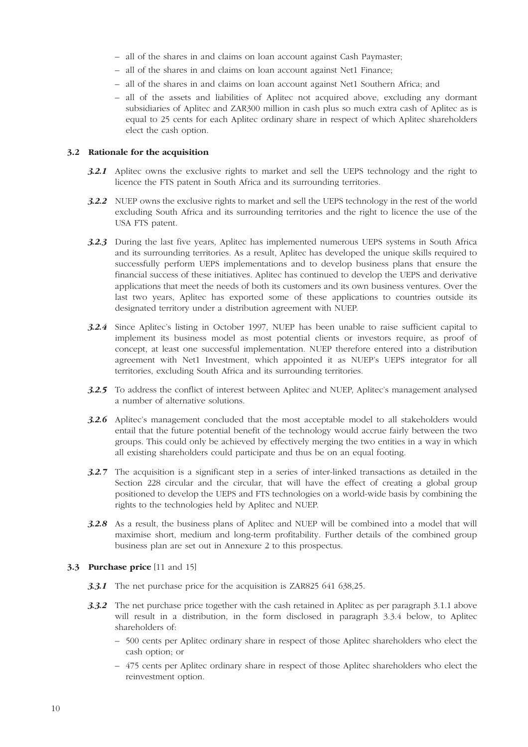- all of the shares in and claims on loan account against Cash Paymaster;
- all of the shares in and claims on loan account against Net1 Finance;
- all of the shares in and claims on loan account against Net1 Southern Africa; and
- all of the assets and liabilities of Aplitec not acquired above, excluding any dormant subsidiaries of Aplitec and ZAR300 million in cash plus so much extra cash of Aplitec as is equal to 25 cents for each Aplitec ordinary share in respect of which Aplitec shareholders elect the cash option.

### 3.2 Rationale for the acquisition

***3.2.1*** Aplitec owns the exclusive rights to market and sell the UEPS technology and the right to licence the FTS patent in South Africa and its surrounding territories.

***3.2.2*** NUEP owns the exclusive rights to market and sell the UEPS technology in the rest of the world excluding South Africa and its surrounding territories and the right to licence the use of the USA FTS patent.

***3.2.3*** During the last five years, Aplitec has implemented numerous UEPS systems in South Africa and its surrounding territories. As a result, Aplitec has developed the unique skills required to successfully perform UEPS implementations and to develop business plans that ensure the financial success of these initiatives. Aplitec has continued to develop the UEPS and derivative applications that meet the needs of both its customers and its own business ventures. Over the last two years, Aplitec has exported some of these applications to countries outside its designated territory under a distribution agreement with NUEP.

***3.2.4*** Since Aplitec's listing in October 1997, NUEP has been unable to raise sufficient capital to implement its business model as most potential clients or investors require, as proof of concept, at least one successful implementation. NUEP therefore entered into a distribution agreement with Net1 Investment, which appointed it as NUEP's UEPS integrator for all territories, excluding South Africa and its surrounding territories.

***3.2.5*** To address the conflict of interest between Aplitec and NUEP, Aplitec's management analysed a number of alternative solutions.

***3.2.6*** Aplitec's management concluded that the most acceptable model to all stakeholders would entail that the future potential benefit of the technology would accrue fairly between the two groups. This could only be achieved by effectively merging the two entities in a way in which all existing shareholders could participate and thus be on an equal footing.

***3.2.7*** The acquisition is a significant step in a series of inter-linked transactions as detailed in the Section 228 circular and the circular, that will have the effect of creating a global group positioned to develop the UEPS and FTS technologies on a world-wide basis by combining the rights to the technologies held by Aplitec and NUEP.

***3.2.8*** As a result, the business plans of Aplitec and NUEP will be combined into a model that will maximise short, medium and long-term profitability. Further details of the combined group business plan are set out in Annexure 2 to this prospectus.

### 3.3 Purchase price [11 and 15]

***3.3.1*** The net purchase price for the acquisition is ZAR825 641 638,25.

***3.3.2*** The net purchase price together with the cash retained in Aplitec as per paragraph 3.1.1 above will result in a distribution, in the form disclosed in paragraph 3.3.4 below, to Aplitec shareholders of:

- 500 cents per Aplitec ordinary share in respect of those Aplitec shareholders who elect the cash option; or
- 475 cents per Aplitec ordinary share in respect of those Aplitec shareholders who elect the reinvestment option.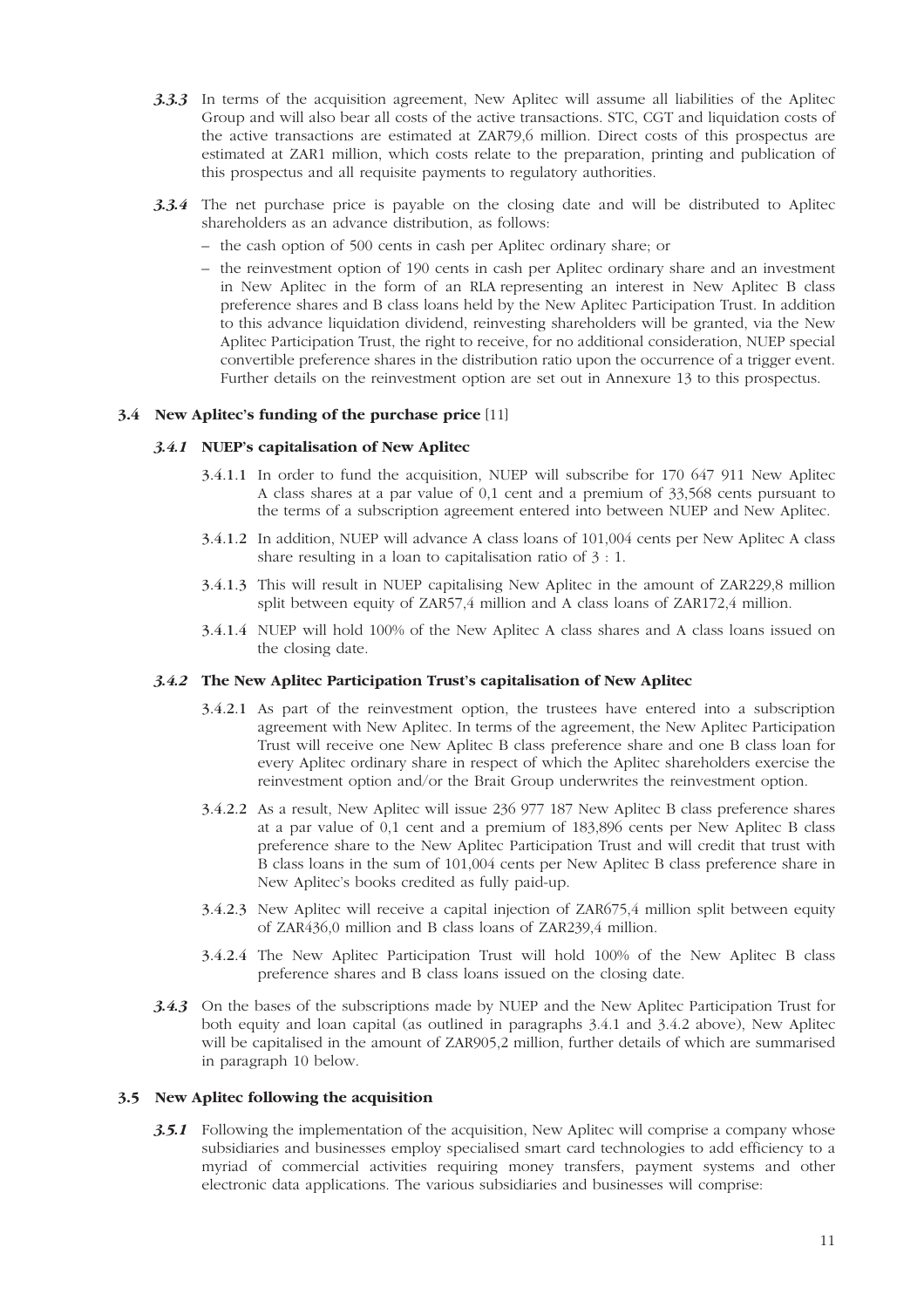***3.3.3*** In terms of the acquisition agreement, New Aplitec will assume all liabilities of the Aplitec Group and will also bear all costs of the active transactions. STC, CGT and liquidation costs of the active transactions are estimated at ZAR79,6 million. Direct costs of this prospectus are estimated at ZAR1 million, which costs relate to the preparation, printing and publication of this prospectus and all requisite payments to regulatory authorities.

***3.3.4*** The net purchase price is payable on the closing date and will be distributed to Aplitec shareholders as an advance distribution, as follows:

- the cash option of 500 cents in cash per Aplitec ordinary share; or
- the reinvestment option of 190 cents in cash per Aplitec ordinary share and an investment in New Aplitec in the form of an RLA representing an interest in New Aplitec B class preference shares and B class loans held by the New Aplitec Participation Trust. In addition to this advance liquidation dividend, reinvesting shareholders will be granted, via the New Aplitec Participation Trust, the right to receive, for no additional consideration, NUEP special convertible preference shares in the distribution ratio upon the occurrence of a trigger event. Further details on the reinvestment option are set out in Annexure 13 to this prospectus.

### 3.4 New Aplitec's funding of the purchase price [11]

#### *3.4.1* NUEP's capitalisation of New Aplitec

3.4.1.1 In order to fund the acquisition, NUEP will subscribe for 170 647 911 New Aplitec A class shares at a par value of 0,1 cent and a premium of 33,568 cents pursuant to the terms of a subscription agreement entered into between NUEP and New Aplitec.

3.4.1.2 In addition, NUEP will advance A class loans of 101,004 cents per New Aplitec A class share resulting in a loan to capitalisation ratio of 3 : 1.

3.4.1.3 This will result in NUEP capitalising New Aplitec in the amount of ZAR229,8 million split between equity of ZAR57,4 million and A class loans of ZAR172,4 million.

3.4.1.4 NUEP will hold 100% of the New Aplitec A class shares and A class loans issued on the closing date.

#### *3.4.2* The New Aplitec Participation Trust's capitalisation of New Aplitec

3.4.2.1 As part of the reinvestment option, the trustees have entered into a subscription agreement with New Aplitec. In terms of the agreement, the New Aplitec Participation Trust will receive one New Aplitec B class preference share and one B class loan for every Aplitec ordinary share in respect of which the Aplitec shareholders exercise the reinvestment option and/or the Brait Group underwrites the reinvestment option.

3.4.2.2 As a result, New Aplitec will issue 236 977 187 New Aplitec B class preference shares at a par value of 0,1 cent and a premium of 183,896 cents per New Aplitec B class preference share to the New Aplitec Participation Trust and will credit that trust with B class loans in the sum of 101,004 cents per New Aplitec B class preference share in New Aplitec's books credited as fully paid-up.

3.4.2.3 New Aplitec will receive a capital injection of ZAR675,4 million split between equity of ZAR436,0 million and B class loans of ZAR239,4 million.

3.4.2.4 The New Aplitec Participation Trust will hold 100% of the New Aplitec B class preference shares and B class loans issued on the closing date.

***3.4.3*** On the bases of the subscriptions made by NUEP and the New Aplitec Participation Trust for both equity and loan capital (as outlined in paragraphs 3.4.1 and 3.4.2 above), New Aplitec will be capitalised in the amount of ZAR905,2 million, further details of which are summarised in paragraph 10 below.

### 3.5 New Aplitec following the acquisition

***3.5.1*** Following the implementation of the acquisition, New Aplitec will comprise a company whose subsidiaries and businesses employ specialised smart card technologies to add efficiency to a myriad of commercial activities requiring money transfers, payment systems and other electronic data applications. The various subsidiaries and businesses will comprise: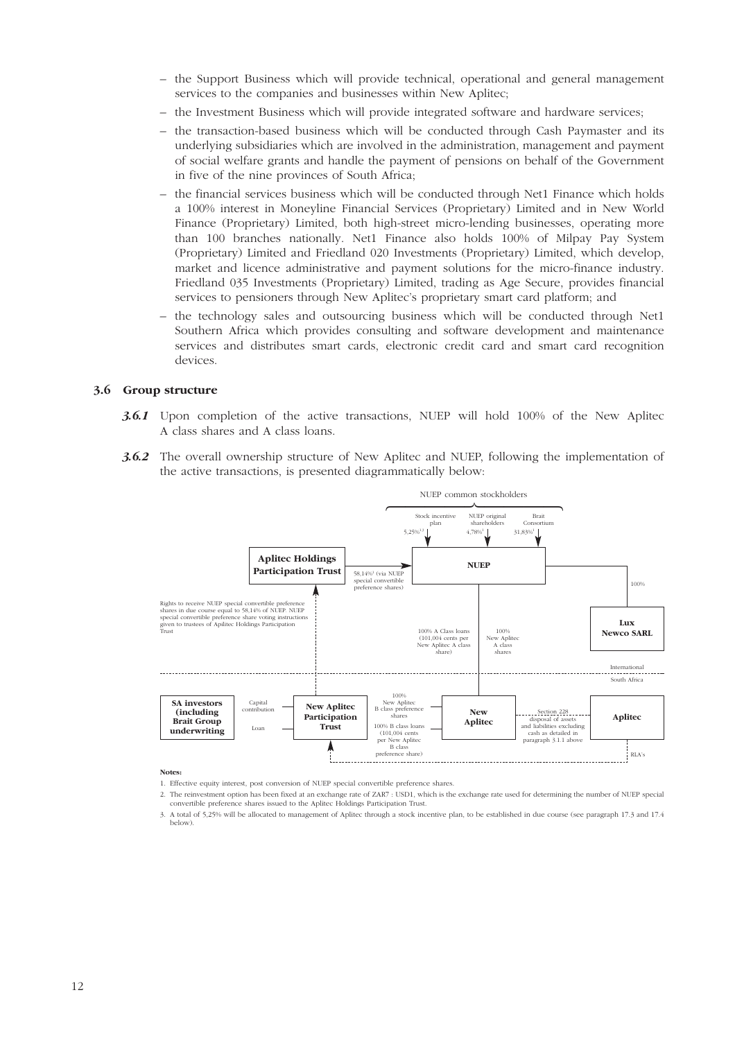- the Support Business which will provide technical, operational and general management services to the companies and businesses within New Aplitec;
- the Investment Business which will provide integrated software and hardware services;
- the transaction-based business which will be conducted through Cash Paymaster and its underlying subsidiaries which are involved in the administration, management and payment of social welfare grants and handle the payment of pensions on behalf of the Government in five of the nine provinces of South Africa;
- the financial services business which will be conducted through Net1 Finance which holds a 100% interest in Moneyline Financial Services (Proprietary) Limited and in New World Finance (Proprietary) Limited, both high-street micro-lending businesses, operating more than 100 branches nationally. Net1 Finance also holds 100% of Milpay Pay System (Proprietary) Limited and Friedland 020 Investments (Proprietary) Limited, which develop, market and licence administrative and payment solutions for the micro-finance industry. Friedland 035 Investments (Proprietary) Limited, trading as Age Secure, provides financial services to pensioners through New Aplitec's proprietary smart card platform; and
- the technology sales and outsourcing business which will be conducted through Net1 Southern Africa which provides consulting and software development and maintenance services and distributes smart cards, electronic credit card and smart card recognition devices.

### 3.6 Group structure

***3.6.1*** Upon completion of the active transactions, NUEP will hold 100% of the New Aplitec A class shares and A class loans.

***3.6.2*** The overall ownership structure of New Aplitec and NUEP, following the implementation of the active transactions, is presented diagrammatically below:

NUEP common stockholders

Stock incentive plan 5,25%[1,3] | NUEP original shareholders 4,78%[1] | Brait Consortium 31,83%[1]

**Aplitec Holdings Participation Trust** → 58,14%[1] (via NUEP special convertible preference shares) → **NUEP**

NUEP → 100% → **Lux Newco SARL**

Rights to receive NUEP special convertible preference shares in due course equal to 58,14% of NUEP. NUEP special convertible preference share voting instructions given to trustees of Aplitec Holdings Participation Trust

NUEP → 100% A Class loans (101,004 cents per New Aplitec A class share); 100% New Aplitec A class shares → **New Aplitec**

International / South Africa

**SA investors (including Brait Group underwriting)** → Capital contribution; Loan → **New Aplitec Participation Trust**

New Aplitec Participation Trust → 100% New Aplitec B class preference shares; 100% B class loans (101,004 cents per New Aplitec B class preference share) → **New Aplitec**

New Aplitec ← Section 228 disposal of assets and liabilities excluding cash as detailed in paragraph 3.1.1 above → **Aplitec**

Aplitec → RLA's → New Aplitec Participation Trust

**Notes:**

1. Effective equity interest, post conversion of NUEP special convertible preference shares.
2. The reinvestment option has been fixed at an exchange rate of ZAR7 : USD1, which is the exchange rate used for determining the number of NUEP special convertible preference shares issued to the Aplitec Holdings Participation Trust.
3. A total of 5,25% will be allocated to management of Aplitec through a stock incentive plan, to be established in due course (see paragraph 17.3 and 17.4 below).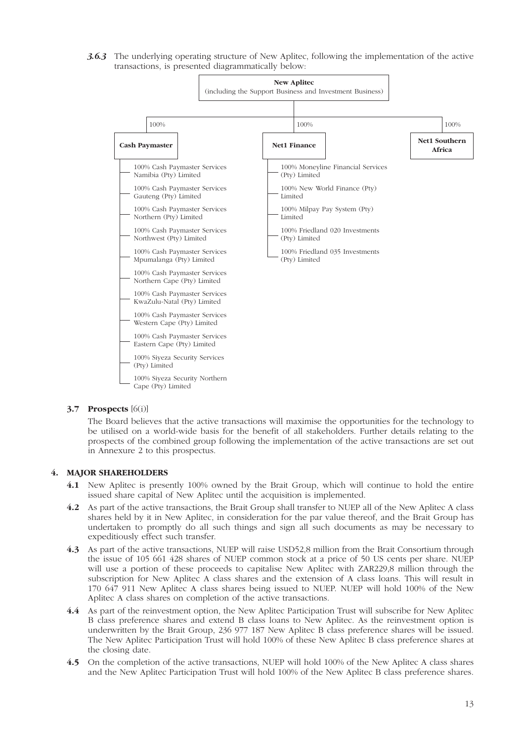*3.6.3* The underlying operating structure of New Aplitec, following the implementation of the active transactions, is presented diagrammatically below:

**New Aplitec**
(including the Support Business and Investment Business)

- 100% **Cash Paymaster**
  - 100% Cash Paymaster Services Namibia (Pty) Limited
  - 100% Cash Paymaster Services Gauteng (Pty) Limited
  - 100% Cash Paymaster Services Northern (Pty) Limited
  - 100% Cash Paymaster Services Northwest (Pty) Limited
  - 100% Cash Paymaster Services Mpumalanga (Pty) Limited
  - 100% Cash Paymaster Services Northern Cape (Pty) Limited
  - 100% Cash Paymaster Services KwaZulu-Natal (Pty) Limited
  - 100% Cash Paymaster Services Western Cape (Pty) Limited
  - 100% Cash Paymaster Services Eastern Cape (Pty) Limited
  - 100% Siyeza Security Services (Pty) Limited
  - 100% Siyeza Security Northern Cape (Pty) Limited
- 100% **Net1 Finance**
  - 100% Moneyline Financial Services (Pty) Limited
  - 100% New World Finance (Pty) Limited
  - 100% Milpay Pay System (Pty) Limited
  - 100% Friedland 020 Investments (Pty) Limited
  - 100% Friedland 035 Investments (Pty) Limited
- 100% **Net1 Southern Africa**

**3.7 Prospects** [6(i)]

The Board believes that the active transactions will maximise the opportunities for the technology to be utilised on a world-wide basis for the benefit of all stakeholders. Further details relating to the prospects of the combined group following the implementation of the active transactions are set out in Annexure 2 to this prospectus.

## 4. MAJOR SHAREHOLDERS

**4.1** New Aplitec is presently 100% owned by the Brait Group, which will continue to hold the entire issued share capital of New Aplitec until the acquisition is implemented.

**4.2** As part of the active transactions, the Brait Group shall transfer to NUEP all of the New Aplitec A class shares held by it in New Aplitec, in consideration for the par value thereof, and the Brait Group has undertaken to promptly do all such things and sign all such documents as may be necessary to expeditiously effect such transfer.

**4.3** As part of the active transactions, NUEP will raise USD52,8 million from the Brait Consortium through the issue of 105 661 428 shares of NUEP common stock at a price of 50 US cents per share. NUEP will use a portion of these proceeds to capitalise New Aplitec with ZAR229,8 million through the subscription for New Aplitec A class shares and the extension of A class loans. This will result in 170 647 911 New Aplitec A class shares being issued to NUEP. NUEP will hold 100% of the New Aplitec A class shares on completion of the active transactions.

**4.4** As part of the reinvestment option, the New Aplitec Participation Trust will subscribe for New Aplitec B class preference shares and extend B class loans to New Aplitec. As the reinvestment option is underwritten by the Brait Group, 236 977 187 New Aplitec B class preference shares will be issued. The New Aplitec Participation Trust will hold 100% of these New Aplitec B class preference shares at the closing date.

**4.5** On the completion of the active transactions, NUEP will hold 100% of the New Aplitec A class shares and the New Aplitec Participation Trust will hold 100% of the New Aplitec B class preference shares.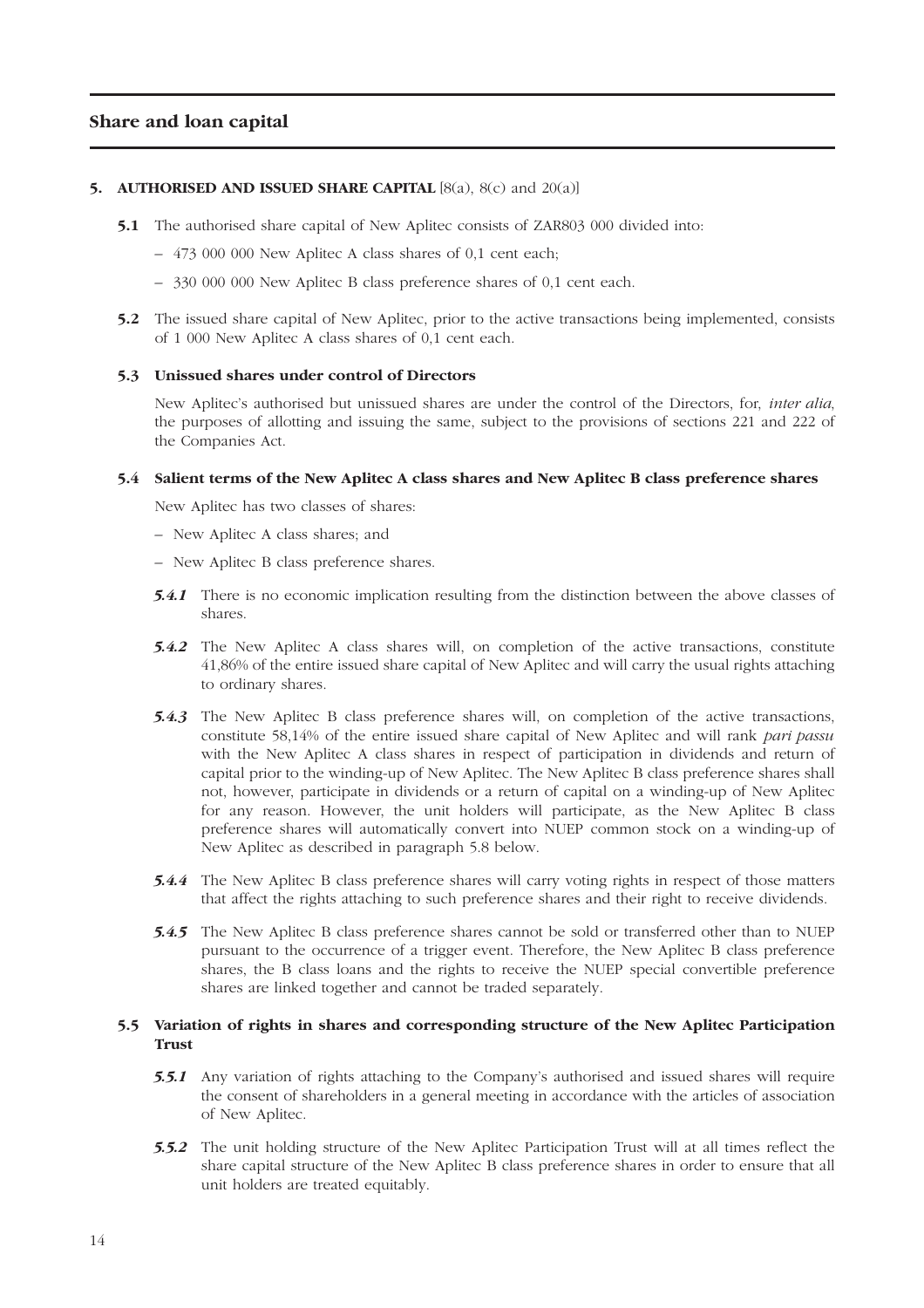## Share and loan capital

### 5. AUTHORISED AND ISSUED SHARE CAPITAL [8(a), 8(c) and 20(a)]

**5.1** The authorised share capital of New Aplitec consists of ZAR803 000 divided into:

– 473 000 000 New Aplitec A class shares of 0,1 cent each;

– 330 000 000 New Aplitec B class preference shares of 0,1 cent each.

**5.2** The issued share capital of New Aplitec, prior to the active transactions being implemented, consists of 1 000 New Aplitec A class shares of 0,1 cent each.

**5.3 Unissued shares under control of Directors**

New Aplitec's authorised but unissued shares are under the control of the Directors, for, *inter alia*, the purposes of allotting and issuing the same, subject to the provisions of sections 221 and 222 of the Companies Act.

**5.4 Salient terms of the New Aplitec A class shares and New Aplitec B class preference shares**

New Aplitec has two classes of shares:

– New Aplitec A class shares; and

– New Aplitec B class preference shares.

***5.4.1*** There is no economic implication resulting from the distinction between the above classes of shares.

***5.4.2*** The New Aplitec A class shares will, on completion of the active transactions, constitute 41,86% of the entire issued share capital of New Aplitec and will carry the usual rights attaching to ordinary shares.

***5.4.3*** The New Aplitec B class preference shares will, on completion of the active transactions, constitute 58,14% of the entire issued share capital of New Aplitec and will rank *pari passu* with the New Aplitec A class shares in respect of participation in dividends and return of capital prior to the winding-up of New Aplitec. The New Aplitec B class preference shares shall not, however, participate in dividends or a return of capital on a winding-up of New Aplitec for any reason. However, the unit holders will participate, as the New Aplitec B class preference shares will automatically convert into NUEP common stock on a winding-up of New Aplitec as described in paragraph 5.8 below.

***5.4.4*** The New Aplitec B class preference shares will carry voting rights in respect of those matters that affect the rights attaching to such preference shares and their right to receive dividends.

***5.4.5*** The New Aplitec B class preference shares cannot be sold or transferred other than to NUEP pursuant to the occurrence of a trigger event. Therefore, the New Aplitec B class preference shares, the B class loans and the rights to receive the NUEP special convertible preference shares are linked together and cannot be traded separately.

**5.5 Variation of rights in shares and corresponding structure of the New Aplitec Participation Trust**

***5.5.1*** Any variation of rights attaching to the Company's authorised and issued shares will require the consent of shareholders in a general meeting in accordance with the articles of association of New Aplitec.

***5.5.2*** The unit holding structure of the New Aplitec Participation Trust will at all times reflect the share capital structure of the New Aplitec B class preference shares in order to ensure that all unit holders are treated equitably.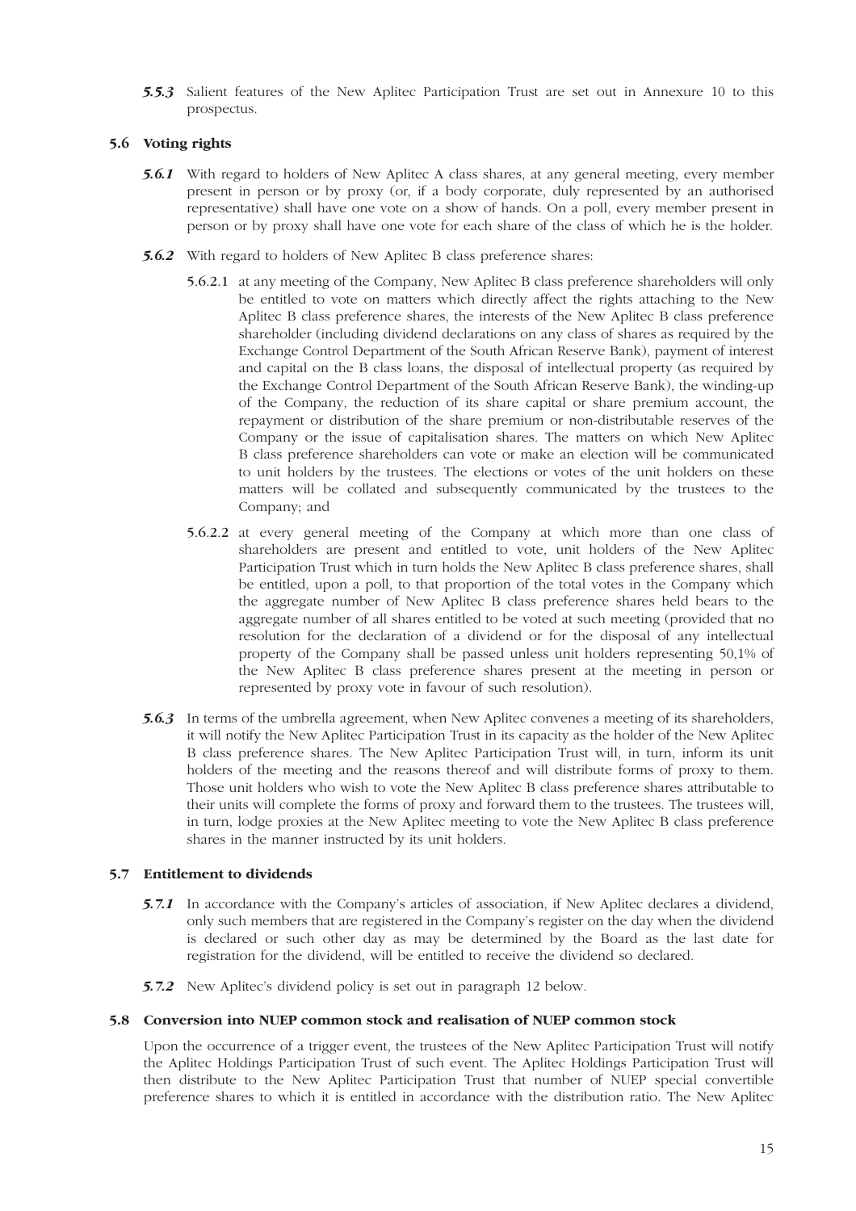***5.5.3*** Salient features of the New Aplitec Participation Trust are set out in Annexure 10 to this prospectus.

### 5.6 Voting rights

***5.6.1*** With regard to holders of New Aplitec A class shares, at any general meeting, every member present in person or by proxy (or, if a body corporate, duly represented by an authorised representative) shall have one vote on a show of hands. On a poll, every member present in person or by proxy shall have one vote for each share of the class of which he is the holder.

***5.6.2*** With regard to holders of New Aplitec B class preference shares:

5.6.2.1 at any meeting of the Company, New Aplitec B class preference shareholders will only be entitled to vote on matters which directly affect the rights attaching to the New Aplitec B class preference shares, the interests of the New Aplitec B class preference shareholder (including dividend declarations on any class of shares as required by the Exchange Control Department of the South African Reserve Bank), payment of interest and capital on the B class loans, the disposal of intellectual property (as required by the Exchange Control Department of the South African Reserve Bank), the winding-up of the Company, the reduction of its share capital or share premium account, the repayment or distribution of the share premium or non-distributable reserves of the Company or the issue of capitalisation shares. The matters on which New Aplitec B class preference shareholders can vote or make an election will be communicated to unit holders by the trustees. The elections or votes of the unit holders on these matters will be collated and subsequently communicated by the trustees to the Company; and

5.6.2.2 at every general meeting of the Company at which more than one class of shareholders are present and entitled to vote, unit holders of the New Aplitec Participation Trust which in turn holds the New Aplitec B class preference shares, shall be entitled, upon a poll, to that proportion of the total votes in the Company which the aggregate number of New Aplitec B class preference shares held bears to the aggregate number of all shares entitled to be voted at such meeting (provided that no resolution for the declaration of a dividend or for the disposal of any intellectual property of the Company shall be passed unless unit holders representing 50,1% of the New Aplitec B class preference shares present at the meeting in person or represented by proxy vote in favour of such resolution).

***5.6.3*** In terms of the umbrella agreement, when New Aplitec convenes a meeting of its shareholders, it will notify the New Aplitec Participation Trust in its capacity as the holder of the New Aplitec B class preference shares. The New Aplitec Participation Trust will, in turn, inform its unit holders of the meeting and the reasons thereof and will distribute forms of proxy to them. Those unit holders who wish to vote the New Aplitec B class preference shares attributable to their units will complete the forms of proxy and forward them to the trustees. The trustees will, in turn, lodge proxies at the New Aplitec meeting to vote the New Aplitec B class preference shares in the manner instructed by its unit holders.

### 5.7 Entitlement to dividends

***5.7.1*** In accordance with the Company's articles of association, if New Aplitec declares a dividend, only such members that are registered in the Company's register on the day when the dividend is declared or such other day as may be determined by the Board as the last date for registration for the dividend, will be entitled to receive the dividend so declared.

***5.7.2*** New Aplitec's dividend policy is set out in paragraph 12 below.

### 5.8 Conversion into NUEP common stock and realisation of NUEP common stock

Upon the occurrence of a trigger event, the trustees of the New Aplitec Participation Trust will notify the Aplitec Holdings Participation Trust of such event. The Aplitec Holdings Participation Trust will then distribute to the New Aplitec Participation Trust that number of NUEP special convertible preference shares to which it is entitled in accordance with the distribution ratio. The New Aplitec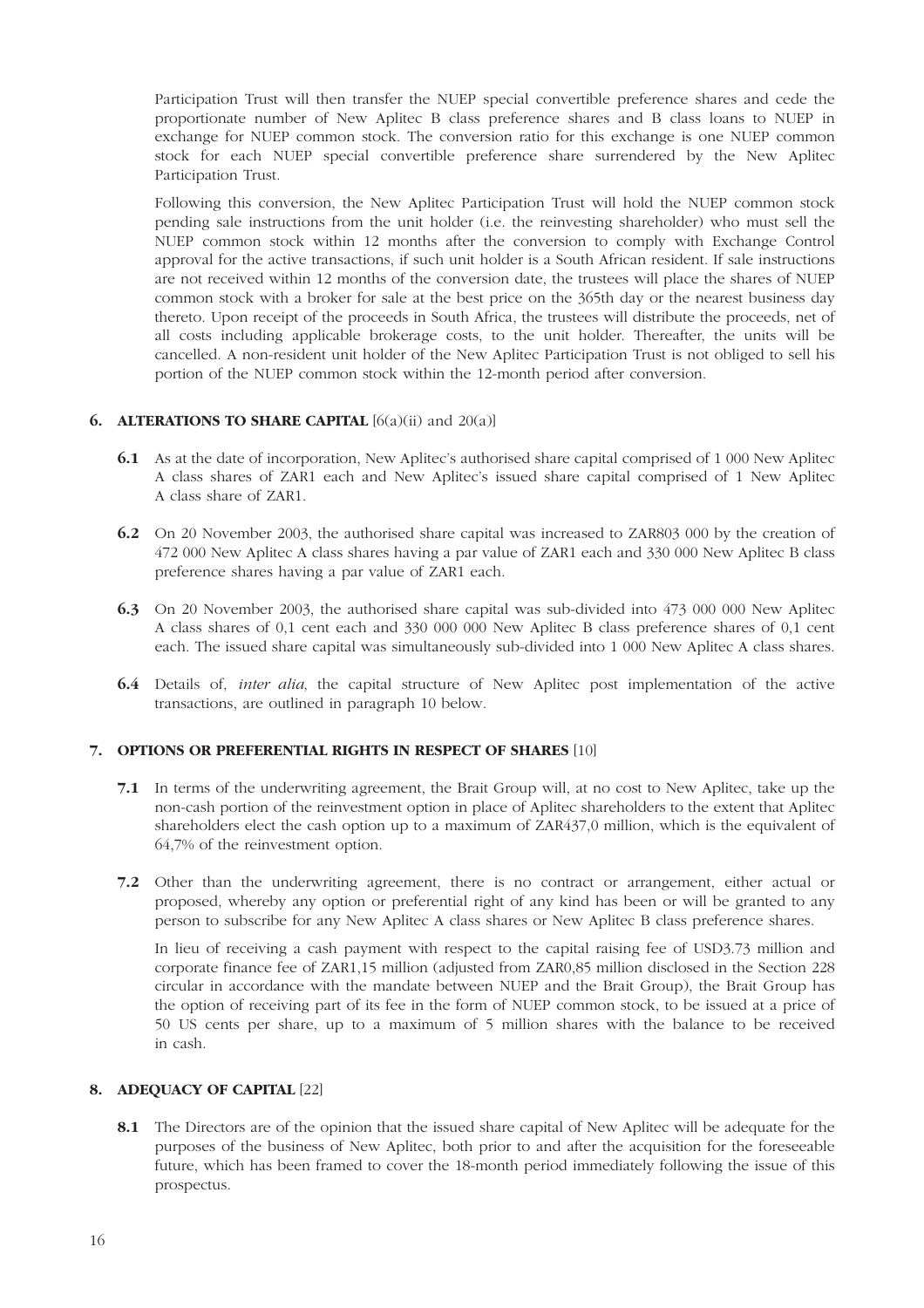Participation Trust will then transfer the NUEP special convertible preference shares and cede the proportionate number of New Aplitec B class preference shares and B class loans to NUEP in exchange for NUEP common stock. The conversion ratio for this exchange is one NUEP common stock for each NUEP special convertible preference share surrendered by the New Aplitec Participation Trust.

Following this conversion, the New Aplitec Participation Trust will hold the NUEP common stock pending sale instructions from the unit holder (i.e. the reinvesting shareholder) who must sell the NUEP common stock within 12 months after the conversion to comply with Exchange Control approval for the active transactions, if such unit holder is a South African resident. If sale instructions are not received within 12 months of the conversion date, the trustees will place the shares of NUEP common stock with a broker for sale at the best price on the 365th day or the nearest business day thereto. Upon receipt of the proceeds in South Africa, the trustees will distribute the proceeds, net of all costs including applicable brokerage costs, to the unit holder. Thereafter, the units will be cancelled. A non-resident unit holder of the New Aplitec Participation Trust is not obliged to sell his portion of the NUEP common stock within the 12-month period after conversion.

## 6. ALTERATIONS TO SHARE CAPITAL [6(a)(ii) and 20(a)]

**6.1** As at the date of incorporation, New Aplitec's authorised share capital comprised of 1 000 New Aplitec A class shares of ZAR1 each and New Aplitec's issued share capital comprised of 1 New Aplitec A class share of ZAR1.

**6.2** On 20 November 2003, the authorised share capital was increased to ZAR803 000 by the creation of 472 000 New Aplitec A class shares having a par value of ZAR1 each and 330 000 New Aplitec B class preference shares having a par value of ZAR1 each.

**6.3** On 20 November 2003, the authorised share capital was sub-divided into 473 000 000 New Aplitec A class shares of 0,1 cent each and 330 000 000 New Aplitec B class preference shares of 0,1 cent each. The issued share capital was simultaneously sub-divided into 1 000 New Aplitec A class shares.

**6.4** Details of, *inter alia*, the capital structure of New Aplitec post implementation of the active transactions, are outlined in paragraph 10 below.

## 7. OPTIONS OR PREFERENTIAL RIGHTS IN RESPECT OF SHARES [10]

**7.1** In terms of the underwriting agreement, the Brait Group will, at no cost to New Aplitec, take up the non-cash portion of the reinvestment option in place of Aplitec shareholders to the extent that Aplitec shareholders elect the cash option up to a maximum of ZAR437,0 million, which is the equivalent of 64,7% of the reinvestment option.

**7.2** Other than the underwriting agreement, there is no contract or arrangement, either actual or proposed, whereby any option or preferential right of any kind has been or will be granted to any person to subscribe for any New Aplitec A class shares or New Aplitec B class preference shares.

In lieu of receiving a cash payment with respect to the capital raising fee of USD3.73 million and corporate finance fee of ZAR1,15 million (adjusted from ZAR0,85 million disclosed in the Section 228 circular in accordance with the mandate between NUEP and the Brait Group), the Brait Group has the option of receiving part of its fee in the form of NUEP common stock, to be issued at a price of 50 US cents per share, up to a maximum of 5 million shares with the balance to be received in cash.

## 8. ADEQUACY OF CAPITAL [22]

**8.1** The Directors are of the opinion that the issued share capital of New Aplitec will be adequate for the purposes of the business of New Aplitec, both prior to and after the acquisition for the foreseeable future, which has been framed to cover the 18-month period immediately following the issue of this prospectus.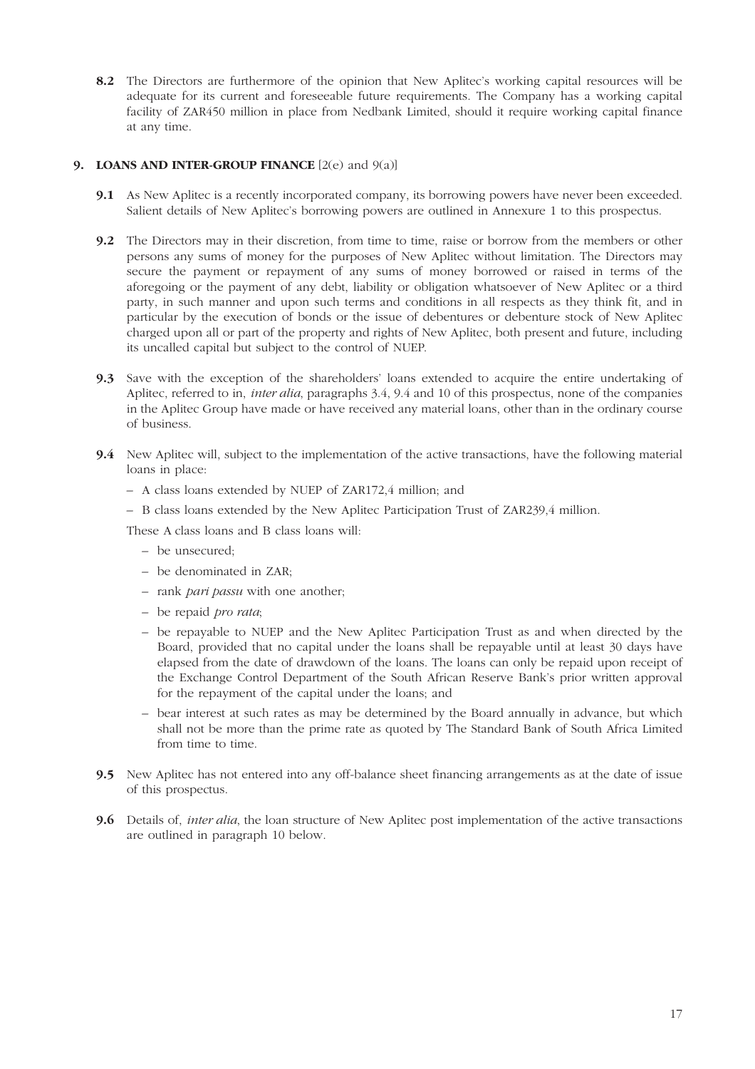**8.2** The Directors are furthermore of the opinion that New Aplitec's working capital resources will be adequate for its current and foreseeable future requirements. The Company has a working capital facility of ZAR450 million in place from Nedbank Limited, should it require working capital finance at any time.

## 9. LOANS AND INTER-GROUP FINANCE [2(e) and 9(a)]

**9.1** As New Aplitec is a recently incorporated company, its borrowing powers have never been exceeded. Salient details of New Aplitec's borrowing powers are outlined in Annexure 1 to this prospectus.

**9.2** The Directors may in their discretion, from time to time, raise or borrow from the members or other persons any sums of money for the purposes of New Aplitec without limitation. The Directors may secure the payment or repayment of any sums of money borrowed or raised in terms of the aforegoing or the payment of any debt, liability or obligation whatsoever of New Aplitec or a third party, in such manner and upon such terms and conditions in all respects as they think fit, and in particular by the execution of bonds or the issue of debentures or debenture stock of New Aplitec charged upon all or part of the property and rights of New Aplitec, both present and future, including its uncalled capital but subject to the control of NUEP.

**9.3** Save with the exception of the shareholders' loans extended to acquire the entire undertaking of Aplitec, referred to in, *inter alia*, paragraphs 3.4, 9.4 and 10 of this prospectus, none of the companies in the Aplitec Group have made or have received any material loans, other than in the ordinary course of business.

**9.4** New Aplitec will, subject to the implementation of the active transactions, have the following material loans in place:

- A class loans extended by NUEP of ZAR172,4 million; and
- B class loans extended by the New Aplitec Participation Trust of ZAR239,4 million.

These A class loans and B class loans will:

- be unsecured;
- be denominated in ZAR;
- rank *pari passu* with one another;
- be repaid *pro rata*;
- be repayable to NUEP and the New Aplitec Participation Trust as and when directed by the Board, provided that no capital under the loans shall be repayable until at least 30 days have elapsed from the date of drawdown of the loans. The loans can only be repaid upon receipt of the Exchange Control Department of the South African Reserve Bank's prior written approval for the repayment of the capital under the loans; and
- bear interest at such rates as may be determined by the Board annually in advance, but which shall not be more than the prime rate as quoted by The Standard Bank of South Africa Limited from time to time.

**9.5** New Aplitec has not entered into any off-balance sheet financing arrangements as at the date of issue of this prospectus.

**9.6** Details of, *inter alia*, the loan structure of New Aplitec post implementation of the active transactions are outlined in paragraph 10 below.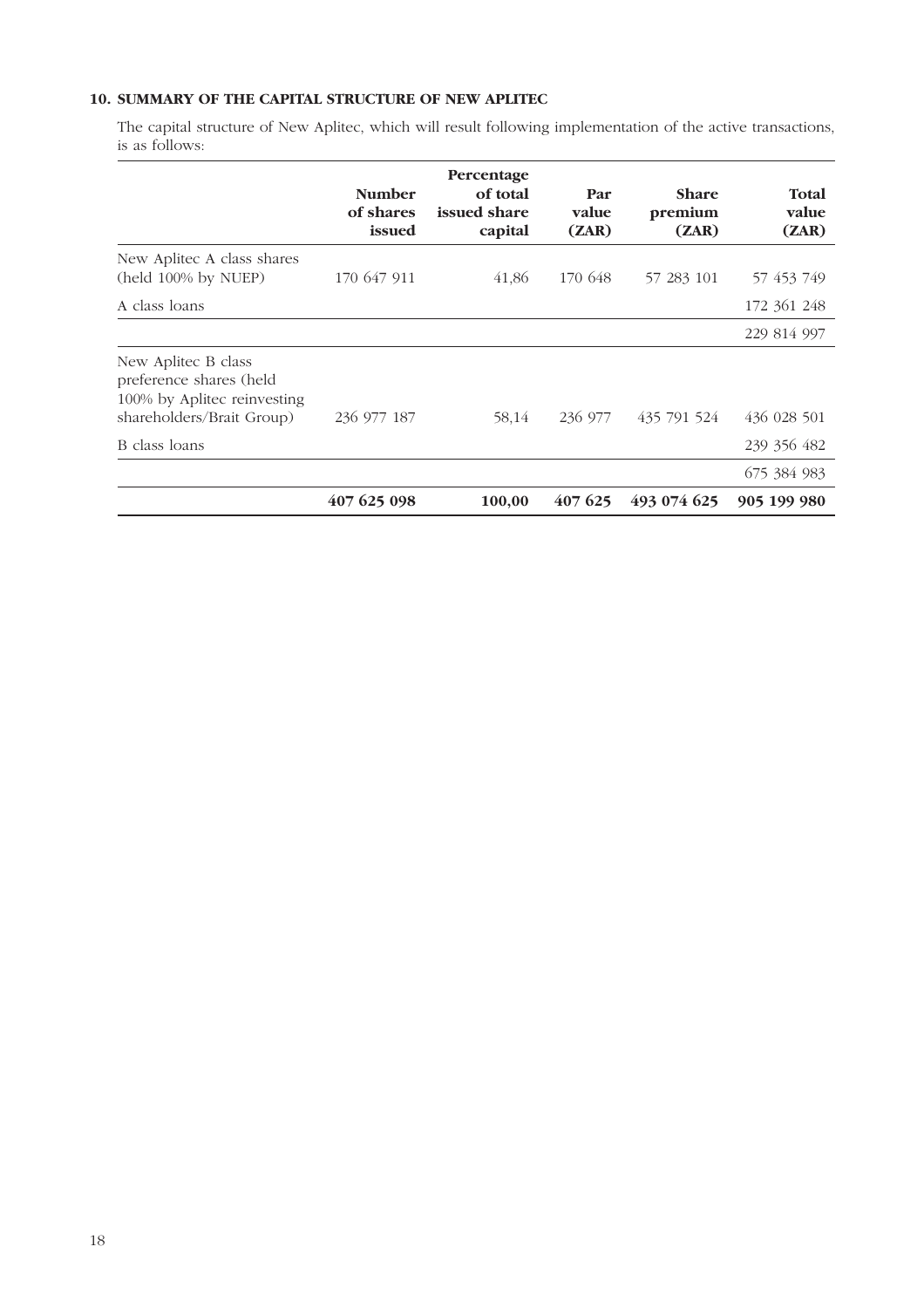## 10. SUMMARY OF THE CAPITAL STRUCTURE OF NEW APLITEC

The capital structure of New Aplitec, which will result following implementation of the active transactions, is as follows:

| | Number of shares issued | Percentage of total issued share capital | Par value (ZAR) | Share premium (ZAR) | Total value (ZAR) |
|---|---|---|---|---|---|
| New Aplitec A class shares (held 100% by NUEP) | 170 647 911 | 41,86 | 170 648 | 57 283 101 | 57 453 749 |
| A class loans | | | | | 172 361 248 |
| | | | | | 229 814 997 |
| New Aplitec B class preference shares (held 100% by Aplitec reinvesting shareholders/Brait Group) | 236 977 187 | 58,14 | 236 977 | 435 791 524 | 436 028 501 |
| B class loans | | | | | 239 356 482 |
| | | | | | 675 384 983 |
| | **407 625 098** | **100,00** | **407 625** | **493 074 625** | **905 199 980** |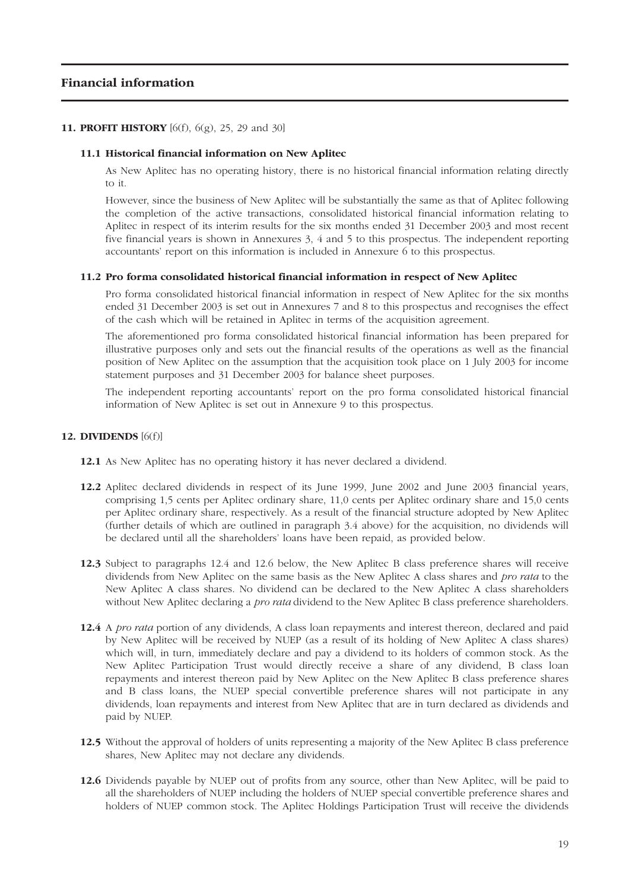# Financial information

## 11. PROFIT HISTORY [6(f), 6(g), 25, 29 and 30]

### 11.1 Historical financial information on New Aplitec

As New Aplitec has no operating history, there is no historical financial information relating directly to it.

However, since the business of New Aplitec will be substantially the same as that of Aplitec following the completion of the active transactions, consolidated historical financial information relating to Aplitec in respect of its interim results for the six months ended 31 December 2003 and most recent five financial years is shown in Annexures 3, 4 and 5 to this prospectus. The independent reporting accountants' report on this information is included in Annexure 6 to this prospectus.

### 11.2 Pro forma consolidated historical financial information in respect of New Aplitec

Pro forma consolidated historical financial information in respect of New Aplitec for the six months ended 31 December 2003 is set out in Annexures 7 and 8 to this prospectus and recognises the effect of the cash which will be retained in Aplitec in terms of the acquisition agreement.

The aforementioned pro forma consolidated historical financial information has been prepared for illustrative purposes only and sets out the financial results of the operations as well as the financial position of New Aplitec on the assumption that the acquisition took place on 1 July 2003 for income statement purposes and 31 December 2003 for balance sheet purposes.

The independent reporting accountants' report on the pro forma consolidated historical financial information of New Aplitec is set out in Annexure 9 to this prospectus.

## 12. DIVIDENDS [6(f)]

**12.1** As New Aplitec has no operating history it has never declared a dividend.

**12.2** Aplitec declared dividends in respect of its June 1999, June 2002 and June 2003 financial years, comprising 1,5 cents per Aplitec ordinary share, 11,0 cents per Aplitec ordinary share and 15,0 cents per Aplitec ordinary share, respectively. As a result of the financial structure adopted by New Aplitec (further details of which are outlined in paragraph 3.4 above) for the acquisition, no dividends will be declared until all the shareholders' loans have been repaid, as provided below.

**12.3** Subject to paragraphs 12.4 and 12.6 below, the New Aplitec B class preference shares will receive dividends from New Aplitec on the same basis as the New Aplitec A class shares and *pro rata* to the New Aplitec A class shares. No dividend can be declared to the New Aplitec A class shareholders without New Aplitec declaring a *pro rata* dividend to the New Aplitec B class preference shareholders.

**12.4** A *pro rata* portion of any dividends, A class loan repayments and interest thereon, declared and paid by New Aplitec will be received by NUEP (as a result of its holding of New Aplitec A class shares) which will, in turn, immediately declare and pay a dividend to its holders of common stock. As the New Aplitec Participation Trust would directly receive a share of any dividend, B class loan repayments and interest thereon paid by New Aplitec on the New Aplitec B class preference shares and B class loans, the NUEP special convertible preference shares will not participate in any dividends, loan repayments and interest from New Aplitec that are in turn declared as dividends and paid by NUEP.

**12.5** Without the approval of holders of units representing a majority of the New Aplitec B class preference shares, New Aplitec may not declare any dividends.

**12.6** Dividends payable by NUEP out of profits from any source, other than New Aplitec, will be paid to all the shareholders of NUEP including the holders of NUEP special convertible preference shares and holders of NUEP common stock. The Aplitec Holdings Participation Trust will receive the dividends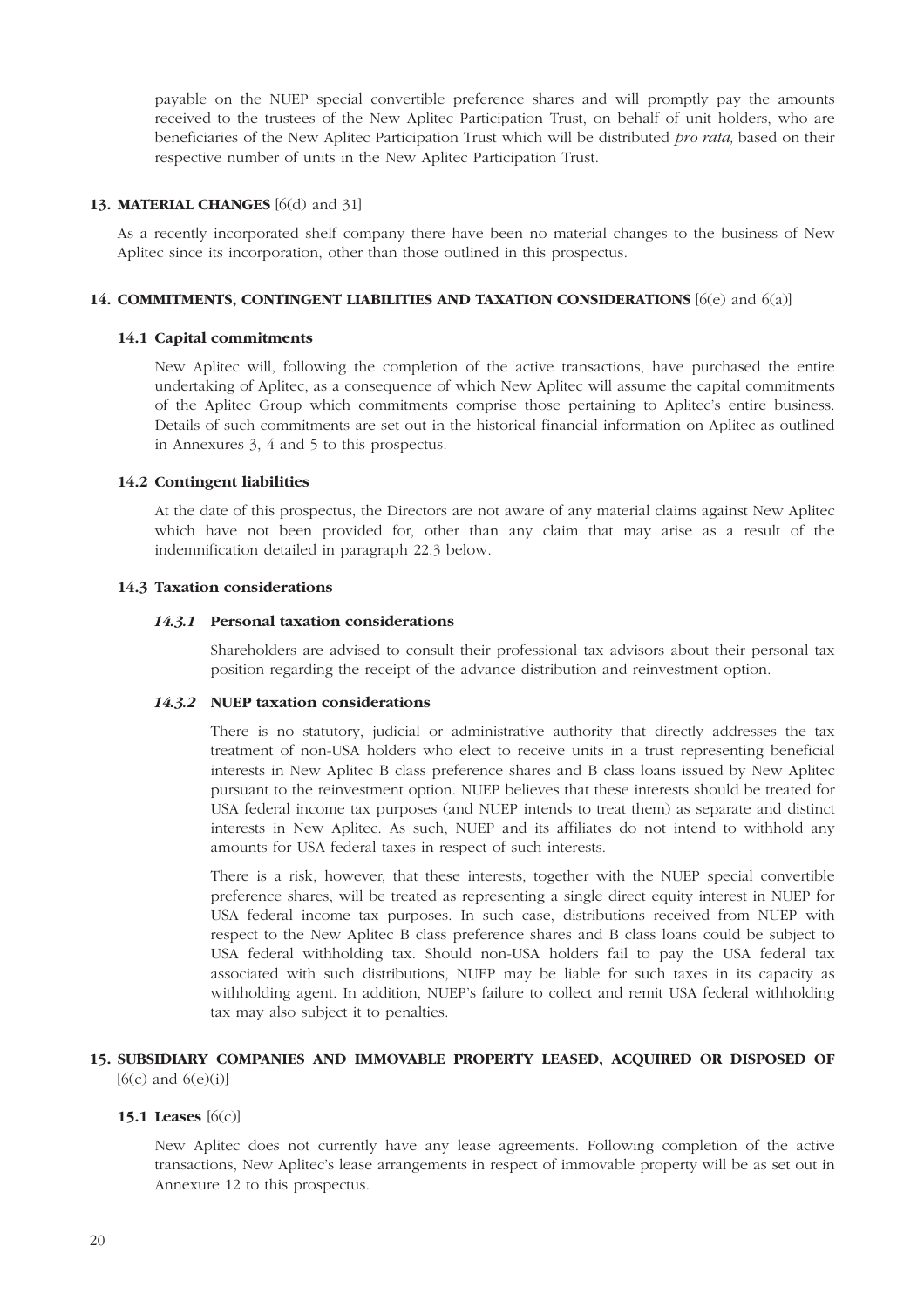payable on the NUEP special convertible preference shares and will promptly pay the amounts received to the trustees of the New Aplitec Participation Trust, on behalf of unit holders, who are beneficiaries of the New Aplitec Participation Trust which will be distributed *pro rata,* based on their respective number of units in the New Aplitec Participation Trust.

## 13. MATERIAL CHANGES [6(d) and 31]

As a recently incorporated shelf company there have been no material changes to the business of New Aplitec since its incorporation, other than those outlined in this prospectus.

## 14. COMMITMENTS, CONTINGENT LIABILITIES AND TAXATION CONSIDERATIONS [6(e) and 6(a)]

### 14.1 Capital commitments

New Aplitec will, following the completion of the active transactions, have purchased the entire undertaking of Aplitec, as a consequence of which New Aplitec will assume the capital commitments of the Aplitec Group which commitments comprise those pertaining to Aplitec's entire business. Details of such commitments are set out in the historical financial information on Aplitec as outlined in Annexures 3, 4 and 5 to this prospectus.

### 14.2 Contingent liabilities

At the date of this prospectus, the Directors are not aware of any material claims against New Aplitec which have not been provided for, other than any claim that may arise as a result of the indemnification detailed in paragraph 22.3 below.

### 14.3 Taxation considerations

#### *14.3.1* Personal taxation considerations

Shareholders are advised to consult their professional tax advisors about their personal tax position regarding the receipt of the advance distribution and reinvestment option.

#### *14.3.2* NUEP taxation considerations

There is no statutory, judicial or administrative authority that directly addresses the tax treatment of non-USA holders who elect to receive units in a trust representing beneficial interests in New Aplitec B class preference shares and B class loans issued by New Aplitec pursuant to the reinvestment option. NUEP believes that these interests should be treated for USA federal income tax purposes (and NUEP intends to treat them) as separate and distinct interests in New Aplitec. As such, NUEP and its affiliates do not intend to withhold any amounts for USA federal taxes in respect of such interests.

There is a risk, however, that these interests, together with the NUEP special convertible preference shares, will be treated as representing a single direct equity interest in NUEP for USA federal income tax purposes. In such case, distributions received from NUEP with respect to the New Aplitec B class preference shares and B class loans could be subject to USA federal withholding tax. Should non-USA holders fail to pay the USA federal tax associated with such distributions, NUEP may be liable for such taxes in its capacity as withholding agent. In addition, NUEP's failure to collect and remit USA federal withholding tax may also subject it to penalties.

## 15. SUBSIDIARY COMPANIES AND IMMOVABLE PROPERTY LEASED, ACQUIRED OR DISPOSED OF [6(c) and 6(e)(i)]

### 15.1 Leases [6(c)]

New Aplitec does not currently have any lease agreements. Following completion of the active transactions, New Aplitec's lease arrangements in respect of immovable property will be as set out in Annexure 12 to this prospectus.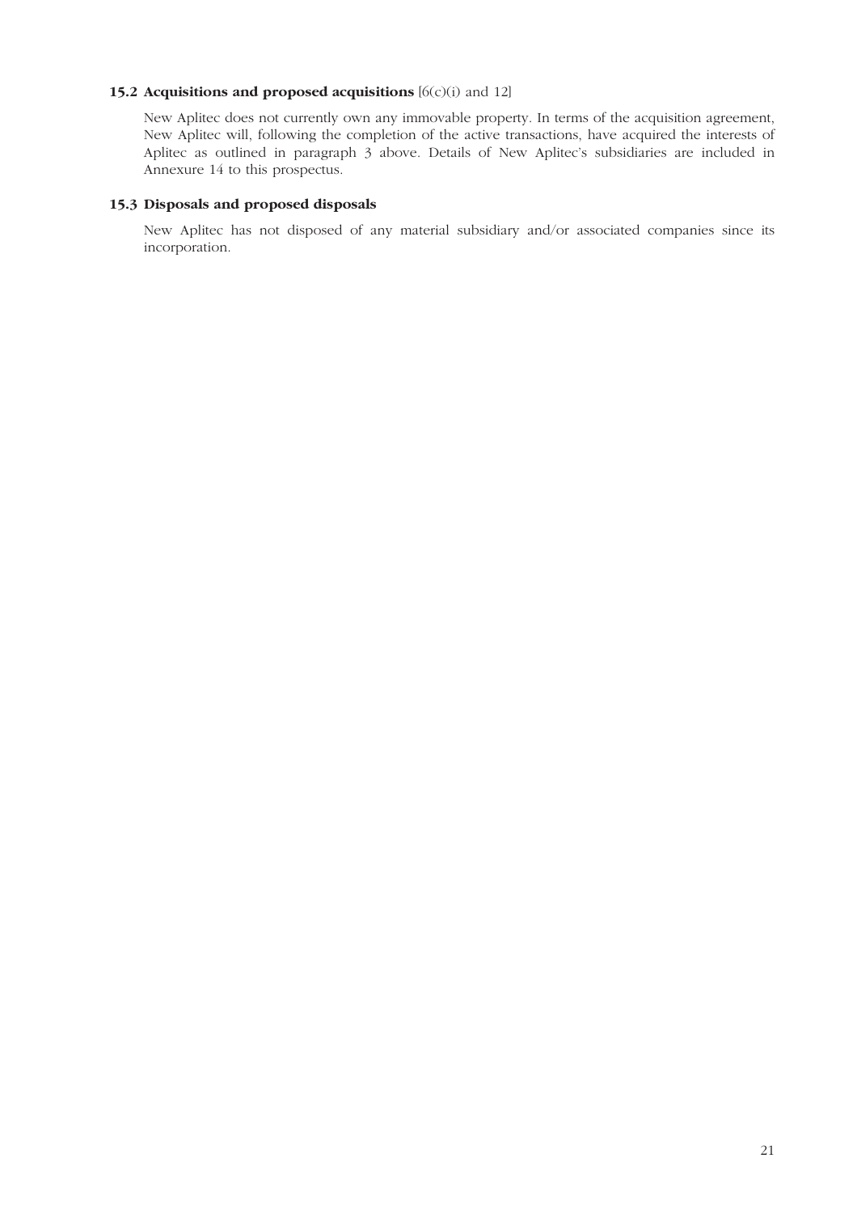### 15.2 Acquisitions and proposed acquisitions [6(c)(i) and 12]

New Aplitec does not currently own any immovable property. In terms of the acquisition agreement, New Aplitec will, following the completion of the active transactions, have acquired the interests of Aplitec as outlined in paragraph 3 above. Details of New Aplitec's subsidiaries are included in Annexure 14 to this prospectus.

### 15.3 Disposals and proposed disposals

New Aplitec has not disposed of any material subsidiary and/or associated companies since its incorporation.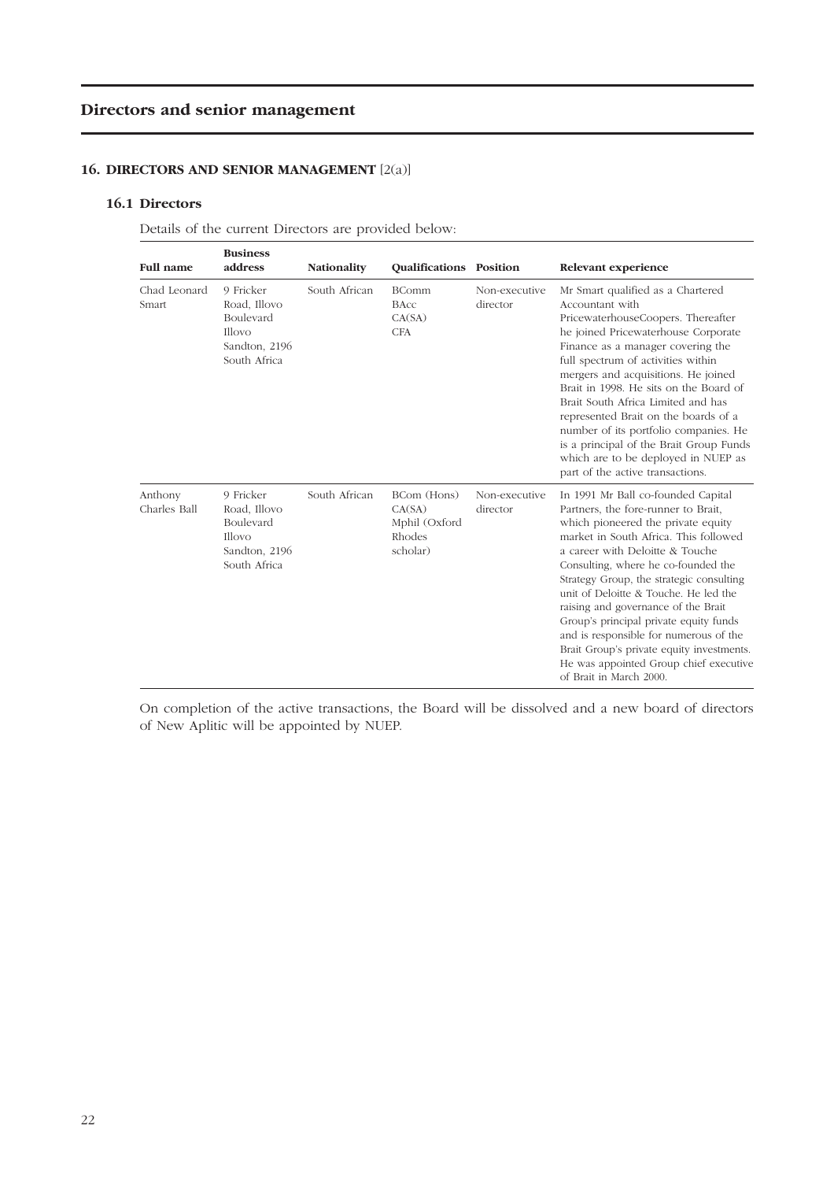# Directors and senior management

## 16. DIRECTORS AND SENIOR MANAGEMENT [2(a)]

### 16.1 Directors

Details of the current Directors are provided below:

| Full name | Business address | Nationality | Qualifications | Position | Relevant experience |
|---|---|---|---|---|---|
| Chad Leonard Smart | 9 Fricker Road, Illovo Boulevard Illovo Sandton, 2196 South Africa | South African | BComm BAcc CA(SA) CFA | Non-executive director | Mr Smart qualified as a Chartered Accountant with PricewaterhouseCoopers. Thereafter he joined Pricewaterhouse Corporate Finance as a manager covering the full spectrum of activities within mergers and acquisitions. He joined Brait in 1998. He sits on the Board of Brait South Africa Limited and has represented Brait on the boards of a number of its portfolio companies. He is a principal of the Brait Group Funds which are to be deployed in NUEP as part of the active transactions. |
| Anthony Charles Ball | 9 Fricker Road, Illovo Boulevard Illovo Sandton, 2196 South Africa | South African | BCom (Hons) CA(SA) Mphil (Oxford Rhodes scholar) | Non-executive director | In 1991 Mr Ball co-founded Capital Partners, the fore-runner to Brait, which pioneered the private equity market in South Africa. This followed a career with Deloitte & Touche Consulting, where he co-founded the Strategy Group, the strategic consulting unit of Deloitte & Touche. He led the raising and governance of the Brait Group's principal private equity funds and is responsible for numerous of the Brait Group's private equity investments. He was appointed Group chief executive of Brait in March 2000. |

On completion of the active transactions, the Board will be dissolved and a new board of directors of New Aplitic will be appointed by NUEP.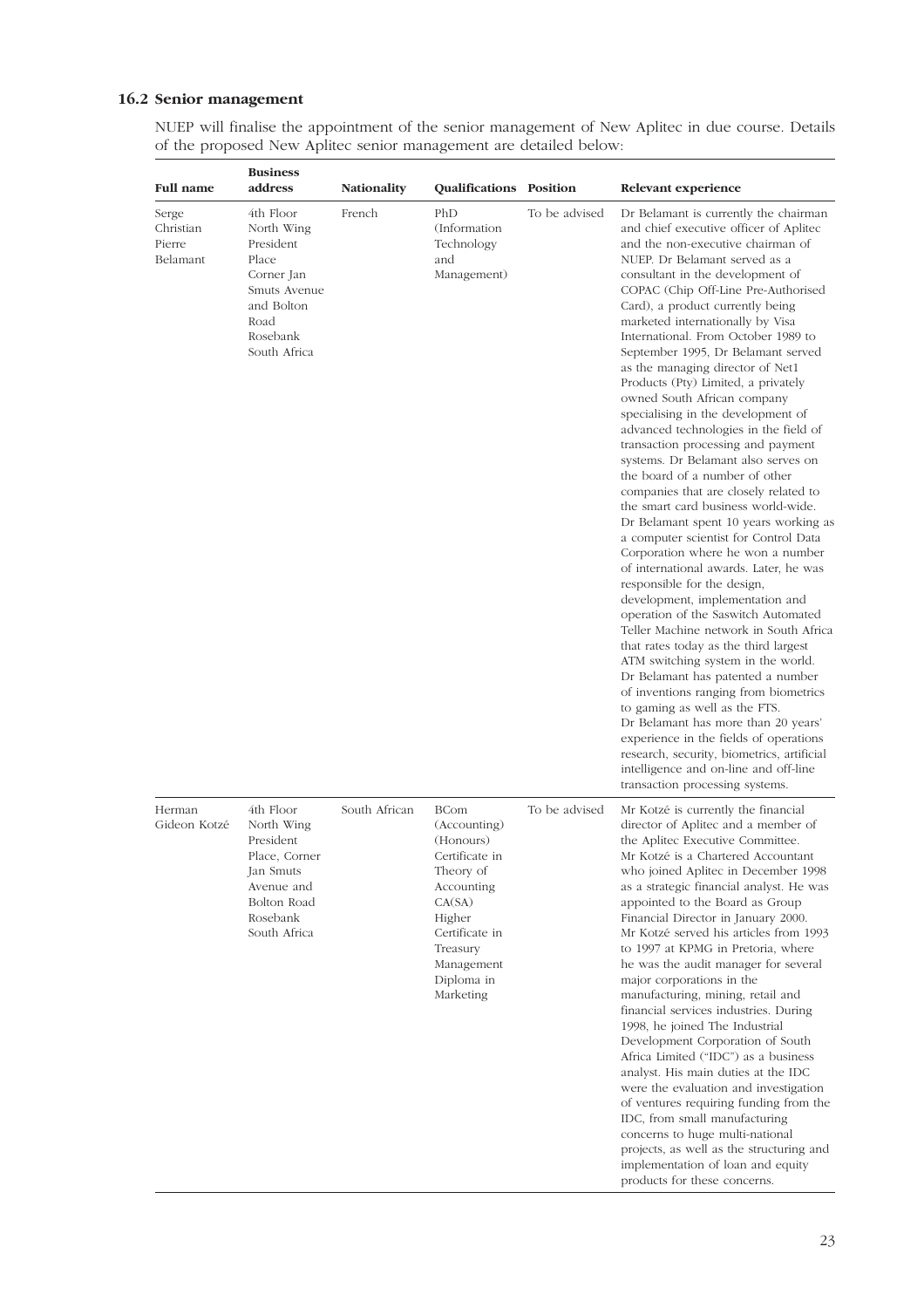## 16.2 Senior management

NUEP will finalise the appointment of the senior management of New Aplitec in due course. Details of the proposed New Aplitec senior management are detailed below:

| Full name | Business address | Nationality | Qualifications | Position | Relevant experience |
|---|---|---|---|---|---|
| Serge Christian Pierre Belamant | 4th Floor North Wing President Place Corner Jan Smuts Avenue and Bolton Road Rosebank South Africa | French | PhD (Information Technology and Management) | To be advised | Dr Belamant is currently the chairman and chief executive officer of Aplitec and the non-executive chairman of NUEP. Dr Belamant served as a consultant in the development of COPAC (Chip Off-Line Pre-Authorised Card), a product currently being marketed internationally by Visa International. From October 1989 to September 1995, Dr Belamant served as the managing director of Net1 Products (Pty) Limited, a privately owned South African company specialising in the development of advanced technologies in the field of transaction processing and payment systems. Dr Belamant also serves on the board of a number of other companies that are closely related to the smart card business world-wide. Dr Belamant spent 10 years working as a computer scientist for Control Data Corporation where he won a number of international awards. Later, he was responsible for the design, development, implementation and operation of the Saswitch Automated Teller Machine network in South Africa that rates today as the third largest ATM switching system in the world. Dr Belamant has patented a number of inventions ranging from biometrics to gaming as well as the FTS. Dr Belamant has more than 20 years' experience in the fields of operations research, security, biometrics, artificial intelligence and on-line and off-line transaction processing systems. |
| Herman Gideon Kotzé | 4th Floor North Wing President Place, Corner Jan Smuts Avenue and Bolton Road Rosebank South Africa | South African | BCom (Accounting) (Honours) Certificate in Theory of Accounting CA(SA) Higher Certificate in Treasury Management Diploma in Marketing | To be advised | Mr Kotzé is currently the financial director of Aplitec and a member of the Aplitec Executive Committee. Mr Kotzé is a Chartered Accountant who joined Aplitec in December 1998 as a strategic financial analyst. He was appointed to the Board as Group Financial Director in January 2000. Mr Kotzé served his articles from 1993 to 1997 at KPMG in Pretoria, where he was the audit manager for several major corporations in the manufacturing, mining, retail and financial services industries. During 1998, he joined The Industrial Development Corporation of South Africa Limited ("IDC") as a business analyst. His main duties at the IDC were the evaluation and investigation of ventures requiring funding from the IDC, from small manufacturing concerns to huge multi-national projects, as well as the structuring and implementation of loan and equity products for these concerns. |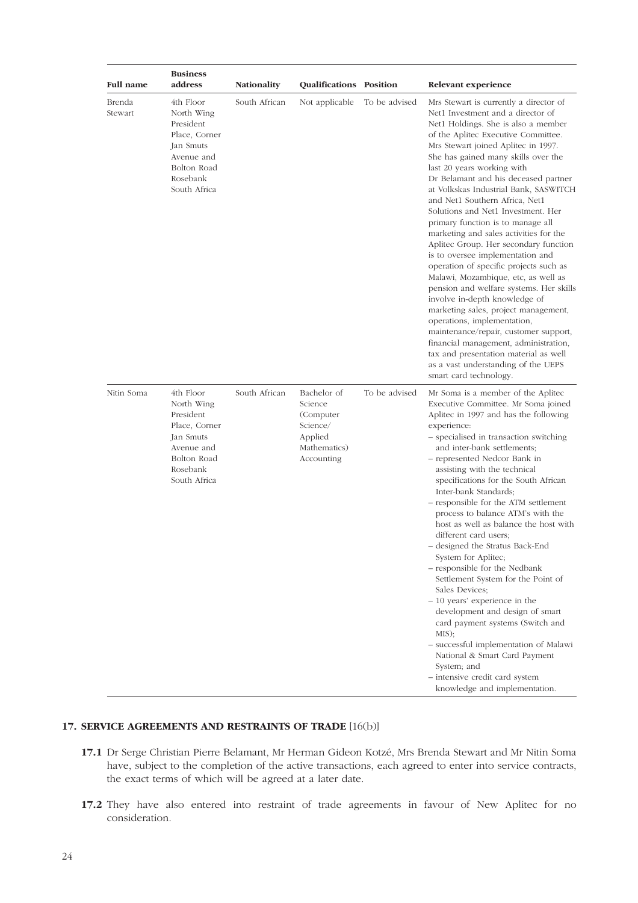| Full name | Business address | Nationality | Qualifications | Position | Relevant experience |
|---|---|---|---|---|---|
| Brenda Stewart | 4th Floor North Wing President Place, Corner Jan Smuts Avenue and Bolton Road Rosebank South Africa | South African | Not applicable | To be advised | Mrs Stewart is currently a director of Net1 Investment and a director of Net1 Holdings. She is also a member of the Aplitec Executive Committee. Mrs Stewart joined Aplitec in 1997. She has gained many skills over the last 20 years working with Dr Belamant and his deceased partner at Volkskas Industrial Bank, SASWITCH and Net1 Southern Africa, Net1 Solutions and Net1 Investment. Her primary function is to manage all marketing and sales activities for the Aplitec Group. Her secondary function is to oversee implementation and operation of specific projects such as Malawi, Mozambique, etc, as well as pension and welfare systems. Her skills involve in-depth knowledge of marketing sales, project management, operations, implementation, maintenance/repair, customer support, financial management, administration, tax and presentation material as well as a vast understanding of the UEPS smart card technology. |
| Nitin Soma | 4th Floor North Wing President Place, Corner Jan Smuts Avenue and Bolton Road Rosebank South Africa | South African | Bachelor of Science (Computer Science/ Applied Mathematics) Accounting | To be advised | Mr Soma is a member of the Aplitec Executive Committee. Mr Soma joined Aplitec in 1997 and has the following experience:<br>– specialised in transaction switching and inter-bank settlements;<br>– represented Nedcor Bank in assisting with the technical specifications for the South African Inter-bank Standards;<br>– responsible for the ATM settlement process to balance ATM's with the host as well as balance the host with different card users;<br>– designed the Stratus Back-End System for Aplitec;<br>– responsible for the Nedbank Settlement System for the Point of Sales Devices;<br>– 10 years' experience in the development and design of smart card payment systems (Switch and MIS);<br>– successful implementation of Malawi National & Smart Card Payment System; and<br>– intensive credit card system knowledge and implementation. |

## 17. SERVICE AGREEMENTS AND RESTRAINTS OF TRADE [16(b)]

**17.1** Dr Serge Christian Pierre Belamant, Mr Herman Gideon Kotzé, Mrs Brenda Stewart and Mr Nitin Soma have, subject to the completion of the active transactions, each agreed to enter into service contracts, the exact terms of which will be agreed at a later date.

**17.2** They have also entered into restraint of trade agreements in favour of New Aplitec for no consideration.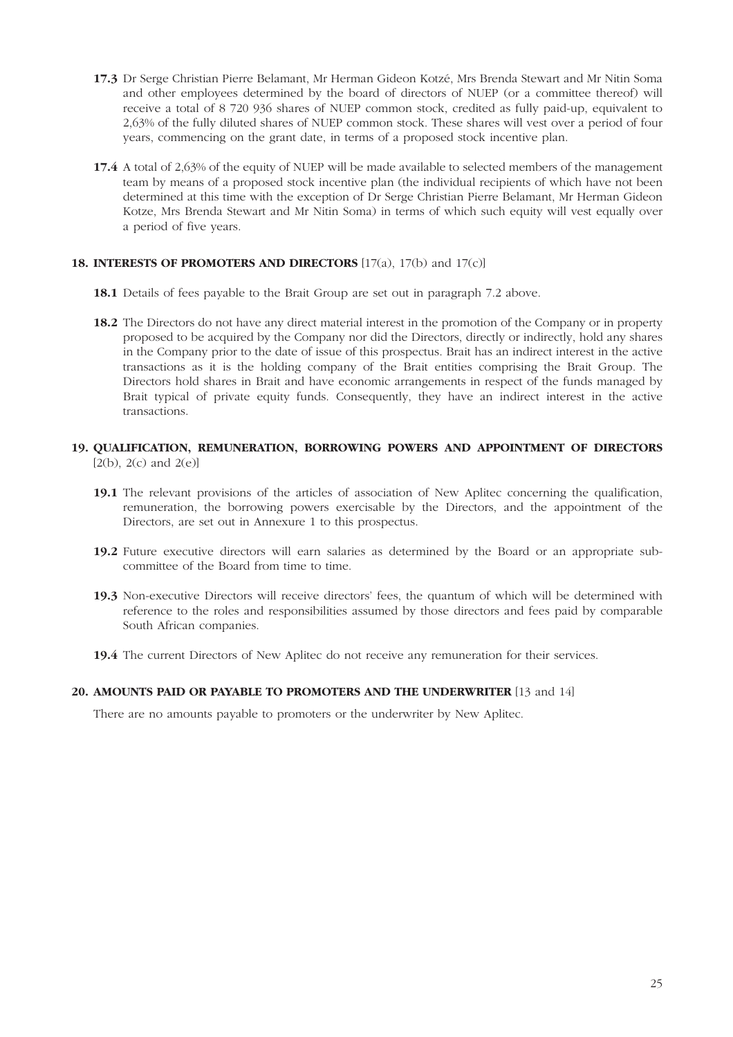**17.3** Dr Serge Christian Pierre Belamant, Mr Herman Gideon Kotzé, Mrs Brenda Stewart and Mr Nitin Soma and other employees determined by the board of directors of NUEP (or a committee thereof) will receive a total of 8 720 936 shares of NUEP common stock, credited as fully paid-up, equivalent to 2,63% of the fully diluted shares of NUEP common stock. These shares will vest over a period of four years, commencing on the grant date, in terms of a proposed stock incentive plan.

**17.4** A total of 2,63% of the equity of NUEP will be made available to selected members of the management team by means of a proposed stock incentive plan (the individual recipients of which have not been determined at this time with the exception of Dr Serge Christian Pierre Belamant, Mr Herman Gideon Kotze, Mrs Brenda Stewart and Mr Nitin Soma) in terms of which such equity will vest equally over a period of five years.

## 18. INTERESTS OF PROMOTERS AND DIRECTORS [17(a), 17(b) and 17(c)]

**18.1** Details of fees payable to the Brait Group are set out in paragraph 7.2 above.

**18.2** The Directors do not have any direct material interest in the promotion of the Company or in property proposed to be acquired by the Company nor did the Directors, directly or indirectly, hold any shares in the Company prior to the date of issue of this prospectus. Brait has an indirect interest in the active transactions as it is the holding company of the Brait entities comprising the Brait Group. The Directors hold shares in Brait and have economic arrangements in respect of the funds managed by Brait typical of private equity funds. Consequently, they have an indirect interest in the active transactions.

## 19. QUALIFICATION, REMUNERATION, BORROWING POWERS AND APPOINTMENT OF DIRECTORS [2(b), 2(c) and 2(e)]

**19.1** The relevant provisions of the articles of association of New Aplitec concerning the qualification, remuneration, the borrowing powers exercisable by the Directors, and the appointment of the Directors, are set out in Annexure 1 to this prospectus.

**19.2** Future executive directors will earn salaries as determined by the Board or an appropriate sub-committee of the Board from time to time.

**19.3** Non-executive Directors will receive directors' fees, the quantum of which will be determined with reference to the roles and responsibilities assumed by those directors and fees paid by comparable South African companies.

**19.4** The current Directors of New Aplitec do not receive any remuneration for their services.

## 20. AMOUNTS PAID OR PAYABLE TO PROMOTERS AND THE UNDERWRITER [13 and 14]

There are no amounts payable to promoters or the underwriter by New Aplitec.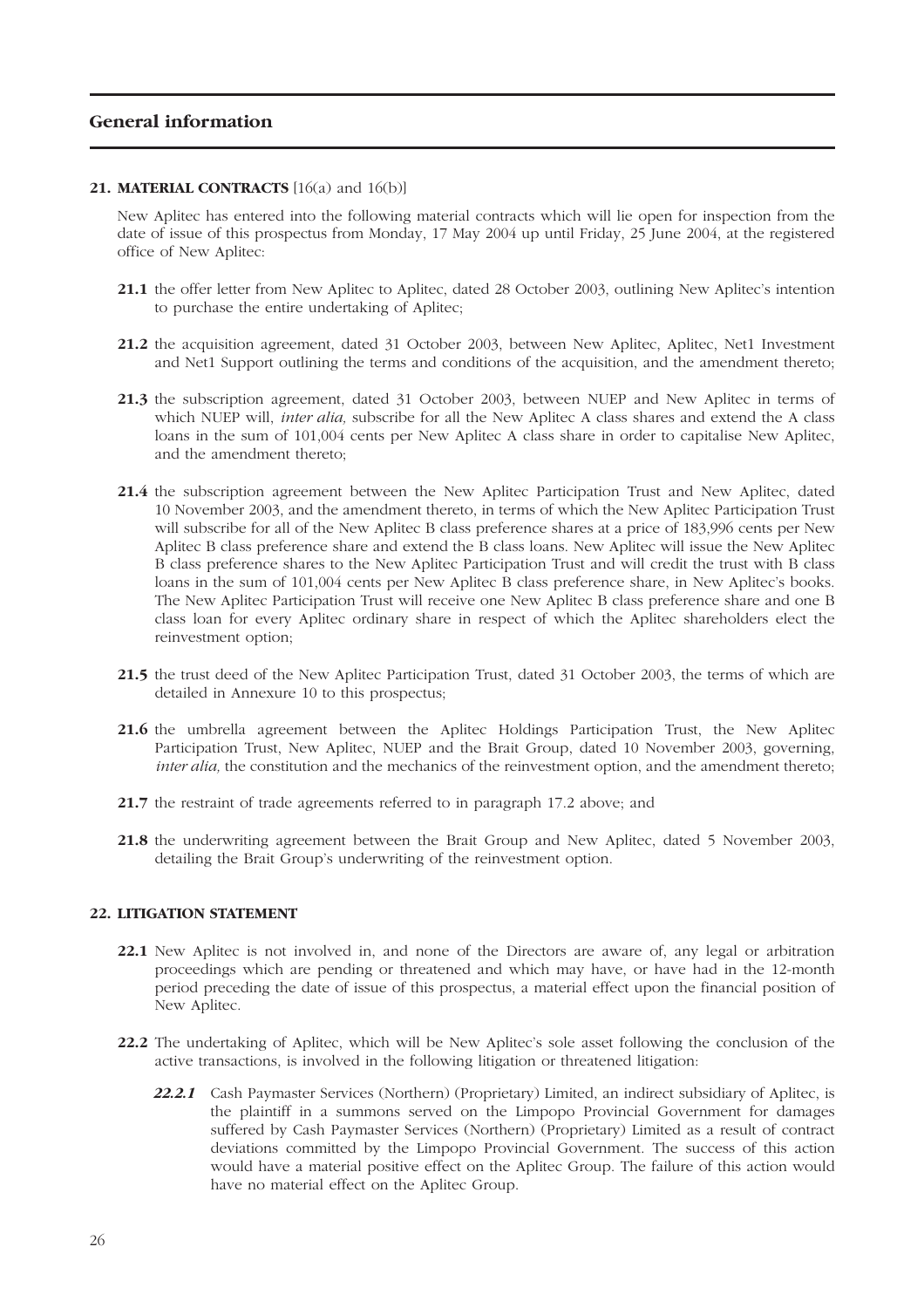## General information

**21. MATERIAL CONTRACTS** [16(a) and 16(b)]

New Aplitec has entered into the following material contracts which will lie open for inspection from the date of issue of this prospectus from Monday, 17 May 2004 up until Friday, 25 June 2004, at the registered office of New Aplitec:

**21.1** the offer letter from New Aplitec to Aplitec, dated 28 October 2003, outlining New Aplitec's intention to purchase the entire undertaking of Aplitec;

**21.2** the acquisition agreement, dated 31 October 2003, between New Aplitec, Aplitec, Net1 Investment and Net1 Support outlining the terms and conditions of the acquisition, and the amendment thereto;

**21.3** the subscription agreement, dated 31 October 2003, between NUEP and New Aplitec in terms of which NUEP will, *inter alia,* subscribe for all the New Aplitec A class shares and extend the A class loans in the sum of 101,004 cents per New Aplitec A class share in order to capitalise New Aplitec, and the amendment thereto;

**21.4** the subscription agreement between the New Aplitec Participation Trust and New Aplitec, dated 10 November 2003, and the amendment thereto, in terms of which the New Aplitec Participation Trust will subscribe for all of the New Aplitec B class preference shares at a price of 183,996 cents per New Aplitec B class preference share and extend the B class loans. New Aplitec will issue the New Aplitec B class preference shares to the New Aplitec Participation Trust and will credit the trust with B class loans in the sum of 101,004 cents per New Aplitec B class preference share, in New Aplitec's books. The New Aplitec Participation Trust will receive one New Aplitec B class preference share and one B class loan for every Aplitec ordinary share in respect of which the Aplitec shareholders elect the reinvestment option;

**21.5** the trust deed of the New Aplitec Participation Trust, dated 31 October 2003, the terms of which are detailed in Annexure 10 to this prospectus;

**21.6** the umbrella agreement between the Aplitec Holdings Participation Trust, the New Aplitec Participation Trust, New Aplitec, NUEP and the Brait Group, dated 10 November 2003, governing, *inter alia,* the constitution and the mechanics of the reinvestment option, and the amendment thereto;

**21.7** the restraint of trade agreements referred to in paragraph 17.2 above; and

**21.8** the underwriting agreement between the Brait Group and New Aplitec, dated 5 November 2003, detailing the Brait Group's underwriting of the reinvestment option.

**22. LITIGATION STATEMENT**

**22.1** New Aplitec is not involved in, and none of the Directors are aware of, any legal or arbitration proceedings which are pending or threatened and which may have, or have had in the 12-month period preceding the date of issue of this prospectus, a material effect upon the financial position of New Aplitec.

**22.2** The undertaking of Aplitec, which will be New Aplitec's sole asset following the conclusion of the active transactions, is involved in the following litigation or threatened litigation:

***22.2.1*** Cash Paymaster Services (Northern) (Proprietary) Limited, an indirect subsidiary of Aplitec, is the plaintiff in a summons served on the Limpopo Provincial Government for damages suffered by Cash Paymaster Services (Northern) (Proprietary) Limited as a result of contract deviations committed by the Limpopo Provincial Government. The success of this action would have a material positive effect on the Aplitec Group. The failure of this action would have no material effect on the Aplitec Group.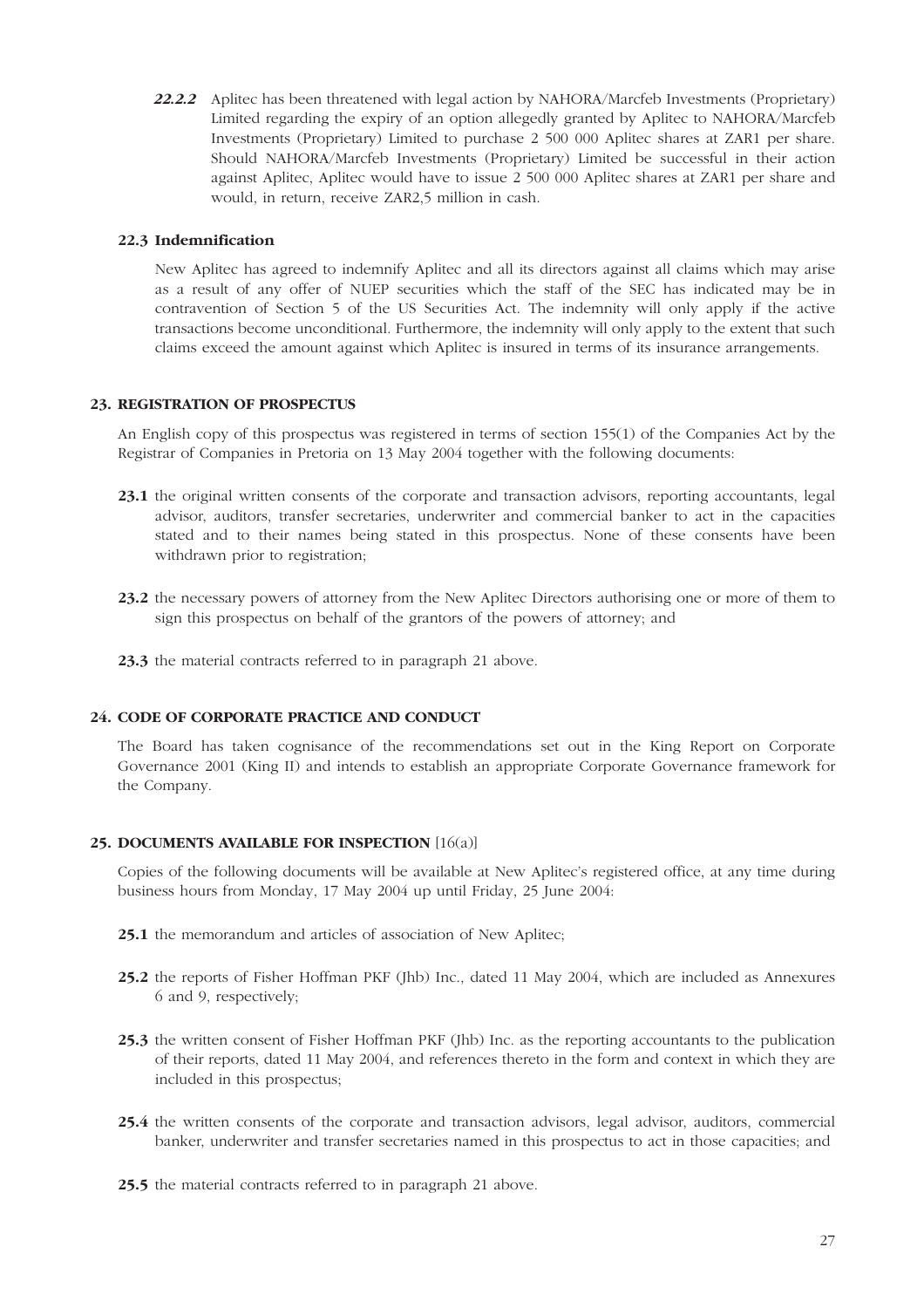***22.2.2*** Aplitec has been threatened with legal action by NAHORA/Marcfeb Investments (Proprietary) Limited regarding the expiry of an option allegedly granted by Aplitec to NAHORA/Marcfeb Investments (Proprietary) Limited to purchase 2 500 000 Aplitec shares at ZAR1 per share. Should NAHORA/Marcfeb Investments (Proprietary) Limited be successful in their action against Aplitec, Aplitec would have to issue 2 500 000 Aplitec shares at ZAR1 per share and would, in return, receive ZAR2,5 million in cash.

### 22.3 Indemnification

New Aplitec has agreed to indemnify Aplitec and all its directors against all claims which may arise as a result of any offer of NUEP securities which the staff of the SEC has indicated may be in contravention of Section 5 of the US Securities Act. The indemnity will only apply if the active transactions become unconditional. Furthermore, the indemnity will only apply to the extent that such claims exceed the amount against which Aplitec is insured in terms of its insurance arrangements.

## 23. REGISTRATION OF PROSPECTUS

An English copy of this prospectus was registered in terms of section 155(1) of the Companies Act by the Registrar of Companies in Pretoria on 13 May 2004 together with the following documents:

**23.1** the original written consents of the corporate and transaction advisors, reporting accountants, legal advisor, auditors, transfer secretaries, underwriter and commercial banker to act in the capacities stated and to their names being stated in this prospectus. None of these consents have been withdrawn prior to registration;

**23.2** the necessary powers of attorney from the New Aplitec Directors authorising one or more of them to sign this prospectus on behalf of the grantors of the powers of attorney; and

**23.3** the material contracts referred to in paragraph 21 above.

## 24. CODE OF CORPORATE PRACTICE AND CONDUCT

The Board has taken cognisance of the recommendations set out in the King Report on Corporate Governance 2001 (King II) and intends to establish an appropriate Corporate Governance framework for the Company.

## 25. DOCUMENTS AVAILABLE FOR INSPECTION [16(a)]

Copies of the following documents will be available at New Aplitec's registered office, at any time during business hours from Monday, 17 May 2004 up until Friday, 25 June 2004:

**25.1** the memorandum and articles of association of New Aplitec;

**25.2** the reports of Fisher Hoffman PKF (Jhb) Inc., dated 11 May 2004, which are included as Annexures 6 and 9, respectively;

**25.3** the written consent of Fisher Hoffman PKF (Jhb) Inc. as the reporting accountants to the publication of their reports, dated 11 May 2004, and references thereto in the form and context in which they are included in this prospectus;

**25.4** the written consents of the corporate and transaction advisors, legal advisor, auditors, commercial banker, underwriter and transfer secretaries named in this prospectus to act in those capacities; and

**25.5** the material contracts referred to in paragraph 21 above.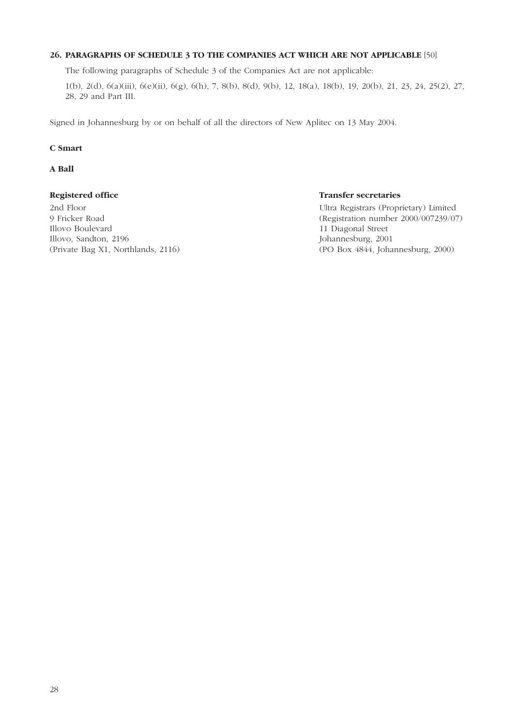## 26. PARAGRAPHS OF SCHEDULE 3 TO THE COMPANIES ACT WHICH ARE NOT APPLICABLE [50]

The following paragraphs of Schedule 3 of the Companies Act are not applicable:

1(b), 2(d), 6(a)(iii), 6(e)(ii), 6(g), 6(h), 7, 8(b), 8(d), 9(b), 12, 18(a), 18(b), 19, 20(b), 21, 23, 24, 25(2), 27, 28, 29 and Part III.

Signed in Johannesburg by or on behalf of all the directors of New Aplitec on 13 May 2004.

**C Smart**

**A Ball**

**Registered office**
2nd Floor
9 Fricker Road
Illovo Boulevard
Illovo, Sandton, 2196
(Private Bag X1, Northlands, 2116)

**Transfer secretaries**
Ultra Registrars (Proprietary) Limited
(Registration number 2000/007239/07)
11 Diagonal Street
Johannesburg, 2001
(PO Box 4844, Johannesburg, 2000)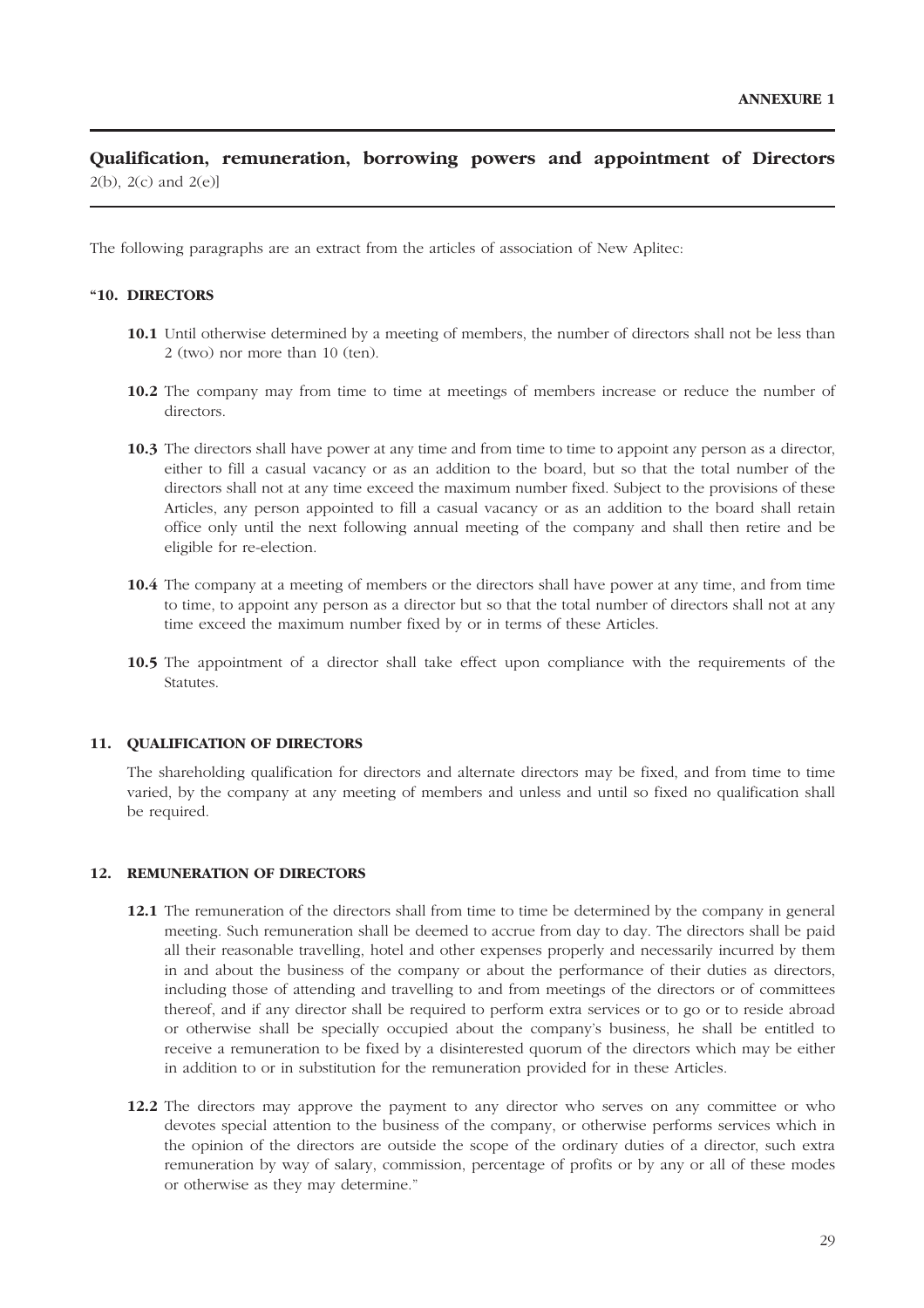**ANNEXURE 1**

## Qualification, remuneration, borrowing powers and appointment of Directors

2(b), 2(c) and 2(e)]

The following paragraphs are an extract from the articles of association of New Aplitec:

**"10. DIRECTORS**

**10.1** Until otherwise determined by a meeting of members, the number of directors shall not be less than 2 (two) nor more than 10 (ten).

**10.2** The company may from time to time at meetings of members increase or reduce the number of directors.

**10.3** The directors shall have power at any time and from time to time to appoint any person as a director, either to fill a casual vacancy or as an addition to the board, but so that the total number of the directors shall not at any time exceed the maximum number fixed. Subject to the provisions of these Articles, any person appointed to fill a casual vacancy or as an addition to the board shall retain office only until the next following annual meeting of the company and shall then retire and be eligible for re-election.

**10.4** The company at a meeting of members or the directors shall have power at any time, and from time to time, to appoint any person as a director but so that the total number of directors shall not at any time exceed the maximum number fixed by or in terms of these Articles.

**10.5** The appointment of a director shall take effect upon compliance with the requirements of the Statutes.

**11. QUALIFICATION OF DIRECTORS**

The shareholding qualification for directors and alternate directors may be fixed, and from time to time varied, by the company at any meeting of members and unless and until so fixed no qualification shall be required.

**12. REMUNERATION OF DIRECTORS**

**12.1** The remuneration of the directors shall from time to time be determined by the company in general meeting. Such remuneration shall be deemed to accrue from day to day. The directors shall be paid all their reasonable travelling, hotel and other expenses properly and necessarily incurred by them in and about the business of the company or about the performance of their duties as directors, including those of attending and travelling to and from meetings of the directors or of committees thereof, and if any director shall be required to perform extra services or to go or to reside abroad or otherwise shall be specially occupied about the company's business, he shall be entitled to receive a remuneration to be fixed by a disinterested quorum of the directors which may be either in addition to or in substitution for the remuneration provided for in these Articles.

**12.2** The directors may approve the payment to any director who serves on any committee or who devotes special attention to the business of the company, or otherwise performs services which in the opinion of the directors are outside the scope of the ordinary duties of a director, such extra remuneration by way of salary, commission, percentage of profits or by any or all of these modes or otherwise as they may determine."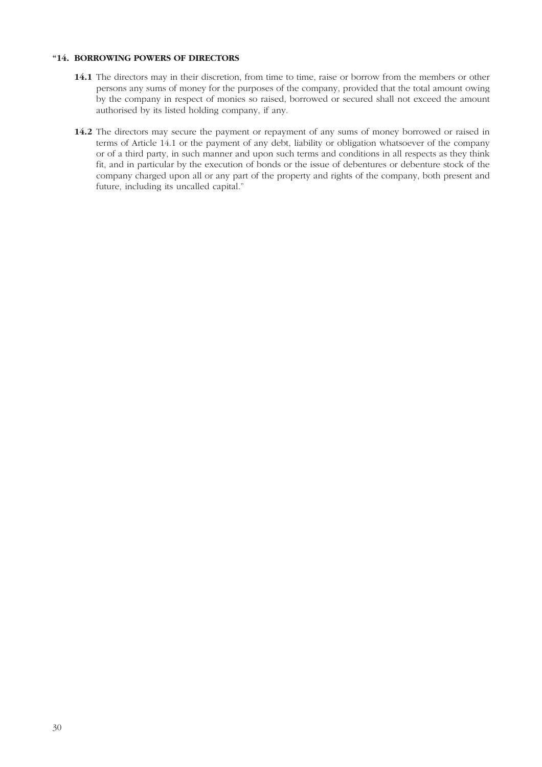**"14. BORROWING POWERS OF DIRECTORS**

**14.1** The directors may in their discretion, from time to time, raise or borrow from the members or other persons any sums of money for the purposes of the company, provided that the total amount owing by the company in respect of monies so raised, borrowed or secured shall not exceed the amount authorised by its listed holding company, if any.

**14.2** The directors may secure the payment or repayment of any sums of money borrowed or raised in terms of Article 14.1 or the payment of any debt, liability or obligation whatsoever of the company or of a third party, in such manner and upon such terms and conditions in all respects as they think fit, and in particular by the execution of bonds or the issue of debentures or debenture stock of the company charged upon all or any part of the property and rights of the company, both present and future, including its uncalled capital."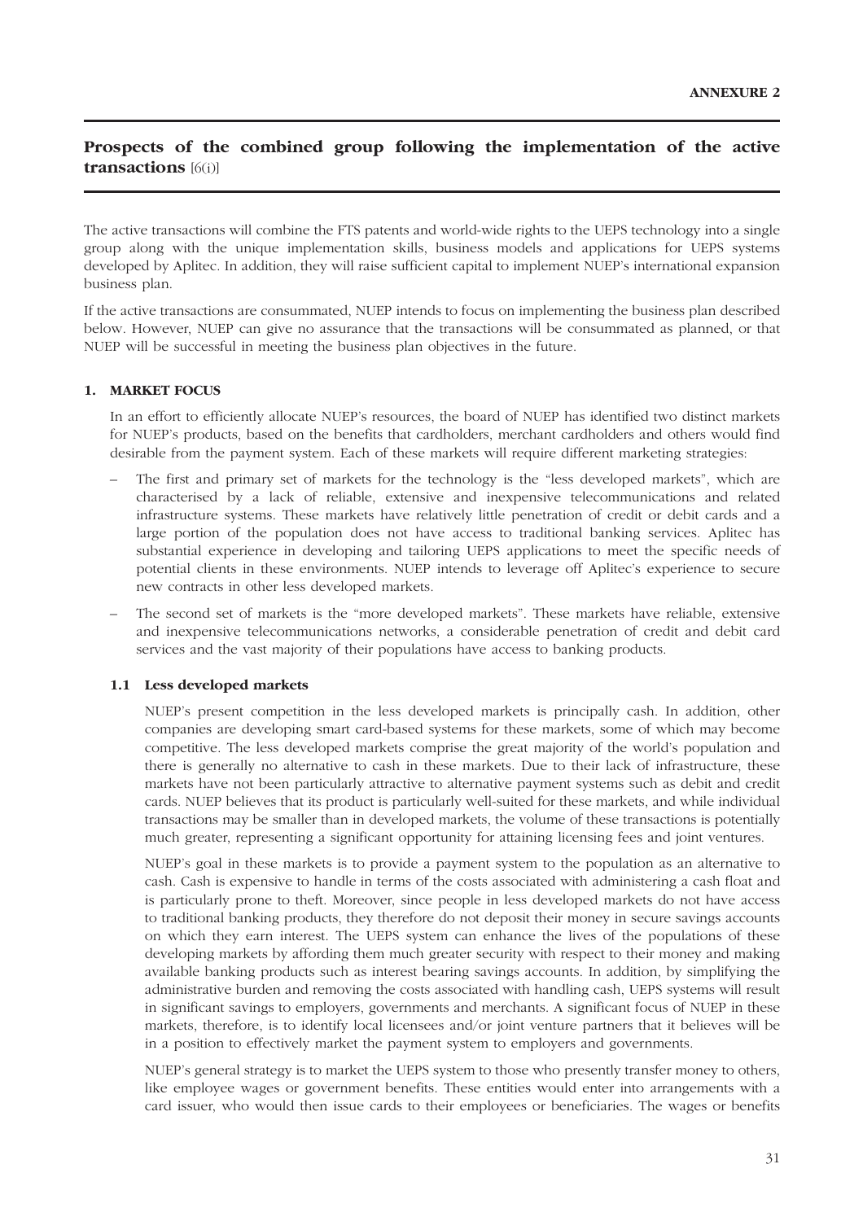# Prospects of the combined group following the implementation of the active transactions [6(i)]

The active transactions will combine the FTS patents and world-wide rights to the UEPS technology into a single group along with the unique implementation skills, business models and applications for UEPS systems developed by Aplitec. In addition, they will raise sufficient capital to implement NUEP's international expansion business plan.

If the active transactions are consummated, NUEP intends to focus on implementing the business plan described below. However, NUEP can give no assurance that the transactions will be consummated as planned, or that NUEP will be successful in meeting the business plan objectives in the future.

## 1. MARKET FOCUS

In an effort to efficiently allocate NUEP's resources, the board of NUEP has identified two distinct markets for NUEP's products, based on the benefits that cardholders, merchant cardholders and others would find desirable from the payment system. Each of these markets will require different marketing strategies:

– The first and primary set of markets for the technology is the "less developed markets", which are characterised by a lack of reliable, extensive and inexpensive telecommunications and related infrastructure systems. These markets have relatively little penetration of credit or debit cards and a large portion of the population does not have access to traditional banking services. Aplitec has substantial experience in developing and tailoring UEPS applications to meet the specific needs of potential clients in these environments. NUEP intends to leverage off Aplitec's experience to secure new contracts in other less developed markets.

– The second set of markets is the "more developed markets". These markets have reliable, extensive and inexpensive telecommunications networks, a considerable penetration of credit and debit card services and the vast majority of their populations have access to banking products.

### 1.1 Less developed markets

NUEP's present competition in the less developed markets is principally cash. In addition, other companies are developing smart card-based systems for these markets, some of which may become competitive. The less developed markets comprise the great majority of the world's population and there is generally no alternative to cash in these markets. Due to their lack of infrastructure, these markets have not been particularly attractive to alternative payment systems such as debit and credit cards. NUEP believes that its product is particularly well-suited for these markets, and while individual transactions may be smaller than in developed markets, the volume of these transactions is potentially much greater, representing a significant opportunity for attaining licensing fees and joint ventures.

NUEP's goal in these markets is to provide a payment system to the population as an alternative to cash. Cash is expensive to handle in terms of the costs associated with administering a cash float and is particularly prone to theft. Moreover, since people in less developed markets do not have access to traditional banking products, they therefore do not deposit their money in secure savings accounts on which they earn interest. The UEPS system can enhance the lives of the populations of these developing markets by affording them much greater security with respect to their money and making available banking products such as interest bearing savings accounts. In addition, by simplifying the administrative burden and removing the costs associated with handling cash, UEPS systems will result in significant savings to employers, governments and merchants. A significant focus of NUEP in these markets, therefore, is to identify local licensees and/or joint venture partners that it believes will be in a position to effectively market the payment system to employers and governments.

NUEP's general strategy is to market the UEPS system to those who presently transfer money to others, like employee wages or government benefits. These entities would enter into arrangements with a card issuer, who would then issue cards to their employees or beneficiaries. The wages or benefits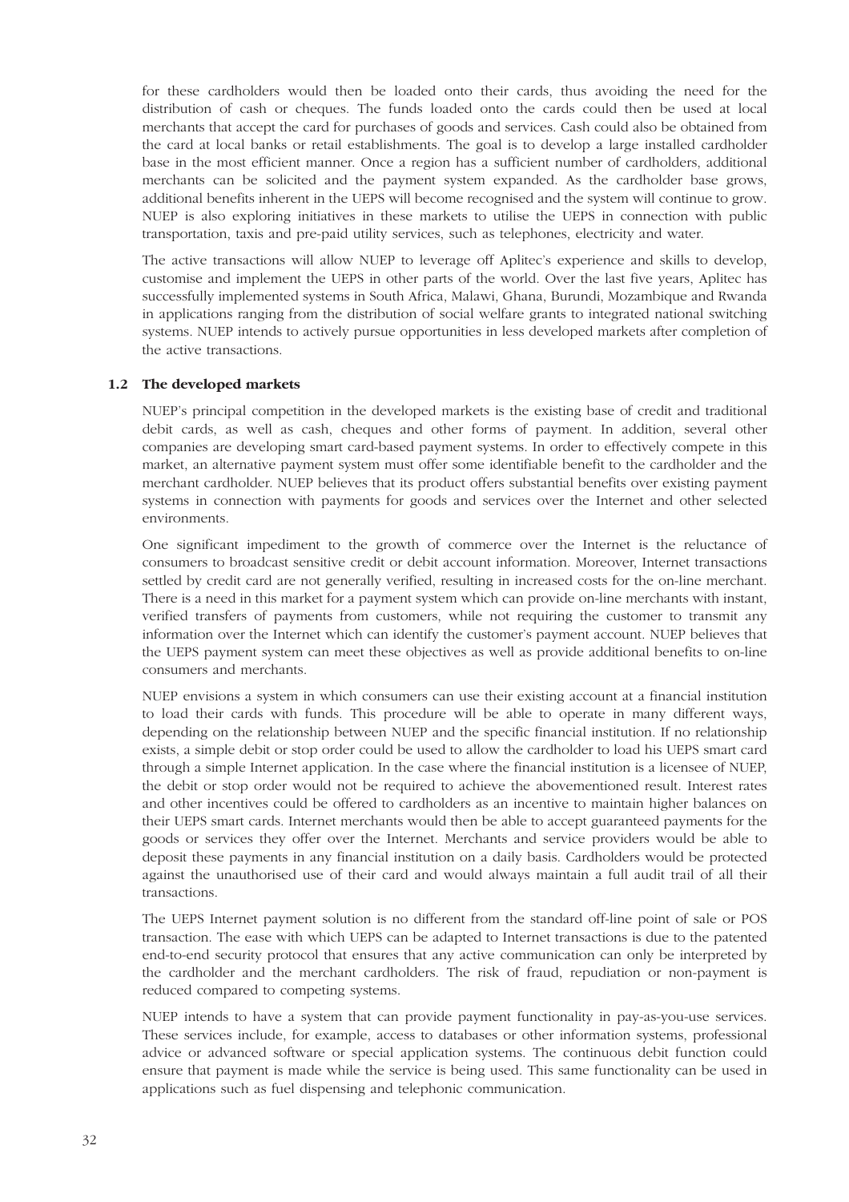for these cardholders would then be loaded onto their cards, thus avoiding the need for the distribution of cash or cheques. The funds loaded onto the cards could then be used at local merchants that accept the card for purchases of goods and services. Cash could also be obtained from the card at local banks or retail establishments. The goal is to develop a large installed cardholder base in the most efficient manner. Once a region has a sufficient number of cardholders, additional merchants can be solicited and the payment system expanded. As the cardholder base grows, additional benefits inherent in the UEPS will become recognised and the system will continue to grow. NUEP is also exploring initiatives in these markets to utilise the UEPS in connection with public transportation, taxis and pre-paid utility services, such as telephones, electricity and water.

The active transactions will allow NUEP to leverage off Aplitec's experience and skills to develop, customise and implement the UEPS in other parts of the world. Over the last five years, Aplitec has successfully implemented systems in South Africa, Malawi, Ghana, Burundi, Mozambique and Rwanda in applications ranging from the distribution of social welfare grants to integrated national switching systems. NUEP intends to actively pursue opportunities in less developed markets after completion of the active transactions.

### 1.2 The developed markets

NUEP's principal competition in the developed markets is the existing base of credit and traditional debit cards, as well as cash, cheques and other forms of payment. In addition, several other companies are developing smart card-based payment systems. In order to effectively compete in this market, an alternative payment system must offer some identifiable benefit to the cardholder and the merchant cardholder. NUEP believes that its product offers substantial benefits over existing payment systems in connection with payments for goods and services over the Internet and other selected environments.

One significant impediment to the growth of commerce over the Internet is the reluctance of consumers to broadcast sensitive credit or debit account information. Moreover, Internet transactions settled by credit card are not generally verified, resulting in increased costs for the on-line merchant. There is a need in this market for a payment system which can provide on-line merchants with instant, verified transfers of payments from customers, while not requiring the customer to transmit any information over the Internet which can identify the customer's payment account. NUEP believes that the UEPS payment system can meet these objectives as well as provide additional benefits to on-line consumers and merchants.

NUEP envisions a system in which consumers can use their existing account at a financial institution to load their cards with funds. This procedure will be able to operate in many different ways, depending on the relationship between NUEP and the specific financial institution. If no relationship exists, a simple debit or stop order could be used to allow the cardholder to load his UEPS smart card through a simple Internet application. In the case where the financial institution is a licensee of NUEP, the debit or stop order would not be required to achieve the abovementioned result. Interest rates and other incentives could be offered to cardholders as an incentive to maintain higher balances on their UEPS smart cards. Internet merchants would then be able to accept guaranteed payments for the goods or services they offer over the Internet. Merchants and service providers would be able to deposit these payments in any financial institution on a daily basis. Cardholders would be protected against the unauthorised use of their card and would always maintain a full audit trail of all their transactions.

The UEPS Internet payment solution is no different from the standard off-line point of sale or POS transaction. The ease with which UEPS can be adapted to Internet transactions is due to the patented end-to-end security protocol that ensures that any active communication can only be interpreted by the cardholder and the merchant cardholders. The risk of fraud, repudiation or non-payment is reduced compared to competing systems.

NUEP intends to have a system that can provide payment functionality in pay-as-you-use services. These services include, for example, access to databases or other information systems, professional advice or advanced software or special application systems. The continuous debit function could ensure that payment is made while the service is being used. This same functionality can be used in applications such as fuel dispensing and telephonic communication.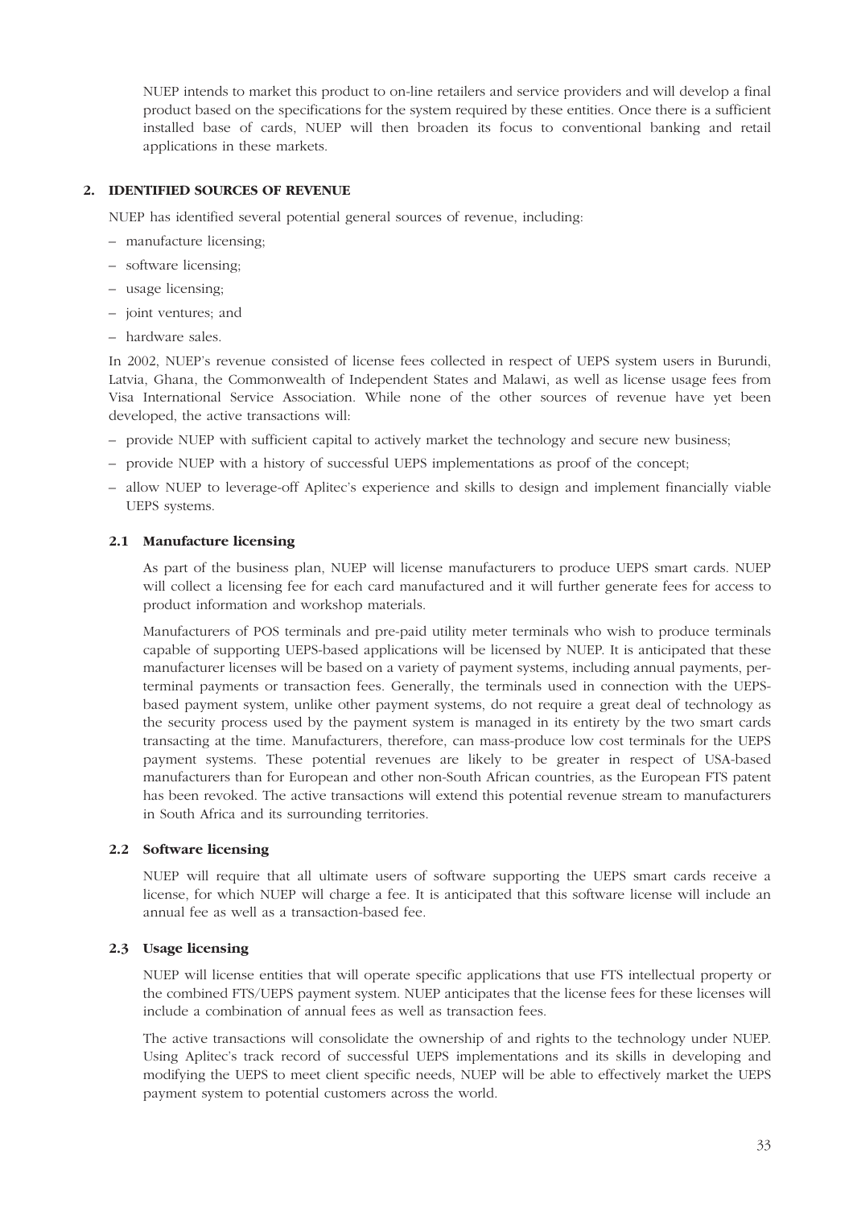NUEP intends to market this product to on-line retailers and service providers and will develop a final product based on the specifications for the system required by these entities. Once there is a sufficient installed base of cards, NUEP will then broaden its focus to conventional banking and retail applications in these markets.

## 2. IDENTIFIED SOURCES OF REVENUE

NUEP has identified several potential general sources of revenue, including:

- manufacture licensing;
- software licensing;
- usage licensing;
- joint ventures; and
- hardware sales.

In 2002, NUEP's revenue consisted of license fees collected in respect of UEPS system users in Burundi, Latvia, Ghana, the Commonwealth of Independent States and Malawi, as well as license usage fees from Visa International Service Association. While none of the other sources of revenue have yet been developed, the active transactions will:

- provide NUEP with sufficient capital to actively market the technology and secure new business;
- provide NUEP with a history of successful UEPS implementations as proof of the concept;
- allow NUEP to leverage-off Aplitec's experience and skills to design and implement financially viable UEPS systems.

### 2.1 Manufacture licensing

As part of the business plan, NUEP will license manufacturers to produce UEPS smart cards. NUEP will collect a licensing fee for each card manufactured and it will further generate fees for access to product information and workshop materials.

Manufacturers of POS terminals and pre-paid utility meter terminals who wish to produce terminals capable of supporting UEPS-based applications will be licensed by NUEP. It is anticipated that these manufacturer licenses will be based on a variety of payment systems, including annual payments, per-terminal payments or transaction fees. Generally, the terminals used in connection with the UEPS-based payment system, unlike other payment systems, do not require a great deal of technology as the security process used by the payment system is managed in its entirety by the two smart cards transacting at the time. Manufacturers, therefore, can mass-produce low cost terminals for the UEPS payment systems. These potential revenues are likely to be greater in respect of USA-based manufacturers than for European and other non-South African countries, as the European FTS patent has been revoked. The active transactions will extend this potential revenue stream to manufacturers in South Africa and its surrounding territories.

### 2.2 Software licensing

NUEP will require that all ultimate users of software supporting the UEPS smart cards receive a license, for which NUEP will charge a fee. It is anticipated that this software license will include an annual fee as well as a transaction-based fee.

### 2.3 Usage licensing

NUEP will license entities that will operate specific applications that use FTS intellectual property or the combined FTS/UEPS payment system. NUEP anticipates that the license fees for these licenses will include a combination of annual fees as well as transaction fees.

The active transactions will consolidate the ownership of and rights to the technology under NUEP. Using Aplitec's track record of successful UEPS implementations and its skills in developing and modifying the UEPS to meet client specific needs, NUEP will be able to effectively market the UEPS payment system to potential customers across the world.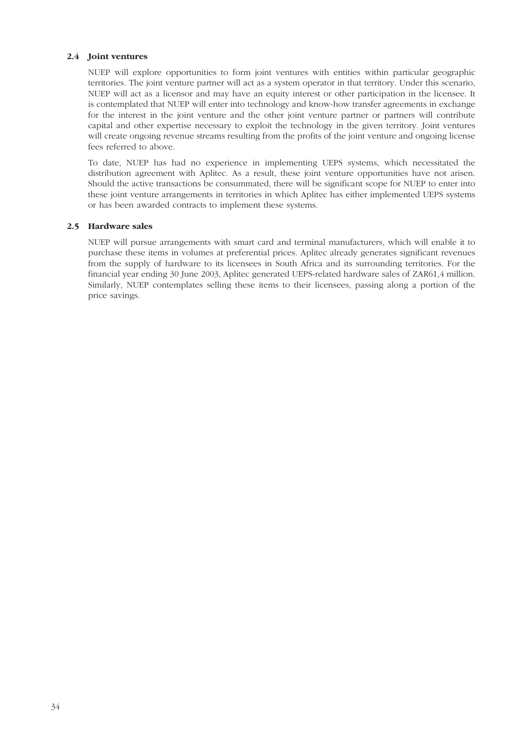### 2.4 Joint ventures

NUEP will explore opportunities to form joint ventures with entities within particular geographic territories. The joint venture partner will act as a system operator in that territory. Under this scenario, NUEP will act as a licensor and may have an equity interest or other participation in the licensee. It is contemplated that NUEP will enter into technology and know-how transfer agreements in exchange for the interest in the joint venture and the other joint venture partner or partners will contribute capital and other expertise necessary to exploit the technology in the given territory. Joint ventures will create ongoing revenue streams resulting from the profits of the joint venture and ongoing license fees referred to above.

To date, NUEP has had no experience in implementing UEPS systems, which necessitated the distribution agreement with Aplitec. As a result, these joint venture opportunities have not arisen. Should the active transactions be consummated, there will be significant scope for NUEP to enter into these joint venture arrangements in territories in which Aplitec has either implemented UEPS systems or has been awarded contracts to implement these systems.

### 2.5 Hardware sales

NUEP will pursue arrangements with smart card and terminal manufacturers, which will enable it to purchase these items in volumes at preferential prices. Aplitec already generates significant revenues from the supply of hardware to its licensees in South Africa and its surrounding territories. For the financial year ending 30 June 2003, Aplitec generated UEPS-related hardware sales of ZAR61,4 million. Similarly, NUEP contemplates selling these items to their licensees, passing along a portion of the price savings.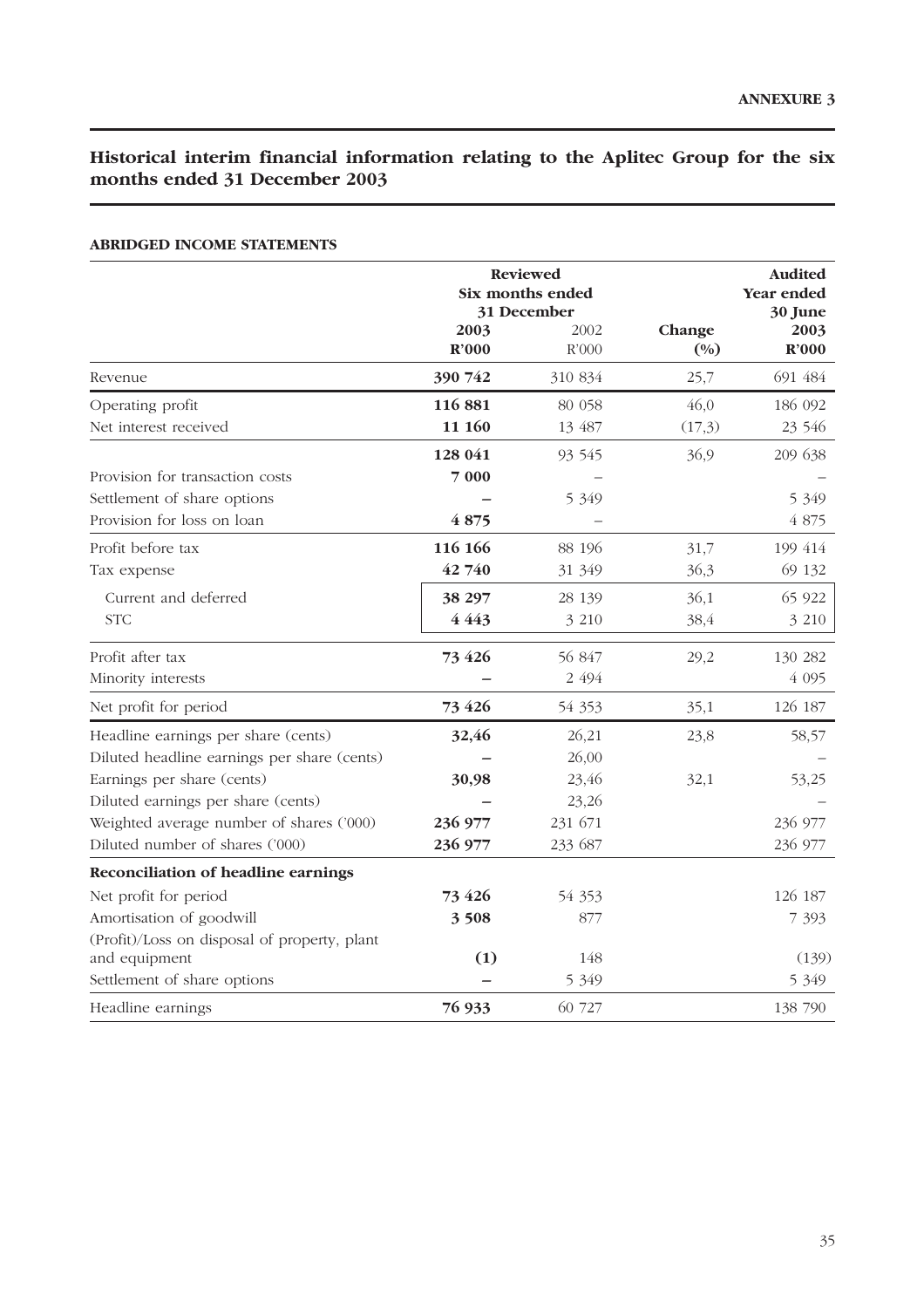**ANNEXURE 3**

## Historical interim financial information relating to the Aplitec Group for the six months ended 31 December 2003

### ABRIDGED INCOME STATEMENTS

| | Reviewed Six months ended 31 December | | | Audited Year ended 30 June |
|---|---|---|---|---|
| | **2003 R'000** | 2002 R'000 | **Change (%)** | **2003 R'000** |
| Revenue | **390 742** | 310 834 | 25,7 | 691 484 |
| Operating profit | **116 881** | 80 058 | 46,0 | 186 092 |
| Net interest received | **11 160** | 13 487 | (17,3) | 23 546 |
| | **128 041** | 93 545 | 36,9 | 209 638 |
| Provision for transaction costs | **7 000** | – | | – |
| Settlement of share options | **–** | 5 349 | | 5 349 |
| Provision for loss on loan | **4 875** | – | | 4 875 |
| Profit before tax | **116 166** | 88 196 | 31,7 | 199 414 |
| Tax expense | **42 740** | 31 349 | 36,3 | 69 132 |
| Current and deferred | **38 297** | 28 139 | 36,1 | 65 922 |
| STC | **4 443** | 3 210 | 38,4 | 3 210 |
| Profit after tax | **73 426** | 56 847 | 29,2 | 130 282 |
| Minority interests | **–** | 2 494 | | 4 095 |
| Net profit for period | **73 426** | 54 353 | 35,1 | 126 187 |
| Headline earnings per share (cents) | **32,46** | 26,21 | 23,8 | 58,57 |
| Diluted headline earnings per share (cents) | **–** | 26,00 | | – |
| Earnings per share (cents) | **30,98** | 23,46 | 32,1 | 53,25 |
| Diluted earnings per share (cents) | **–** | 23,26 | | – |
| Weighted average number of shares ('000) | **236 977** | 231 671 | | 236 977 |
| Diluted number of shares ('000) | **236 977** | 233 687 | | 236 977 |
| **Reconciliation of headline earnings** | | | | |
| Net profit for period | **73 426** | 54 353 | | 126 187 |
| Amortisation of goodwill | **3 508** | 877 | | 7 393 |
| (Profit)/Loss on disposal of property, plant and equipment | **(1)** | 148 | | (139) |
| Settlement of share options | **–** | 5 349 | | 5 349 |
| Headline earnings | **76 933** | 60 727 | | 138 790 |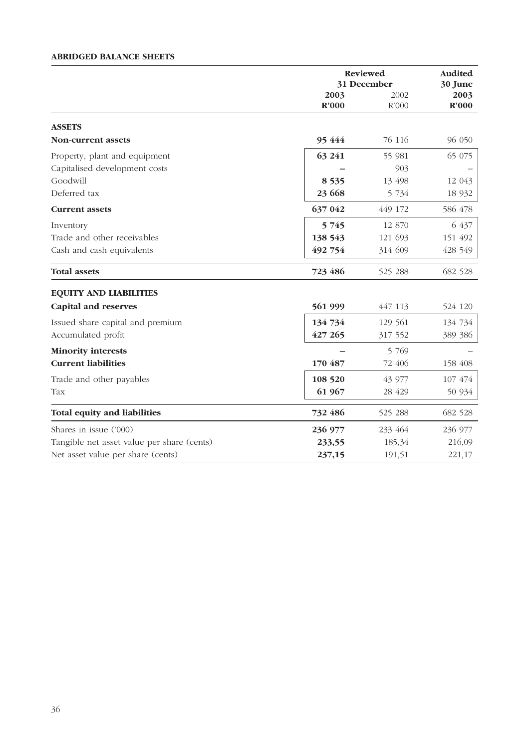**ABRIDGED BALANCE SHEETS**

| | Reviewed 31 December | | Audited 30 June |
|---|---|---|---|
| | **2003 R'000** | 2002 R'000 | **2003 R'000** |
| **ASSETS** | | | |
| **Non-current assets** | **95 444** | 76 116 | 96 050 |
| Property, plant and equipment | **63 241** | 55 981 | 65 075 |
| Capitalised development costs | **–** | 903 | – |
| Goodwill | **8 535** | 13 498 | 12 043 |
| Deferred tax | **23 668** | 5 734 | 18 932 |
| **Current assets** | **637 042** | 449 172 | 586 478 |
| Inventory | **5 745** | 12 870 | 6 437 |
| Trade and other receivables | **138 543** | 121 693 | 151 492 |
| Cash and cash equivalents | **492 754** | 314 609 | 428 549 |
| **Total assets** | **723 486** | 525 288 | 682 528 |
| **EQUITY AND LIABILITIES** | | | |
| **Capital and reserves** | **561 999** | 447 113 | 524 120 |
| Issued share capital and premium | **134 734** | 129 561 | 134 734 |
| Accumulated profit | **427 265** | 317 552 | 389 386 |
| **Minority interests** | **–** | 5 769 | – |
| **Current liabilities** | **170 487** | 72 406 | 158 408 |
| Trade and other payables | **108 520** | 43 977 | 107 474 |
| Tax | **61 967** | 28 429 | 50 934 |
| **Total equity and liabilities** | **732 486** | 525 288 | 682 528 |
| Shares in issue ('000) | **236 977** | 233 464 | 236 977 |
| Tangible net asset value per share (cents) | **233,55** | 185,34 | 216,09 |
| Net asset value per share (cents) | **237,15** | 191,51 | 221,17 |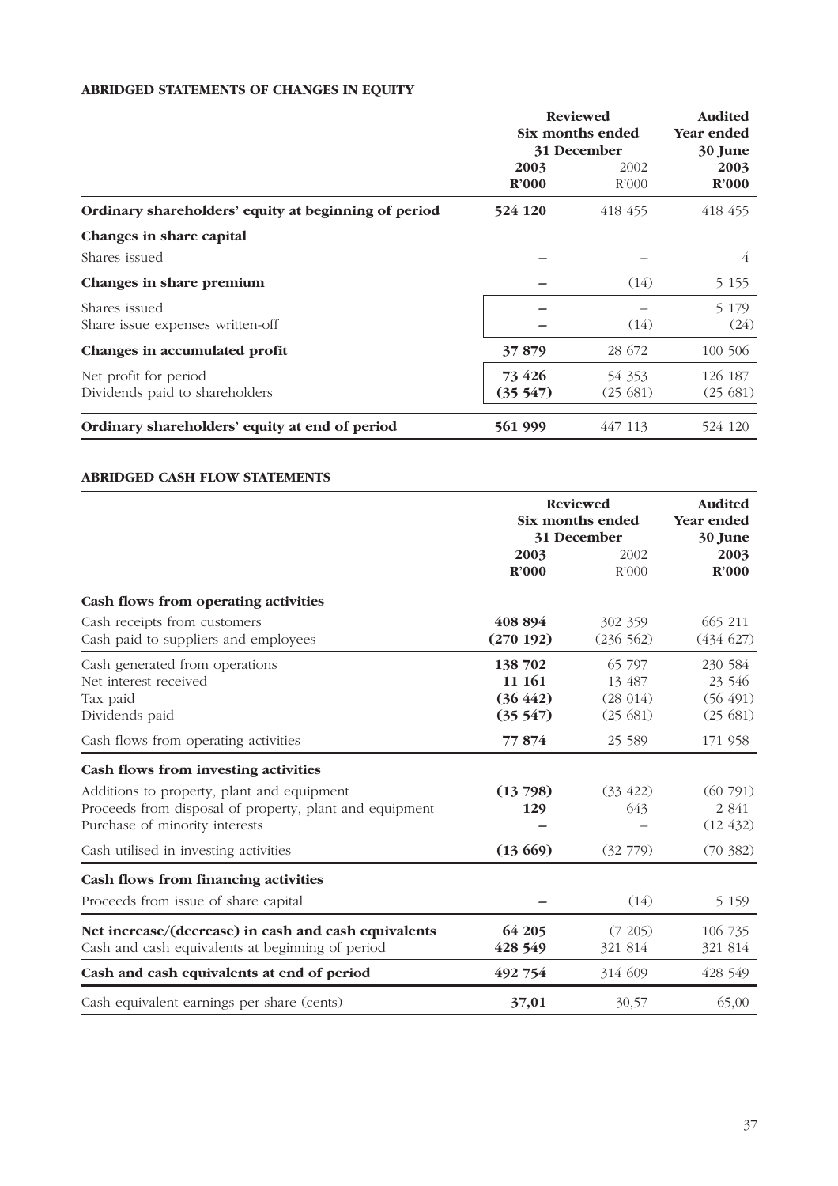**ABRIDGED STATEMENTS OF CHANGES IN EQUITY**

| | Reviewed Six months ended 31 December | | Audited Year ended 30 June |
|---|---|---|---|
| | **2003** **R'000** | 2002 R'000 | **2003** **R'000** |
| **Ordinary shareholders' equity at beginning of period** | **524 120** | 418 455 | 418 455 |
| **Changes in share capital** | | | |
| Shares issued | **–** | – | 4 |
| **Changes in share premium** | **–** | (14) | 5 155 |
| Shares issued | **–** | – | 5 179 |
| Share issue expenses written-off | **–** | (14) | (24) |
| **Changes in accumulated profit** | **37 879** | 28 672 | 100 506 |
| Net profit for period | **73 426** | 54 353 | 126 187 |
| Dividends paid to shareholders | **(35 547)** | (25 681) | (25 681) |
| **Ordinary shareholders' equity at end of period** | **561 999** | 447 113 | 524 120 |

**ABRIDGED CASH FLOW STATEMENTS**

| | Reviewed Six months ended 31 December | | Audited Year ended 30 June |
|---|---|---|---|
| | **2003** **R'000** | 2002 R'000 | **2003** **R'000** |
| **Cash flows from operating activities** | | | |
| Cash receipts from customers | **408 894** | 302 359 | 665 211 |
| Cash paid to suppliers and employees | **(270 192)** | (236 562) | (434 627) |
| Cash generated from operations | **138 702** | 65 797 | 230 584 |
| Net interest received | **11 161** | 13 487 | 23 546 |
| Tax paid | **(36 442)** | (28 014) | (56 491) |
| Dividends paid | **(35 547)** | (25 681) | (25 681) |
| Cash flows from operating activities | **77 874** | 25 589 | 171 958 |
| **Cash flows from investing activities** | | | |
| Additions to property, plant and equipment | **(13 798)** | (33 422) | (60 791) |
| Proceeds from disposal of property, plant and equipment | **129** | 643 | 2 841 |
| Purchase of minority interests | **–** | – | (12 432) |
| Cash utilised in investing activities | **(13 669)** | (32 779) | (70 382) |
| **Cash flows from financing activities** | | | |
| Proceeds from issue of share capital | **–** | (14) | 5 159 |
| **Net increase/(decrease) in cash and cash equivalents** | **64 205** | (7 205) | 106 735 |
| Cash and cash equivalents at beginning of period | **428 549** | 321 814 | 321 814 |
| **Cash and cash equivalents at end of period** | **492 754** | 314 609 | 428 549 |
| Cash equivalent earnings per share (cents) | **37,01** | 30,57 | 65,00 |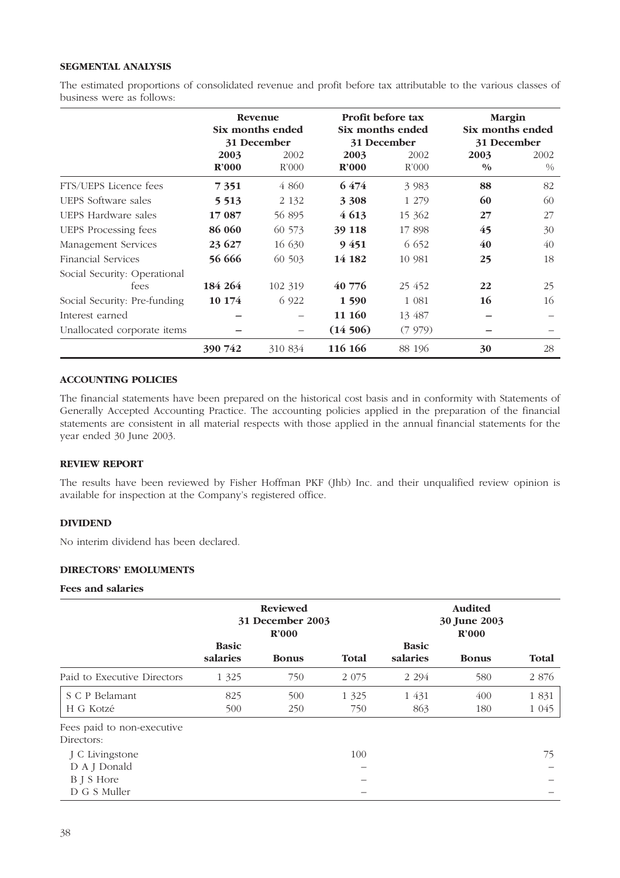## SEGMENTAL ANALYSIS

The estimated proportions of consolidated revenue and profit before tax attributable to the various classes of business were as follows:

| | Revenue Six months ended 31 December | | Profit before tax Six months ended 31 December | | Margin Six months ended 31 December | |
|---|---|---|---|---|---|---|
| | **2003 R'000** | 2002 R'000 | **2003 R'000** | 2002 R'000 | **2003 %** | 2002 % |
| FTS/UEPS Licence fees | **7 351** | 4 860 | **6 474** | 3 983 | **88** | 82 |
| UEPS Software sales | **5 513** | 2 132 | **3 308** | 1 279 | **60** | 60 |
| UEPS Hardware sales | **17 087** | 56 895 | **4 613** | 15 362 | **27** | 27 |
| UEPS Processing fees | **86 060** | 60 573 | **39 118** | 17 898 | **45** | 30 |
| Management Services | **23 627** | 16 630 | **9 451** | 6 652 | **40** | 40 |
| Financial Services | **56 666** | 60 503 | **14 182** | 10 981 | **25** | 18 |
| Social Security: Operational fees | **184 264** | 102 319 | **40 776** | 25 452 | **22** | 25 |
| Social Security: Pre-funding | **10 174** | 6 922 | **1 590** | 1 081 | **16** | 16 |
| Interest earned | **–** | – | **11 160** | 13 487 | **–** | – |
| Unallocated corporate items | **–** | – | **(14 506)** | (7 979) | **–** | – |
| | **390 742** | 310 834 | **116 166** | 88 196 | **30** | 28 |

## ACCOUNTING POLICIES

The financial statements have been prepared on the historical cost basis and in conformity with Statements of Generally Accepted Accounting Practice. The accounting policies applied in the preparation of the financial statements are consistent in all material respects with those applied in the annual financial statements for the year ended 30 June 2003.

## REVIEW REPORT

The results have been reviewed by Fisher Hoffman PKF (Jhb) Inc. and their unqualified review opinion is available for inspection at the Company's registered office.

## DIVIDEND

No interim dividend has been declared.

## DIRECTORS' EMOLUMENTS

### Fees and salaries

| | Reviewed 31 December 2003 R'000 | | | Audited 30 June 2003 R'000 | | |
|---|---|---|---|---|---|---|
| | Basic salaries | Bonus | Total | Basic salaries | Bonus | Total |
| Paid to Executive Directors | 1 325 | 750 | 2 075 | 2 294 | 580 | 2 876 |
| S C P Belamant | 825 | 500 | 1 325 | 1 431 | 400 | 1 831 |
| H G Kotzé | 500 | 250 | 750 | 863 | 180 | 1 045 |
| Fees paid to non-executive Directors: | | | | | | |
| J C Livingstone | | | 100 | | | 75 |
| D A J Donald | | | – | | | – |
| B J S Hore | | | – | | | – |
| D G S Muller | | | – | | | – |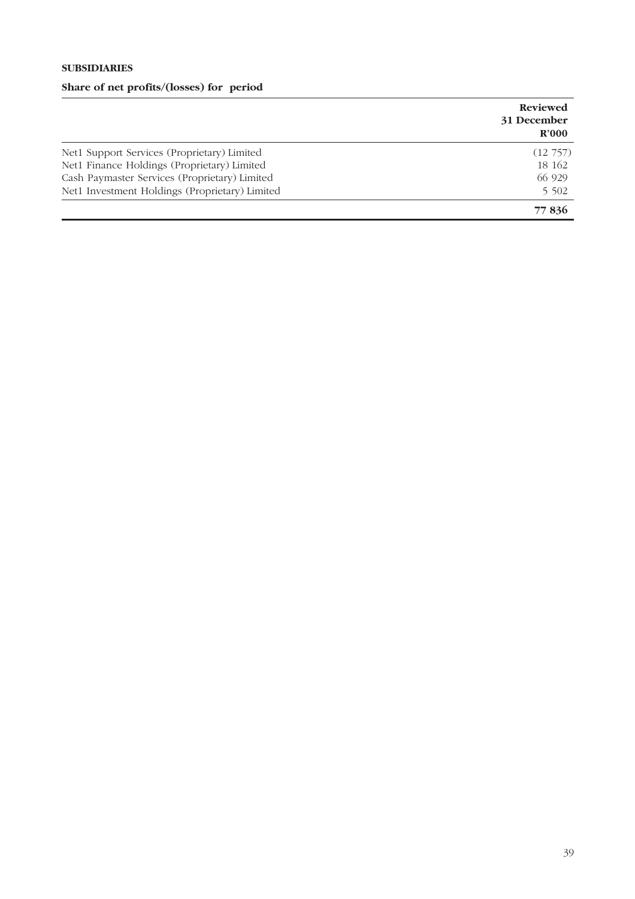**SUBSIDIARIES**

**Share of net profits/(losses) for period**

| | Reviewed 31 December R'000 |
|---|---|
| Net1 Support Services (Proprietary) Limited | (12 757) |
| Net1 Finance Holdings (Proprietary) Limited | 18 162 |
| Cash Paymaster Services (Proprietary) Limited | 66 929 |
| Net1 Investment Holdings (Proprietary) Limited | 5 502 |
| | **77 836** |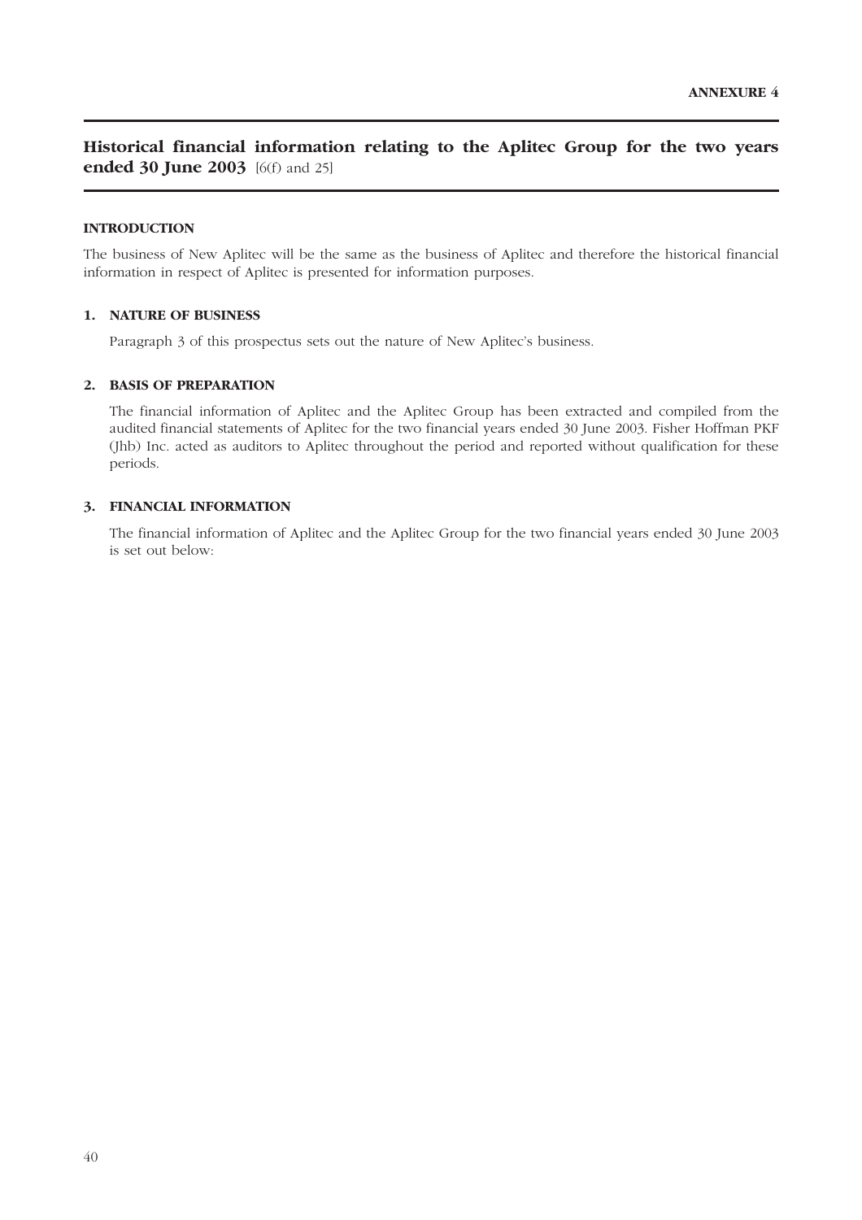**ANNEXURE 4**

# Historical financial information relating to the Aplitec Group for the two years ended 30 June 2003 [6(f) and 25]

**INTRODUCTION**

The business of New Aplitec will be the same as the business of Aplitec and therefore the historical financial information in respect of Aplitec is presented for information purposes.

**1. NATURE OF BUSINESS**

Paragraph 3 of this prospectus sets out the nature of New Aplitec's business.

**2. BASIS OF PREPARATION**

The financial information of Aplitec and the Aplitec Group has been extracted and compiled from the audited financial statements of Aplitec for the two financial years ended 30 June 2003. Fisher Hoffman PKF (Jhb) Inc. acted as auditors to Aplitec throughout the period and reported without qualification for these periods.

**3. FINANCIAL INFORMATION**

The financial information of Aplitec and the Aplitec Group for the two financial years ended 30 June 2003 is set out below: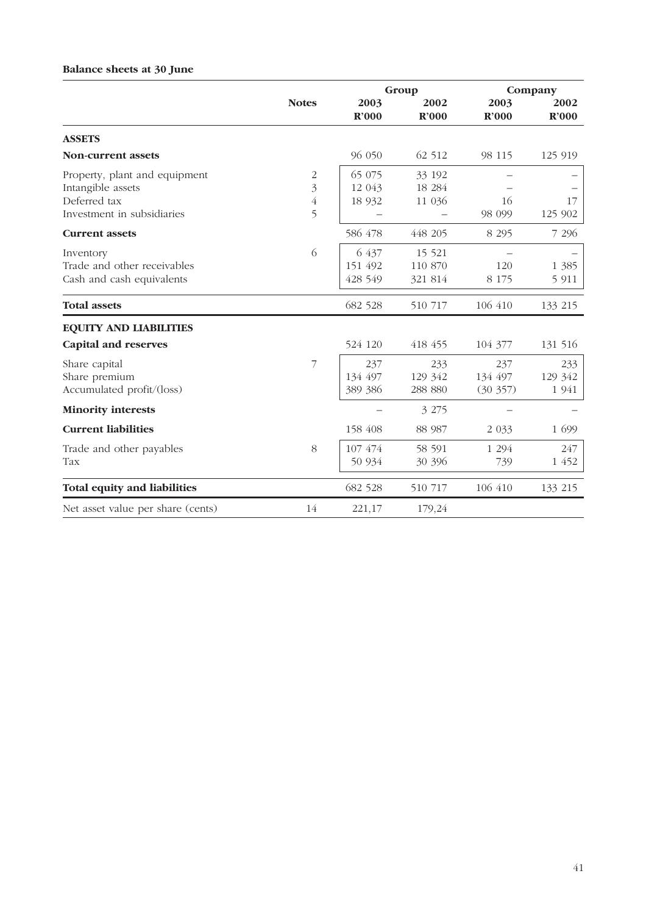**Balance sheets at 30 June**

| | Notes | Group 2003 R'000 | Group 2002 R'000 | Company 2003 R'000 | Company 2002 R'000 |
|---|---|---|---|---|---|
| **ASSETS** | | | | | |
| **Non-current assets** | | 96 050 | 62 512 | 98 115 | 125 919 |
| Property, plant and equipment | 2 | 65 075 | 33 192 | – | – |
| Intangible assets | 3 | 12 043 | 18 284 | – | – |
| Deferred tax | 4 | 18 932 | 11 036 | 16 | 17 |
| Investment in subsidiaries | 5 | – | – | 98 099 | 125 902 |
| **Current assets** | | 586 478 | 448 205 | 8 295 | 7 296 |
| Inventory | 6 | 6 437 | 15 521 | – | – |
| Trade and other receivables | | 151 492 | 110 870 | 120 | 1 385 |
| Cash and cash equivalents | | 428 549 | 321 814 | 8 175 | 5 911 |
| **Total assets** | | 682 528 | 510 717 | 106 410 | 133 215 |
| **EQUITY AND LIABILITIES** | | | | | |
| **Capital and reserves** | | 524 120 | 418 455 | 104 377 | 131 516 |
| Share capital | 7 | 237 | 233 | 237 | 233 |
| Share premium | | 134 497 | 129 342 | 134 497 | 129 342 |
| Accumulated profit/(loss) | | 389 386 | 288 880 | (30 357) | 1 941 |
| **Minority interests** | | – | 3 275 | – | – |
| **Current liabilities** | | 158 408 | 88 987 | 2 033 | 1 699 |
| Trade and other payables | 8 | 107 474 | 58 591 | 1 294 | 247 |
| Tax | | 50 934 | 30 396 | 739 | 1 452 |
| **Total equity and liabilities** | | 682 528 | 510 717 | 106 410 | 133 215 |
| Net asset value per share (cents) | 14 | 221,17 | 179,24 | | |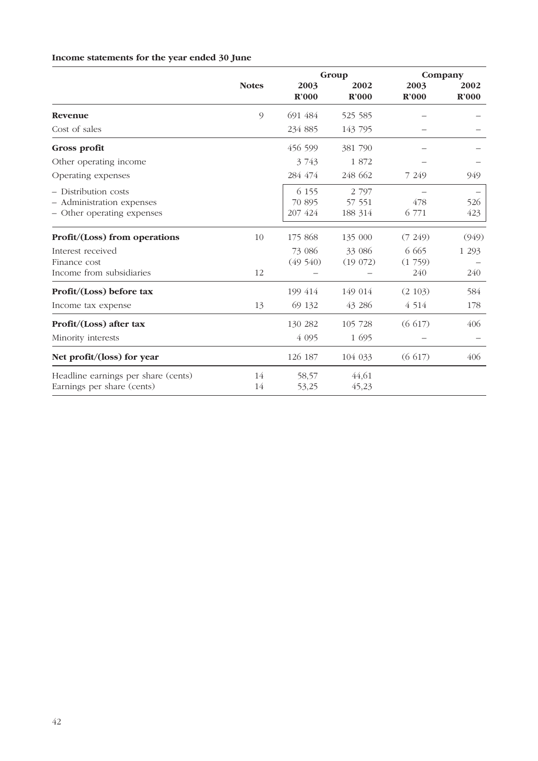**Income statements for the year ended 30 June**

| | Notes | Group | | Company | |
|---|---|---|---|---|---|
| | | 2003 R'000 | 2002 R'000 | 2003 R'000 | 2002 R'000 |
| **Revenue** | 9 | 691 484 | 525 585 | – | – |
| Cost of sales | | 234 885 | 143 795 | – | – |
| **Gross profit** | | 456 599 | 381 790 | – | – |
| Other operating income | | 3 743 | 1 872 | – | – |
| Operating expenses | | 284 474 | 248 662 | 7 249 | 949 |
| – Distribution costs | | 6 155 | 2 797 | – | – |
| – Administration expenses | | 70 895 | 57 551 | 478 | 526 |
| – Other operating expenses | | 207 424 | 188 314 | 6 771 | 423 |
| **Profit/(Loss) from operations** | 10 | 175 868 | 135 000 | (7 249) | (949) |
| Interest received | | 73 086 | 33 086 | 6 665 | 1 293 |
| Finance cost | | (49 540) | (19 072) | (1 759) | – |
| Income from subsidiaries | 12 | – | – | 240 | 240 |
| **Profit/(Loss) before tax** | | 199 414 | 149 014 | (2 103) | 584 |
| Income tax expense | 13 | 69 132 | 43 286 | 4 514 | 178 |
| **Profit/(Loss) after tax** | | 130 282 | 105 728 | (6 617) | 406 |
| Minority interests | | 4 095 | 1 695 | – | – |
| **Net profit/(loss) for year** | | 126 187 | 104 033 | (6 617) | 406 |
| Headline earnings per share (cents) | 14 | 58,57 | 44,61 | | |
| Earnings per share (cents) | 14 | 53,25 | 45,23 | | |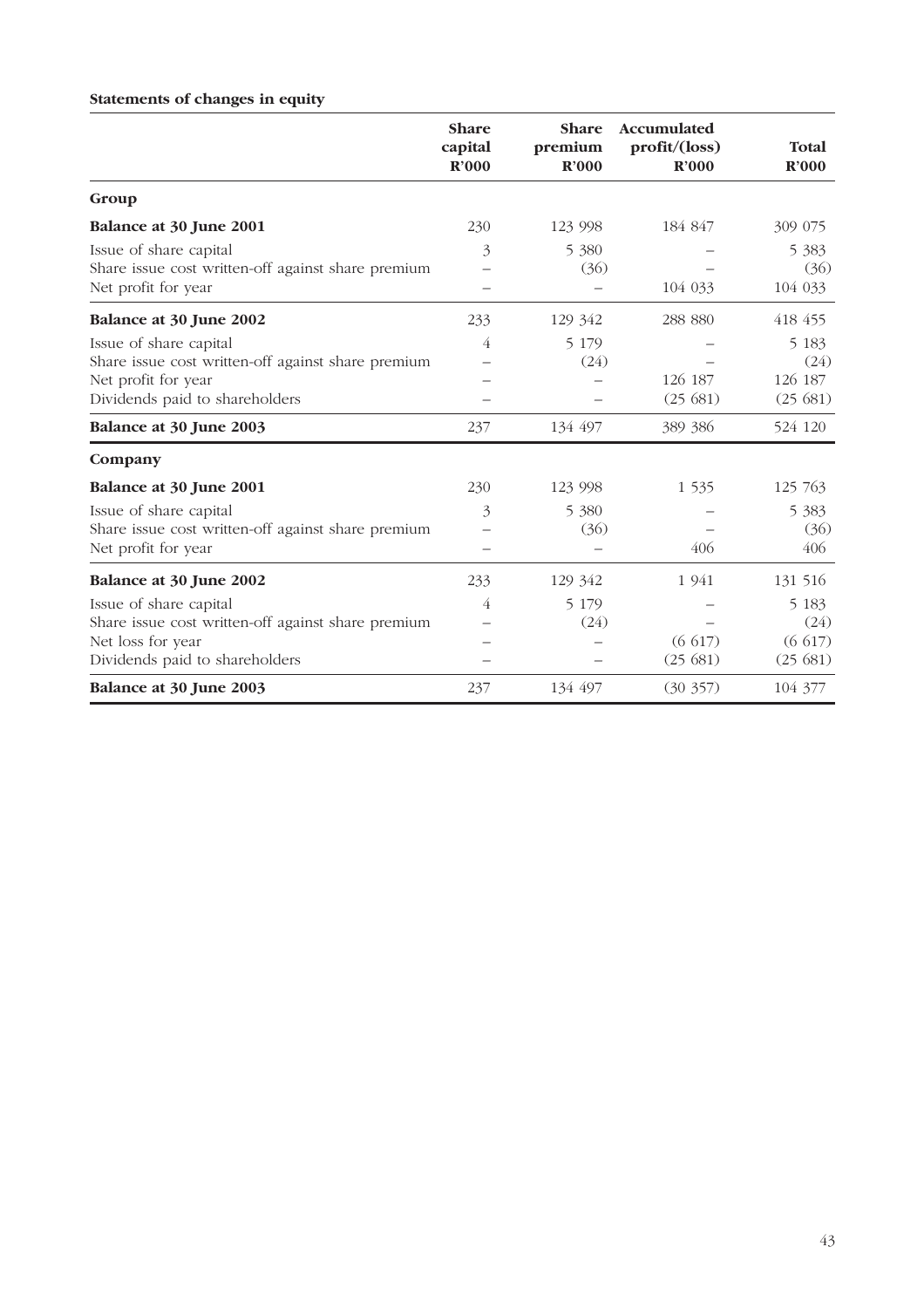**Statements of changes in equity**

| | Share capital R'000 | Share premium R'000 | Accumulated profit/(loss) R'000 | Total R'000 |
|---|---|---|---|---|
| **Group** | | | | |
| **Balance at 30 June 2001** | 230 | 123 998 | 184 847 | 309 075 |
| Issue of share capital | 3 | 5 380 | – | 5 383 |
| Share issue cost written-off against share premium | – | (36) | – | (36) |
| Net profit for year | – | – | 104 033 | 104 033 |
| **Balance at 30 June 2002** | 233 | 129 342 | 288 880 | 418 455 |
| Issue of share capital | 4 | 5 179 | – | 5 183 |
| Share issue cost written-off against share premium | – | (24) | – | (24) |
| Net profit for year | – | – | 126 187 | 126 187 |
| Dividends paid to shareholders | – | – | (25 681) | (25 681) |
| **Balance at 30 June 2003** | 237 | 134 497 | 389 386 | 524 120 |
| **Company** | | | | |
| **Balance at 30 June 2001** | 230 | 123 998 | 1 535 | 125 763 |
| Issue of share capital | 3 | 5 380 | – | 5 383 |
| Share issue cost written-off against share premium | – | (36) | – | (36) |
| Net profit for year | – | – | 406 | 406 |
| **Balance at 30 June 2002** | 233 | 129 342 | 1 941 | 131 516 |
| Issue of share capital | 4 | 5 179 | – | 5 183 |
| Share issue cost written-off against share premium | – | (24) | – | (24) |
| Net loss for year | – | – | (6 617) | (6 617) |
| Dividends paid to shareholders | – | – | (25 681) | (25 681) |
| **Balance at 30 June 2003** | 237 | 134 497 | (30 357) | 104 377 |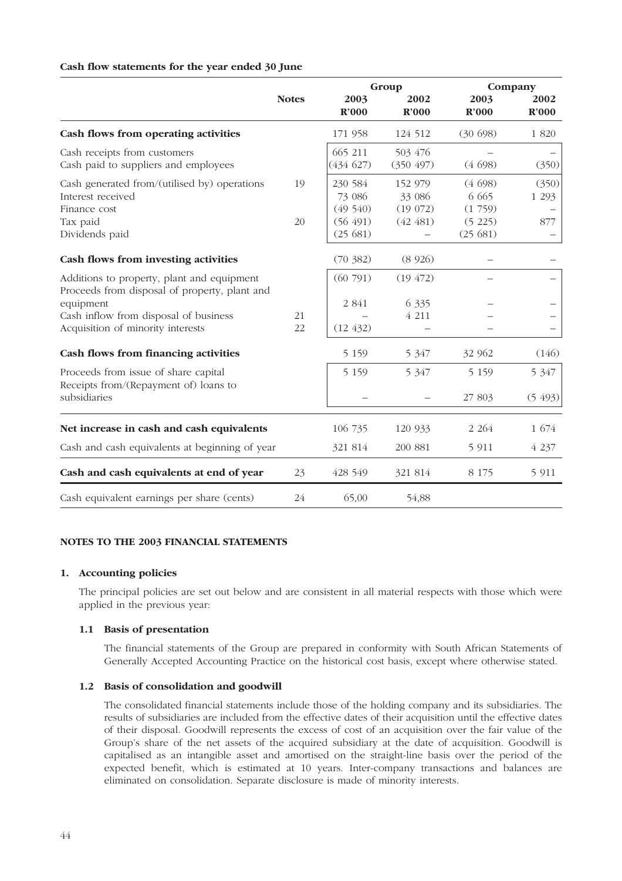**Cash flow statements for the year ended 30 June**

| | Notes | Group | | Company | |
|---|---|---|---|---|---|
| | | 2003 R'000 | 2002 R'000 | 2003 R'000 | 2002 R'000 |
| **Cash flows from operating activities** | | 171 958 | 124 512 | (30 698) | 1 820 |
| Cash receipts from customers | | 665 211 | 503 476 | – | – |
| Cash paid to suppliers and employees | | (434 627) | (350 497) | (4 698) | (350) |
| Cash generated from/(utilised by) operations | 19 | 230 584 | 152 979 | (4 698) | (350) |
| Interest received | | 73 086 | 33 086 | 6 665 | 1 293 |
| Finance cost | | (49 540) | (19 072) | (1 759) | – |
| Tax paid | 20 | (56 491) | (42 481) | (5 225) | 877 |
| Dividends paid | | (25 681) | – | (25 681) | – |
| **Cash flows from investing activities** | | (70 382) | (8 926) | – | – |
| Additions to property, plant and equipment | | (60 791) | (19 472) | – | – |
| Proceeds from disposal of property, plant and equipment | | 2 841 | 6 335 | – | – |
| Cash inflow from disposal of business | 21 | – | 4 211 | – | – |
| Acquisition of minority interests | 22 | (12 432) | – | – | – |
| **Cash flows from financing activities** | | 5 159 | 5 347 | 32 962 | (146) |
| Proceeds from issue of share capital | | 5 159 | 5 347 | 5 159 | 5 347 |
| Receipts from/(Repayment of) loans to subsidiaries | | – | – | 27 803 | (5 493) |
| **Net increase in cash and cash equivalents** | | 106 735 | 120 933 | 2 264 | 1 674 |
| Cash and cash equivalents at beginning of year | | 321 814 | 200 881 | 5 911 | 4 237 |
| **Cash and cash equivalents at end of year** | 23 | 428 549 | 321 814 | 8 175 | 5 911 |
| Cash equivalent earnings per share (cents) | 24 | 65,00 | 54,88 | | |

**NOTES TO THE 2003 FINANCIAL STATEMENTS**

**1. Accounting policies**

The principal policies are set out below and are consistent in all material respects with those which were applied in the previous year:

**1.1 Basis of presentation**

The financial statements of the Group are prepared in conformity with South African Statements of Generally Accepted Accounting Practice on the historical cost basis, except where otherwise stated.

**1.2 Basis of consolidation and goodwill**

The consolidated financial statements include those of the holding company and its subsidiaries. The results of subsidiaries are included from the effective dates of their acquisition until the effective dates of their disposal. Goodwill represents the excess of cost of an acquisition over the fair value of the Group's share of the net assets of the acquired subsidiary at the date of acquisition. Goodwill is capitalised as an intangible asset and amortised on the straight-line basis over the period of the expected benefit, which is estimated at 10 years. Inter-company transactions and balances are eliminated on consolidation. Separate disclosure is made of minority interests.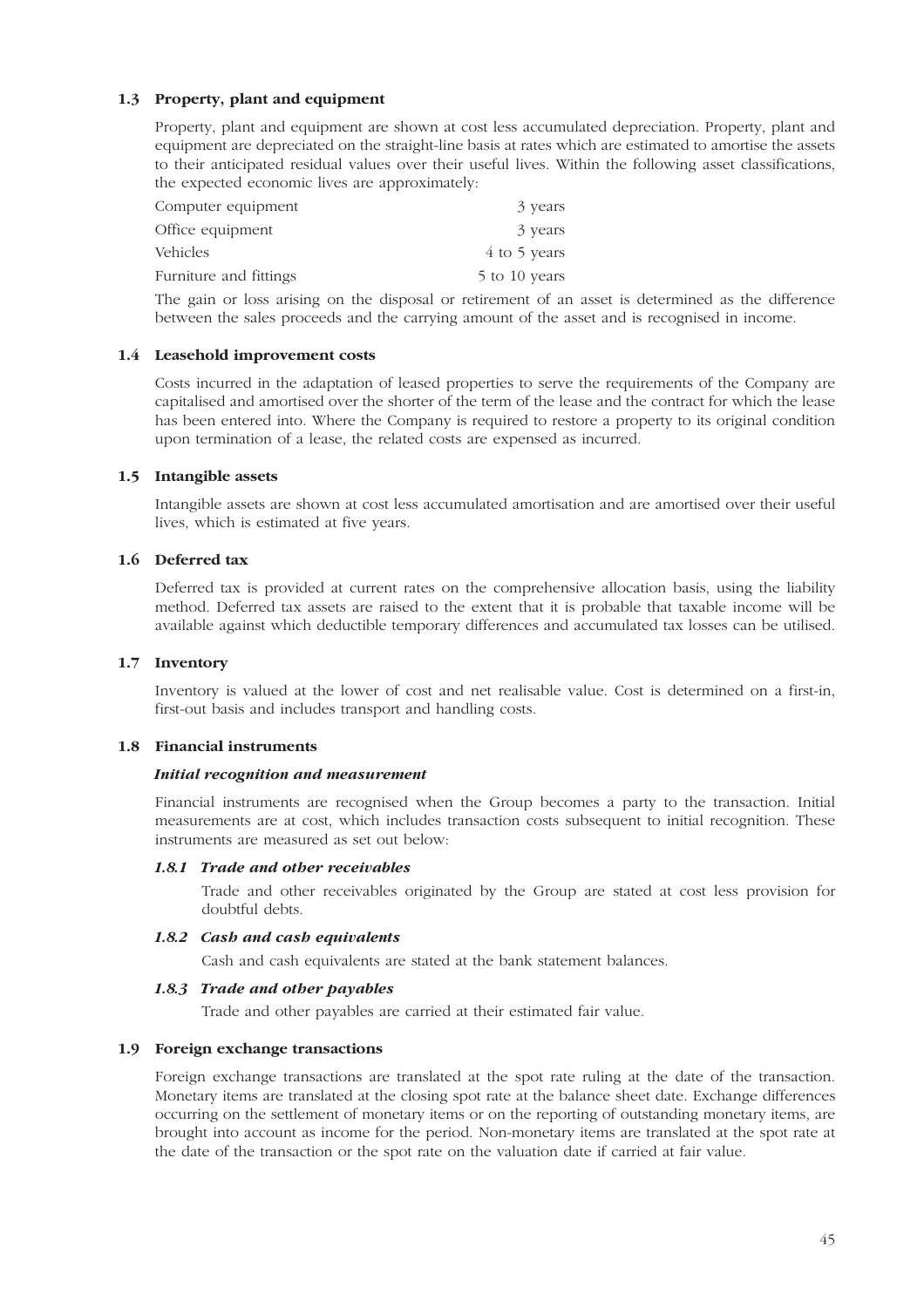### 1.3 Property, plant and equipment

Property, plant and equipment are shown at cost less accumulated depreciation. Property, plant and equipment are depreciated on the straight-line basis at rates which are estimated to amortise the assets to their anticipated residual values over their useful lives. Within the following asset classifications, the expected economic lives are approximately:

| | |
|---|---|
| Computer equipment | 3 years |
| Office equipment | 3 years |
| Vehicles | 4 to 5 years |
| Furniture and fittings | 5 to 10 years |

The gain or loss arising on the disposal or retirement of an asset is determined as the difference between the sales proceeds and the carrying amount of the asset and is recognised in income.

### 1.4 Leasehold improvement costs

Costs incurred in the adaptation of leased properties to serve the requirements of the Company are capitalised and amortised over the shorter of the term of the lease and the contract for which the lease has been entered into. Where the Company is required to restore a property to its original condition upon termination of a lease, the related costs are expensed as incurred.

### 1.5 Intangible assets

Intangible assets are shown at cost less accumulated amortisation and are amortised over their useful lives, which is estimated at five years.

### 1.6 Deferred tax

Deferred tax is provided at current rates on the comprehensive allocation basis, using the liability method. Deferred tax assets are raised to the extent that it is probable that taxable income will be available against which deductible temporary differences and accumulated tax losses can be utilised.

### 1.7 Inventory

Inventory is valued at the lower of cost and net realisable value. Cost is determined on a first-in, first-out basis and includes transport and handling costs.

### 1.8 Financial instruments

***Initial recognition and measurement***

Financial instruments are recognised when the Group becomes a party to the transaction. Initial measurements are at cost, which includes transaction costs subsequent to initial recognition. These instruments are measured as set out below:

#### *1.8.1 Trade and other receivables*

Trade and other receivables originated by the Group are stated at cost less provision for doubtful debts.

#### *1.8.2 Cash and cash equivalents*

Cash and cash equivalents are stated at the bank statement balances.

#### *1.8.3 Trade and other payables*

Trade and other payables are carried at their estimated fair value.

### 1.9 Foreign exchange transactions

Foreign exchange transactions are translated at the spot rate ruling at the date of the transaction. Monetary items are translated at the closing spot rate at the balance sheet date. Exchange differences occurring on the settlement of monetary items or on the reporting of outstanding monetary items, are brought into account as income for the period. Non-monetary items are translated at the spot rate at the date of the transaction or the spot rate on the valuation date if carried at fair value.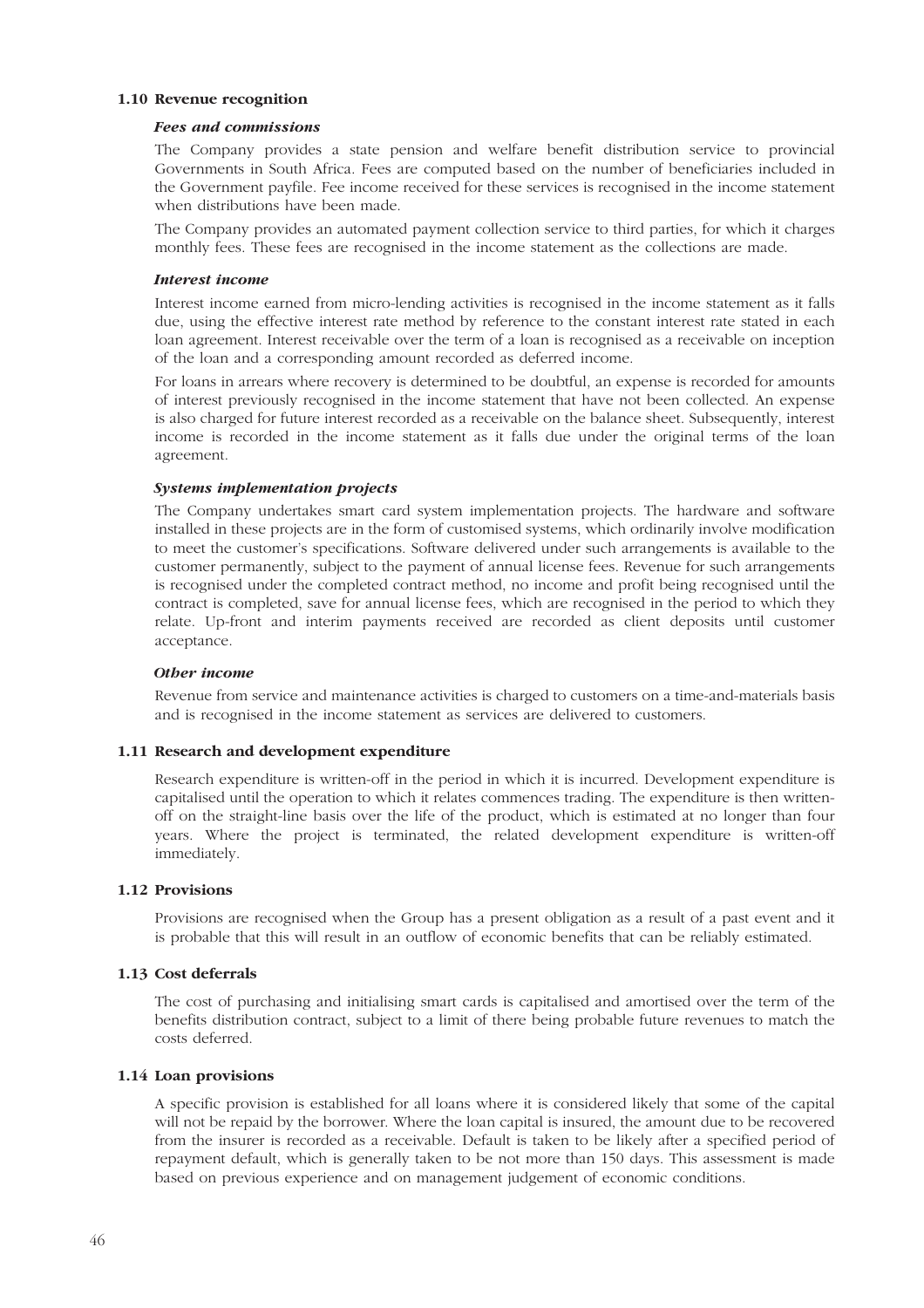### 1.10 Revenue recognition

***Fees and commissions***

The Company provides a state pension and welfare benefit distribution service to provincial Governments in South Africa. Fees are computed based on the number of beneficiaries included in the Government payfile. Fee income received for these services is recognised in the income statement when distributions have been made.

The Company provides an automated payment collection service to third parties, for which it charges monthly fees. These fees are recognised in the income statement as the collections are made.

***Interest income***

Interest income earned from micro-lending activities is recognised in the income statement as it falls due, using the effective interest rate method by reference to the constant interest rate stated in each loan agreement. Interest receivable over the term of a loan is recognised as a receivable on inception of the loan and a corresponding amount recorded as deferred income.

For loans in arrears where recovery is determined to be doubtful, an expense is recorded for amounts of interest previously recognised in the income statement that have not been collected. An expense is also charged for future interest recorded as a receivable on the balance sheet. Subsequently, interest income is recorded in the income statement as it falls due under the original terms of the loan agreement.

***Systems implementation projects***

The Company undertakes smart card system implementation projects. The hardware and software installed in these projects are in the form of customised systems, which ordinarily involve modification to meet the customer's specifications. Software delivered under such arrangements is available to the customer permanently, subject to the payment of annual license fees. Revenue for such arrangements is recognised under the completed contract method, no income and profit being recognised until the contract is completed, save for annual license fees, which are recognised in the period to which they relate. Up-front and interim payments received are recorded as client deposits until customer acceptance.

***Other income***

Revenue from service and maintenance activities is charged to customers on a time-and-materials basis and is recognised in the income statement as services are delivered to customers.

### 1.11 Research and development expenditure

Research expenditure is written-off in the period in which it is incurred. Development expenditure is capitalised until the operation to which it relates commences trading. The expenditure is then written-off on the straight-line basis over the life of the product, which is estimated at no longer than four years. Where the project is terminated, the related development expenditure is written-off immediately.

### 1.12 Provisions

Provisions are recognised when the Group has a present obligation as a result of a past event and it is probable that this will result in an outflow of economic benefits that can be reliably estimated.

### 1.13 Cost deferrals

The cost of purchasing and initialising smart cards is capitalised and amortised over the term of the benefits distribution contract, subject to a limit of there being probable future revenues to match the costs deferred.

### 1.14 Loan provisions

A specific provision is established for all loans where it is considered likely that some of the capital will not be repaid by the borrower. Where the loan capital is insured, the amount due to be recovered from the insurer is recorded as a receivable. Default is taken to be likely after a specified period of repayment default, which is generally taken to be not more than 150 days. This assessment is made based on previous experience and on management judgement of economic conditions.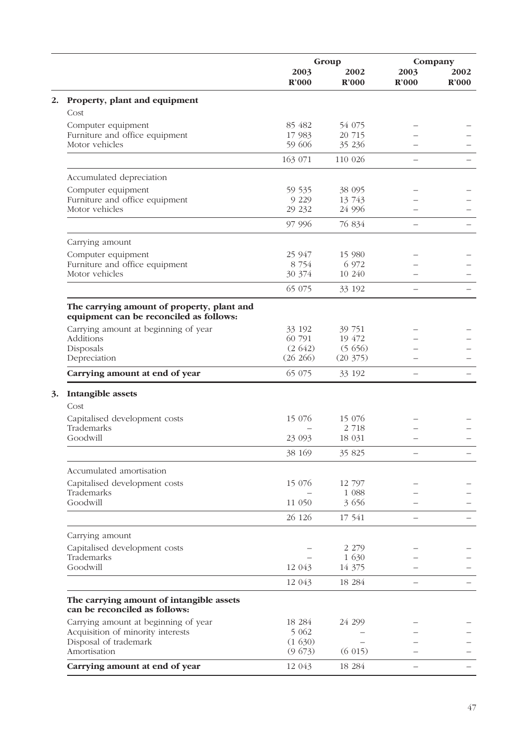| | Group | | Company | |
|---|---|---|---|---|
| | 2003 R'000 | 2002 R'000 | 2003 R'000 | 2002 R'000 |
| **2. Property, plant and equipment** | | | | |
| Cost | | | | |
| Computer equipment | 85 482 | 54 075 | – | – |
| Furniture and office equipment | 17 983 | 20 715 | – | – |
| Motor vehicles | 59 606 | 35 236 | – | – |
| | 163 071 | 110 026 | – | – |
| Accumulated depreciation | | | | |
| Computer equipment | 59 535 | 38 095 | – | – |
| Furniture and office equipment | 9 229 | 13 743 | – | – |
| Motor vehicles | 29 232 | 24 996 | – | – |
| | 97 996 | 76 834 | – | – |
| Carrying amount | | | | |
| Computer equipment | 25 947 | 15 980 | – | – |
| Furniture and office equipment | 8 754 | 6 972 | – | – |
| Motor vehicles | 30 374 | 10 240 | – | – |
| | 65 075 | 33 192 | – | – |
| **The carrying amount of property, plant and equipment can be reconciled as follows:** | | | | |
| Carrying amount at beginning of year | 33 192 | 39 751 | – | – |
| Additions | 60 791 | 19 472 | – | – |
| Disposals | (2 642) | (5 656) | – | – |
| Depreciation | (26 266) | (20 375) | – | – |
| **Carrying amount at end of year** | 65 075 | 33 192 | – | – |
| **3. Intangible assets** | | | | |
| Cost | | | | |
| Capitalised development costs | 15 076 | 15 076 | – | – |
| Trademarks | – | 2 718 | – | – |
| Goodwill | 23 093 | 18 031 | – | – |
| | 38 169 | 35 825 | – | – |
| Accumulated amortisation | | | | |
| Capitalised development costs | 15 076 | 12 797 | – | – |
| Trademarks | – | 1 088 | – | – |
| Goodwill | 11 050 | 3 656 | – | – |
| | 26 126 | 17 541 | – | – |
| Carrying amount | | | | |
| Capitalised development costs | – | 2 279 | – | – |
| Trademarks | – | 1 630 | – | – |
| Goodwill | 12 043 | 14 375 | – | – |
| | 12 043 | 18 284 | – | – |
| **The carrying amount of intangible assets can be reconciled as follows:** | | | | |
| Carrying amount at beginning of year | 18 284 | 24 299 | – | – |
| Acquisition of minority interests | 5 062 | – | – | – |
| Disposal of trademark | (1 630) | – | – | – |
| Amortisation | (9 673) | (6 015) | – | – |
| **Carrying amount at end of year** | 12 043 | 18 284 | – | – |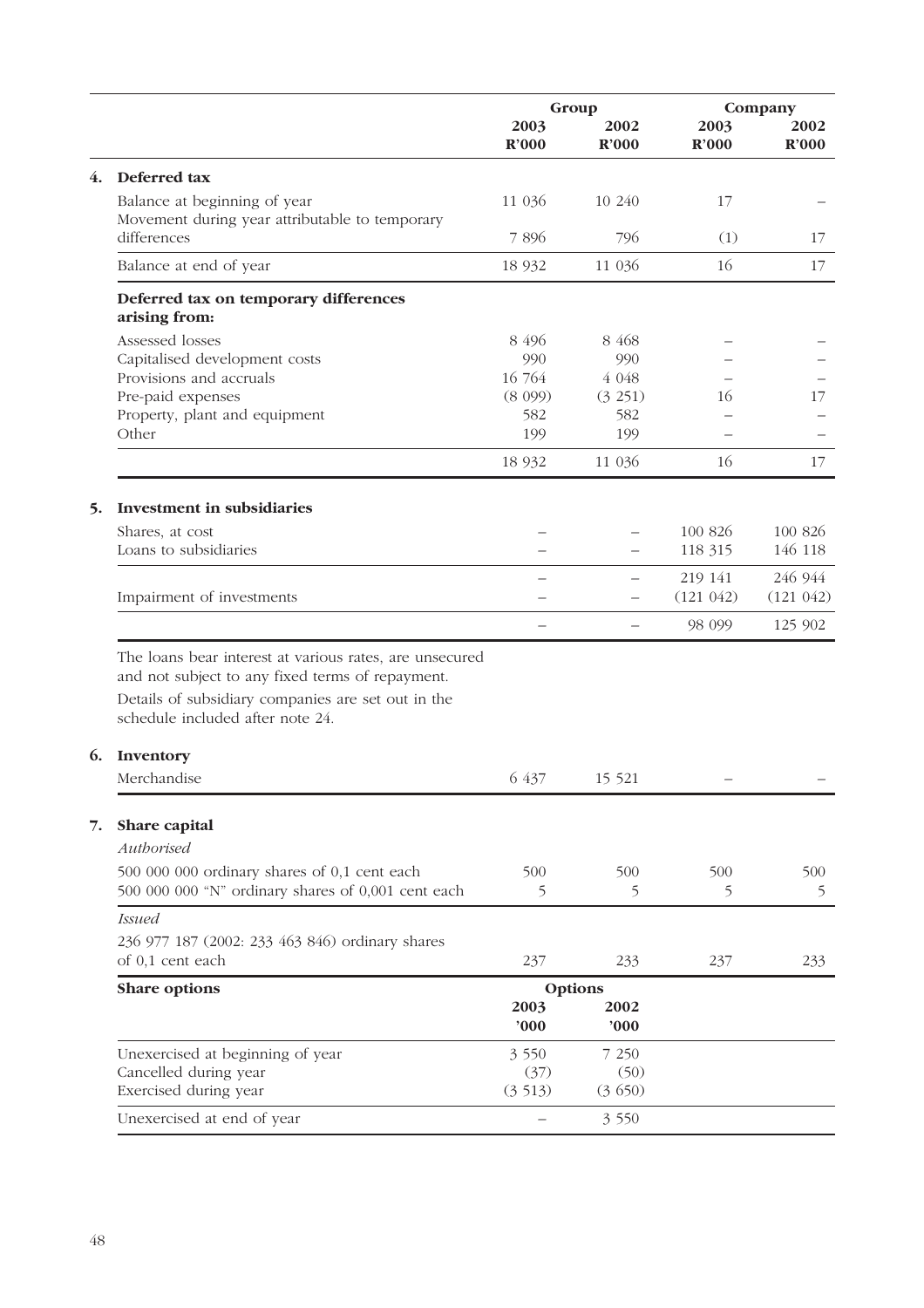| | Group | | Company | |
|---|---|---|---|---|
| | 2003 R'000 | 2002 R'000 | 2003 R'000 | 2002 R'000 |
| **4. Deferred tax** | | | | |
| Balance at beginning of year | 11 036 | 10 240 | 17 | – |
| Movement during year attributable to temporary differences | 7 896 | 796 | (1) | 17 |
| Balance at end of year | 18 932 | 11 036 | 16 | 17 |
| **Deferred tax on temporary differences arising from:** | | | | |
| Assessed losses | 8 496 | 8 468 | – | – |
| Capitalised development costs | 990 | 990 | – | – |
| Provisions and accruals | 16 764 | 4 048 | – | – |
| Pre-paid expenses | (8 099) | (3 251) | 16 | 17 |
| Property, plant and equipment | 582 | 582 | – | – |
| Other | 199 | 199 | – | – |
| | 18 932 | 11 036 | 16 | 17 |
| **5. Investment in subsidiaries** | | | | |
| Shares, at cost | – | – | 100 826 | 100 826 |
| Loans to subsidiaries | – | – | 118 315 | 146 118 |
| | – | – | 219 141 | 246 944 |
| Impairment of investments | – | – | (121 042) | (121 042) |
| | – | – | 98 099 | 125 902 |

The loans bear interest at various rates, are unsecured and not subject to any fixed terms of repayment.

Details of subsidiary companies are set out in the schedule included after note 24.

| | Group | | Company | |
|---|---|---|---|---|
| | 2003 R'000 | 2002 R'000 | 2003 R'000 | 2002 R'000 |
| **6. Inventory** | | | | |
| Merchandise | 6 437 | 15 521 | – | – |
| **7. Share capital** | | | | |
| *Authorised* | | | | |
| 500 000 000 ordinary shares of 0,1 cent each | 500 | 500 | 500 | 500 |
| 500 000 000 "N" ordinary shares of 0,001 cent each | 5 | 5 | 5 | 5 |
| *Issued* | | | | |
| 236 977 187 (2002: 233 463 846) ordinary shares of 0,1 cent each | 237 | 233 | 237 | 233 |

| **Share options** | Options | |
|---|---|---|
| | 2003 '000 | 2002 '000 |
| Unexercised at beginning of year | 3 550 | 7 250 |
| Cancelled during year | (37) | (50) |
| Exercised during year | (3 513) | (3 650) |
| Unexercised at end of year | – | 3 550 |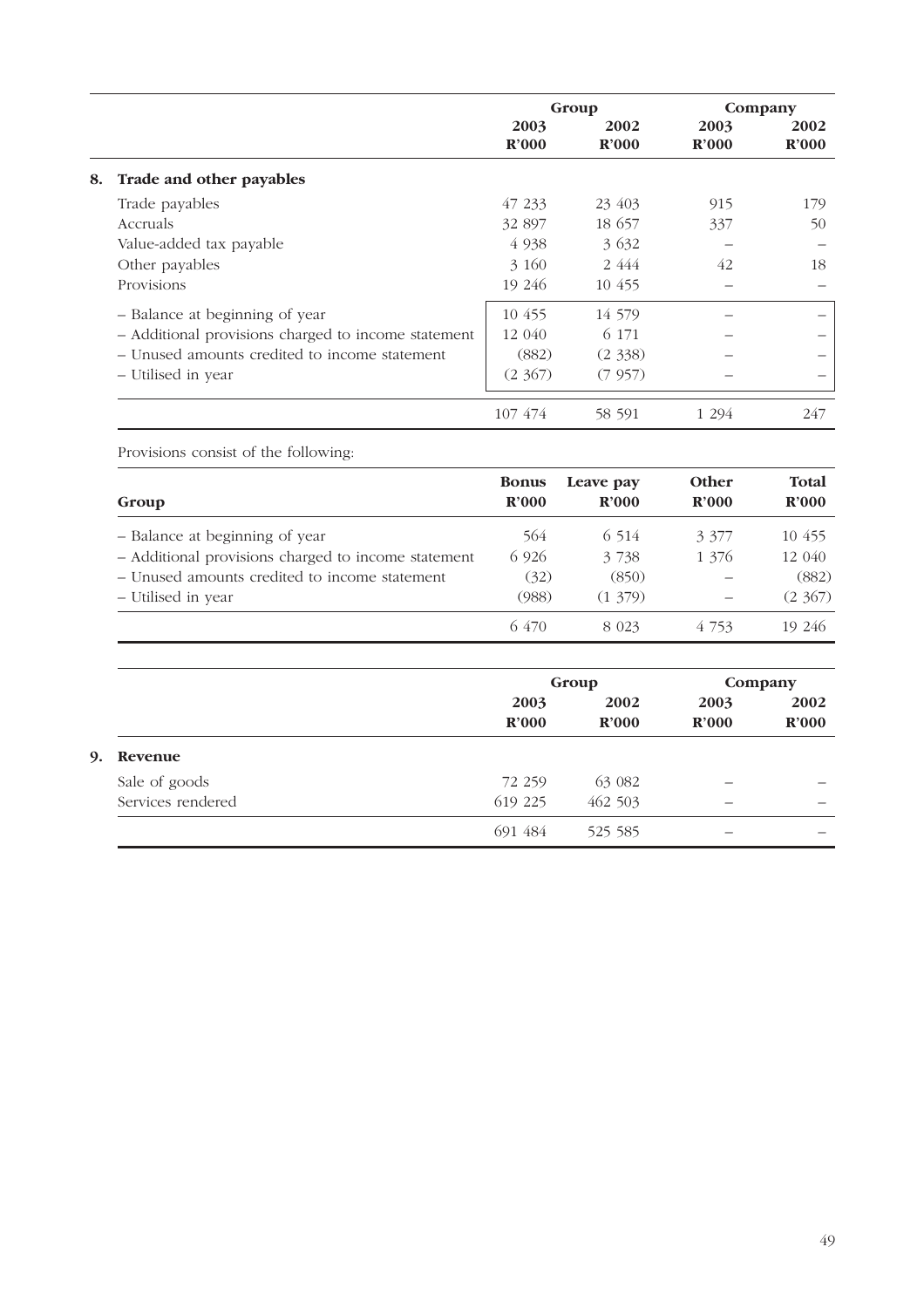|  | Group |  | Company |  |
|---|---|---|---|---|
|  | 2003 | 2002 | 2003 | 2002 |
|  | R'000 | R'000 | R'000 | R'000 |
| **8. Trade and other payables** |  |  |  |  |
| Trade payables | 47 233 | 23 403 | 915 | 179 |
| Accruals | 32 897 | 18 657 | 337 | 50 |
| Value-added tax payable | 4 938 | 3 632 | – | – |
| Other payables | 3 160 | 2 444 | 42 | 18 |
| Provisions | 19 246 | 10 455 | – | – |
| – Balance at beginning of year | 10 455 | 14 579 | – | – |
| – Additional provisions charged to income statement | 12 040 | 6 171 | – | – |
| – Unused amounts credited to income statement | (882) | (2 338) | – | – |
| – Utilised in year | (2 367) | (7 957) | – | – |
|  | 107 474 | 58 591 | 1 294 | 247 |

Provisions consist of the following:

| Group | Bonus R'000 | Leave pay R'000 | Other R'000 | Total R'000 |
|---|---|---|---|---|
| – Balance at beginning of year | 564 | 6 514 | 3 377 | 10 455 |
| – Additional provisions charged to income statement | 6 926 | 3 738 | 1 376 | 12 040 |
| – Unused amounts credited to income statement | (32) | (850) | – | (882) |
| – Utilised in year | (988) | (1 379) | – | (2 367) |
|  | 6 470 | 8 023 | 4 753 | 19 246 |

|  | Group |  | Company |  |
|---|---|---|---|---|
|  | 2003 | 2002 | 2003 | 2002 |
|  | R'000 | R'000 | R'000 | R'000 |
| **9. Revenue** |  |  |  |  |
| Sale of goods | 72 259 | 63 082 | – | – |
| Services rendered | 619 225 | 462 503 | – | – |
|  | 691 484 | 525 585 | – | – |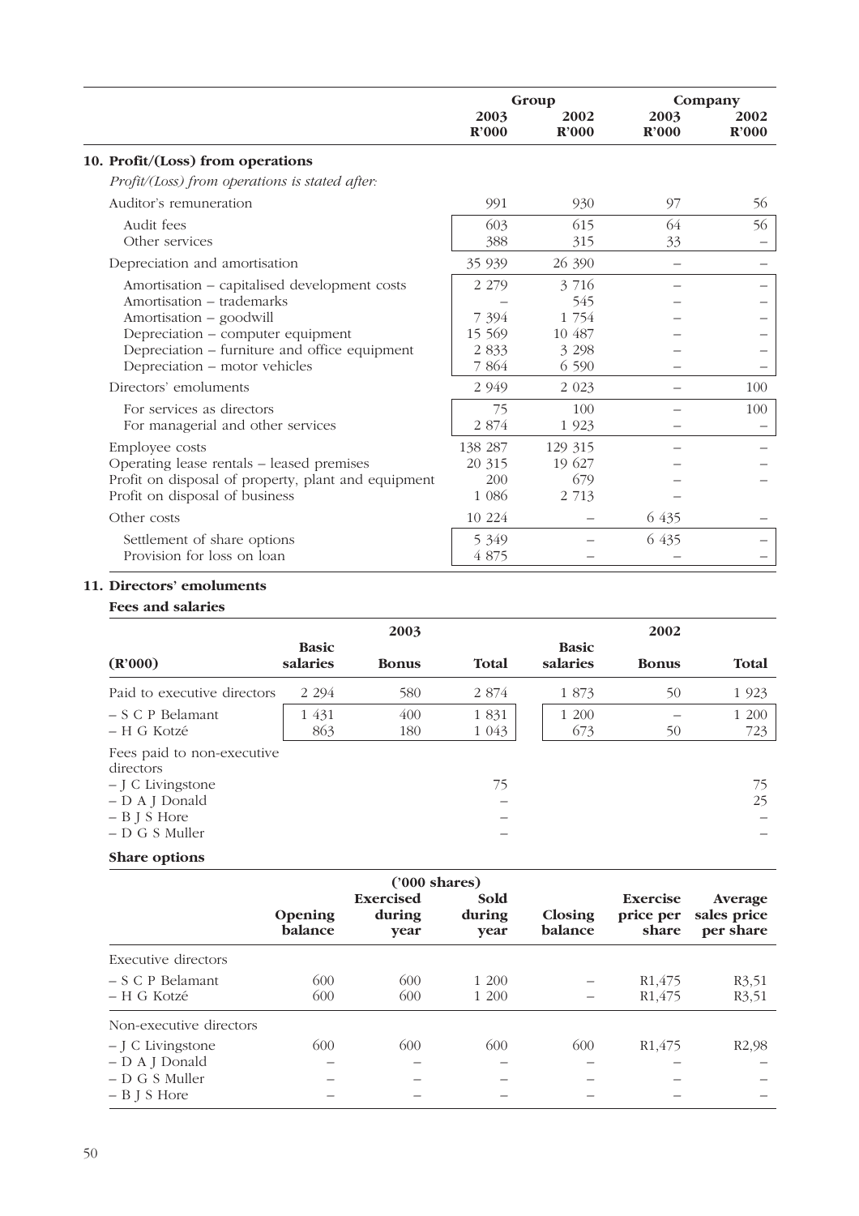| | Group | | Company | |
|---|---|---|---|---|
| | 2003 R'000 | 2002 R'000 | 2003 R'000 | 2002 R'000 |
| **10. Profit/(Loss) from operations** | | | | |
| *Profit/(Loss) from operations is stated after:* | | | | |
| Auditor's remuneration | 991 | 930 | 97 | 56 |
| Audit fees | 603 | 615 | 64 | 56 |
| Other services | 388 | 315 | 33 | – |
| Depreciation and amortisation | 35 939 | 26 390 | – | – |
| Amortisation – capitalised development costs | 2 279 | 3 716 | – | – |
| Amortisation – trademarks | – | 545 | – | – |
| Amortisation – goodwill | 7 394 | 1 754 | – | – |
| Depreciation – computer equipment | 15 569 | 10 487 | – | – |
| Depreciation – furniture and office equipment | 2 833 | 3 298 | – | – |
| Depreciation – motor vehicles | 7 864 | 6 590 | – | – |
| Directors' emoluments | 2 949 | 2 023 | – | 100 |
| For services as directors | 75 | 100 | – | 100 |
| For managerial and other services | 2 874 | 1 923 | – | – |
| Employee costs | 138 287 | 129 315 | – | – |
| Operating lease rentals – leased premises | 20 315 | 19 627 | – | – |
| Profit on disposal of property, plant and equipment | 200 | 679 | – | – |
| Profit on disposal of business | 1 086 | 2 713 | – | |
| Other costs | 10 224 | – | 6 435 | – |
| Settlement of share options | 5 349 | – | 6 435 | – |
| Provision for loss on loan | 4 875 | – | – | – |

## 11. Directors' emoluments

### Fees and salaries

| | 2003 | | | 2002 | | |
|---|---|---|---|---|---|---|
| (R'000) | Basic salaries | Bonus | Total | Basic salaries | Bonus | Total |
| Paid to executive directors | 2 294 | 580 | 2 874 | 1 873 | 50 | 1 923 |
| – S C P Belamant | 1 431 | 400 | 1 831 | 1 200 | – | 1 200 |
| – H G Kotzé | 863 | 180 | 1 043 | 673 | 50 | 723 |
| Fees paid to non-executive directors | | | | | | |
| – J C Livingstone | | | 75 | | | 75 |
| – D A J Donald | | | – | | | 25 |
| – B J S Hore | | | – | | | – |
| – D G S Muller | | | – | | | – |

### Share options

| | ('000 shares) | | | | | |
|---|---|---|---|---|---|---|
| | Opening balance | Exercised during year | Sold during year | Closing balance | Exercise price per share | Average sales price per share |
| Executive directors | | | | | | |
| – S C P Belamant | 600 | 600 | 1 200 | – | R1,475 | R3,51 |
| – H G Kotzé | 600 | 600 | 1 200 | – | R1,475 | R3,51 |
| Non-executive directors | | | | | | |
| – J C Livingstone | 600 | 600 | 600 | 600 | R1,475 | R2,98 |
| – D A J Donald | – | – | – | – | – | – |
| – D G S Muller | – | – | – | – | – | – |
| – B J S Hore | – | – | – | – | – | – |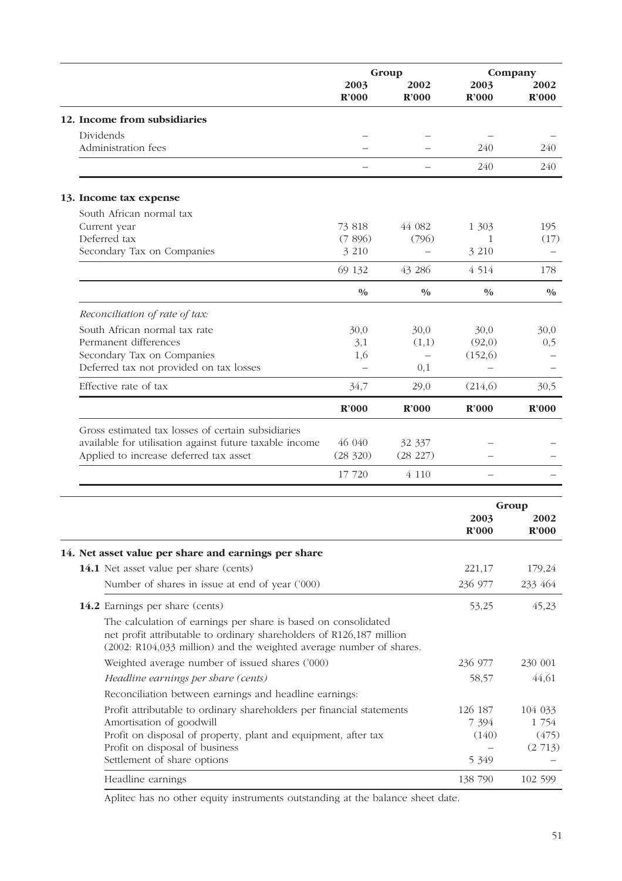| | Group | | Company | |
|---|---|---|---|---|
| | 2003 R'000 | 2002 R'000 | 2003 R'000 | 2002 R'000 |
| **12. Income from subsidiaries** | | | | |
| Dividends | – | – | – | – |
| Administration fees | – | – | 240 | 240 |
| | – | – | 240 | 240 |
| **13. Income tax expense** | | | | |
| South African normal tax | | | | |
| Current year | 73 818 | 44 082 | 1 303 | 195 |
| Deferred tax | (7 896) | (796) | 1 | (17) |
| Secondary Tax on Companies | 3 210 | – | 3 210 | – |
| | 69 132 | 43 286 | 4 514 | 178 |
| | % | % | % | % |
| *Reconciliation of rate of tax:* | | | | |
| South African normal tax rate | 30,0 | 30,0 | 30,0 | 30,0 |
| Permanent differences | 3,1 | (1,1) | (92,0) | 0,5 |
| Secondary Tax on Companies | 1,6 | – | (152,6) | – |
| Deferred tax not provided on tax losses | – | 0,1 | – | – |
| Effective rate of tax | 34,7 | 29,0 | (214,6) | 30,5 |
| | R'000 | R'000 | R'000 | R'000 |
| Gross estimated tax losses of certain subsidiaries available for utilisation against future taxable income | 46 040 | 32 337 | – | – |
| Applied to increase deferred tax asset | (28 320) | (28 227) | – | – |
| | 17 720 | 4 110 | – | – |

| | Group | |
|---|---|---|
| | 2003 R'000 | 2002 R'000 |
| **14. Net asset value per share and earnings per share** | | |
| **14.1** Net asset value per share (cents) | 221,17 | 179,24 |
| Number of shares in issue at end of year ('000) | 236 977 | 233 464 |
| **14.2** Earnings per share (cents) | 53,25 | 45,23 |
| The calculation of earnings per share is based on consolidated net profit attributable to ordinary shareholders of R126,187 million (2002: R104,033 million) and the weighted average number of shares. | | |
| Weighted average number of issued shares ('000) | 236 977 | 230 001 |
| *Headline earnings per share (cents)* | 58,57 | 44,61 |
| Reconciliation between earnings and headline earnings: | | |
| Profit attributable to ordinary shareholders per financial statements | 126 187 | 104 033 |
| Amortisation of goodwill | 7 394 | 1 754 |
| Profit on disposal of property, plant and equipment, after tax | (140) | (475) |
| Profit on disposal of business | – | (2 713) |
| Settlement of share options | 5 349 | – |
| Headline earnings | 138 790 | 102 599 |

Aplitec has no other equity instruments outstanding at the balance sheet date.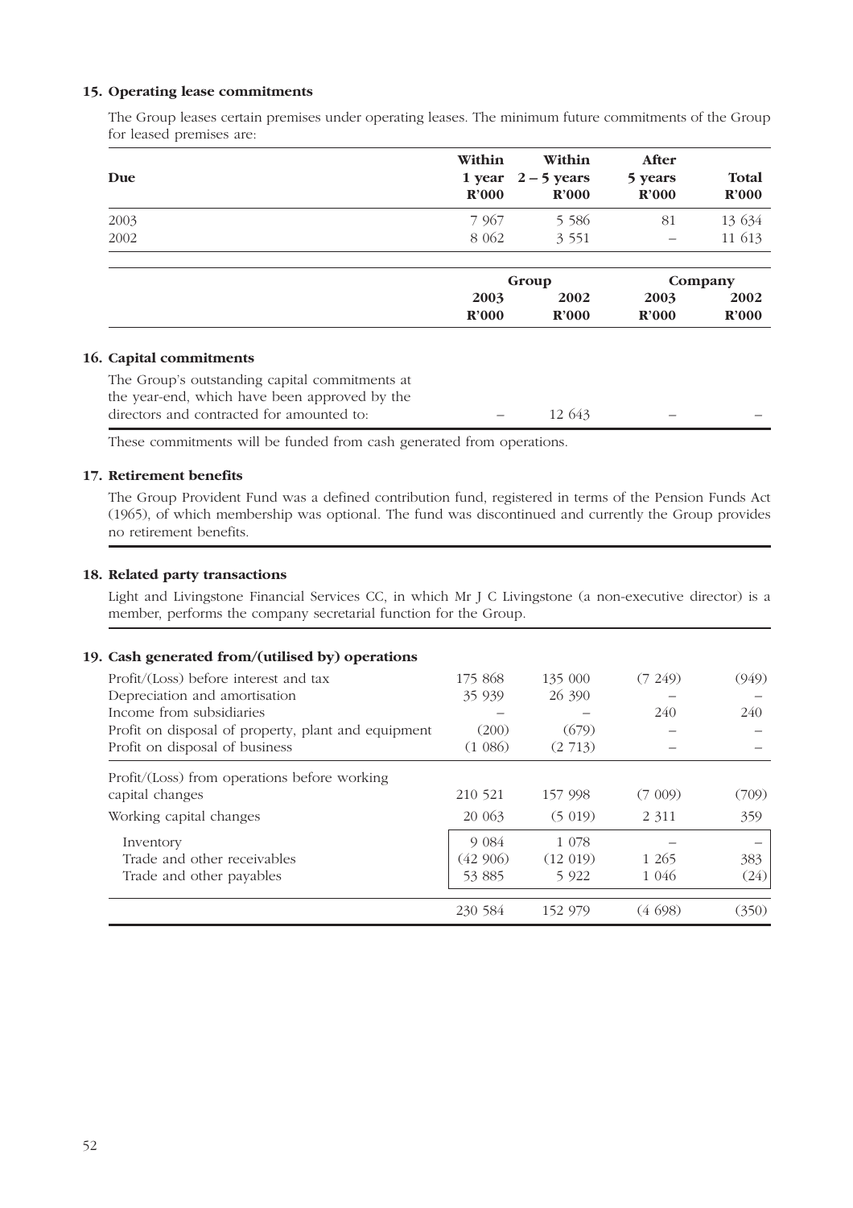### 15. Operating lease commitments

The Group leases certain premises under operating leases. The minimum future commitments of the Group for leased premises are:

| Due | Within 1 year R'000 | Within 2 – 5 years R'000 | After 5 years R'000 | Total R'000 |
|---|---|---|---|---|
| 2003 | 7 967 | 5 586 | 81 | 13 634 |
| 2002 | 8 062 | 3 551 | – | 11 613 |

| | Group | | Company | |
|---|---|---|---|---|
| | 2003 R'000 | 2002 R'000 | 2003 R'000 | 2002 R'000 |
| **16. Capital commitments** | | | | |
| The Group's outstanding capital commitments at the year-end, which have been approved by the directors and contracted for amounted to: | – | 12 643 | – | – |

These commitments will be funded from cash generated from operations.

### 17. Retirement benefits

The Group Provident Fund was a defined contribution fund, registered in terms of the Pension Funds Act (1965), of which membership was optional. The fund was discontinued and currently the Group provides no retirement benefits.

### 18. Related party transactions

Light and Livingstone Financial Services CC, in which Mr J C Livingstone (a non-executive director) is a member, performs the company secretarial function for the Group.

### 19. Cash generated from/(utilised by) operations

| | Group 2003 R'000 | Group 2002 R'000 | Company 2003 R'000 | Company 2002 R'000 |
|---|---|---|---|---|
| Profit/(Loss) before interest and tax | 175 868 | 135 000 | (7 249) | (949) |
| Depreciation and amortisation | 35 939 | 26 390 | – | – |
| Income from subsidiaries | – | – | 240 | 240 |
| Profit on disposal of property, plant and equipment | (200) | (679) | – | – |
| Profit on disposal of business | (1 086) | (2 713) | – | – |
| Profit/(Loss) from operations before working capital changes | 210 521 | 157 998 | (7 009) | (709) |
| Working capital changes | 20 063 | (5 019) | 2 311 | 359 |
| Inventory | 9 084 | 1 078 | – | – |
| Trade and other receivables | (42 906) | (12 019) | 1 265 | 383 |
| Trade and other payables | 53 885 | 5 922 | 1 046 | (24) |
| | 230 584 | 152 979 | (4 698) | (350) |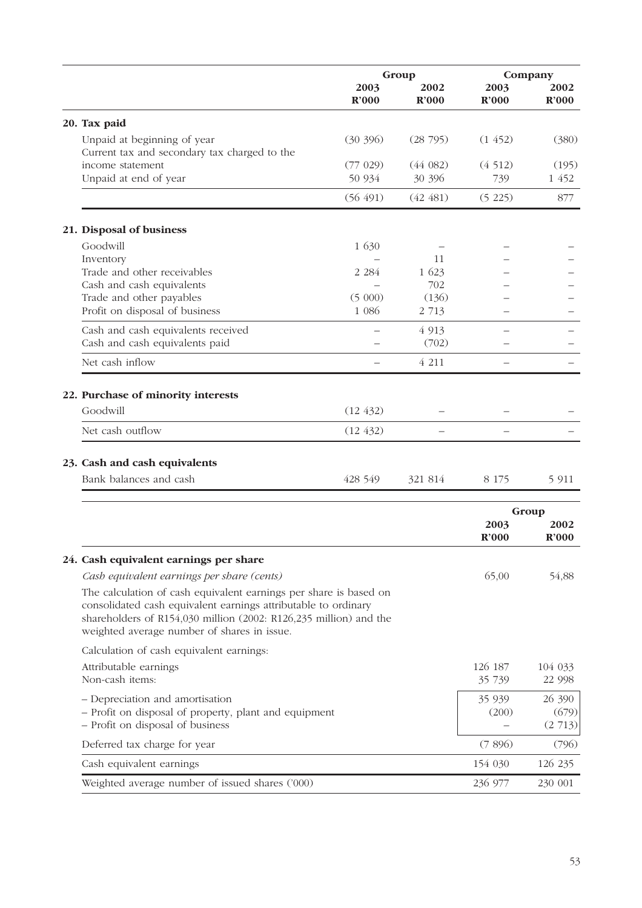| | Group | | Company | |
|---|---|---|---|---|
| | 2003 R'000 | 2002 R'000 | 2003 R'000 | 2002 R'000 |
| **20. Tax paid** | | | | |
| Unpaid at beginning of year | (30 396) | (28 795) | (1 452) | (380) |
| Current tax and secondary tax charged to the income statement | (77 029) | (44 082) | (4 512) | (195) |
| Unpaid at end of year | 50 934 | 30 396 | 739 | 1 452 |
| | (56 491) | (42 481) | (5 225) | 877 |
| **21. Disposal of business** | | | | |
| Goodwill | 1 630 | – | – | – |
| Inventory | – | 11 | – | – |
| Trade and other receivables | 2 284 | 1 623 | – | – |
| Cash and cash equivalents | – | 702 | – | – |
| Trade and other payables | (5 000) | (136) | – | – |
| Profit on disposal of business | 1 086 | 2 713 | – | – |
| Cash and cash equivalents received | – | 4 913 | – | – |
| Cash and cash equivalents paid | – | (702) | – | – |
| Net cash inflow | – | 4 211 | – | – |
| **22. Purchase of minority interests** | | | | |
| Goodwill | (12 432) | – | – | – |
| Net cash outflow | (12 432) | – | – | – |
| **23. Cash and cash equivalents** | | | | |
| Bank balances and cash | 428 549 | 321 814 | 8 175 | 5 911 |

| | Group | |
|---|---|---|
| | 2003 R'000 | 2002 R'000 |
| **24. Cash equivalent earnings per share** | | |
| *Cash equivalent earnings per share (cents)* | 65,00 | 54,88 |
| The calculation of cash equivalent earnings per share is based on consolidated cash equivalent earnings attributable to ordinary shareholders of R154,030 million (2002: R126,235 million) and the weighted average number of shares in issue. | | |
| Calculation of cash equivalent earnings: | | |
| Attributable earnings | 126 187 | 104 033 |
| Non-cash items: | 35 739 | 22 998 |
| – Depreciation and amortisation | 35 939 | 26 390 |
| – Profit on disposal of property, plant and equipment | (200) | (679) |
| – Profit on disposal of business | – | (2 713) |
| Deferred tax charge for year | (7 896) | (796) |
| Cash equivalent earnings | 154 030 | 126 235 |
| Weighted average number of issued shares ('000) | 236 977 | 230 001 |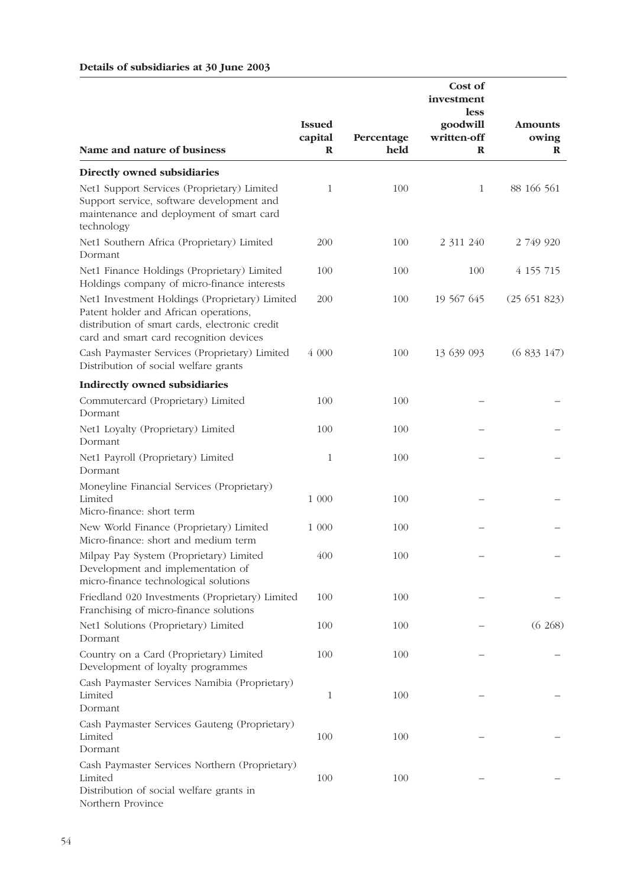**Details of subsidiaries at 30 June 2003**

| Name and nature of business | Issued capital R | Percentage held | Cost of investment less goodwill written-off R | Amounts owing R |
|---|---|---|---|---|
| **Directly owned subsidiaries** | | | | |
| Net1 Support Services (Proprietary) Limited<br>Support service, software development and maintenance and deployment of smart card technology | 1 | 100 | 1 | 88 166 561 |
| Net1 Southern Africa (Proprietary) Limited<br>Dormant | 200 | 100 | 2 311 240 | 2 749 920 |
| Net1 Finance Holdings (Proprietary) Limited<br>Holdings company of micro-finance interests | 100 | 100 | 100 | 4 155 715 |
| Net1 Investment Holdings (Proprietary) Limited<br>Patent holder and African operations, distribution of smart cards, electronic credit card and smart card recognition devices | 200 | 100 | 19 567 645 | (25 651 823) |
| Cash Paymaster Services (Proprietary) Limited<br>Distribution of social welfare grants | 4 000 | 100 | 13 639 093 | (6 833 147) |
| **Indirectly owned subsidiaries** | | | | |
| Commutercard (Proprietary) Limited<br>Dormant | 100 | 100 | – | – |
| Net1 Loyalty (Proprietary) Limited<br>Dormant | 100 | 100 | – | – |
| Net1 Payroll (Proprietary) Limited<br>Dormant | 1 | 100 | – | – |
| Moneyline Financial Services (Proprietary) Limited<br>Micro-finance: short term | 1 000 | 100 | – | – |
| New World Finance (Proprietary) Limited<br>Micro-finance: short and medium term | 1 000 | 100 | – | – |
| Milpay Pay System (Proprietary) Limited<br>Development and implementation of micro-finance technological solutions | 400 | 100 | – | – |
| Friedland 020 Investments (Proprietary) Limited<br>Franchising of micro-finance solutions | 100 | 100 | – | – |
| Net1 Solutions (Proprietary) Limited<br>Dormant | 100 | 100 | – | (6 268) |
| Country on a Card (Proprietary) Limited<br>Development of loyalty programmes | 100 | 100 | – | – |
| Cash Paymaster Services Namibia (Proprietary) Limited<br>Dormant | 1 | 100 | – | – |
| Cash Paymaster Services Gauteng (Proprietary) Limited<br>Dormant | 100 | 100 | – | – |
| Cash Paymaster Services Northern (Proprietary) Limited<br>Distribution of social welfare grants in Northern Province | 100 | 100 | – | – |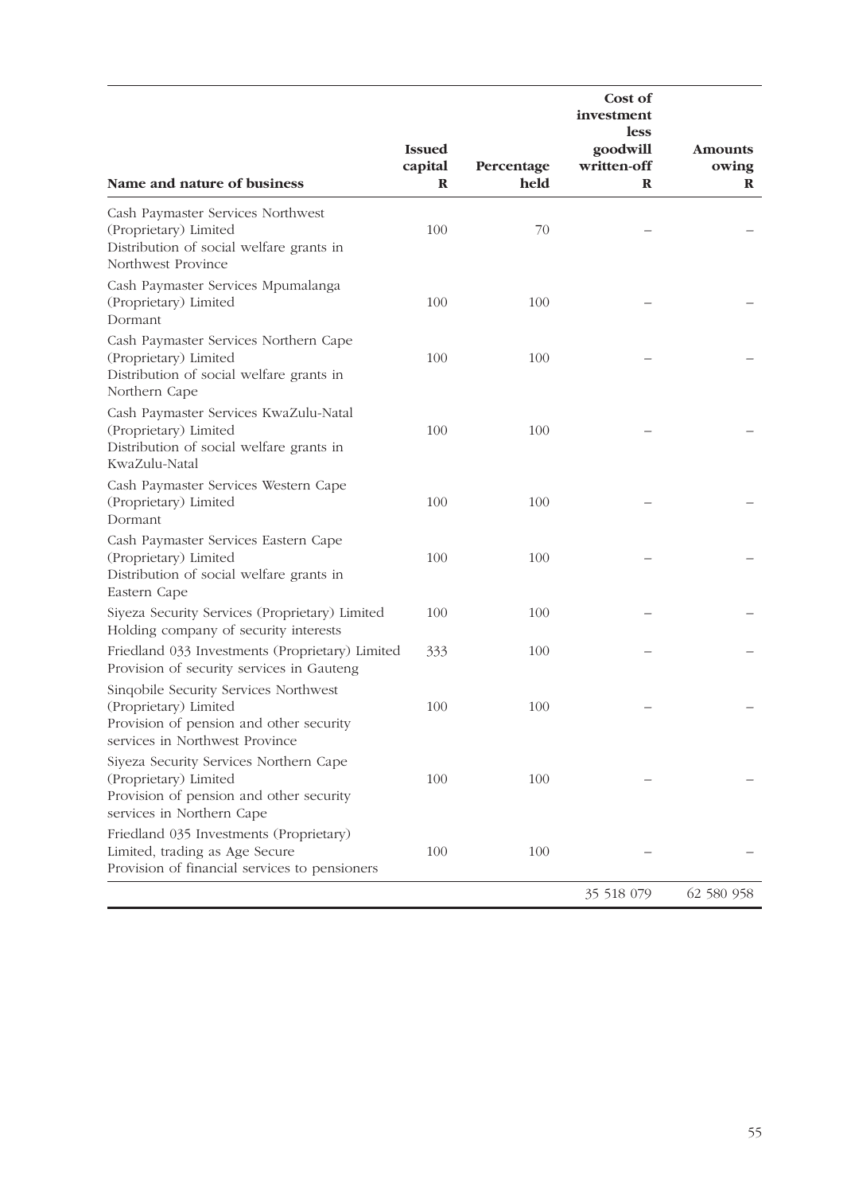| Name and nature of business | Issued capital R | Percentage held | Cost of investment less goodwill written-off R | Amounts owing R |
|---|---|---|---|---|
| Cash Paymaster Services Northwest (Proprietary) Limited<br>Distribution of social welfare grants in Northwest Province | 100 | 70 | – | – |
| Cash Paymaster Services Mpumalanga (Proprietary) Limited<br>Dormant | 100 | 100 | – | – |
| Cash Paymaster Services Northern Cape (Proprietary) Limited<br>Distribution of social welfare grants in Northern Cape | 100 | 100 | – | – |
| Cash Paymaster Services KwaZulu-Natal (Proprietary) Limited<br>Distribution of social welfare grants in KwaZulu-Natal | 100 | 100 | – | – |
| Cash Paymaster Services Western Cape (Proprietary) Limited<br>Dormant | 100 | 100 | – | – |
| Cash Paymaster Services Eastern Cape (Proprietary) Limited<br>Distribution of social welfare grants in Eastern Cape | 100 | 100 | – | – |
| Siyeza Security Services (Proprietary) Limited<br>Holding company of security interests | 100 | 100 | – | – |
| Friedland 033 Investments (Proprietary) Limited<br>Provision of security services in Gauteng | 333 | 100 | – | – |
| Sinqobile Security Services Northwest (Proprietary) Limited<br>Provision of pension and other security services in Northwest Province | 100 | 100 | – | – |
| Siyeza Security Services Northern Cape (Proprietary) Limited<br>Provision of pension and other security services in Northern Cape | 100 | 100 | – | – |
| Friedland 035 Investments (Proprietary) Limited, trading as Age Secure<br>Provision of financial services to pensioners | 100 | 100 | – | – |
| | | | 35 518 079 | 62 580 958 |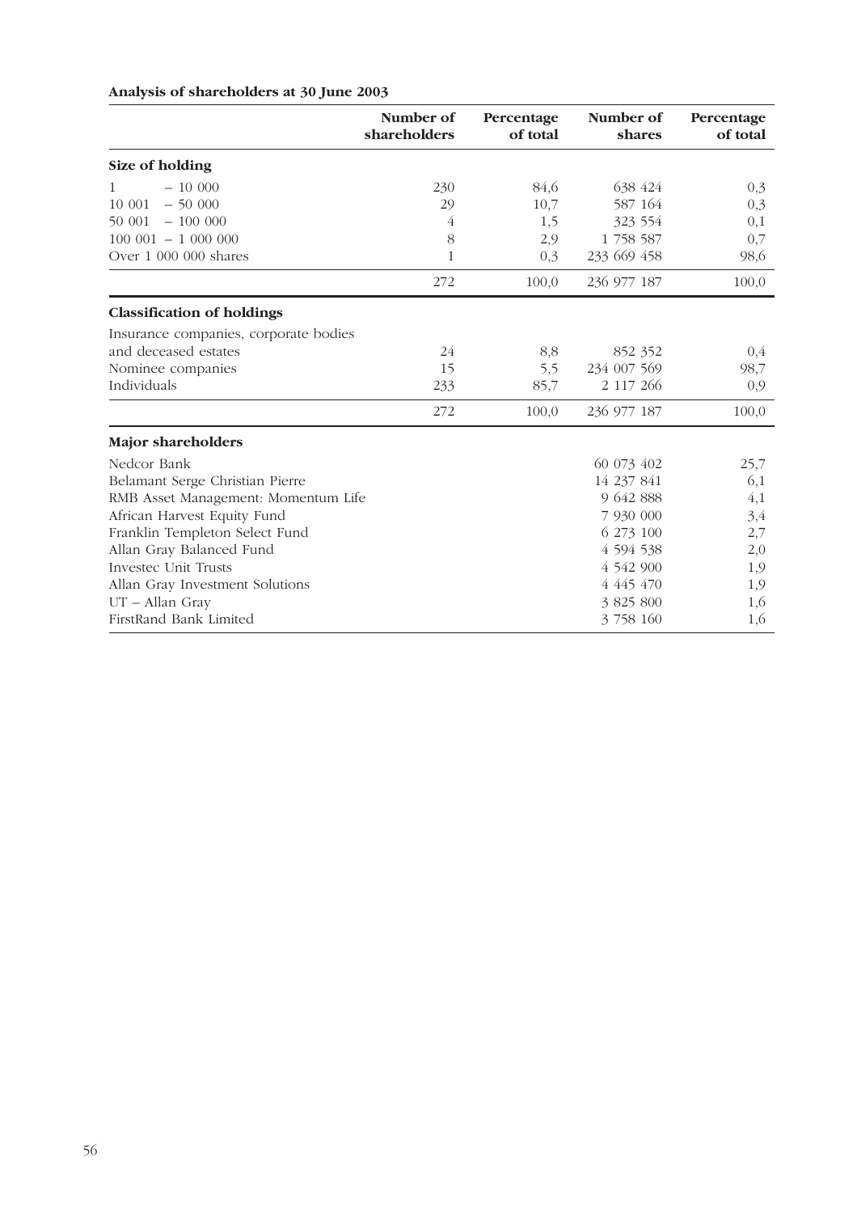**Analysis of shareholders at 30 June 2003**

| | Number of shareholders | Percentage of total | Number of shares | Percentage of total |
|---|---|---|---|---|
| **Size of holding** | | | | |
| 1 – 10 000 | 230 | 84,6 | 638 424 | 0,3 |
| 10 001 – 50 000 | 29 | 10,7 | 587 164 | 0,3 |
| 50 001 – 100 000 | 4 | 1,5 | 323 554 | 0,1 |
| 100 001 – 1 000 000 | 8 | 2,9 | 1 758 587 | 0,7 |
| Over 1 000 000 shares | 1 | 0,3 | 233 669 458 | 98,6 |
| | 272 | 100,0 | 236 977 187 | 100,0 |
| **Classification of holdings** | | | | |
| Insurance companies, corporate bodies and deceased estates | 24 | 8,8 | 852 352 | 0,4 |
| Nominee companies | 15 | 5,5 | 234 007 569 | 98,7 |
| Individuals | 233 | 85,7 | 2 117 266 | 0,9 |
| | 272 | 100,0 | 236 977 187 | 100,0 |
| **Major shareholders** | | | | |
| Nedcor Bank | | | 60 073 402 | 25,7 |
| Belamant Serge Christian Pierre | | | 14 237 841 | 6,1 |
| RMB Asset Management: Momentum Life | | | 9 642 888 | 4,1 |
| African Harvest Equity Fund | | | 7 930 000 | 3,4 |
| Franklin Templeton Select Fund | | | 6 273 100 | 2,7 |
| Allan Gray Balanced Fund | | | 4 594 538 | 2,0 |
| Investec Unit Trusts | | | 4 542 900 | 1,9 |
| Allan Gray Investment Solutions | | | 4 445 470 | 1,9 |
| UT – Allan Gray | | | 3 825 800 | 1,6 |
| FirstRand Bank Limited | | | 3 758 160 | 1,6 |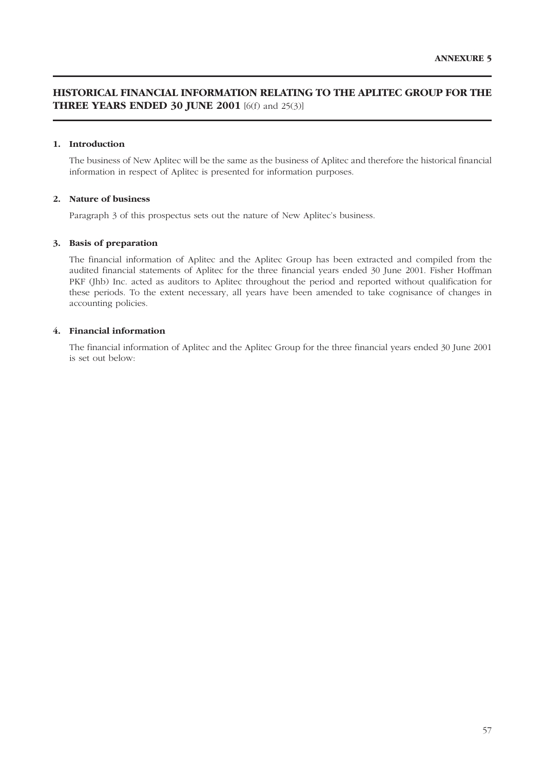**ANNEXURE 5**

# HISTORICAL FINANCIAL INFORMATION RELATING TO THE APLITEC GROUP FOR THE THREE YEARS ENDED 30 JUNE 2001 [6(f) and 25(3)]

**1. Introduction**

The business of New Aplitec will be the same as the business of Aplitec and therefore the historical financial information in respect of Aplitec is presented for information purposes.

**2. Nature of business**

Paragraph 3 of this prospectus sets out the nature of New Aplitec's business.

**3. Basis of preparation**

The financial information of Aplitec and the Aplitec Group has been extracted and compiled from the audited financial statements of Aplitec for the three financial years ended 30 June 2001. Fisher Hoffman PKF (Jhb) Inc. acted as auditors to Aplitec throughout the period and reported without qualification for these periods. To the extent necessary, all years have been amended to take cognisance of changes in accounting policies.

**4. Financial information**

The financial information of Aplitec and the Aplitec Group for the three financial years ended 30 June 2001 is set out below: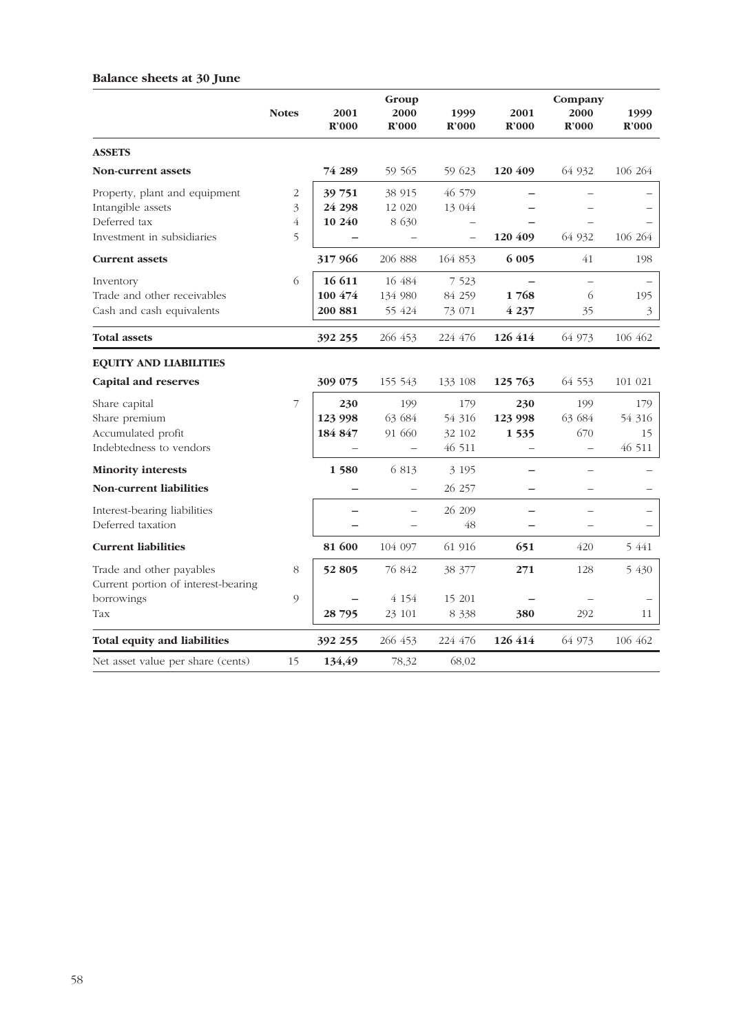## Balance sheets at 30 June

| | Notes | Group | | | Company | | |
|---|---|---|---|---|---|---|---|
| | | **2001 R'000** | **2000 R'000** | **1999 R'000** | **2001 R'000** | **2000 R'000** | **1999 R'000** |
| **ASSETS** | | | | | | | |
| **Non-current assets** | | **74 289** | 59 565 | 59 623 | **120 409** | 64 932 | 106 264 |
| Property, plant and equipment | 2 | **39 751** | 38 915 | 46 579 | **–** | – | – |
| Intangible assets | 3 | **24 298** | 12 020 | 13 044 | **–** | – | – |
| Deferred tax | 4 | **10 240** | 8 630 | – | **–** | – | – |
| Investment in subsidiaries | 5 | **–** | – | – | **120 409** | 64 932 | 106 264 |
| **Current assets** | | **317 966** | 206 888 | 164 853 | **6 005** | 41 | 198 |
| Inventory | 6 | **16 611** | 16 484 | 7 523 | **–** | – | – |
| Trade and other receivables | | **100 474** | 134 980 | 84 259 | **1 768** | 6 | 195 |
| Cash and cash equivalents | | **200 881** | 55 424 | 73 071 | **4 237** | 35 | 3 |
| **Total assets** | | **392 255** | 266 453 | 224 476 | **126 414** | 64 973 | 106 462 |
| **EQUITY AND LIABILITIES** | | | | | | | |
| **Capital and reserves** | | **309 075** | 155 543 | 133 108 | **125 763** | 64 553 | 101 021 |
| Share capital | 7 | **230** | 199 | 179 | **230** | 199 | 179 |
| Share premium | | **123 998** | 63 684 | 54 316 | **123 998** | 63 684 | 54 316 |
| Accumulated profit | | **184 847** | 91 660 | 32 102 | **1 535** | 670 | 15 |
| Indebtedness to vendors | | – | – | 46 511 | – | – | 46 511 |
| **Minority interests** | | **1 580** | 6 813 | 3 195 | **–** | – | – |
| **Non-current liabilities** | | **–** | – | 26 257 | **–** | – | – |
| Interest-bearing liabilities | | **–** | – | 26 209 | **–** | – | – |
| Deferred taxation | | **–** | – | 48 | **–** | – | – |
| **Current liabilities** | | **81 600** | 104 097 | 61 916 | **651** | 420 | 5 441 |
| Trade and other payables | 8 | **52 805** | 76 842 | 38 377 | **271** | 128 | 5 430 |
| Current portion of interest-bearing borrowings | 9 | **–** | 4 154 | 15 201 | **–** | – | – |
| Tax | | **28 795** | 23 101 | 8 338 | **380** | 292 | 11 |
| **Total equity and liabilities** | | **392 255** | 266 453 | 224 476 | **126 414** | 64 973 | 106 462 |
| Net asset value per share (cents) | 15 | **134,49** | 78,32 | 68,02 | | | |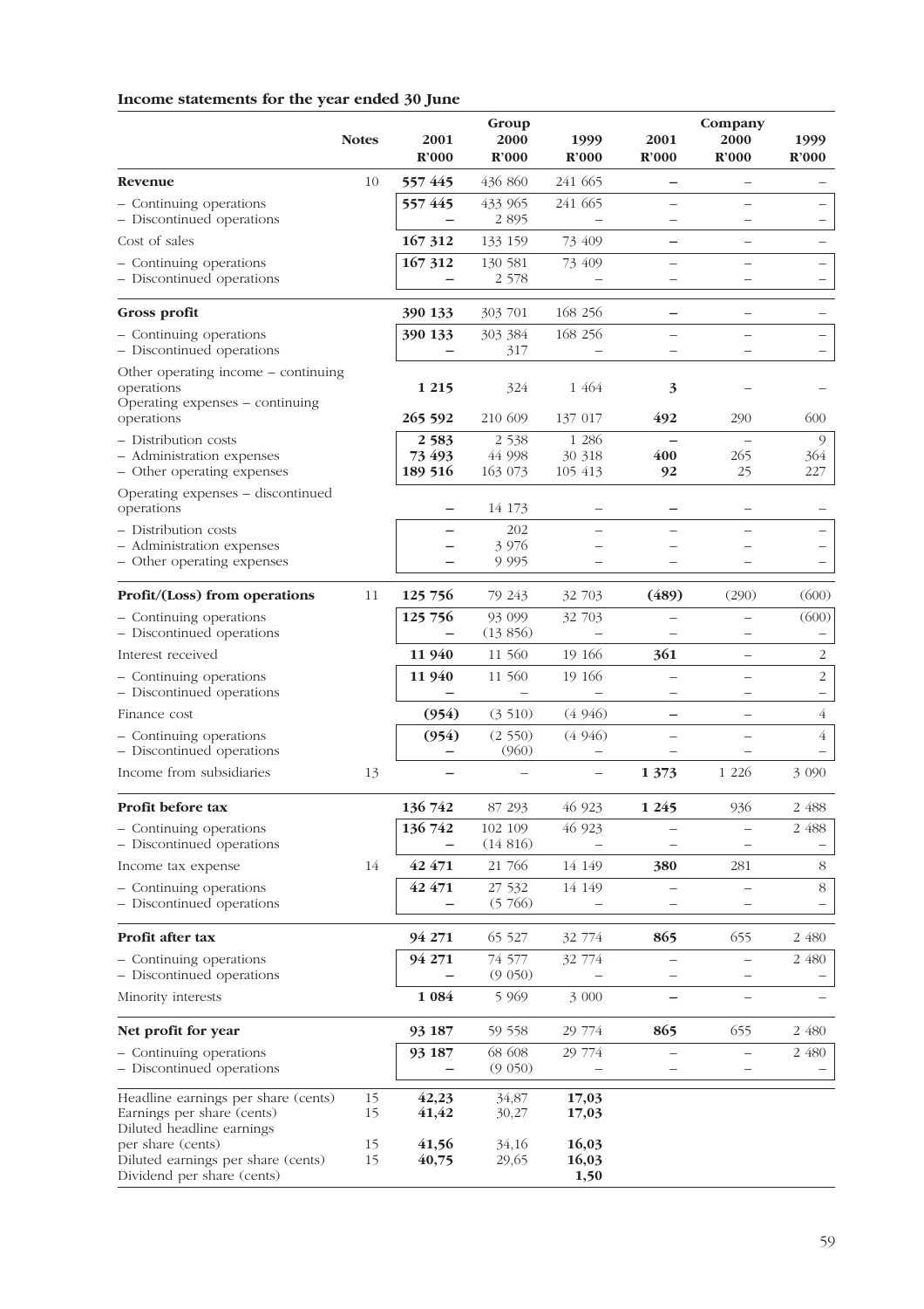## Income statements for the year ended 30 June

| | Notes | Group 2001 R'000 | Group 2000 R'000 | Group 1999 R'000 | Company 2001 R'000 | Company 2000 R'000 | Company 1999 R'000 |
|---|---|---|---|---|---|---|---|
| **Revenue** | 10 | **557 445** | 436 860 | 241 665 | **–** | – | – |
| – Continuing operations | | **557 445** | 433 965 | 241 665 | – | – | – |
| – Discontinued operations | | **–** | 2 895 | – | – | – | – |
| Cost of sales | | **167 312** | 133 159 | 73 409 | **–** | – | – |
| – Continuing operations | | **167 312** | 130 581 | 73 409 | – | – | – |
| – Discontinued operations | | **–** | 2 578 | – | – | – | – |
| **Gross profit** | | **390 133** | 303 701 | 168 256 | **–** | – | – |
| – Continuing operations | | **390 133** | 303 384 | 168 256 | – | – | – |
| – Discontinued operations | | **–** | 317 | – | – | – | – |
| Other operating income – continuing operations | | **1 215** | 324 | 1 464 | **3** | – | – |
| Operating expenses – continuing operations | | **265 592** | 210 609 | 137 017 | **492** | 290 | 600 |
| – Distribution costs | | **2 583** | 2 538 | 1 286 | **–** | – | 9 |
| – Administration expenses | | **73 493** | 44 998 | 30 318 | **400** | 265 | 364 |
| – Other operating expenses | | **189 516** | 163 073 | 105 413 | **92** | 25 | 227 |
| Operating expenses – discontinued operations | | **–** | 14 173 | – | **–** | – | – |
| – Distribution costs | | **–** | 202 | – | – | – | – |
| – Administration expenses | | **–** | 3 976 | – | – | – | – |
| – Other operating expenses | | **–** | 9 995 | – | – | – | – |
| **Profit/(Loss) from operations** | 11 | **125 756** | 79 243 | 32 703 | **(489)** | (290) | (600) |
| – Continuing operations | | **125 756** | 93 099 | 32 703 | – | – | (600) |
| – Discontinued operations | | **–** | (13 856) | – | – | – | – |
| Interest received | | **11 940** | 11 560 | 19 166 | **361** | – | 2 |
| – Continuing operations | | **11 940** | 11 560 | 19 166 | – | – | 2 |
| – Discontinued operations | | **–** | – | – | – | – | – |
| Finance cost | | **(954)** | (3 510) | (4 946) | **–** | – | 4 |
| – Continuing operations | | **(954)** | (2 550) | (4 946) | – | – | 4 |
| – Discontinued operations | | **–** | (960) | – | – | – | – |
| Income from subsidiaries | 13 | **–** | – | – | **1 373** | 1 226 | 3 090 |
| **Profit before tax** | | **136 742** | 87 293 | 46 923 | **1 245** | 936 | 2 488 |
| – Continuing operations | | **136 742** | 102 109 | 46 923 | – | – | 2 488 |
| – Discontinued operations | | **–** | (14 816) | – | – | – | – |
| Income tax expense | 14 | **42 471** | 21 766 | 14 149 | **380** | 281 | 8 |
| – Continuing operations | | **42 471** | 27 532 | 14 149 | – | – | 8 |
| – Discontinued operations | | **–** | (5 766) | – | – | – | – |
| **Profit after tax** | | **94 271** | 65 527 | 32 774 | **865** | 655 | 2 480 |
| – Continuing operations | | **94 271** | 74 577 | 32 774 | – | – | 2 480 |
| – Discontinued operations | | **–** | (9 050) | – | – | – | – |
| Minority interests | | **1 084** | 5 969 | 3 000 | **–** | – | – |
| **Net profit for year** | | **93 187** | 59 558 | 29 774 | **865** | 655 | 2 480 |
| – Continuing operations | | **93 187** | 68 608 | 29 774 | – | – | 2 480 |
| – Discontinued operations | | **–** | (9 050) | – | – | – | – |
| Headline earnings per share (cents) | 15 | **42,23** | 34,87 | **17,03** | | | |
| Earnings per share (cents) | 15 | **41,42** | 30,27 | **17,03** | | | |
| Diluted headline earnings per share (cents) | 15 | **41,56** | 34,16 | **16,03** | | | |
| Diluted earnings per share (cents) | 15 | **40,75** | 29,65 | **16,03** | | | |
| Dividend per share (cents) | | | | **1,50** | | | |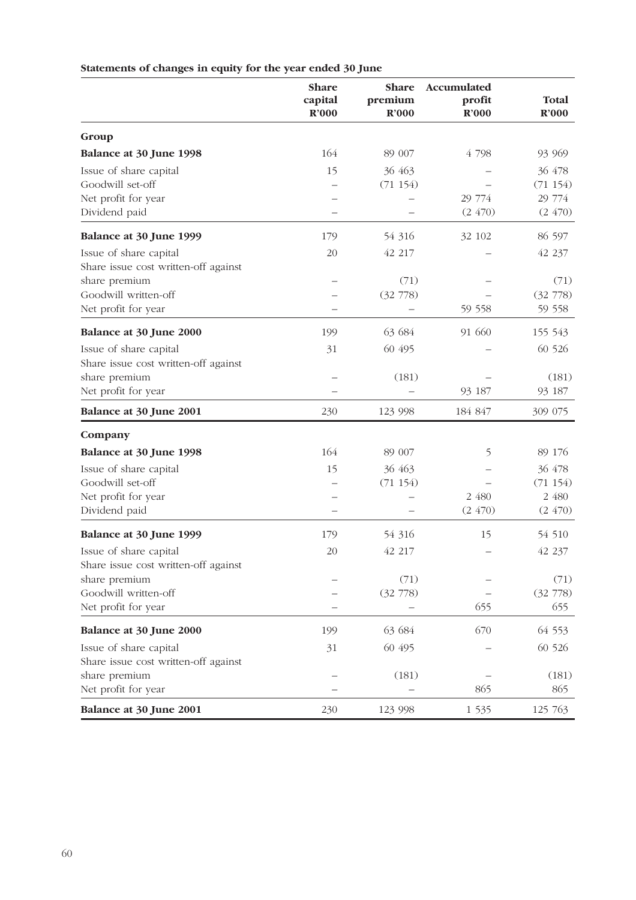**Statements of changes in equity for the year ended 30 June**

| | Share capital R'000 | Share premium R'000 | Accumulated profit R'000 | Total R'000 |
|---|---|---|---|---|
| **Group** | | | | |
| **Balance at 30 June 1998** | 164 | 89 007 | 4 798 | 93 969 |
| Issue of share capital | 15 | 36 463 | – | 36 478 |
| Goodwill set-off | – | (71 154) | – | (71 154) |
| Net profit for year | – | – | 29 774 | 29 774 |
| Dividend paid | – | – | (2 470) | (2 470) |
| **Balance at 30 June 1999** | 179 | 54 316 | 32 102 | 86 597 |
| Issue of share capital | 20 | 42 217 | – | 42 237 |
| Share issue cost written-off against share premium | – | (71) | – | (71) |
| Goodwill written-off | – | (32 778) | – | (32 778) |
| Net profit for year | – | – | 59 558 | 59 558 |
| **Balance at 30 June 2000** | 199 | 63 684 | 91 660 | 155 543 |
| Issue of share capital | 31 | 60 495 | – | 60 526 |
| Share issue cost written-off against share premium | – | (181) | – | (181) |
| Net profit for year | – | – | 93 187 | 93 187 |
| **Balance at 30 June 2001** | 230 | 123 998 | 184 847 | 309 075 |
| **Company** | | | | |
| **Balance at 30 June 1998** | 164 | 89 007 | 5 | 89 176 |
| Issue of share capital | 15 | 36 463 | – | 36 478 |
| Goodwill set-off | – | (71 154) | – | (71 154) |
| Net profit for year | – | – | 2 480 | 2 480 |
| Dividend paid | – | – | (2 470) | (2 470) |
| **Balance at 30 June 1999** | 179 | 54 316 | 15 | 54 510 |
| Issue of share capital | 20 | 42 217 | – | 42 237 |
| Share issue cost written-off against share premium | – | (71) | – | (71) |
| Goodwill written-off | – | (32 778) | – | (32 778) |
| Net profit for year | – | – | 655 | 655 |
| **Balance at 30 June 2000** | 199 | 63 684 | 670 | 64 553 |
| Issue of share capital | 31 | 60 495 | – | 60 526 |
| Share issue cost written-off against share premium | – | (181) | – | (181) |
| Net profit for year | – | – | 865 | 865 |
| **Balance at 30 June 2001** | 230 | 123 998 | 1 535 | 125 763 |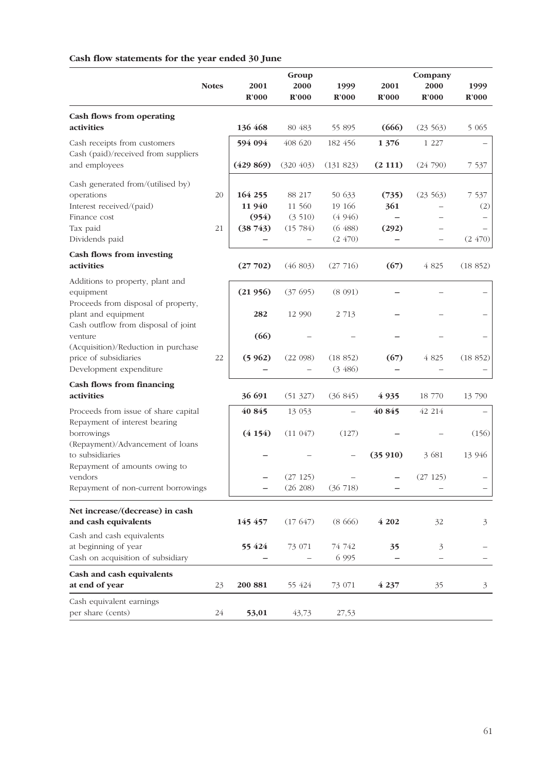## Cash flow statements for the year ended 30 June

| | Notes | Group 2001 R'000 | Group 2000 R'000 | Group 1999 R'000 | Company 2001 R'000 | Company 2000 R'000 | Company 1999 R'000 |
|---|---|---|---|---|---|---|---|
| **Cash flows from operating activities** | | **136 468** | 80 483 | 55 895 | **(666)** | (23 563) | 5 065 |
| Cash receipts from customers | | **594 094** | 408 620 | 182 456 | **1 376** | 1 227 | – |
| Cash (paid)/received from suppliers and employees | | **(429 869)** | (320 403) | (131 823) | **(2 111)** | (24 790) | 7 537 |
| Cash generated from/(utilised by) operations | 20 | **164 255** | 88 217 | 50 633 | **(735)** | (23 563) | 7 537 |
| Interest received/(paid) | | **11 940** | 11 560 | 19 166 | **361** | – | (2) |
| Finance cost | | **(954)** | (3 510) | (4 946) | **–** | – | – |
| Tax paid | 21 | **(38 743)** | (15 784) | (6 488) | **(292)** | – | – |
| Dividends paid | | **–** | – | (2 470) | **–** | – | (2 470) |
| **Cash flows from investing activities** | | **(27 702)** | (46 803) | (27 716) | **(67)** | 4 825 | (18 852) |
| Additions to property, plant and equipment | | **(21 956)** | (37 695) | (8 091) | **–** | – | – |
| Proceeds from disposal of property, plant and equipment | | **282** | 12 990 | 2 713 | **–** | – | – |
| Cash outflow from disposal of joint venture | | **(66)** | – | – | **–** | – | – |
| (Acquisition)/Reduction in purchase price of subsidiaries | 22 | **(5 962)** | (22 098) | (18 852) | **(67)** | 4 825 | (18 852) |
| Development expenditure | | **–** | – | (3 486) | **–** | – | – |
| **Cash flows from financing activities** | | **36 691** | (51 327) | (36 845) | **4 935** | 18 770 | 13 790 |
| Proceeds from issue of share capital | | **40 845** | 13 053 | – | **40 845** | 42 214 | – |
| Repayment of interest bearing borrowings | | **(4 154)** | (11 047) | (127) | **–** | – | (156) |
| (Repayment)/Advancement of loans to subsidiaries | | **–** | – | – | **(35 910)** | 3 681 | 13 946 |
| Repayment of amounts owing to vendors | | **–** | (27 125) | – | **–** | (27 125) | – |
| Repayment of non-current borrowings | | **–** | (26 208) | (36 718) | **–** | – | – |
| **Net increase/(decrease) in cash and cash equivalents** | | **145 457** | (17 647) | (8 666) | **4 202** | 32 | 3 |
| Cash and cash equivalents at beginning of year | | **55 424** | 73 071 | 74 742 | **35** | 3 | – |
| Cash on acquisition of subsidiary | | **–** | – | 6 995 | **–** | – | – |
| **Cash and cash equivalents at end of year** | 23 | **200 881** | 55 424 | 73 071 | **4 237** | 35 | 3 |
| Cash equivalent earnings per share (cents) | 24 | **53,01** | 43,73 | 27,53 | | | |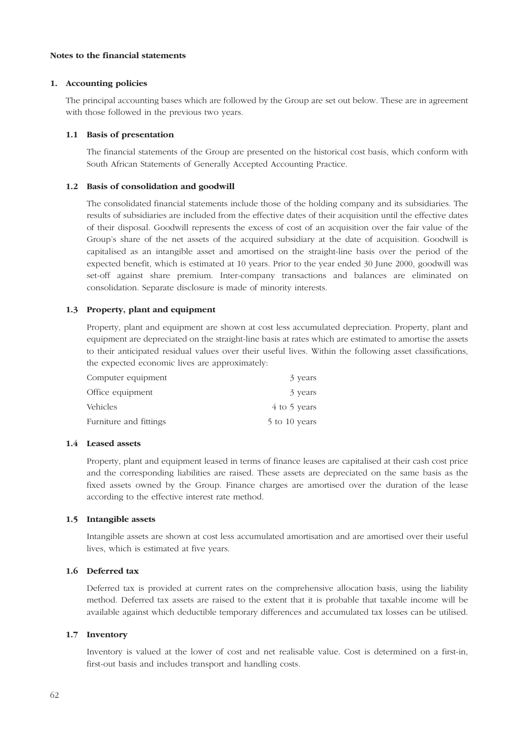# Notes to the financial statements

## 1. Accounting policies

The principal accounting bases which are followed by the Group are set out below. These are in agreement with those followed in the previous two years.

### 1.1 Basis of presentation

The financial statements of the Group are presented on the historical cost basis, which conform with South African Statements of Generally Accepted Accounting Practice.

### 1.2 Basis of consolidation and goodwill

The consolidated financial statements include those of the holding company and its subsidiaries. The results of subsidiaries are included from the effective dates of their acquisition until the effective dates of their disposal. Goodwill represents the excess of cost of an acquisition over the fair value of the Group's share of the net assets of the acquired subsidiary at the date of acquisition. Goodwill is capitalised as an intangible asset and amortised on the straight-line basis over the period of the expected benefit, which is estimated at 10 years. Prior to the year ended 30 June 2000, goodwill was set-off against share premium. Inter-company transactions and balances are eliminated on consolidation. Separate disclosure is made of minority interests.

### 1.3 Property, plant and equipment

Property, plant and equipment are shown at cost less accumulated depreciation. Property, plant and equipment are depreciated on the straight-line basis at rates which are estimated to amortise the assets to their anticipated residual values over their useful lives. Within the following asset classifications, the expected economic lives are approximately:

| | |
|---|---|
| Computer equipment | 3 years |
| Office equipment | 3 years |
| Vehicles | 4 to 5 years |
| Furniture and fittings | 5 to 10 years |

### 1.4 Leased assets

Property, plant and equipment leased in terms of finance leases are capitalised at their cash cost price and the corresponding liabilities are raised. These assets are depreciated on the same basis as the fixed assets owned by the Group. Finance charges are amortised over the duration of the lease according to the effective interest rate method.

### 1.5 Intangible assets

Intangible assets are shown at cost less accumulated amortisation and are amortised over their useful lives, which is estimated at five years.

### 1.6 Deferred tax

Deferred tax is provided at current rates on the comprehensive allocation basis, using the liability method. Deferred tax assets are raised to the extent that it is probable that taxable income will be available against which deductible temporary differences and accumulated tax losses can be utilised.

### 1.7 Inventory

Inventory is valued at the lower of cost and net realisable value. Cost is determined on a first-in, first-out basis and includes transport and handling costs.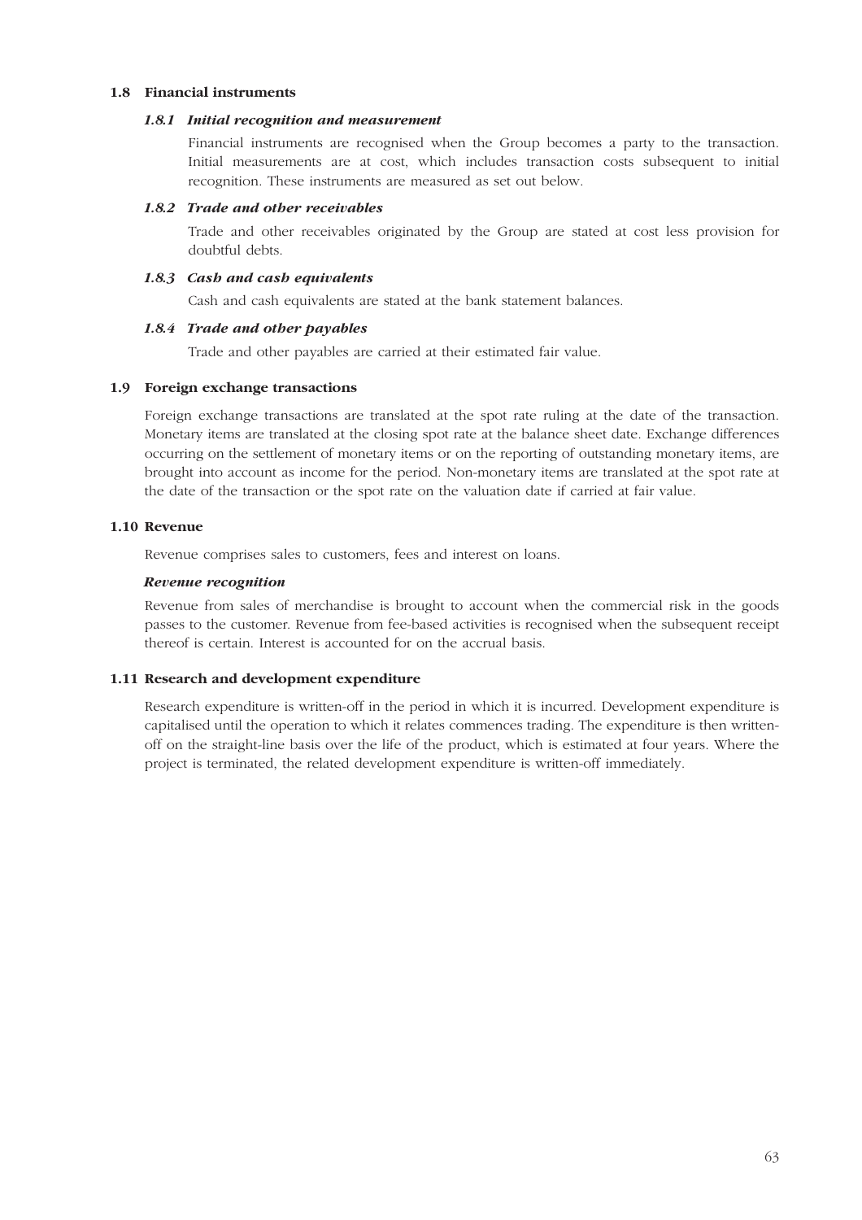## 1.8 Financial instruments

### *1.8.1 Initial recognition and measurement*

Financial instruments are recognised when the Group becomes a party to the transaction. Initial measurements are at cost, which includes transaction costs subsequent to initial recognition. These instruments are measured as set out below.

### *1.8.2 Trade and other receivables*

Trade and other receivables originated by the Group are stated at cost less provision for doubtful debts.

### *1.8.3 Cash and cash equivalents*

Cash and cash equivalents are stated at the bank statement balances.

### *1.8.4 Trade and other payables*

Trade and other payables are carried at their estimated fair value.

## 1.9 Foreign exchange transactions

Foreign exchange transactions are translated at the spot rate ruling at the date of the transaction. Monetary items are translated at the closing spot rate at the balance sheet date. Exchange differences occurring on the settlement of monetary items or on the reporting of outstanding monetary items, are brought into account as income for the period. Non-monetary items are translated at the spot rate at the date of the transaction or the spot rate on the valuation date if carried at fair value.

## 1.10 Revenue

Revenue comprises sales to customers, fees and interest on loans.

### *Revenue recognition*

Revenue from sales of merchandise is brought to account when the commercial risk in the goods passes to the customer. Revenue from fee-based activities is recognised when the subsequent receipt thereof is certain. Interest is accounted for on the accrual basis.

## 1.11 Research and development expenditure

Research expenditure is written-off in the period in which it is incurred. Development expenditure is capitalised until the operation to which it relates commences trading. The expenditure is then written-off on the straight-line basis over the life of the product, which is estimated at four years. Where the project is terminated, the related development expenditure is written-off immediately.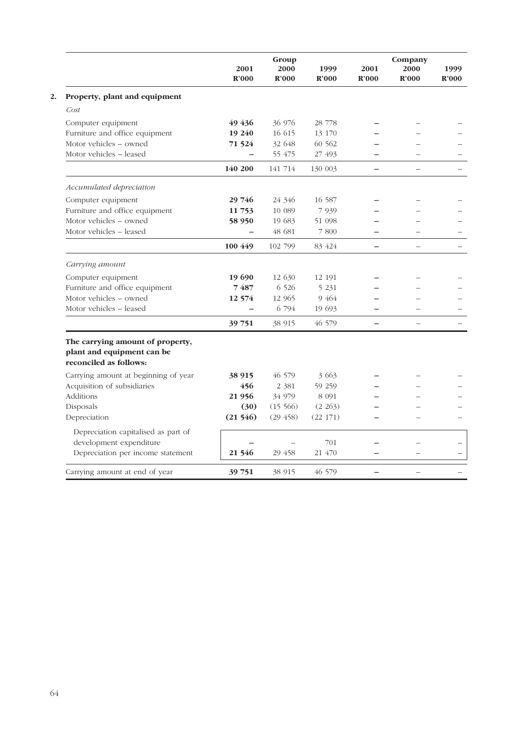|  | Group |  |  | Company |  |  |
|---|---|---|---|---|---|---|
|  | 2001 R'000 | 2000 R'000 | 1999 R'000 | 2001 R'000 | 2000 R'000 | 1999 R'000 |
| **2. Property, plant and equipment** |  |  |  |  |  |  |
| *Cost* |  |  |  |  |  |  |
| Computer equipment | **49 436** | 36 976 | 28 778 | **–** | – | – |
| Furniture and office equipment | **19 240** | 16 615 | 13 170 | **–** | – | – |
| Motor vehicles – owned | **71 524** | 32 648 | 60 562 | **–** | – | – |
| Motor vehicles – leased | **–** | 55 475 | 27 493 | **–** | – | – |
|  | **140 200** | 141 714 | 130 003 | **–** | – | – |
| *Accumulated depreciation* |  |  |  |  |  |  |
| Computer equipment | **29 746** | 24 346 | 16 587 | **–** | – | – |
| Furniture and office equipment | **11 753** | 10 089 | 7 939 | **–** | – | – |
| Motor vehicles – owned | **58 950** | 19 683 | 51 098 | **–** | – | – |
| Motor vehicles – leased | **–** | 48 681 | 7 800 | **–** | – | – |
|  | **100 449** | 102 799 | 83 424 | **–** | – | – |
| *Carrying amount* |  |  |  |  |  |  |
| Computer equipment | **19 690** | 12 630 | 12 191 | **–** | – | – |
| Furniture and office equipment | **7 487** | 6 526 | 5 231 | **–** | – | – |
| Motor vehicles – owned | **12 574** | 12 965 | 9 464 | **–** | – | – |
| Motor vehicles – leased | **–** | 6 794 | 19 693 | **–** | – | – |
|  | **39 751** | 38 915 | 46 579 | **–** | – | – |
| **The carrying amount of property, plant and equipment can be reconciled as follows:** |  |  |  |  |  |  |
| Carrying amount at beginning of year | **38 915** | 46 579 | 3 663 | **–** | – | – |
| Acquisition of subsidiaries | **456** | 2 381 | 59 259 | **–** | – | – |
| Additions | **21 956** | 34 979 | 8 091 | **–** | – | – |
| Disposals | **(30)** | (15 566) | (2 263) | **–** | – | – |
| Depreciation | **(21 546)** | (29 458) | (22 171) | **–** | – | – |
| Depreciation capitalised as part of development expenditure | **–** | – | 701 | **–** | – | – |
| Depreciation per income statement | **21 546** | 29 458 | 21 470 | **–** | – | – |
| Carrying amount at end of year | **39 751** | 38 915 | 46 579 | **–** | – | – |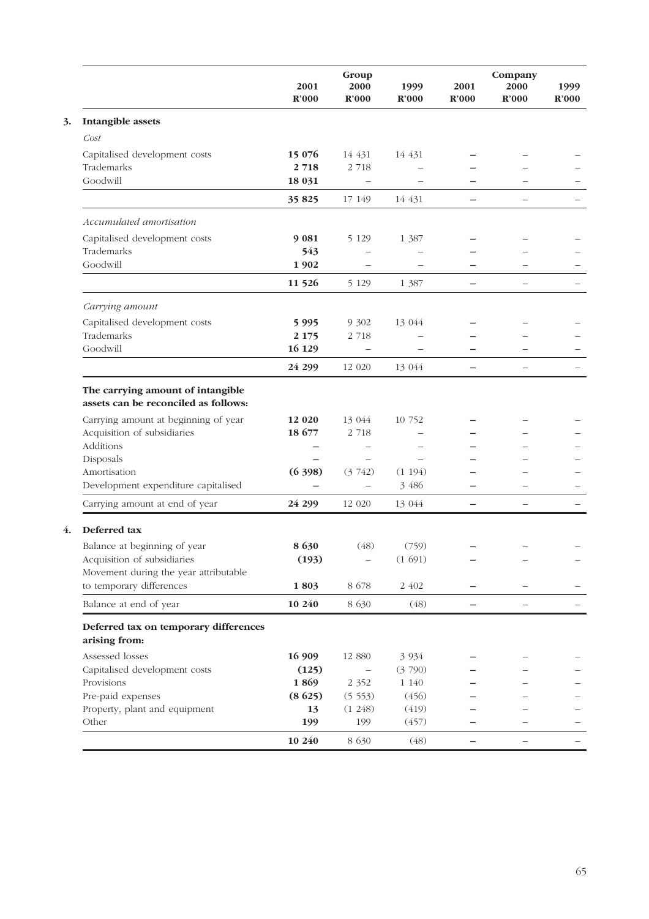| | Group | | | Company | | |
|---|---|---|---|---|---|---|
| | 2001 R'000 | 2000 R'000 | 1999 R'000 | 2001 R'000 | 2000 R'000 | 1999 R'000 |
| **3. Intangible assets** | | | | | | |
| *Cost* | | | | | | |
| Capitalised development costs | **15 076** | 14 431 | 14 431 | **–** | – | – |
| Trademarks | **2 718** | 2 718 | – | **–** | – | – |
| Goodwill | **18 031** | – | – | **–** | – | – |
| | **35 825** | 17 149 | 14 431 | **–** | – | – |
| *Accumulated amortisation* | | | | | | |
| Capitalised development costs | **9 081** | 5 129 | 1 387 | **–** | – | – |
| Trademarks | **543** | – | – | **–** | – | – |
| Goodwill | **1 902** | – | – | **–** | – | – |
| | **11 526** | 5 129 | 1 387 | **–** | – | – |
| *Carrying amount* | | | | | | |
| Capitalised development costs | **5 995** | 9 302 | 13 044 | **–** | – | – |
| Trademarks | **2 175** | 2 718 | – | **–** | – | – |
| Goodwill | **16 129** | – | – | **–** | – | – |
| | **24 299** | 12 020 | 13 044 | **–** | – | – |
| **The carrying amount of intangible assets can be reconciled as follows:** | | | | | | |
| Carrying amount at beginning of year | **12 020** | 13 044 | 10 752 | **–** | – | – |
| Acquisition of subsidiaries | **18 677** | 2 718 | – | **–** | – | – |
| Additions | **–** | – | – | **–** | – | – |
| Disposals | **–** | – | – | **–** | – | – |
| Amortisation | **(6 398)** | (3 742) | (1 194) | **–** | – | – |
| Development expenditure capitalised | **–** | – | 3 486 | **–** | – | – |
| Carrying amount at end of year | **24 299** | 12 020 | 13 044 | **–** | – | – |
| **4. Deferred tax** | | | | | | |
| Balance at beginning of year | **8 630** | (48) | (759) | **–** | – | – |
| Acquisition of subsidiaries | **(193)** | – | (1 691) | **–** | – | – |
| Movement during the year attributable to temporary differences | **1 803** | 8 678 | 2 402 | **–** | – | – |
| Balance at end of year | **10 240** | 8 630 | (48) | **–** | – | – |
| **Deferred tax on temporary differences arising from:** | | | | | | |
| Assessed losses | **16 909** | 12 880 | 3 934 | **–** | – | – |
| Capitalised development costs | **(125)** | – | (3 790) | **–** | – | – |
| Provisions | **1 869** | 2 352 | 1 140 | **–** | – | – |
| Pre-paid expenses | **(8 625)** | (5 553) | (456) | **–** | – | – |
| Property, plant and equipment | **13** | (1 248) | (419) | **–** | – | – |
| Other | **199** | 199 | (457) | **–** | – | – |
| | **10 240** | 8 630 | (48) | **–** | – | – |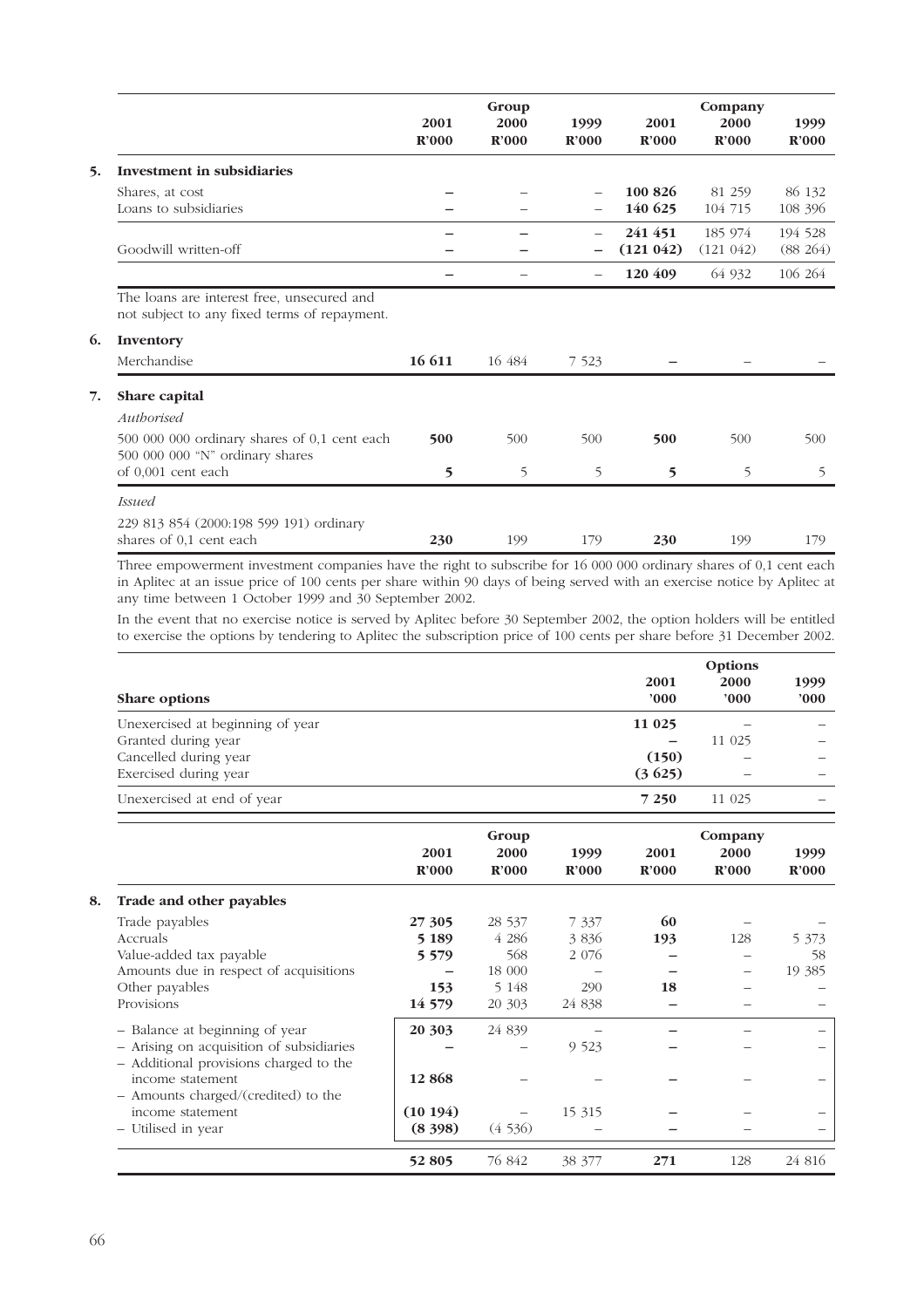| | Group | | | Company | | |
|---|---|---|---|---|---|---|
| | 2001 R'000 | 2000 R'000 | 1999 R'000 | 2001 R'000 | 2000 R'000 | 1999 R'000 |
| **5. Investment in subsidiaries** | | | | | | |
| Shares, at cost | **–** | – | – | **100 826** | 81 259 | 86 132 |
| Loans to subsidiaries | **–** | – | – | **140 625** | 104 715 | 108 396 |
| | **–** | **–** | – | **241 451** | 185 974 | 194 528 |
| Goodwill written-off | **–** | **–** | **–** | **(121 042)** | (121 042) | (88 264) |
| | **–** | – | – | **120 409** | 64 932 | 106 264 |

The loans are interest free, unsecured and not subject to any fixed terms of repayment.

| | Group | | | Company | | |
|---|---|---|---|---|---|---|
| | 2001 R'000 | 2000 R'000 | 1999 R'000 | 2001 R'000 | 2000 R'000 | 1999 R'000 |
| **6. Inventory** | | | | | | |
| Merchandise | **16 611** | 16 484 | 7 523 | **–** | – | – |
| **7. Share capital** | | | | | | |
| *Authorised* | | | | | | |
| 500 000 000 ordinary shares of 0,1 cent each | **500** | 500 | 500 | **500** | 500 | 500 |
| 500 000 000 "N" ordinary shares of 0,001 cent each | **5** | 5 | 5 | **5** | 5 | 5 |
| *Issued* | | | | | | |
| 229 813 854 (2000:198 599 191) ordinary shares of 0,1 cent each | **230** | 199 | 179 | **230** | 199 | 179 |

Three empowerment investment companies have the right to subscribe for 16 000 000 ordinary shares of 0,1 cent each in Aplitec at an issue price of 100 cents per share within 90 days of being served with an exercise notice by Aplitec at any time between 1 October 1999 and 30 September 2002.

In the event that no exercise notice is served by Aplitec before 30 September 2002, the option holders will be entitled to exercise the options by tendering to Aplitec the subscription price of 100 cents per share before 31 December 2002.

| | Options | | |
|---|---|---|---|
| **Share options** | 2001 '000 | 2000 '000 | 1999 '000 |
| Unexercised at beginning of year | **11 025** | – | – |
| Granted during year | **–** | 11 025 | – |
| Cancelled during year | **(150)** | – | – |
| Exercised during year | **(3 625)** | – | – |
| Unexercised at end of year | **7 250** | 11 025 | – |

| | Group | | | Company | | |
|---|---|---|---|---|---|---|
| | 2001 R'000 | 2000 R'000 | 1999 R'000 | 2001 R'000 | 2000 R'000 | 1999 R'000 |
| **8. Trade and other payables** | | | | | | |
| Trade payables | **27 305** | 28 537 | 7 337 | **60** | – | – |
| Accruals | **5 189** | 4 286 | 3 836 | **193** | 128 | 5 373 |
| Value-added tax payable | **5 579** | 568 | 2 076 | **–** | – | 58 |
| Amounts due in respect of acquisitions | **–** | 18 000 | – | **–** | – | 19 385 |
| Other payables | **153** | 5 148 | 290 | **18** | – | – |
| Provisions | **14 579** | 20 303 | 24 838 | **–** | – | – |
| – Balance at beginning of year | **20 303** | 24 839 | – | **–** | – | – |
| – Arising on acquisition of subsidiaries | **–** | – | 9 523 | **–** | – | – |
| – Additional provisions charged to the income statement | **12 868** | – | – | **–** | – | – |
| – Amounts charged/(credited) to the income statement | **(10 194)** | – | 15 315 | **–** | – | – |
| – Utilised in year | **(8 398)** | (4 536) | – | **–** | – | – |
| | **52 805** | 76 842 | 38 377 | **271** | 128 | 24 816 |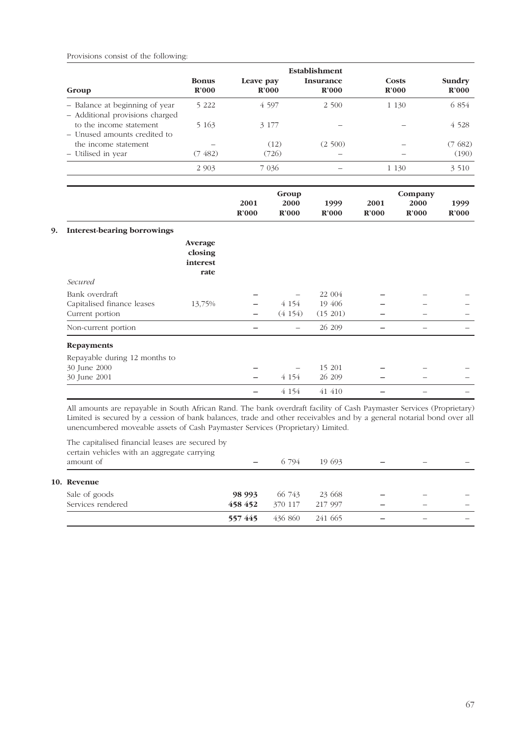Provisions consist of the following:

| Group | Bonus R'000 | Leave pay R'000 | Establishment Insurance R'000 | Costs R'000 | Sundry R'000 |
|---|---|---|---|---|---|
| – Balance at beginning of year | 5 222 | 4 597 | 2 500 | 1 130 | 6 854 |
| – Additional provisions charged to the income statement | 5 163 | 3 177 | – | – | 4 528 |
| – Unused amounts credited to the income statement | – | (12) | (2 500) | – | (7 682) |
| – Utilised in year | (7 482) | (726) | – | – | (190) |
| | 2 903 | 7 036 | – | 1 130 | 3 510 |

| | | Group 2001 R'000 | Group 2000 R'000 | Group 1999 R'000 | Company 2001 R'000 | Company 2000 R'000 | Company 1999 R'000 |
|---|---|---|---|---|---|---|---|
| **9. Interest-bearing borrowings** | | | | | | | |
| | **Average closing interest rate** | | | | | | |
| *Secured* | | | | | | | |
| Bank overdraft | | – | – | 22 004 | – | – | – |
| Capitalised finance leases | 13,75% | – | 4 154 | 19 406 | – | – | – |
| Current portion | | – | (4 154) | (15 201) | – | – | – |
| Non-current portion | | – | – | 26 209 | – | – | – |
| **Repayments** | | | | | | | |
| Repayable during 12 months to | | | | | | | |
| 30 June 2000 | | – | – | 15 201 | – | – | – |
| 30 June 2001 | | – | 4 154 | 26 209 | – | – | – |
| | | – | 4 154 | 41 410 | – | – | – |

All amounts are repayable in South African Rand. The bank overdraft facility of Cash Paymaster Services (Proprietary) Limited is secured by a cession of bank balances, trade and other receivables and by a general notarial bond over all unencumbered moveable assets of Cash Paymaster Services (Proprietary) Limited.

| | Group 2001 R'000 | Group 2000 R'000 | Group 1999 R'000 | Company 2001 R'000 | Company 2000 R'000 | Company 1999 R'000 |
|---|---|---|---|---|---|---|
| The capitalised financial leases are secured by certain vehicles with an aggregate carrying amount of | – | 6 794 | 19 693 | – | – | – |
| **10. Revenue** | | | | | | |
| Sale of goods | **98 993** | 66 743 | 23 668 | – | – | – |
| Services rendered | **458 452** | 370 117 | 217 997 | – | – | – |
| | **557 445** | 436 860 | 241 665 | – | – | – |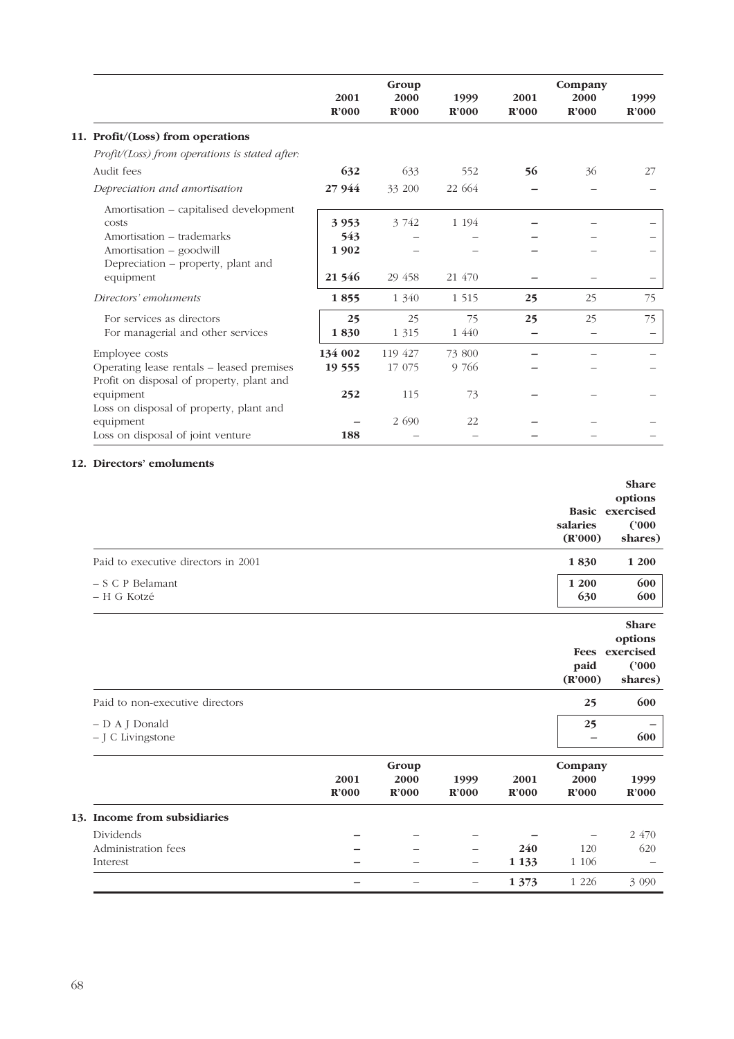|  | Group |  |  | Company |  |  |
|---|---|---|---|---|---|---|
|  | 2001 R'000 | 2000 R'000 | 1999 R'000 | 2001 R'000 | 2000 R'000 | 1999 R'000 |
| **11. Profit/(Loss) from operations** |  |  |  |  |  |  |
| *Profit/(Loss) from operations is stated after:* |  |  |  |  |  |  |
| Audit fees | **632** | 633 | 552 | **56** | 36 | 27 |
| *Depreciation and amortisation* | **27 944** | 33 200 | 22 664 | **–** | – | – |
| Amortisation – capitalised development costs | **3 953** | 3 742 | 1 194 | **–** | – | – |
| Amortisation – trademarks | **543** | – | – | **–** | – | – |
| Amortisation – goodwill | **1 902** | – | – | **–** | – | – |
| Depreciation – property, plant and equipment | **21 546** | 29 458 | 21 470 | **–** | – | – |
| *Directors' emoluments* | **1 855** | 1 340 | 1 515 | **25** | 25 | 75 |
| For services as directors | **25** | 25 | 75 | **25** | 25 | 75 |
| For managerial and other services | **1 830** | 1 315 | 1 440 | **–** | – | – |
| Employee costs | **134 002** | 119 427 | 73 800 | **–** | – | – |
| Operating lease rentals – leased premises | **19 555** | 17 075 | 9 766 | **–** | – | – |
| Profit on disposal of property, plant and equipment | **252** | 115 | 73 | **–** | – | – |
| Loss on disposal of property, plant and equipment | **–** | 2 690 | 22 | **–** | – | – |
| Loss on disposal of joint venture | **188** | – | – | **–** | – | – |

## 12. Directors' emoluments

|  | Basic salaries (R'000) | Share options exercised ('000 shares) |
|---|---|---|
| Paid to executive directors in 2001 | **1 830** | **1 200** |
| – S C P Belamant | **1 200** | **600** |
| – H G Kotzé | **630** | **600** |

|  | Fees paid (R'000) | Share options exercised ('000 shares) |
|---|---|---|
| Paid to non-executive directors | **25** | **600** |
| – D A J Donald | **25** | **–** |
| – J C Livingstone | **–** | **600** |

|  | Group |  |  | Company |  |  |
|---|---|---|---|---|---|---|
|  | 2001 R'000 | 2000 R'000 | 1999 R'000 | 2001 R'000 | 2000 R'000 | 1999 R'000 |
| **13. Income from subsidiaries** |  |  |  |  |  |  |
| Dividends | **–** | – | – | **–** | – | 2 470 |
| Administration fees | **–** | – | – | **240** | 120 | 620 |
| Interest | **–** | – | – | **1 133** | 1 106 | – |
|  | **–** | – | – | **1 373** | 1 226 | 3 090 |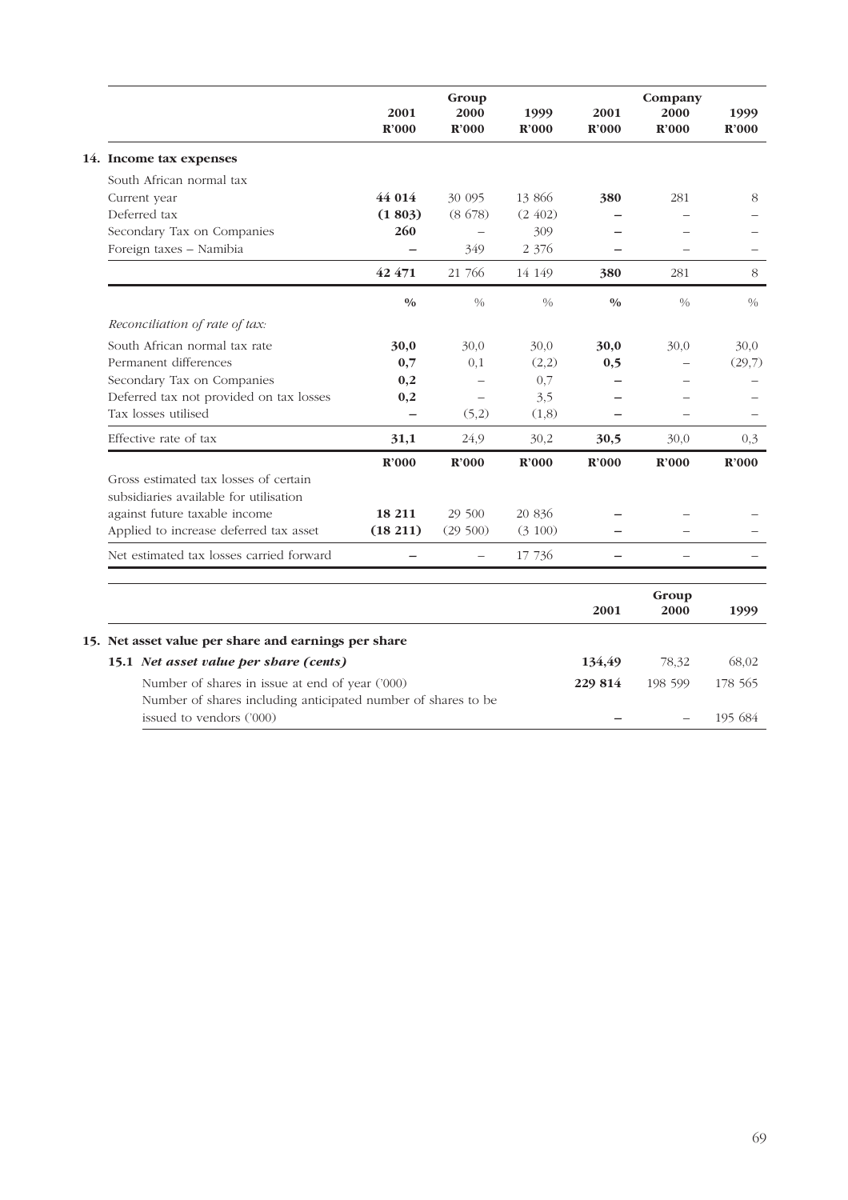| | Group | | | Company | | |
|---|---|---|---|---|---|---|
| | 2001 | 2000 | 1999 | 2001 | 2000 | 1999 |
| | R'000 | R'000 | R'000 | R'000 | R'000 | R'000 |
| **14. Income tax expenses** | | | | | | |
| South African normal tax | | | | | | |
| Current year | **44 014** | 30 095 | 13 866 | **380** | 281 | 8 |
| Deferred tax | **(1 803)** | (8 678) | (2 402) | **–** | – | – |
| Secondary Tax on Companies | **260** | – | 309 | **–** | – | – |
| Foreign taxes – Namibia | **–** | 349 | 2 376 | **–** | – | – |
| | **42 471** | 21 766 | 14 149 | **380** | 281 | 8 |
| | **%** | % | % | **%** | % | % |
| *Reconciliation of rate of tax:* | | | | | | |
| South African normal tax rate | **30,0** | 30,0 | 30,0 | **30,0** | 30,0 | 30,0 |
| Permanent differences | **0,7** | 0,1 | (2,2) | **0,5** | – | (29,7) |
| Secondary Tax on Companies | **0,2** | – | 0,7 | **–** | – | – |
| Deferred tax not provided on tax losses | **0,2** | – | 3,5 | **–** | – | – |
| Tax losses utilised | **–** | (5,2) | (1,8) | **–** | – | – |
| Effective rate of tax | **31,1** | 24,9 | 30,2 | **30,5** | 30,0 | 0,3 |
| | **R'000** | **R'000** | **R'000** | **R'000** | **R'000** | **R'000** |
| Gross estimated tax losses of certain subsidiaries available for utilisation against future taxable income | **18 211** | 29 500 | 20 836 | **–** | – | – |
| Applied to increase deferred tax asset | **(18 211)** | (29 500) | (3 100) | **–** | – | – |
| Net estimated tax losses carried forward | **–** | – | 17 736 | **–** | – | – |

| | | Group | |
|---|---|---|---|
| | 2001 | 2000 | 1999 |
| **15. Net asset value per share and earnings per share** | | | |
| **15.1 *Net asset value per share (cents)*** | **134,49** | 78,32 | 68,02 |
| Number of shares in issue at end of year ('000) | **229 814** | 198 599 | 178 565 |
| Number of shares including anticipated number of shares to be issued to vendors ('000) | **–** | – | 195 684 |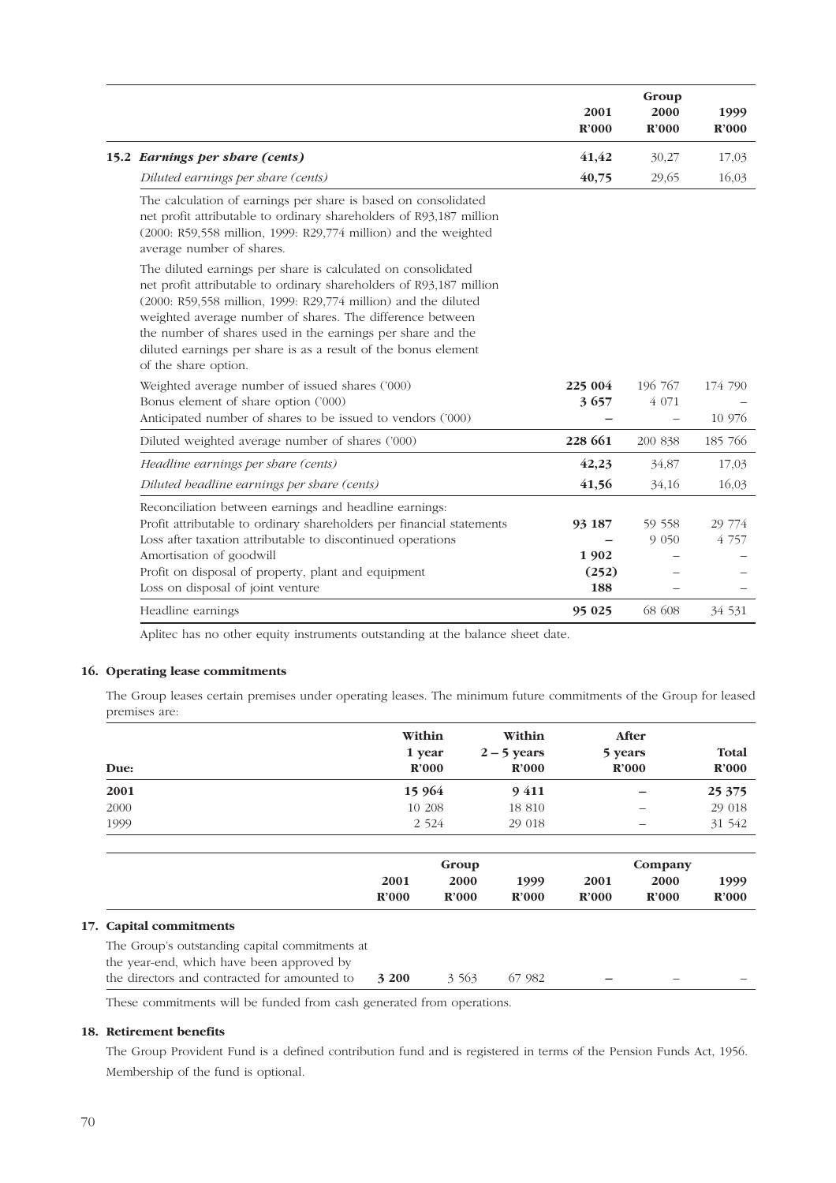| | Group | | |
|---|---|---|---|
| | **2001** | **2000** | **1999** |
| | **R'000** | **R'000** | **R'000** |
| **15.2** ***Earnings per share (cents)*** | **41,42** | 30,27 | 17,03 |
| *Diluted earnings per share (cents)* | **40,75** | 29,65 | 16,03 |
| The calculation of earnings per share is based on consolidated net profit attributable to ordinary shareholders of R93,187 million (2000: R59,558 million, 1999: R29,774 million) and the weighted average number of shares. | | | |
| The diluted earnings per share is calculated on consolidated net profit attributable to ordinary shareholders of R93,187 million (2000: R59,558 million, 1999: R29,774 million) and the diluted weighted average number of shares. The difference between the number of shares used in the earnings per share and the diluted earnings per share is as a result of the bonus element of the share option. | | | |
| Weighted average number of issued shares ('000) | **225 004** | 196 767 | 174 790 |
| Bonus element of share option ('000) | **3 657** | 4 071 | – |
| Anticipated number of shares to be issued to vendors ('000) | **–** | – | 10 976 |
| Diluted weighted average number of shares ('000) | **228 661** | 200 838 | 185 766 |
| *Headline earnings per share (cents)* | **42,23** | 34,87 | 17,03 |
| *Diluted headline earnings per share (cents)* | **41,56** | 34,16 | 16,03 |
| Reconciliation between earnings and headline earnings: | | | |
| Profit attributable to ordinary shareholders per financial statements | **93 187** | 59 558 | 29 774 |
| Loss after taxation attributable to discontinued operations | **–** | 9 050 | 4 757 |
| Amortisation of goodwill | **1 902** | – | – |
| Profit on disposal of property, plant and equipment | **(252)** | – | – |
| Loss on disposal of joint venture | **188** | – | – |
| Headline earnings | **95 025** | 68 608 | 34 531 |

Aplitec has no other equity instruments outstanding at the balance sheet date.

## 16. Operating lease commitments

The Group leases certain premises under operating leases. The minimum future commitments of the Group for leased premises are:

| Due: | Within 1 year R'000 | Within 2 – 5 years R'000 | After 5 years R'000 | Total R'000 |
|---|---|---|---|---|
| **2001** | **15 964** | **9 411** | **–** | **25 375** |
| 2000 | 10 208 | 18 810 | – | 29 018 |
| 1999 | 2 524 | 29 018 | – | 31 542 |

| | Group | | | Company | | |
|---|---|---|---|---|---|---|
| | **2001** | **2000** | **1999** | **2001** | **2000** | **1999** |
| | **R'000** | **R'000** | **R'000** | **R'000** | **R'000** | **R'000** |
| **17. Capital commitments** | | | | | | |
| The Group's outstanding capital commitments at the year-end, which have been approved by the directors and contracted for amounted to | **3 200** | 3 563 | 67 982 | **–** | – | – |

These commitments will be funded from cash generated from operations.

## 18. Retirement benefits

The Group Provident Fund is a defined contribution fund and is registered in terms of the Pension Funds Act, 1956. Membership of the fund is optional.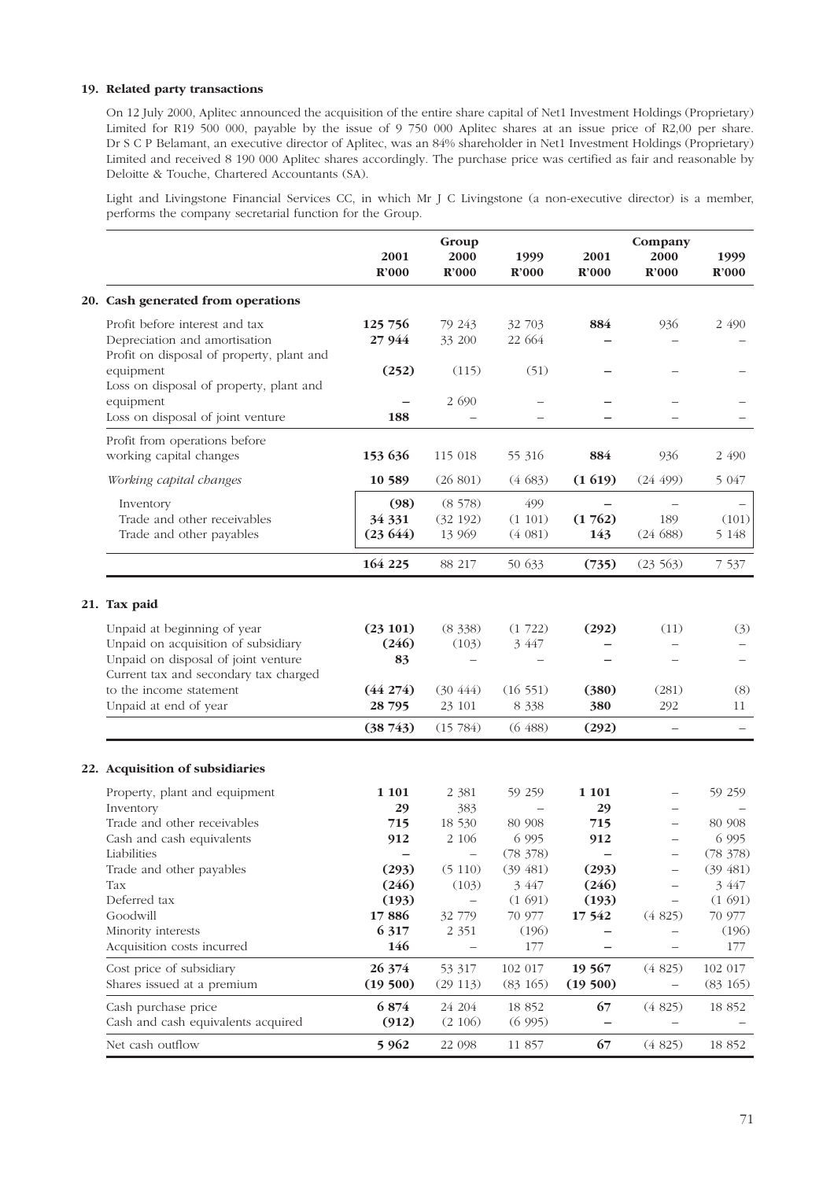### 19. Related party transactions

On 12 July 2000, Aplitec announced the acquisition of the entire share capital of Net1 Investment Holdings (Proprietary) Limited for R19 500 000, payable by the issue of 9 750 000 Aplitec shares at an issue price of R2,00 per share. Dr S C P Belamant, an executive director of Aplitec, was an 84% shareholder in Net1 Investment Holdings (Proprietary) Limited and received 8 190 000 Aplitec shares accordingly. The purchase price was certified as fair and reasonable by Deloitte & Touche, Chartered Accountants (SA).

Light and Livingstone Financial Services CC, in which Mr J C Livingstone (a non-executive director) is a member, performs the company secretarial function for the Group.

| | Group | | | Company | | |
|---|---|---|---|---|---|---|
| | 2001 R'000 | 2000 R'000 | 1999 R'000 | 2001 R'000 | 2000 R'000 | 1999 R'000 |
| **20. Cash generated from operations** | | | | | | |
| Profit before interest and tax | **125 756** | 79 243 | 32 703 | **884** | 936 | 2 490 |
| Depreciation and amortisation | **27 944** | 33 200 | 22 664 | **–** | – | – |
| Profit on disposal of property, plant and equipment | **(252)** | (115) | (51) | **–** | – | – |
| Loss on disposal of property, plant and equipment | **–** | 2 690 | – | **–** | – | – |
| Loss on disposal of joint venture | **188** | – | – | **–** | – | – |
| Profit from operations before working capital changes | **153 636** | 115 018 | 55 316 | **884** | 936 | 2 490 |
| *Working capital changes* | **10 589** | (26 801) | (4 683) | **(1 619)** | (24 499) | 5 047 |
| Inventory | **(98)** | (8 578) | 499 | **–** | – | – |
| Trade and other receivables | **34 331** | (32 192) | (1 101) | **(1 762)** | 189 | (101) |
| Trade and other payables | **(23 644)** | 13 969 | (4 081) | **143** | (24 688) | 5 148 |
| | **164 225** | 88 217 | 50 633 | **(735)** | (23 563) | 7 537 |
| **21. Tax paid** | | | | | | |
| Unpaid at beginning of year | **(23 101)** | (8 338) | (1 722) | **(292)** | (11) | (3) |
| Unpaid on acquisition of subsidiary | **(246)** | (103) | 3 447 | **–** | – | – |
| Unpaid on disposal of joint venture | **83** | – | – | **–** | – | – |
| Current tax and secondary tax charged to the income statement | **(44 274)** | (30 444) | (16 551) | **(380)** | (281) | (8) |
| Unpaid at end of year | **28 795** | 23 101 | 8 338 | **380** | 292 | 11 |
| | **(38 743)** | (15 784) | (6 488) | **(292)** | – | – |
| **22. Acquisition of subsidiaries** | | | | | | |
| Property, plant and equipment | **1 101** | 2 381 | 59 259 | **1 101** | – | 59 259 |
| Inventory | **29** | 383 | – | **29** | – | – |
| Trade and other receivables | **715** | 18 530 | 80 908 | **715** | – | 80 908 |
| Cash and cash equivalents | **912** | 2 106 | 6 995 | **912** | – | 6 995 |
| Liabilities | **–** | – | (78 378) | **–** | – | (78 378) |
| Trade and other payables | **(293)** | (5 110) | (39 481) | **(293)** | – | (39 481) |
| Tax | **(246)** | (103) | 3 447 | **(246)** | – | 3 447 |
| Deferred tax | **(193)** | – | (1 691) | **(193)** | – | (1 691) |
| Goodwill | **17 886** | 32 779 | 70 977 | **17 542** | (4 825) | 70 977 |
| Minority interests | **6 317** | 2 351 | (196) | **–** | – | (196) |
| Acquisition costs incurred | **146** | – | 177 | **–** | – | 177 |
| Cost price of subsidiary | **26 374** | 53 317 | 102 017 | **19 567** | (4 825) | 102 017 |
| Shares issued at a premium | **(19 500)** | (29 113) | (83 165) | **(19 500)** | – | (83 165) |
| Cash purchase price | **6 874** | 24 204 | 18 852 | **67** | (4 825) | 18 852 |
| Cash and cash equivalents acquired | **(912)** | (2 106) | (6 995) | **–** | – | – |
| Net cash outflow | **5 962** | 22 098 | 11 857 | **67** | (4 825) | 18 852 |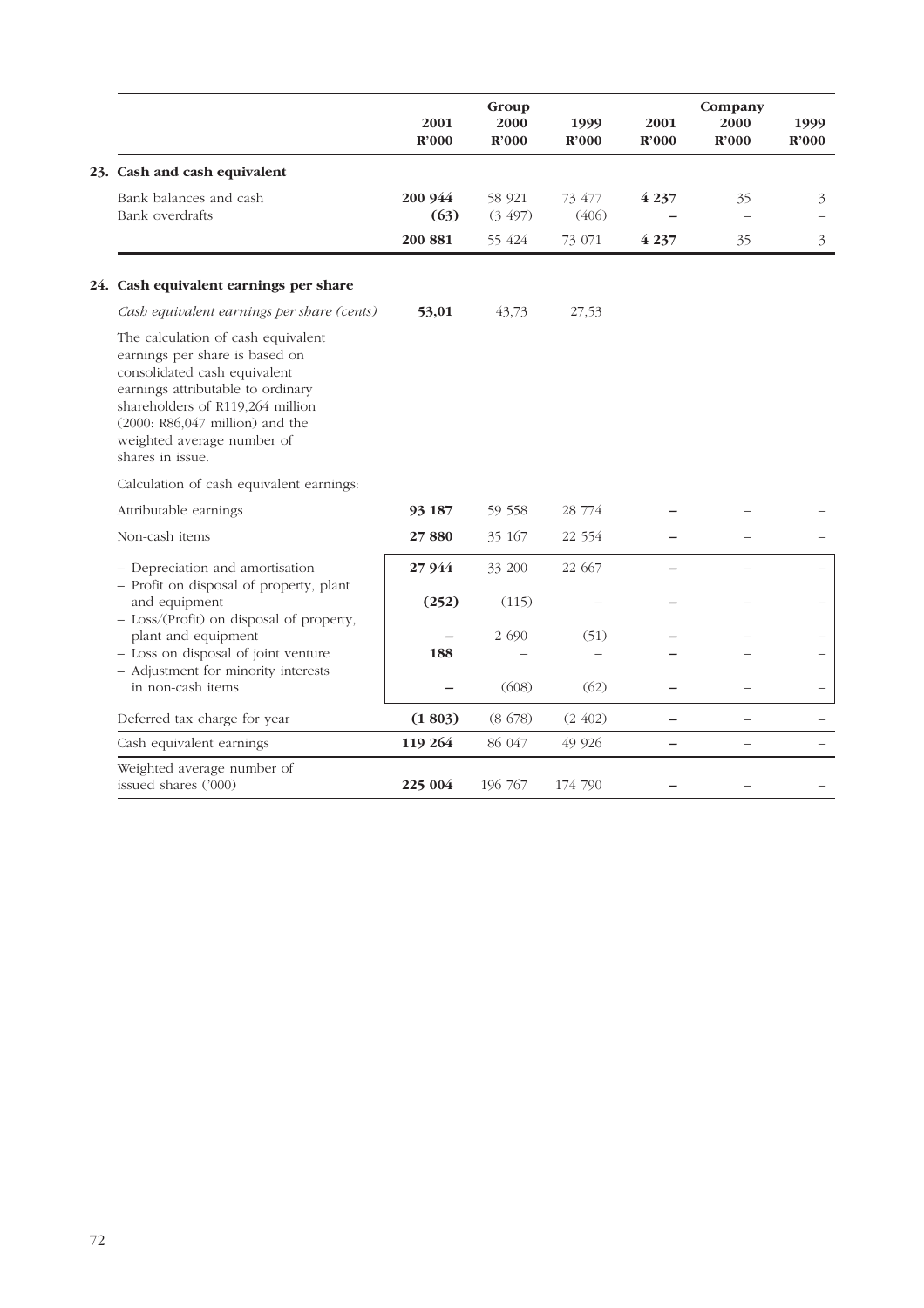| | Group | | | Company | | |
|---|---|---|---|---|---|---|
| | 2001 | 2000 | 1999 | 2001 | 2000 | 1999 |
| | R'000 | R'000 | R'000 | R'000 | R'000 | R'000 |
| **23. Cash and cash equivalent** | | | | | | |
| Bank balances and cash | **200 944** | 58 921 | 73 477 | **4 237** | 35 | 3 |
| Bank overdrafts | **(63)** | (3 497) | (406) | **–** | – | – |
| | **200 881** | 55 424 | 73 071 | **4 237** | 35 | 3 |

## 24. Cash equivalent earnings per share

| | 2001 | 2000 | 1999 | 2001 | 2000 | 1999 |
|---|---|---|---|---|---|---|
| *Cash equivalent earnings per share (cents)* | **53,01** | 43,73 | 27,53 | | | |

The calculation of cash equivalent earnings per share is based on consolidated cash equivalent earnings attributable to ordinary shareholders of R119,264 million (2000: R86,047 million) and the weighted average number of shares in issue.

Calculation of cash equivalent earnings:

| | 2001 | 2000 | 1999 | 2001 | 2000 | 1999 |
|---|---|---|---|---|---|---|
| Attributable earnings | **93 187** | 59 558 | 28 774 | **–** | – | – |
| Non-cash items | **27 880** | 35 167 | 22 554 | **–** | – | – |
| – Depreciation and amortisation | **27 944** | 33 200 | 22 667 | **–** | – | – |
| – Profit on disposal of property, plant and equipment | **(252)** | (115) | – | **–** | – | – |
| – Loss/(Profit) on disposal of property, plant and equipment | **–** | 2 690 | (51) | **–** | – | – |
| – Loss on disposal of joint venture | **188** | – | – | **–** | – | – |
| – Adjustment for minority interests in non-cash items | **–** | (608) | (62) | **–** | – | – |
| Deferred tax charge for year | **(1 803)** | (8 678) | (2 402) | **–** | – | – |
| Cash equivalent earnings | **119 264** | 86 047 | 49 926 | **–** | – | – |
| Weighted average number of issued shares ('000) | **225 004** | 196 767 | 174 790 | **–** | – | – |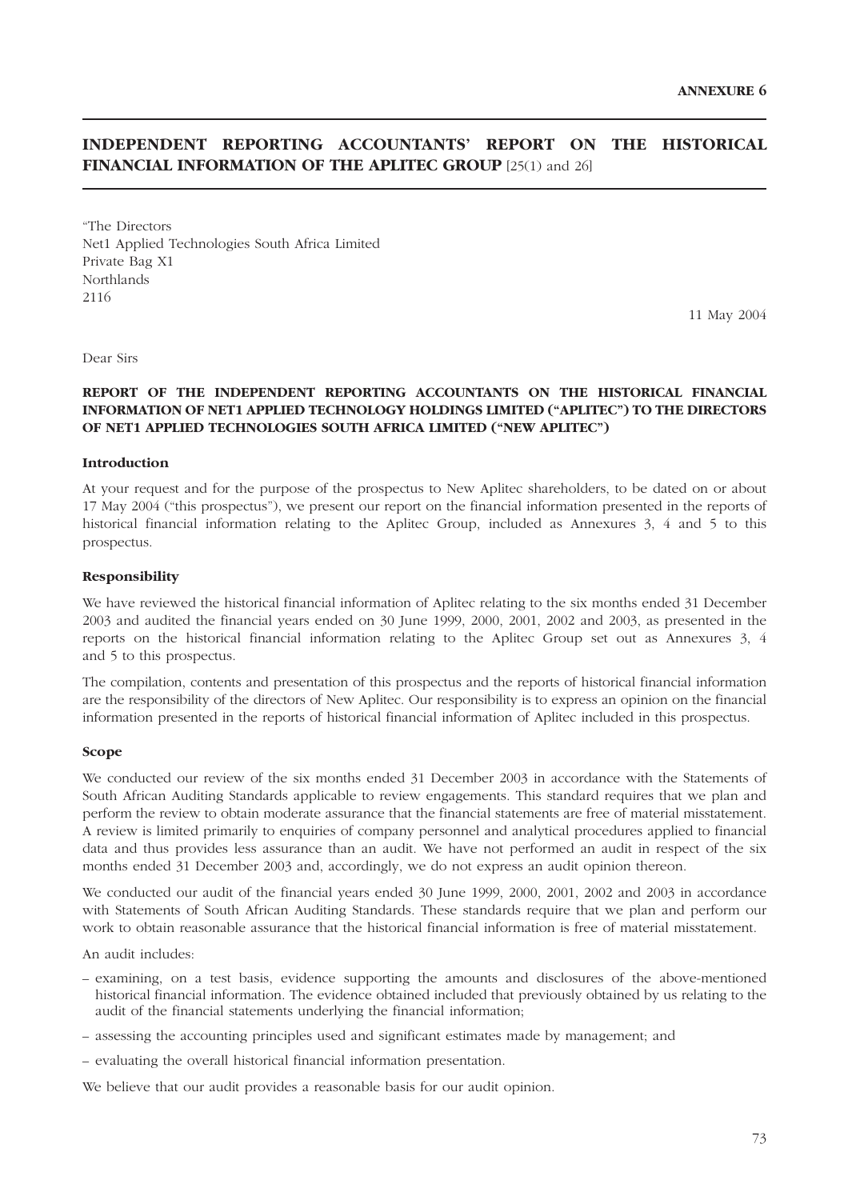ANNEXURE 6

## INDEPENDENT REPORTING ACCOUNTANTS' REPORT ON THE HISTORICAL FINANCIAL INFORMATION OF THE APLITEC GROUP [25(1) and 26]

"The Directors
Net1 Applied Technologies South Africa Limited
Private Bag X1
Northlands
2116

11 May 2004

Dear Sirs

**REPORT OF THE INDEPENDENT REPORTING ACCOUNTANTS ON THE HISTORICAL FINANCIAL INFORMATION OF NET1 APPLIED TECHNOLOGY HOLDINGS LIMITED ("APLITEC") TO THE DIRECTORS OF NET1 APPLIED TECHNOLOGIES SOUTH AFRICA LIMITED ("NEW APLITEC")**

### Introduction

At your request and for the purpose of the prospectus to New Aplitec shareholders, to be dated on or about 17 May 2004 ("this prospectus"), we present our report on the financial information presented in the reports of historical financial information relating to the Aplitec Group, included as Annexures 3, 4 and 5 to this prospectus.

### Responsibility

We have reviewed the historical financial information of Aplitec relating to the six months ended 31 December 2003 and audited the financial years ended on 30 June 1999, 2000, 2001, 2002 and 2003, as presented in the reports on the historical financial information relating to the Aplitec Group set out as Annexures 3, 4 and 5 to this prospectus.

The compilation, contents and presentation of this prospectus and the reports of historical financial information are the responsibility of the directors of New Aplitec. Our responsibility is to express an opinion on the financial information presented in the reports of historical financial information of Aplitec included in this prospectus.

### Scope

We conducted our review of the six months ended 31 December 2003 in accordance with the Statements of South African Auditing Standards applicable to review engagements. This standard requires that we plan and perform the review to obtain moderate assurance that the financial statements are free of material misstatement. A review is limited primarily to enquiries of company personnel and analytical procedures applied to financial data and thus provides less assurance than an audit. We have not performed an audit in respect of the six months ended 31 December 2003 and, accordingly, we do not express an audit opinion thereon.

We conducted our audit of the financial years ended 30 June 1999, 2000, 2001, 2002 and 2003 in accordance with Statements of South African Auditing Standards. These standards require that we plan and perform our work to obtain reasonable assurance that the historical financial information is free of material misstatement.

An audit includes:

- examining, on a test basis, evidence supporting the amounts and disclosures of the above-mentioned historical financial information. The evidence obtained included that previously obtained by us relating to the audit of the financial statements underlying the financial information;
- assessing the accounting principles used and significant estimates made by management; and
- evaluating the overall historical financial information presentation.

We believe that our audit provides a reasonable basis for our audit opinion.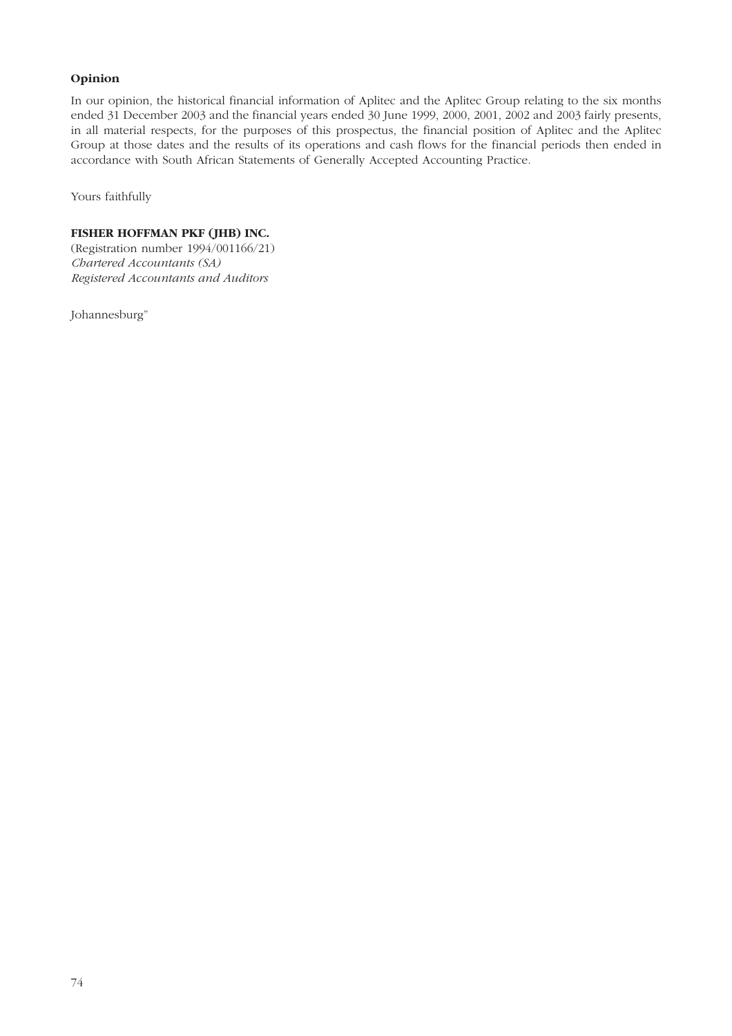**Opinion**

In our opinion, the historical financial information of Aplitec and the Aplitec Group relating to the six months ended 31 December 2003 and the financial years ended 30 June 1999, 2000, 2001, 2002 and 2003 fairly presents, in all material respects, for the purposes of this prospectus, the financial position of Aplitec and the Aplitec Group at those dates and the results of its operations and cash flows for the financial periods then ended in accordance with South African Statements of Generally Accepted Accounting Practice.

Yours faithfully

**FISHER HOFFMAN PKF (JHB) INC.**
(Registration number 1994/001166/21)
*Chartered Accountants (SA)*
*Registered Accountants and Auditors*

Johannesburg"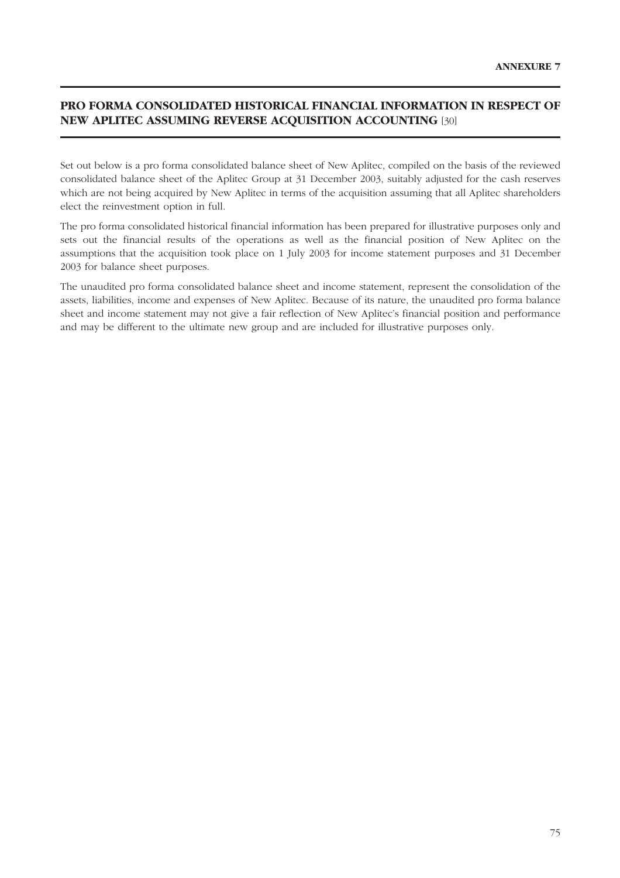**ANNEXURE 7**

# PRO FORMA CONSOLIDATED HISTORICAL FINANCIAL INFORMATION IN RESPECT OF NEW APLITEC ASSUMING REVERSE ACQUISITION ACCOUNTING [30]

Set out below is a pro forma consolidated balance sheet of New Aplitec, compiled on the basis of the reviewed consolidated balance sheet of the Aplitec Group at 31 December 2003, suitably adjusted for the cash reserves which are not being acquired by New Aplitec in terms of the acquisition assuming that all Aplitec shareholders elect the reinvestment option in full.

The pro forma consolidated historical financial information has been prepared for illustrative purposes only and sets out the financial results of the operations as well as the financial position of New Aplitec on the assumptions that the acquisition took place on 1 July 2003 for income statement purposes and 31 December 2003 for balance sheet purposes.

The unaudited pro forma consolidated balance sheet and income statement, represent the consolidation of the assets, liabilities, income and expenses of New Aplitec. Because of its nature, the unaudited pro forma balance sheet and income statement may not give a fair reflection of New Aplitec's financial position and performance and may be different to the ultimate new group and are included for illustrative purposes only.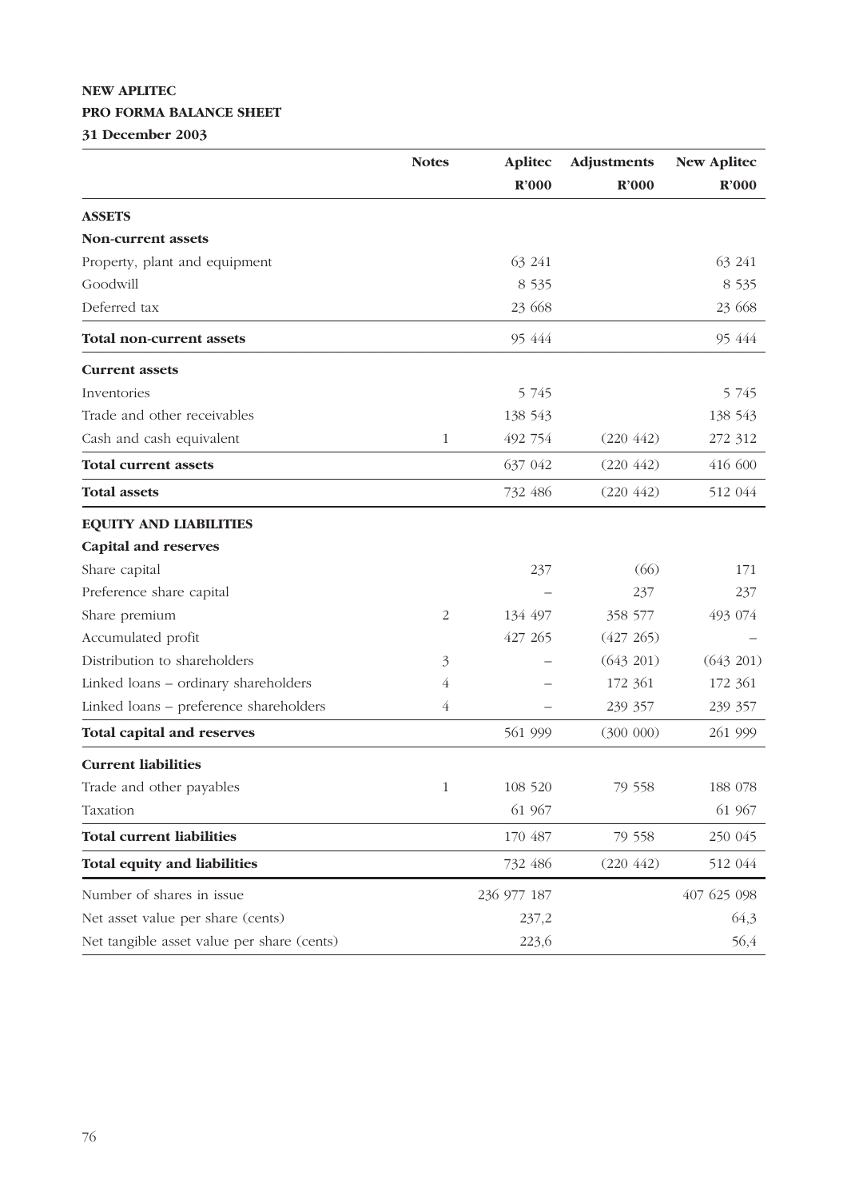**NEW APLITEC**

**PRO FORMA BALANCE SHEET**

**31 December 2003**

| | Notes | Aplitec R'000 | Adjustments R'000 | New Aplitec R'000 |
|---|---|---|---|---|
| **ASSETS** | | | | |
| **Non-current assets** | | | | |
| Property, plant and equipment | | 63 241 | | 63 241 |
| Goodwill | | 8 535 | | 8 535 |
| Deferred tax | | 23 668 | | 23 668 |
| **Total non-current assets** | | 95 444 | | 95 444 |
| **Current assets** | | | | |
| Inventories | | 5 745 | | 5 745 |
| Trade and other receivables | | 138 543 | | 138 543 |
| Cash and cash equivalent | 1 | 492 754 | (220 442) | 272 312 |
| **Total current assets** | | 637 042 | (220 442) | 416 600 |
| **Total assets** | | 732 486 | (220 442) | 512 044 |
| **EQUITY AND LIABILITIES** | | | | |
| **Capital and reserves** | | | | |
| Share capital | | 237 | (66) | 171 |
| Preference share capital | | – | 237 | 237 |
| Share premium | 2 | 134 497 | 358 577 | 493 074 |
| Accumulated profit | | 427 265 | (427 265) | – |
| Distribution to shareholders | 3 | – | (643 201) | (643 201) |
| Linked loans – ordinary shareholders | 4 | – | 172 361 | 172 361 |
| Linked loans – preference shareholders | 4 | – | 239 357 | 239 357 |
| **Total capital and reserves** | | 561 999 | (300 000) | 261 999 |
| **Current liabilities** | | | | |
| Trade and other payables | 1 | 108 520 | 79 558 | 188 078 |
| Taxation | | 61 967 | | 61 967 |
| **Total current liabilities** | | 170 487 | 79 558 | 250 045 |
| **Total equity and liabilities** | | 732 486 | (220 442) | 512 044 |
| Number of shares in issue | | 236 977 187 | | 407 625 098 |
| Net asset value per share (cents) | | 237,2 | | 64,3 |
| Net tangible asset value per share (cents) | | 223,6 | | 56,4 |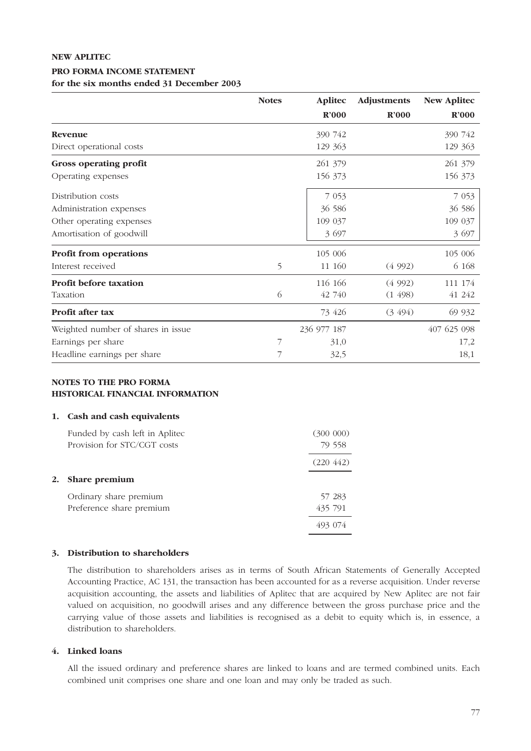**NEW APLITEC**

**PRO FORMA INCOME STATEMENT**
**for the six months ended 31 December 2003**

| | Notes | Aplitec R'000 | Adjustments R'000 | New Aplitec R'000 |
|---|---|---|---|---|
| **Revenue** | | 390 742 | | 390 742 |
| Direct operational costs | | 129 363 | | 129 363 |
| **Gross operating profit** | | 261 379 | | 261 379 |
| Operating expenses | | 156 373 | | 156 373 |
| Distribution costs | | 7 053 | | 7 053 |
| Administration expenses | | 36 586 | | 36 586 |
| Other operating expenses | | 109 037 | | 109 037 |
| Amortisation of goodwill | | 3 697 | | 3 697 |
| **Profit from operations** | | 105 006 | | 105 006 |
| Interest received | 5 | 11 160 | (4 992) | 6 168 |
| **Profit before taxation** | | 116 166 | (4 992) | 111 174 |
| Taxation | 6 | 42 740 | (1 498) | 41 242 |
| **Profit after tax** | | 73 426 | (3 494) | 69 932 |
| Weighted number of shares in issue | | 236 977 187 | | 407 625 098 |
| Earnings per share | 7 | 31,0 | | 17,2 |
| Headline earnings per share | 7 | 32,5 | | 18,1 |

**NOTES TO THE PRO FORMA HISTORICAL FINANCIAL INFORMATION**

**1. Cash and cash equivalents**

| | |
|---|---|
| Funded by cash left in Aplitec | (300 000) |
| Provision for STC/CGT costs | 79 558 |
| | (220 442) |

**2. Share premium**

| | |
|---|---|
| Ordinary share premium | 57 283 |
| Preference share premium | 435 791 |
| | 493 074 |

**3. Distribution to shareholders**

The distribution to shareholders arises as in terms of South African Statements of Generally Accepted Accounting Practice, AC 131, the transaction has been accounted for as a reverse acquisition. Under reverse acquisition accounting, the assets and liabilities of Aplitec that are acquired by New Aplitec are not fair valued on acquisition, no goodwill arises and any difference between the gross purchase price and the carrying value of those assets and liabilities is recognised as a debit to equity which is, in essence, a distribution to shareholders.

**4. Linked loans**

All the issued ordinary and preference shares are linked to loans and are termed combined units. Each combined unit comprises one share and one loan and may only be traded as such.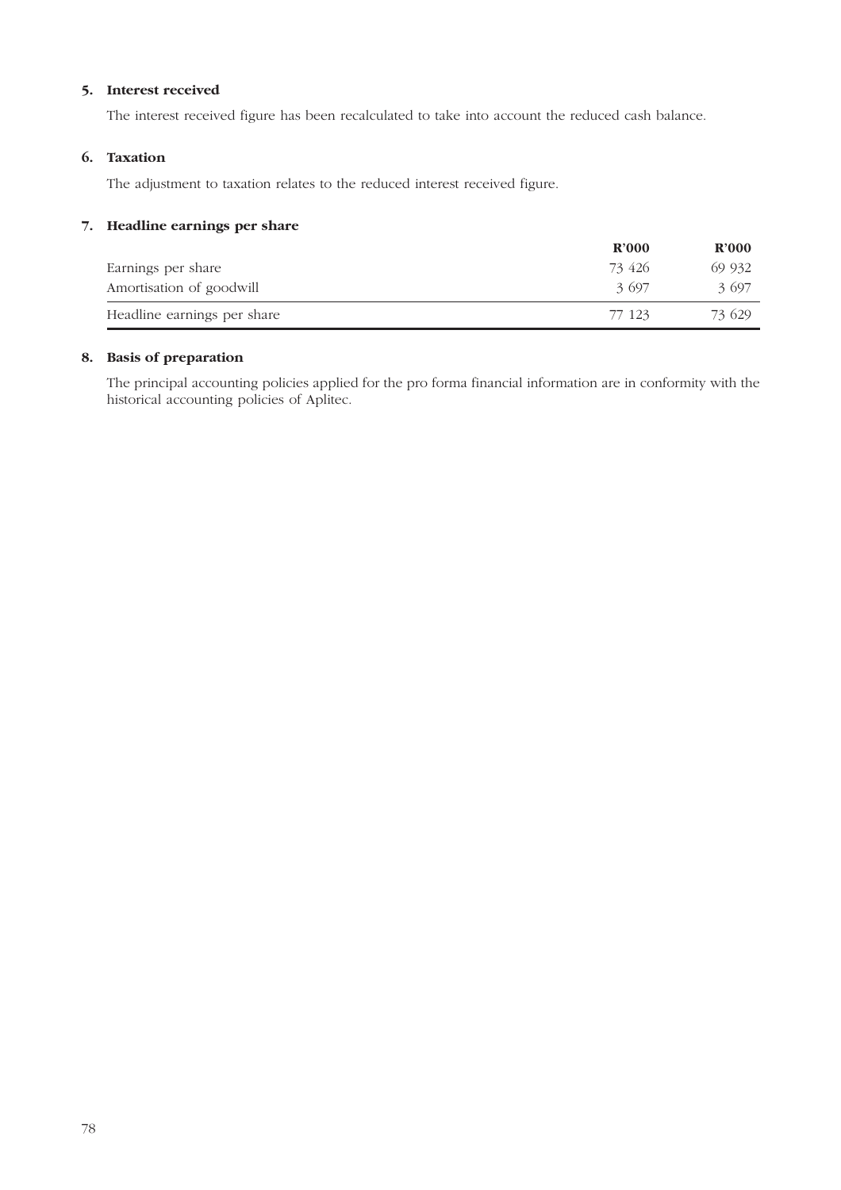### 5. Interest received

The interest received figure has been recalculated to take into account the reduced cash balance.

### 6. Taxation

The adjustment to taxation relates to the reduced interest received figure.

### 7. Headline earnings per share

| | R'000 | R'000 |
|---|---|---|
| Earnings per share | 73 426 | 69 932 |
| Amortisation of goodwill | 3 697 | 3 697 |
| Headline earnings per share | 77 123 | 73 629 |

### 8. Basis of preparation

The principal accounting policies applied for the pro forma financial information are in conformity with the historical accounting policies of Aplitec.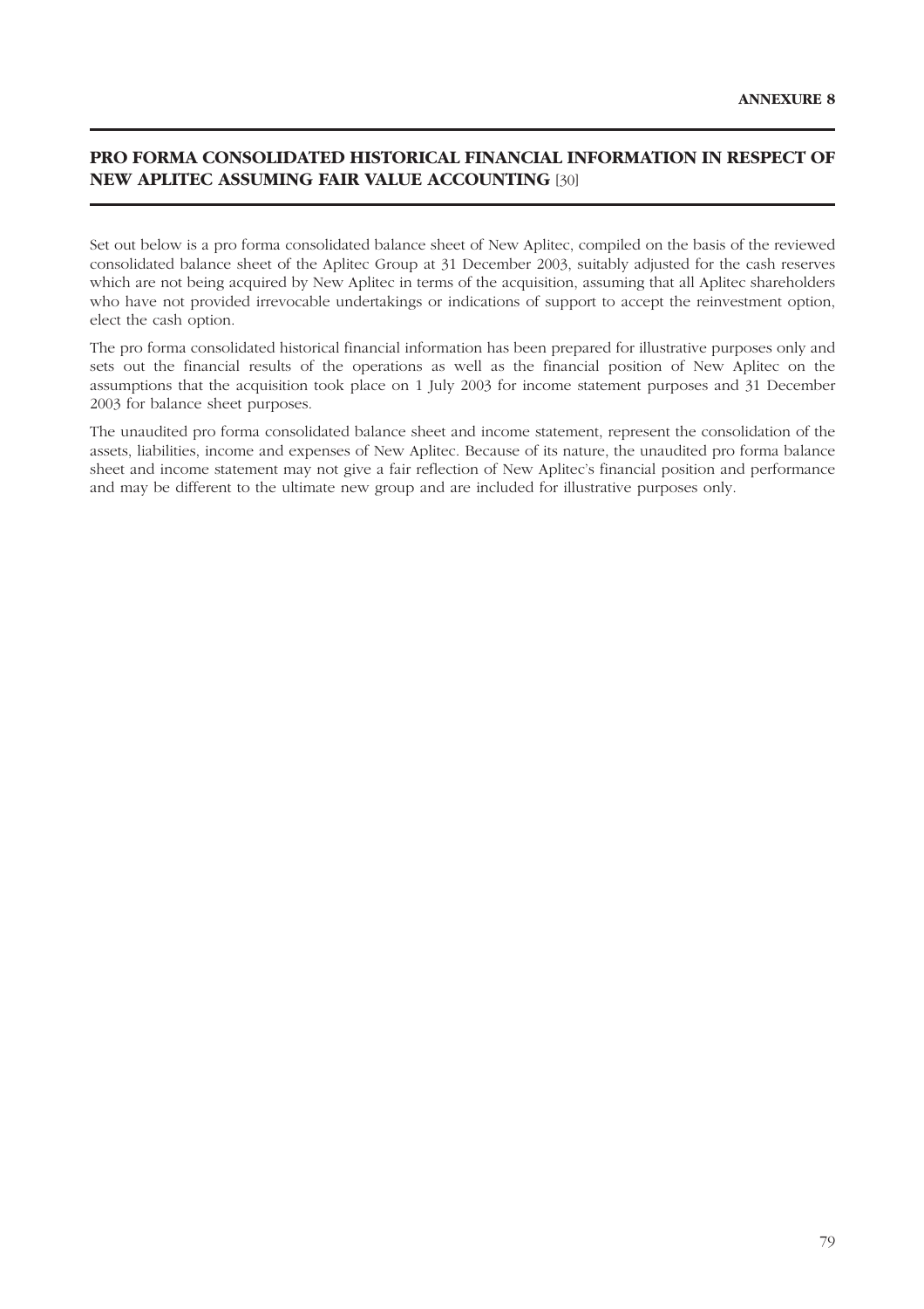# PRO FORMA CONSOLIDATED HISTORICAL FINANCIAL INFORMATION IN RESPECT OF NEW APLITEC ASSUMING FAIR VALUE ACCOUNTING [30]

Set out below is a pro forma consolidated balance sheet of New Aplitec, compiled on the basis of the reviewed consolidated balance sheet of the Aplitec Group at 31 December 2003, suitably adjusted for the cash reserves which are not being acquired by New Aplitec in terms of the acquisition, assuming that all Aplitec shareholders who have not provided irrevocable undertakings or indications of support to accept the reinvestment option, elect the cash option.

The pro forma consolidated historical financial information has been prepared for illustrative purposes only and sets out the financial results of the operations as well as the financial position of New Aplitec on the assumptions that the acquisition took place on 1 July 2003 for income statement purposes and 31 December 2003 for balance sheet purposes.

The unaudited pro forma consolidated balance sheet and income statement, represent the consolidation of the assets, liabilities, income and expenses of New Aplitec. Because of its nature, the unaudited pro forma balance sheet and income statement may not give a fair reflection of New Aplitec's financial position and performance and may be different to the ultimate new group and are included for illustrative purposes only.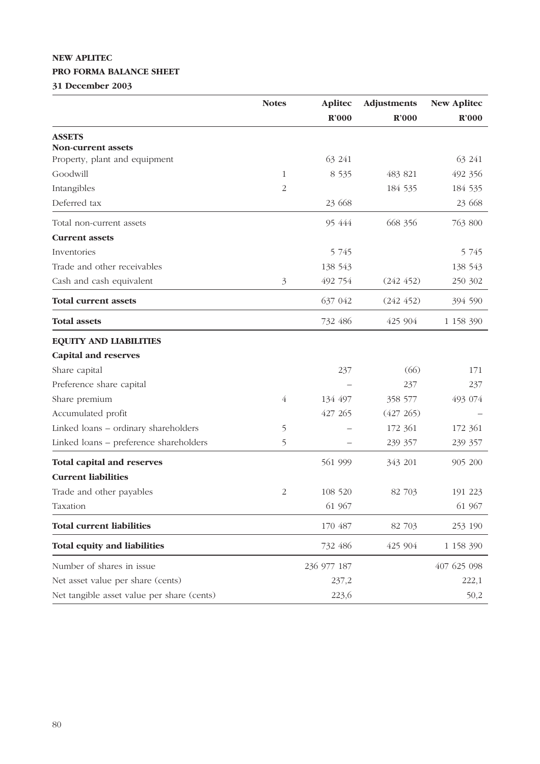**NEW APLITEC**

**PRO FORMA BALANCE SHEET**

**31 December 2003**

| | Notes | Aplitec R'000 | Adjustments R'000 | New Aplitec R'000 |
|---|---|---|---|---|
| **ASSETS** | | | | |
| **Non-current assets** | | | | |
| Property, plant and equipment | | 63 241 | | 63 241 |
| Goodwill | 1 | 8 535 | 483 821 | 492 356 |
| Intangibles | 2 | | 184 535 | 184 535 |
| Deferred tax | | 23 668 | | 23 668 |
| Total non-current assets | | 95 444 | 668 356 | 763 800 |
| **Current assets** | | | | |
| Inventories | | 5 745 | | 5 745 |
| Trade and other receivables | | 138 543 | | 138 543 |
| Cash and cash equivalent | 3 | 492 754 | (242 452) | 250 302 |
| **Total current assets** | | 637 042 | (242 452) | 394 590 |
| **Total assets** | | 732 486 | 425 904 | 1 158 390 |
| **EQUITY AND LIABILITIES** | | | | |
| **Capital and reserves** | | | | |
| Share capital | | 237 | (66) | 171 |
| Preference share capital | | – | 237 | 237 |
| Share premium | 4 | 134 497 | 358 577 | 493 074 |
| Accumulated profit | | 427 265 | (427 265) | – |
| Linked loans – ordinary shareholders | 5 | – | 172 361 | 172 361 |
| Linked loans – preference shareholders | 5 | – | 239 357 | 239 357 |
| **Total capital and reserves** | | 561 999 | 343 201 | 905 200 |
| **Current liabilities** | | | | |
| Trade and other payables | 2 | 108 520 | 82 703 | 191 223 |
| Taxation | | 61 967 | | 61 967 |
| **Total current liabilities** | | 170 487 | 82 703 | 253 190 |
| **Total equity and liabilities** | | 732 486 | 425 904 | 1 158 390 |
| Number of shares in issue | | 236 977 187 | | 407 625 098 |
| Net asset value per share (cents) | | 237,2 | | 222,1 |
| Net tangible asset value per share (cents) | | 223,6 | | 50,2 |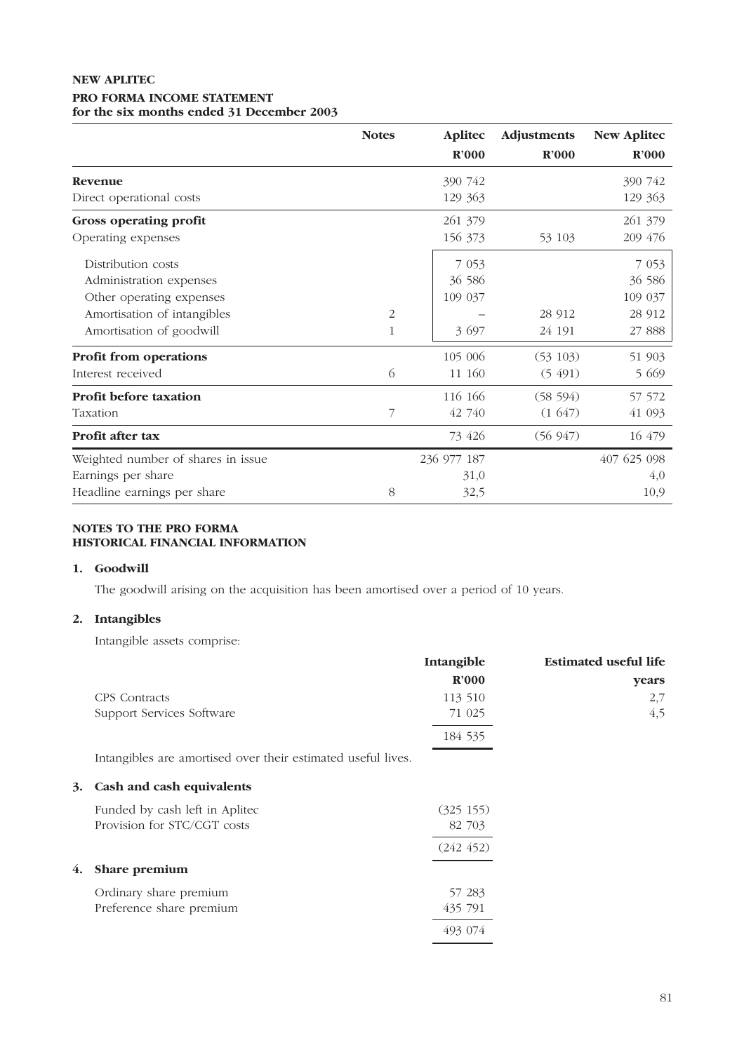**NEW APLITEC**

**PRO FORMA INCOME STATEMENT**
**for the six months ended 31 December 2003**

| | Notes | Aplitec R'000 | Adjustments R'000 | New Aplitec R'000 |
|---|---|---|---|---|
| **Revenue** | | 390 742 | | 390 742 |
| Direct operational costs | | 129 363 | | 129 363 |
| **Gross operating profit** | | 261 379 | | 261 379 |
| Operating expenses | | 156 373 | 53 103 | 209 476 |
| Distribution costs | | 7 053 | | 7 053 |
| Administration expenses | | 36 586 | | 36 586 |
| Other operating expenses | | 109 037 | | 109 037 |
| Amortisation of intangibles | 2 | – | 28 912 | 28 912 |
| Amortisation of goodwill | 1 | 3 697 | 24 191 | 27 888 |
| **Profit from operations** | | 105 006 | (53 103) | 51 903 |
| Interest received | 6 | 11 160 | (5 491) | 5 669 |
| **Profit before taxation** | | 116 166 | (58 594) | 57 572 |
| Taxation | 7 | 42 740 | (1 647) | 41 093 |
| **Profit after tax** | | 73 426 | (56 947) | 16 479 |
| Weighted number of shares in issue | | 236 977 187 | | 407 625 098 |
| Earnings per share | | 31,0 | | 4,0 |
| Headline earnings per share | 8 | 32,5 | | 10,9 |

**NOTES TO THE PRO FORMA HISTORICAL FINANCIAL INFORMATION**

**1. Goodwill**

The goodwill arising on the acquisition has been amortised over a period of 10 years.

**2. Intangibles**

Intangible assets comprise:

| | Intangible R'000 | Estimated useful life years |
|---|---|---|
| CPS Contracts | 113 510 | 2,7 |
| Support Services Software | 71 025 | 4,5 |
| | 184 535 | |

Intangibles are amortised over their estimated useful lives.

**3. Cash and cash equivalents**

| | |
|---|---|
| Funded by cash left in Aplitec | (325 155) |
| Provision for STC/CGT costs | 82 703 |
| | (242 452) |

**4. Share premium**

| | |
|---|---|
| Ordinary share premium | 57 283 |
| Preference share premium | 435 791 |
| | 493 074 |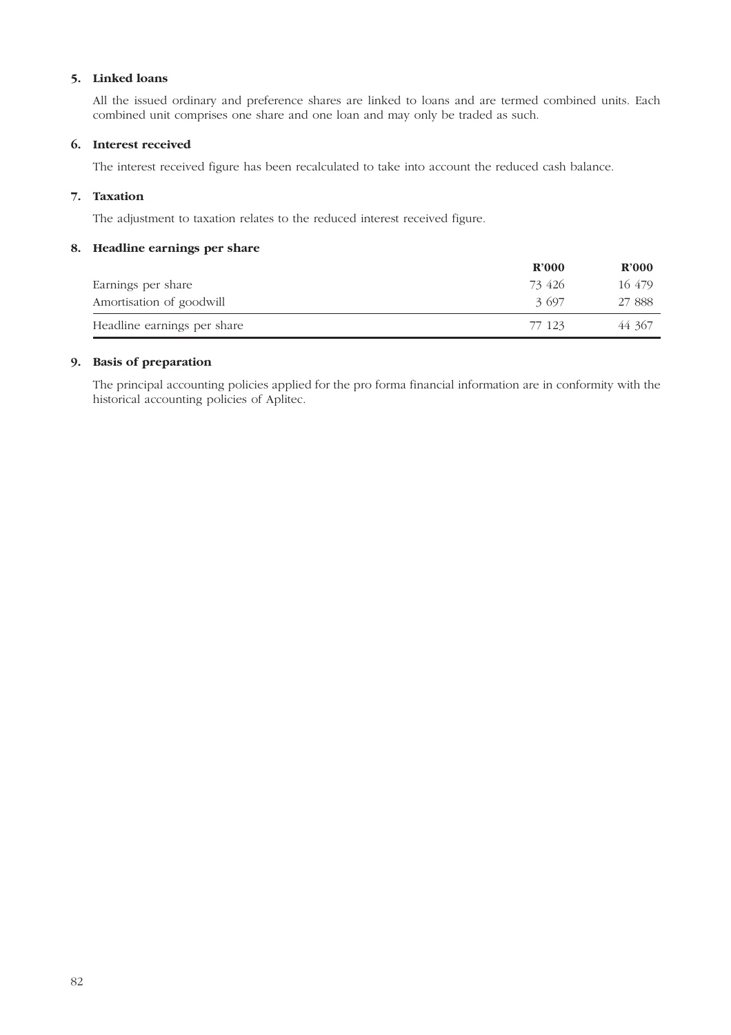## 5. Linked loans

All the issued ordinary and preference shares are linked to loans and are termed combined units. Each combined unit comprises one share and one loan and may only be traded as such.

## 6. Interest received

The interest received figure has been recalculated to take into account the reduced cash balance.

## 7. Taxation

The adjustment to taxation relates to the reduced interest received figure.

## 8. Headline earnings per share

| | R'000 | R'000 |
|---|---|---|
| Earnings per share | 73 426 | 16 479 |
| Amortisation of goodwill | 3 697 | 27 888 |
| Headline earnings per share | 77 123 | 44 367 |

## 9. Basis of preparation

The principal accounting policies applied for the pro forma financial information are in conformity with the historical accounting policies of Aplitec.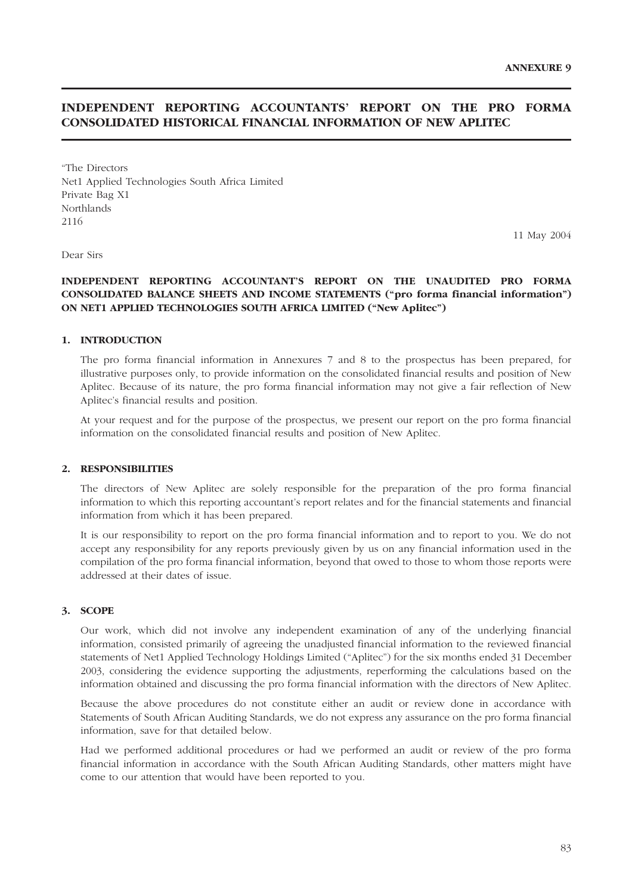**ANNEXURE 9**

# INDEPENDENT REPORTING ACCOUNTANTS' REPORT ON THE PRO FORMA CONSOLIDATED HISTORICAL FINANCIAL INFORMATION OF NEW APLITEC

"The Directors
Net1 Applied Technologies South Africa Limited
Private Bag X1
Northlands
2116

11 May 2004

Dear Sirs

**INDEPENDENT REPORTING ACCOUNTANT'S REPORT ON THE UNAUDITED PRO FORMA CONSOLIDATED BALANCE SHEETS AND INCOME STATEMENTS ("pro forma financial information") ON NET1 APPLIED TECHNOLOGIES SOUTH AFRICA LIMITED ("New Aplitec")**

## 1. INTRODUCTION

The pro forma financial information in Annexures 7 and 8 to the prospectus has been prepared, for illustrative purposes only, to provide information on the consolidated financial results and position of New Aplitec. Because of its nature, the pro forma financial information may not give a fair reflection of New Aplitec's financial results and position.

At your request and for the purpose of the prospectus, we present our report on the pro forma financial information on the consolidated financial results and position of New Aplitec.

## 2. RESPONSIBILITIES

The directors of New Aplitec are solely responsible for the preparation of the pro forma financial information to which this reporting accountant's report relates and for the financial statements and financial information from which it has been prepared.

It is our responsibility to report on the pro forma financial information and to report to you. We do not accept any responsibility for any reports previously given by us on any financial information used in the compilation of the pro forma financial information, beyond that owed to those to whom those reports were addressed at their dates of issue.

## 3. SCOPE

Our work, which did not involve any independent examination of any of the underlying financial information, consisted primarily of agreeing the unadjusted financial information to the reviewed financial statements of Net1 Applied Technology Holdings Limited ("Aplitec") for the six months ended 31 December 2003, considering the evidence supporting the adjustments, reperforming the calculations based on the information obtained and discussing the pro forma financial information with the directors of New Aplitec.

Because the above procedures do not constitute either an audit or review done in accordance with Statements of South African Auditing Standards, we do not express any assurance on the pro forma financial information, save for that detailed below.

Had we performed additional procedures or had we performed an audit or review of the pro forma financial information in accordance with the South African Auditing Standards, other matters might have come to our attention that would have been reported to you.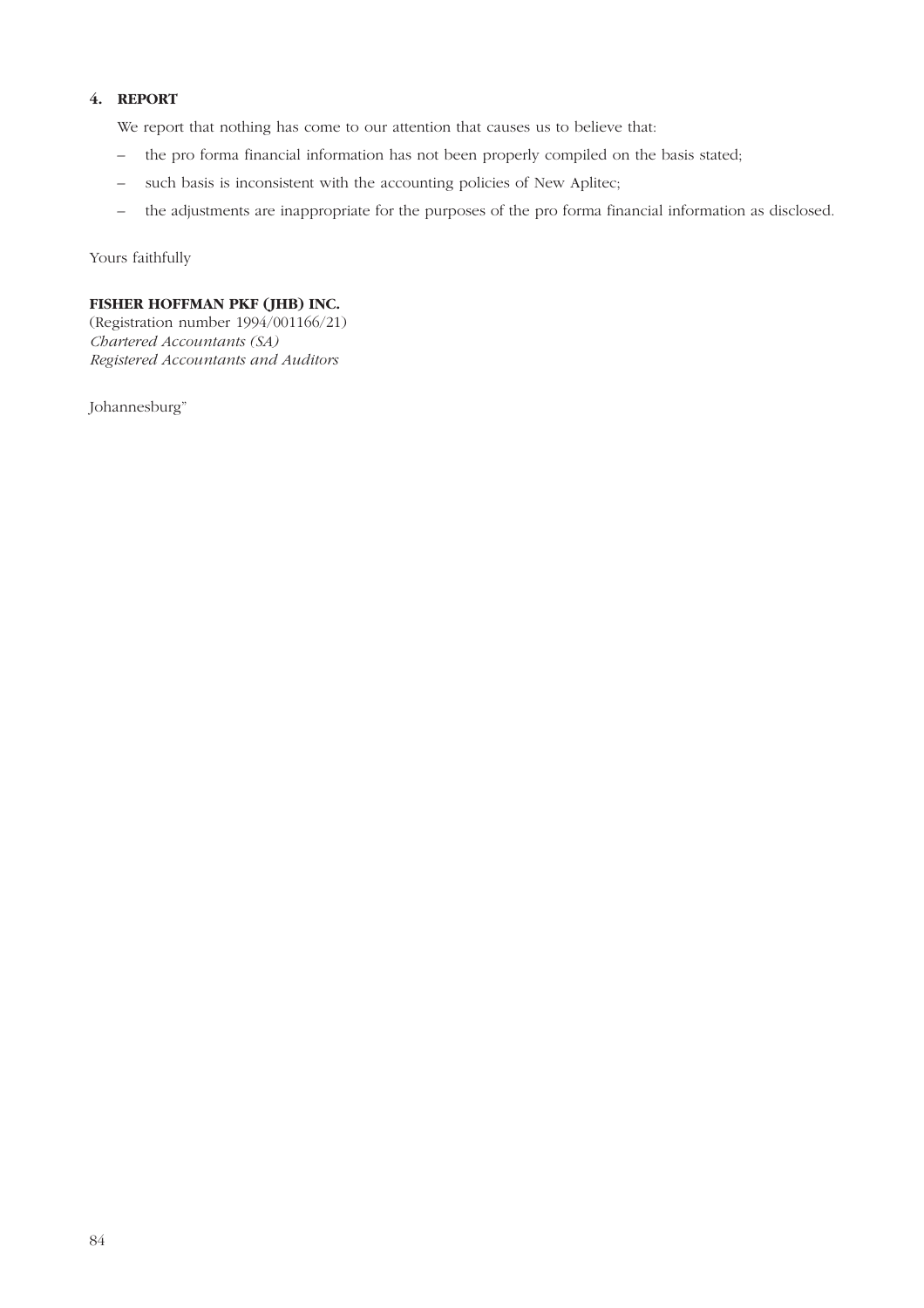## 4. REPORT

We report that nothing has come to our attention that causes us to believe that:

- the pro forma financial information has not been properly compiled on the basis stated;
- such basis is inconsistent with the accounting policies of New Aplitec;
- the adjustments are inappropriate for the purposes of the pro forma financial information as disclosed.

Yours faithfully

**FISHER HOFFMAN PKF (JHB) INC.**
(Registration number 1994/001166/21)
*Chartered Accountants (SA)*
*Registered Accountants and Auditors*

Johannesburg"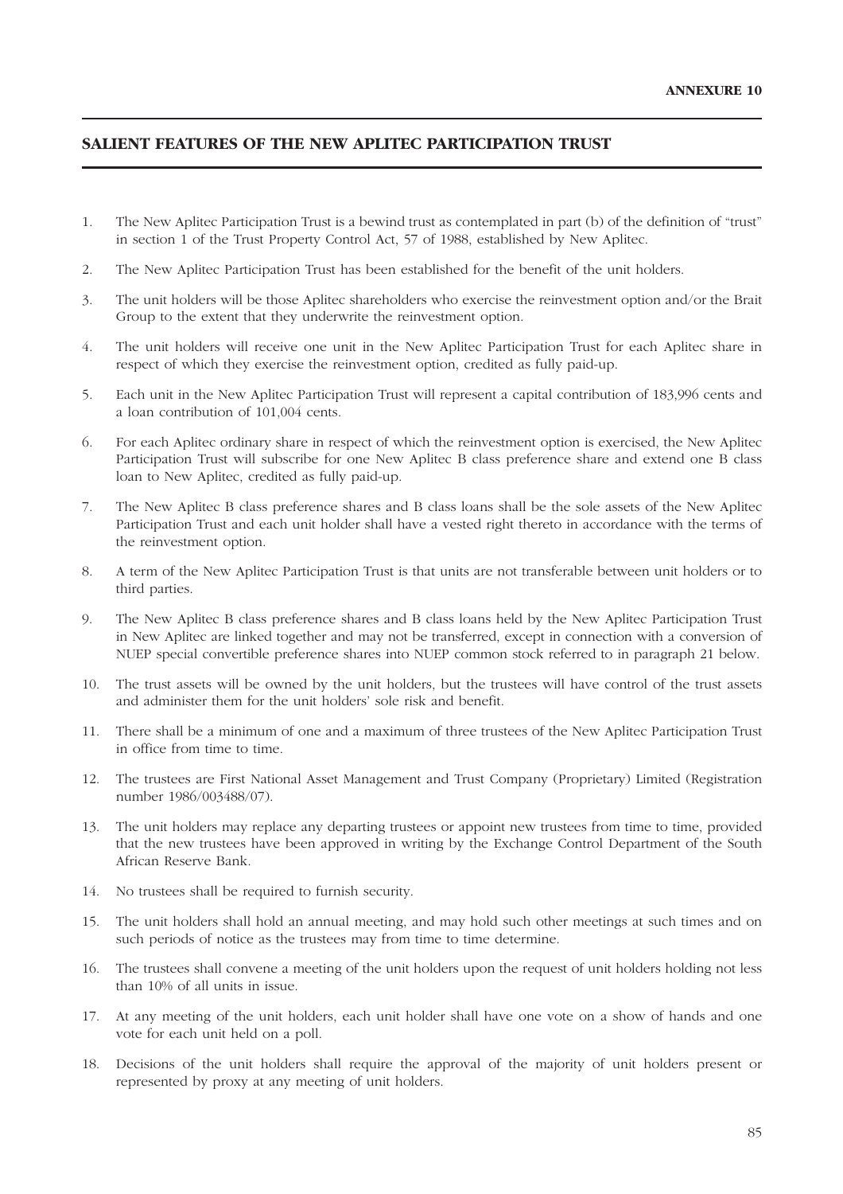**ANNEXURE 10**

## SALIENT FEATURES OF THE NEW APLITEC PARTICIPATION TRUST

1. The New Aplitec Participation Trust is a bewind trust as contemplated in part (b) of the definition of "trust" in section 1 of the Trust Property Control Act, 57 of 1988, established by New Aplitec.

2. The New Aplitec Participation Trust has been established for the benefit of the unit holders.

3. The unit holders will be those Aplitec shareholders who exercise the reinvestment option and/or the Brait Group to the extent that they underwrite the reinvestment option.

4. The unit holders will receive one unit in the New Aplitec Participation Trust for each Aplitec share in respect of which they exercise the reinvestment option, credited as fully paid-up.

5. Each unit in the New Aplitec Participation Trust will represent a capital contribution of 183,996 cents and a loan contribution of 101,004 cents.

6. For each Aplitec ordinary share in respect of which the reinvestment option is exercised, the New Aplitec Participation Trust will subscribe for one New Aplitec B class preference share and extend one B class loan to New Aplitec, credited as fully paid-up.

7. The New Aplitec B class preference shares and B class loans shall be the sole assets of the New Aplitec Participation Trust and each unit holder shall have a vested right thereto in accordance with the terms of the reinvestment option.

8. A term of the New Aplitec Participation Trust is that units are not transferable between unit holders or to third parties.

9. The New Aplitec B class preference shares and B class loans held by the New Aplitec Participation Trust in New Aplitec are linked together and may not be transferred, except in connection with a conversion of NUEP special convertible preference shares into NUEP common stock referred to in paragraph 21 below.

10. The trust assets will be owned by the unit holders, but the trustees will have control of the trust assets and administer them for the unit holders' sole risk and benefit.

11. There shall be a minimum of one and a maximum of three trustees of the New Aplitec Participation Trust in office from time to time.

12. The trustees are First National Asset Management and Trust Company (Proprietary) Limited (Registration number 1986/003488/07).

13. The unit holders may replace any departing trustees or appoint new trustees from time to time, provided that the new trustees have been approved in writing by the Exchange Control Department of the South African Reserve Bank.

14. No trustees shall be required to furnish security.

15. The unit holders shall hold an annual meeting, and may hold such other meetings at such times and on such periods of notice as the trustees may from time to time determine.

16. The trustees shall convene a meeting of the unit holders upon the request of unit holders holding not less than 10% of all units in issue.

17. At any meeting of the unit holders, each unit holder shall have one vote on a show of hands and one vote for each unit held on a poll.

18. Decisions of the unit holders shall require the approval of the majority of unit holders present or represented by proxy at any meeting of unit holders.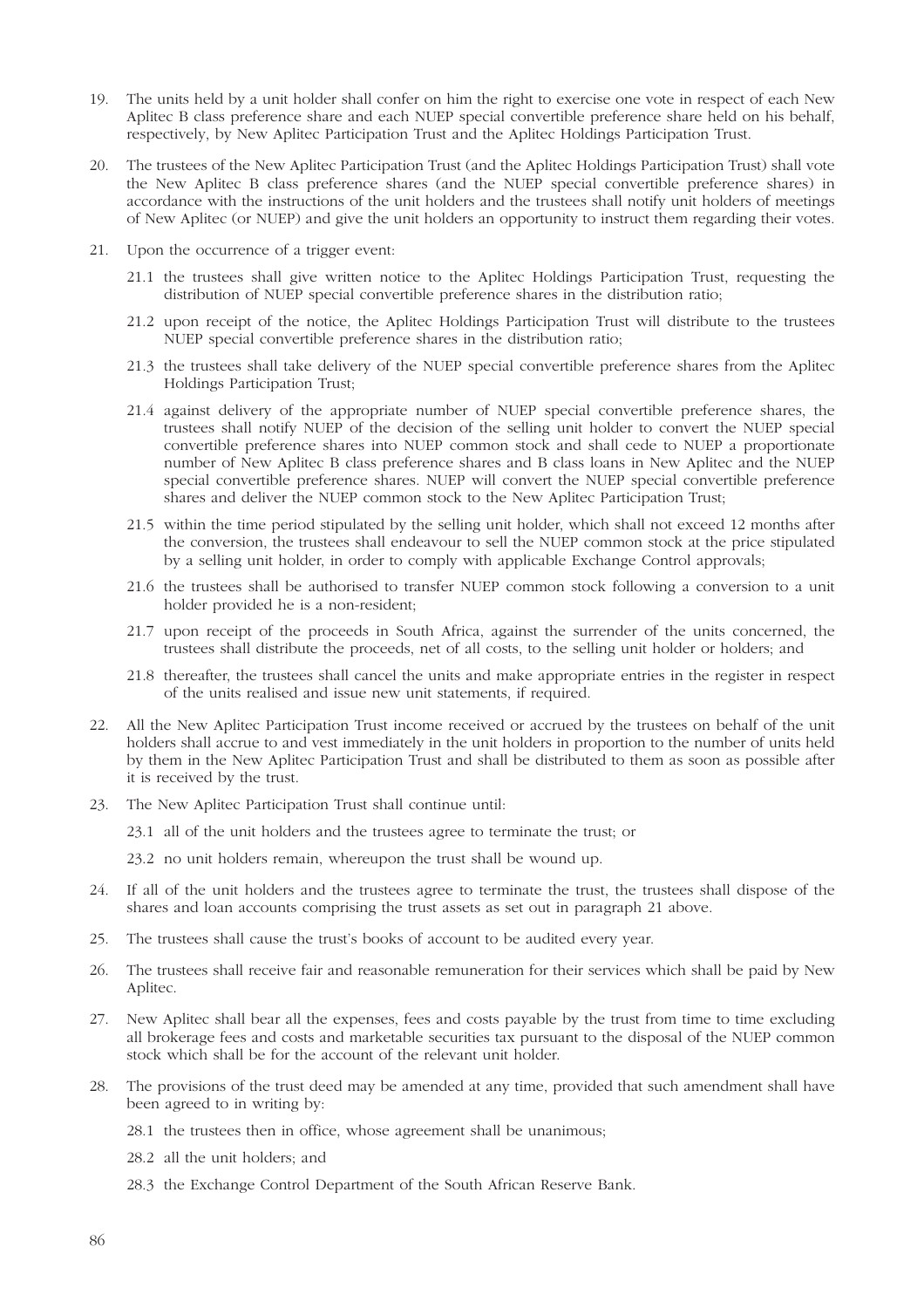19. The units held by a unit holder shall confer on him the right to exercise one vote in respect of each New Aplitec B class preference share and each NUEP special convertible preference share held on his behalf, respectively, by New Aplitec Participation Trust and the Aplitec Holdings Participation Trust.

20. The trustees of the New Aplitec Participation Trust (and the Aplitec Holdings Participation Trust) shall vote the New Aplitec B class preference shares (and the NUEP special convertible preference shares) in accordance with the instructions of the unit holders and the trustees shall notify unit holders of meetings of New Aplitec (or NUEP) and give the unit holders an opportunity to instruct them regarding their votes.

21. Upon the occurrence of a trigger event:

    21.1 the trustees shall give written notice to the Aplitec Holdings Participation Trust, requesting the distribution of NUEP special convertible preference shares in the distribution ratio;

    21.2 upon receipt of the notice, the Aplitec Holdings Participation Trust will distribute to the trustees NUEP special convertible preference shares in the distribution ratio;

    21.3 the trustees shall take delivery of the NUEP special convertible preference shares from the Aplitec Holdings Participation Trust;

    21.4 against delivery of the appropriate number of NUEP special convertible preference shares, the trustees shall notify NUEP of the decision of the selling unit holder to convert the NUEP special convertible preference shares into NUEP common stock and shall cede to NUEP a proportionate number of New Aplitec B class preference shares and B class loans in New Aplitec and the NUEP special convertible preference shares. NUEP will convert the NUEP special convertible preference shares and deliver the NUEP common stock to the New Aplitec Participation Trust;

    21.5 within the time period stipulated by the selling unit holder, which shall not exceed 12 months after the conversion, the trustees shall endeavour to sell the NUEP common stock at the price stipulated by a selling unit holder, in order to comply with applicable Exchange Control approvals;

    21.6 the trustees shall be authorised to transfer NUEP common stock following a conversion to a unit holder provided he is a non-resident;

    21.7 upon receipt of the proceeds in South Africa, against the surrender of the units concerned, the trustees shall distribute the proceeds, net of all costs, to the selling unit holder or holders; and

    21.8 thereafter, the trustees shall cancel the units and make appropriate entries in the register in respect of the units realised and issue new unit statements, if required.

22. All the New Aplitec Participation Trust income received or accrued by the trustees on behalf of the unit holders shall accrue to and vest immediately in the unit holders in proportion to the number of units held by them in the New Aplitec Participation Trust and shall be distributed to them as soon as possible after it is received by the trust.

23. The New Aplitec Participation Trust shall continue until:

    23.1 all of the unit holders and the trustees agree to terminate the trust; or

    23.2 no unit holders remain, whereupon the trust shall be wound up.

24. If all of the unit holders and the trustees agree to terminate the trust, the trustees shall dispose of the shares and loan accounts comprising the trust assets as set out in paragraph 21 above.

25. The trustees shall cause the trust's books of account to be audited every year.

26. The trustees shall receive fair and reasonable remuneration for their services which shall be paid by New Aplitec.

27. New Aplitec shall bear all the expenses, fees and costs payable by the trust from time to time excluding all brokerage fees and costs and marketable securities tax pursuant to the disposal of the NUEP common stock which shall be for the account of the relevant unit holder.

28. The provisions of the trust deed may be amended at any time, provided that such amendment shall have been agreed to in writing by:

    28.1 the trustees then in office, whose agreement shall be unanimous;

    28.2 all the unit holders; and

    28.3 the Exchange Control Department of the South African Reserve Bank.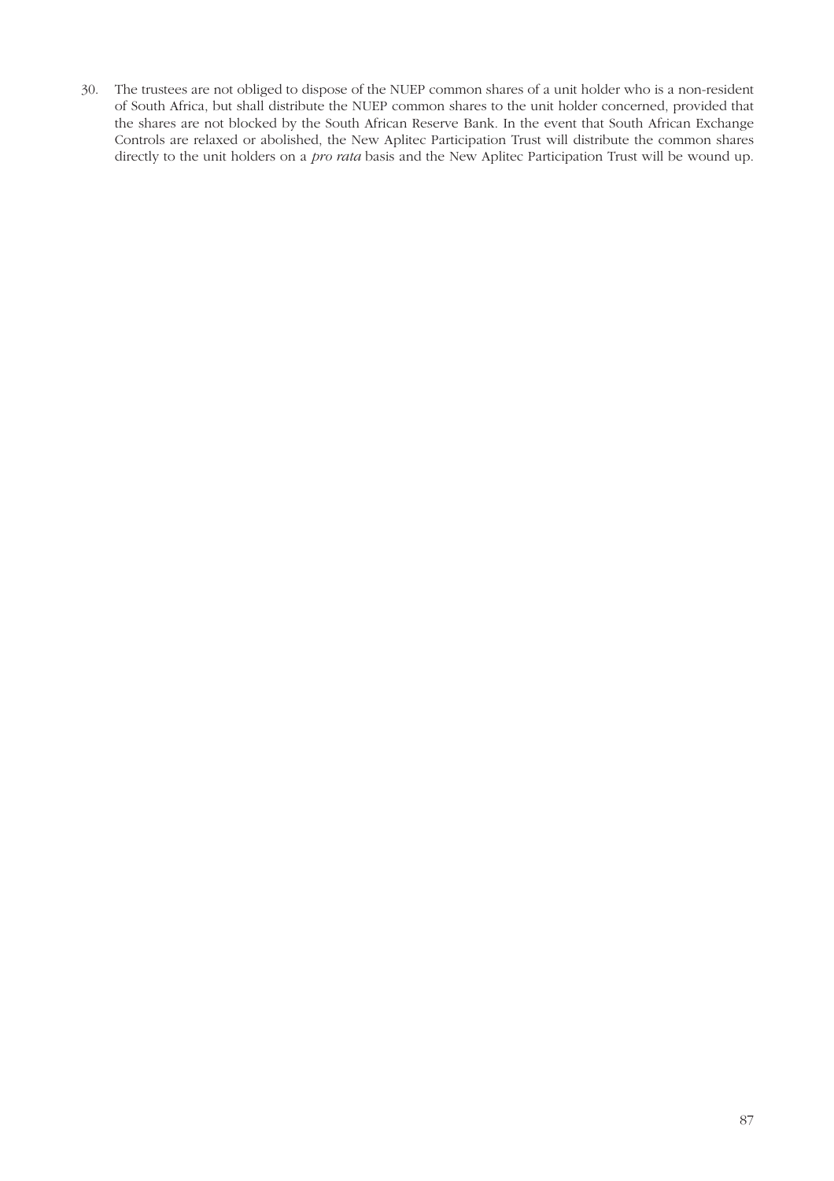30. The trustees are not obliged to dispose of the NUEP common shares of a unit holder who is a non-resident of South Africa, but shall distribute the NUEP common shares to the unit holder concerned, provided that the shares are not blocked by the South African Reserve Bank. In the event that South African Exchange Controls are relaxed or abolished, the New Aplitec Participation Trust will distribute the common shares directly to the unit holders on a *pro rata* basis and the New Aplitec Participation Trust will be wound up.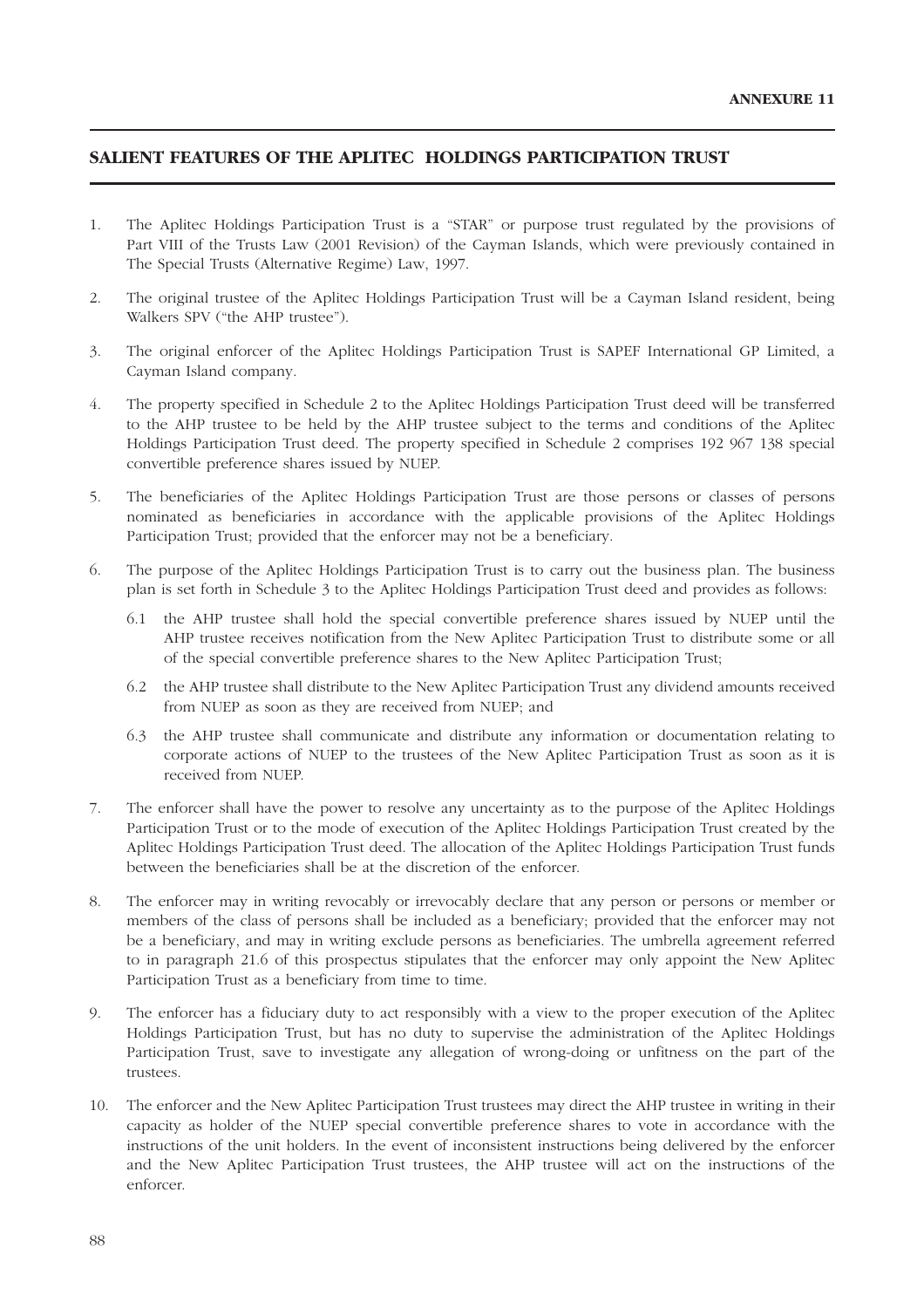**ANNEXURE 11**

## SALIENT FEATURES OF THE APLITEC HOLDINGS PARTICIPATION TRUST

1. The Aplitec Holdings Participation Trust is a "STAR" or purpose trust regulated by the provisions of Part VIII of the Trusts Law (2001 Revision) of the Cayman Islands, which were previously contained in The Special Trusts (Alternative Regime) Law, 1997.

2. The original trustee of the Aplitec Holdings Participation Trust will be a Cayman Island resident, being Walkers SPV ("the AHP trustee").

3. The original enforcer of the Aplitec Holdings Participation Trust is SAPEF International GP Limited, a Cayman Island company.

4. The property specified in Schedule 2 to the Aplitec Holdings Participation Trust deed will be transferred to the AHP trustee to be held by the AHP trustee subject to the terms and conditions of the Aplitec Holdings Participation Trust deed. The property specified in Schedule 2 comprises 192 967 138 special convertible preference shares issued by NUEP.

5. The beneficiaries of the Aplitec Holdings Participation Trust are those persons or classes of persons nominated as beneficiaries in accordance with the applicable provisions of the Aplitec Holdings Participation Trust; provided that the enforcer may not be a beneficiary.

6. The purpose of the Aplitec Holdings Participation Trust is to carry out the business plan. The business plan is set forth in Schedule 3 to the Aplitec Holdings Participation Trust deed and provides as follows:

   6.1 the AHP trustee shall hold the special convertible preference shares issued by NUEP until the AHP trustee receives notification from the New Aplitec Participation Trust to distribute some or all of the special convertible preference shares to the New Aplitec Participation Trust;

   6.2 the AHP trustee shall distribute to the New Aplitec Participation Trust any dividend amounts received from NUEP as soon as they are received from NUEP; and

   6.3 the AHP trustee shall communicate and distribute any information or documentation relating to corporate actions of NUEP to the trustees of the New Aplitec Participation Trust as soon as it is received from NUEP.

7. The enforcer shall have the power to resolve any uncertainty as to the purpose of the Aplitec Holdings Participation Trust or to the mode of execution of the Aplitec Holdings Participation Trust created by the Aplitec Holdings Participation Trust deed. The allocation of the Aplitec Holdings Participation Trust funds between the beneficiaries shall be at the discretion of the enforcer.

8. The enforcer may in writing revocably or irrevocably declare that any person or persons or member or members of the class of persons shall be included as a beneficiary; provided that the enforcer may not be a beneficiary, and may in writing exclude persons as beneficiaries. The umbrella agreement referred to in paragraph 21.6 of this prospectus stipulates that the enforcer may only appoint the New Aplitec Participation Trust as a beneficiary from time to time.

9. The enforcer has a fiduciary duty to act responsibly with a view to the proper execution of the Aplitec Holdings Participation Trust, but has no duty to supervise the administration of the Aplitec Holdings Participation Trust, save to investigate any allegation of wrong-doing or unfitness on the part of the trustees.

10. The enforcer and the New Aplitec Participation Trust trustees may direct the AHP trustee in writing in their capacity as holder of the NUEP special convertible preference shares to vote in accordance with the instructions of the unit holders. In the event of inconsistent instructions being delivered by the enforcer and the New Aplitec Participation Trust trustees, the AHP trustee will act on the instructions of the enforcer.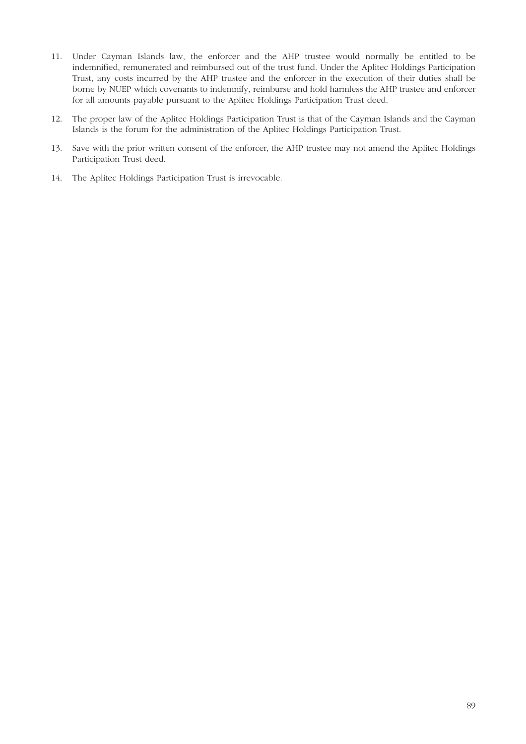11. Under Cayman Islands law, the enforcer and the AHP trustee would normally be entitled to be indemnified, remunerated and reimbursed out of the trust fund. Under the Aplitec Holdings Participation Trust, any costs incurred by the AHP trustee and the enforcer in the execution of their duties shall be borne by NUEP which covenants to indemnify, reimburse and hold harmless the AHP trustee and enforcer for all amounts payable pursuant to the Aplitec Holdings Participation Trust deed.

12. The proper law of the Aplitec Holdings Participation Trust is that of the Cayman Islands and the Cayman Islands is the forum for the administration of the Aplitec Holdings Participation Trust.

13. Save with the prior written consent of the enforcer, the AHP trustee may not amend the Aplitec Holdings Participation Trust deed.

14. The Aplitec Holdings Participation Trust is irrevocable.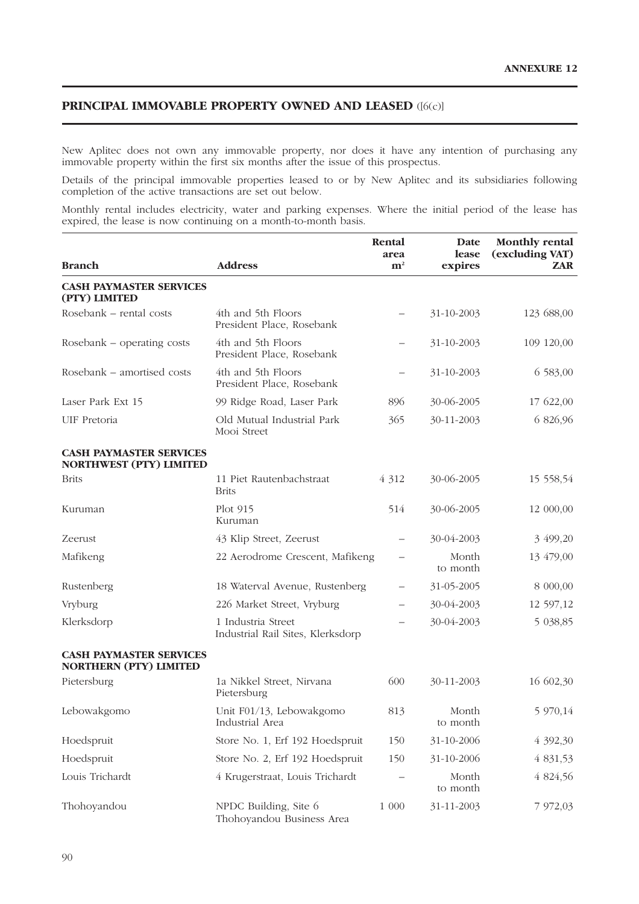ANNEXURE 12

## PRINCIPAL IMMOVABLE PROPERTY OWNED AND LEASED ([6(c)]

New Aplitec does not own any immovable property, nor does it have any intention of purchasing any immovable property within the first six months after the issue of this prospectus.

Details of the principal immovable properties leased to or by New Aplitec and its subsidiaries following completion of the active transactions are set out below.

Monthly rental includes electricity, water and parking expenses. Where the initial period of the lease has expired, the lease is now continuing on a month-to-month basis.

| Branch | Address | Rental area m² | Date lease expires | Monthly rental (excluding VAT) ZAR |
|---|---|---|---|---|
| **CASH PAYMASTER SERVICES (PTY) LIMITED** | | | | |
| Rosebank – rental costs | 4th and 5th Floors President Place, Rosebank | – | 31-10-2003 | 123 688,00 |
| Rosebank – operating costs | 4th and 5th Floors President Place, Rosebank | – | 31-10-2003 | 109 120,00 |
| Rosebank – amortised costs | 4th and 5th Floors President Place, Rosebank | – | 31-10-2003 | 6 583,00 |
| Laser Park Ext 15 | 99 Ridge Road, Laser Park | 896 | 30-06-2005 | 17 622,00 |
| UIF Pretoria | Old Mutual Industrial Park Mooi Street | 365 | 30-11-2003 | 6 826,96 |
| **CASH PAYMASTER SERVICES NORTHWEST (PTY) LIMITED** | | | | |
| Brits | 11 Piet Rautenbachstraat Brits | 4 312 | 30-06-2005 | 15 558,54 |
| Kuruman | Plot 915 Kuruman | 514 | 30-06-2005 | 12 000,00 |
| Zeerust | 43 Klip Street, Zeerust | – | 30-04-2003 | 3 499,20 |
| Mafikeng | 22 Aerodrome Crescent, Mafikeng | – | Month to month | 13 479,00 |
| Rustenberg | 18 Waterval Avenue, Rustenberg | – | 31-05-2005 | 8 000,00 |
| Vryburg | 226 Market Street, Vryburg | – | 30-04-2003 | 12 597,12 |
| Klerksdorp | 1 Industria Street Industrial Rail Sites, Klerksdorp | – | 30-04-2003 | 5 038,85 |
| **CASH PAYMASTER SERVICES NORTHERN (PTY) LIMITED** | | | | |
| Pietersburg | 1a Nikkel Street, Nirvana Pietersburg | 600 | 30-11-2003 | 16 602,30 |
| Lebowakgomo | Unit F01/13, Lebowakgomo Industrial Area | 813 | Month to month | 5 970,14 |
| Hoedspruit | Store No. 1, Erf 192 Hoedspruit | 150 | 31-10-2006 | 4 392,30 |
| Hoedspruit | Store No. 2, Erf 192 Hoedspruit | 150 | 31-10-2006 | 4 831,53 |
| Louis Trichardt | 4 Krugerstraat, Louis Trichardt | – | Month to month | 4 824,56 |
| Thohoyandou | NPDC Building, Site 6 Thohoyandou Business Area | 1 000 | 31-11-2003 | 7 972,03 |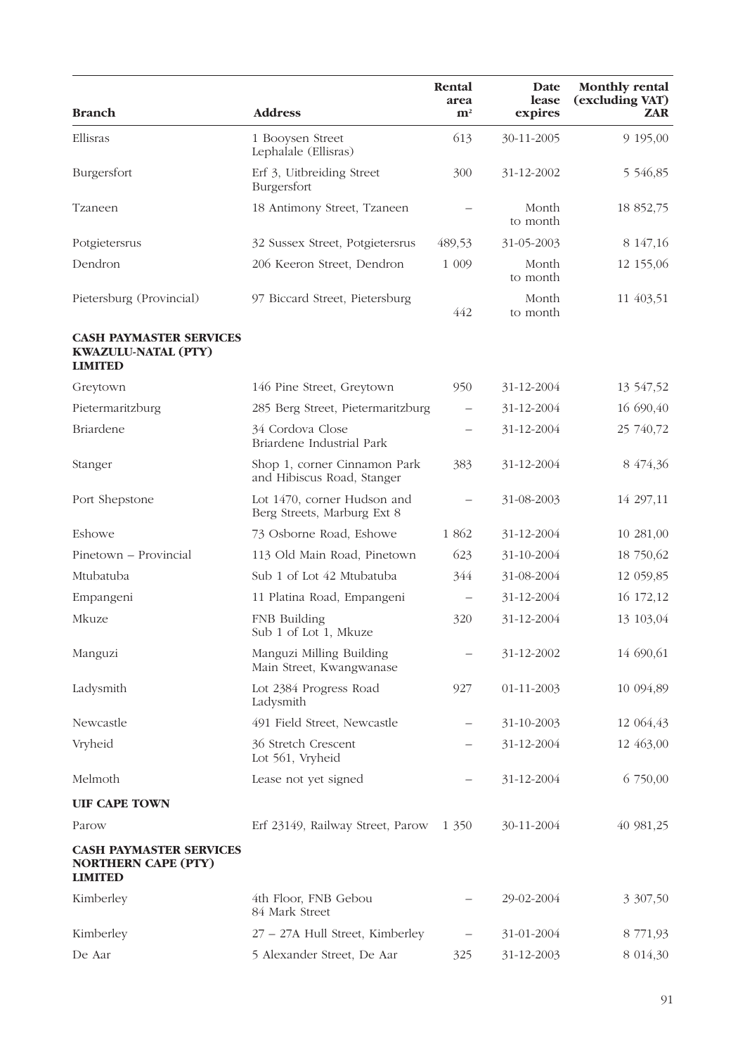| Branch | Address | Rental area m² | Date lease expires | Monthly rental (excluding VAT) ZAR |
|---|---|---|---|---|
| Ellisras | 1 Booysen Street Lephalale (Ellisras) | 613 | 30-11-2005 | 9 195,00 |
| Burgersfort | Erf 3, Uitbreiding Street Burgersfort | 300 | 31-12-2002 | 5 546,85 |
| Tzaneen | 18 Antimony Street, Tzaneen | – | Month to month | 18 852,75 |
| Potgietersrus | 32 Sussex Street, Potgietersrus | 489,53 | 31-05-2003 | 8 147,16 |
| Dendron | 206 Keeron Street, Dendron | 1 009 | Month to month | 12 155,06 |
| Pietersburg (Provincial) | 97 Biccard Street, Pietersburg | 442 | Month to month | 11 403,51 |
| **CASH PAYMASTER SERVICES KWAZULU-NATAL (PTY) LIMITED** | | | | |
| Greytown | 146 Pine Street, Greytown | 950 | 31-12-2004 | 13 547,52 |
| Pietermaritzburg | 285 Berg Street, Pietermaritzburg | – | 31-12-2004 | 16 690,40 |
| Briardene | 34 Cordova Close Briardene Industrial Park | – | 31-12-2004 | 25 740,72 |
| Stanger | Shop 1, corner Cinnamon Park and Hibiscus Road, Stanger | 383 | 31-12-2004 | 8 474,36 |
| Port Shepstone | Lot 1470, corner Hudson and Berg Streets, Marburg Ext 8 | – | 31-08-2003 | 14 297,11 |
| Eshowe | 73 Osborne Road, Eshowe | 1 862 | 31-12-2004 | 10 281,00 |
| Pinetown – Provincial | 113 Old Main Road, Pinetown | 623 | 31-10-2004 | 18 750,62 |
| Mtubatuba | Sub 1 of Lot 42 Mtubatuba | 344 | 31-08-2004 | 12 059,85 |
| Empangeni | 11 Platina Road, Empangeni | – | 31-12-2004 | 16 172,12 |
| Mkuze | FNB Building Sub 1 of Lot 1, Mkuze | 320 | 31-12-2004 | 13 103,04 |
| Manguzi | Manguzi Milling Building Main Street, Kwangwanase | – | 31-12-2002 | 14 690,61 |
| Ladysmith | Lot 2384 Progress Road Ladysmith | 927 | 01-11-2003 | 10 094,89 |
| Newcastle | 491 Field Street, Newcastle | – | 31-10-2003 | 12 064,43 |
| Vryheid | 36 Stretch Crescent Lot 561, Vryheid | – | 31-12-2004 | 12 463,00 |
| Melmoth | Lease not yet signed | – | 31-12-2004 | 6 750,00 |
| **UIF CAPE TOWN** | | | | |
| Parow | Erf 23149, Railway Street, Parow | 1 350 | 30-11-2004 | 40 981,25 |
| **CASH PAYMASTER SERVICES NORTHERN CAPE (PTY) LIMITED** | | | | |
| Kimberley | 4th Floor, FNB Gebou 84 Mark Street | – | 29-02-2004 | 3 307,50 |
| Kimberley | 27 – 27A Hull Street, Kimberley | – | 31-01-2004 | 8 771,93 |
| De Aar | 5 Alexander Street, De Aar | 325 | 31-12-2003 | 8 014,30 |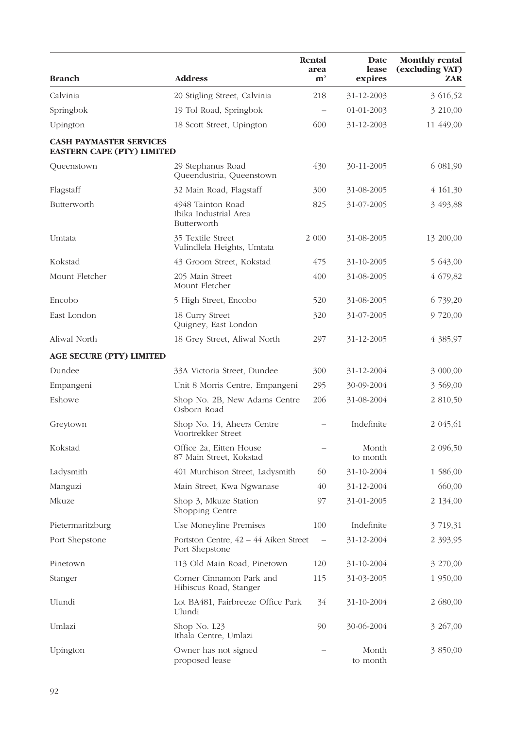| Branch | Address | Rental area m² | Date lease expires | Monthly rental (excluding VAT) ZAR |
|---|---|---|---|---|
| Calvinia | 20 Stigling Street, Calvinia | 218 | 31-12-2003 | 3 616,52 |
| Springbok | 19 Tol Road, Springbok | – | 01-01-2003 | 3 210,00 |
| Upington | 18 Scott Street, Upington | 600 | 31-12-2003 | 11 449,00 |
| **CASH PAYMASTER SERVICES EASTERN CAPE (PTY) LIMITED** | | | | |
| Queenstown | 29 Stephanus Road Queendustria, Queenstown | 430 | 30-11-2005 | 6 081,90 |
| Flagstaff | 32 Main Road, Flagstaff | 300 | 31-08-2005 | 4 161,30 |
| Butterworth | 4948 Tainton Road Ibika Industrial Area Butterworth | 825 | 31-07-2005 | 3 493,88 |
| Umtata | 35 Textile Street Vulindlela Heights, Umtata | 2 000 | 31-08-2005 | 13 200,00 |
| Kokstad | 43 Groom Street, Kokstad | 475 | 31-10-2005 | 5 643,00 |
| Mount Fletcher | 205 Main Street Mount Fletcher | 400 | 31-08-2005 | 4 679,82 |
| Encobo | 5 High Street, Encobo | 520 | 31-08-2005 | 6 739,20 |
| East London | 18 Curry Street Quigney, East London | 320 | 31-07-2005 | 9 720,00 |
| Aliwal North | 18 Grey Street, Aliwal North | 297 | 31-12-2005 | 4 385,97 |
| **AGE SECURE (PTY) LIMITED** | | | | |
| Dundee | 33A Victoria Street, Dundee | 300 | 31-12-2004 | 3 000,00 |
| Empangeni | Unit 8 Morris Centre, Empangeni | 295 | 30-09-2004 | 3 569,00 |
| Eshowe | Shop No. 2B, New Adams Centre Osborn Road | 206 | 31-08-2004 | 2 810,50 |
| Greytown | Shop No. 14, Aheers Centre Voortrekker Street | – | Indefinite | 2 045,61 |
| Kokstad | Office 2a, Eitten House 87 Main Street, Kokstad | – | Month to month | 2 096,50 |
| Ladysmith | 401 Murchison Street, Ladysmith | 60 | 31-10-2004 | 1 586,00 |
| Manguzi | Main Street, Kwa Ngwanase | 40 | 31-12-2004 | 660,00 |
| Mkuze | Shop 3, Mkuze Station Shopping Centre | 97 | 31-01-2005 | 2 134,00 |
| Pietermaritzburg | Use Moneyline Premises | 100 | Indefinite | 3 719,31 |
| Port Shepstone | Portston Centre, 42 – 44 Aiken Street Port Shepstone | – | 31-12-2004 | 2 393,95 |
| Pinetown | 113 Old Main Road, Pinetown | 120 | 31-10-2004 | 3 270,00 |
| Stanger | Corner Cinnamon Park and Hibiscus Road, Stanger | 115 | 31-03-2005 | 1 950,00 |
| Ulundi | Lot BA481, Fairbreeze Office Park Ulundi | 34 | 31-10-2004 | 2 680,00 |
| Umlazi | Shop No. L23 Ithala Centre, Umlazi | 90 | 30-06-2004 | 3 267,00 |
| Upington | Owner has not signed proposed lease | – | Month to month | 3 850,00 |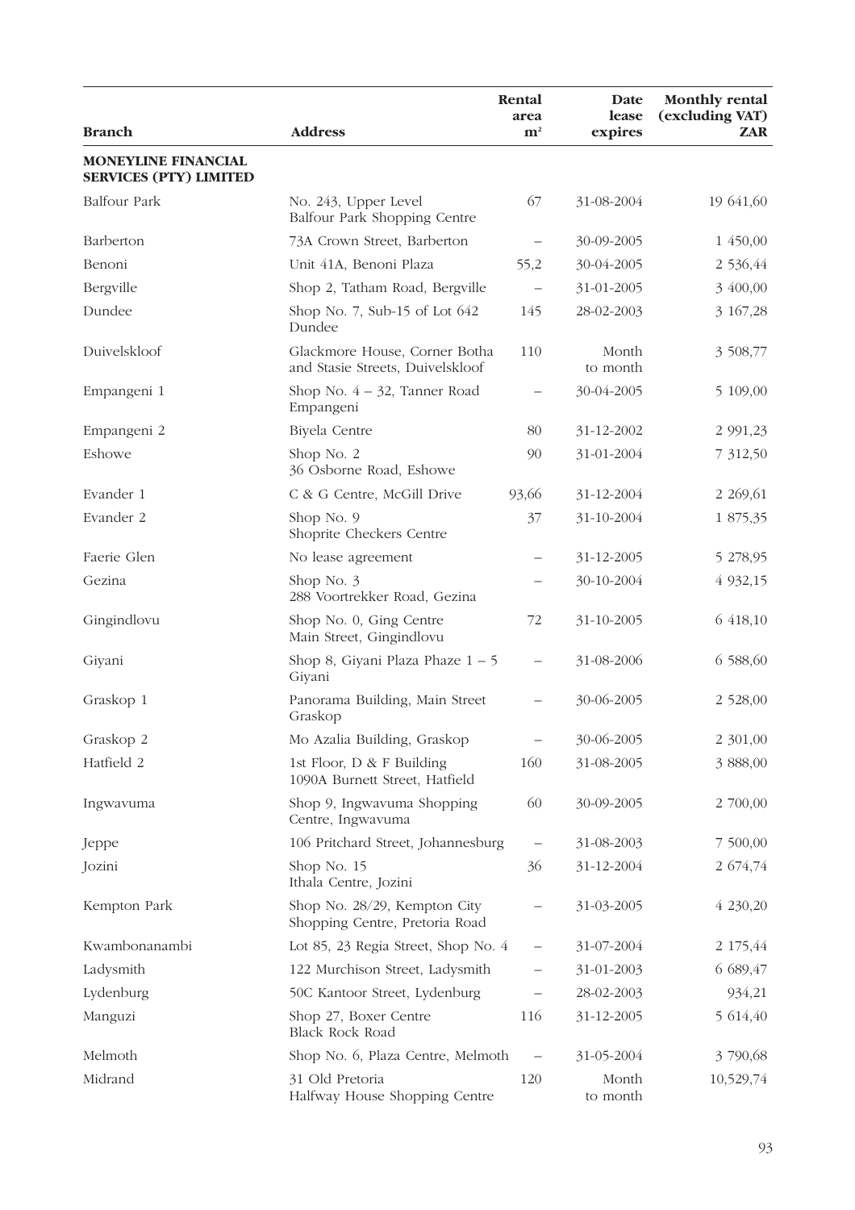| Branch | Address | Rental area m² | Date lease expires | Monthly rental (excluding VAT) ZAR |
|---|---|---|---|---|
| **MONEYLINE FINANCIAL SERVICES (PTY) LIMITED** | | | | |
| Balfour Park | No. 243, Upper Level Balfour Park Shopping Centre | 67 | 31-08-2004 | 19 641,60 |
| Barberton | 73A Crown Street, Barberton | – | 30-09-2005 | 1 450,00 |
| Benoni | Unit 41A, Benoni Plaza | 55,2 | 30-04-2005 | 2 536,44 |
| Bergville | Shop 2, Tatham Road, Bergville | – | 31-01-2005 | 3 400,00 |
| Dundee | Shop No. 7, Sub-15 of Lot 642 Dundee | 145 | 28-02-2003 | 3 167,28 |
| Duivelskloof | Glackmore House, Corner Botha and Stasie Streets, Duivelskloof | 110 | Month to month | 3 508,77 |
| Empangeni 1 | Shop No. 4 – 32, Tanner Road Empangeni | – | 30-04-2005 | 5 109,00 |
| Empangeni 2 | Biyela Centre | 80 | 31-12-2002 | 2 991,23 |
| Eshowe | Shop No. 2 36 Osborne Road, Eshowe | 90 | 31-01-2004 | 7 312,50 |
| Evander 1 | C & G Centre, McGill Drive | 93,66 | 31-12-2004 | 2 269,61 |
| Evander 2 | Shop No. 9 Shoprite Checkers Centre | 37 | 31-10-2004 | 1 875,35 |
| Faerie Glen | No lease agreement | – | 31-12-2005 | 5 278,95 |
| Gezina | Shop No. 3 288 Voortrekker Road, Gezina | – | 30-10-2004 | 4 932,15 |
| Gingindlovu | Shop No. 0, Ging Centre Main Street, Gingindlovu | 72 | 31-10-2005 | 6 418,10 |
| Giyani | Shop 8, Giyani Plaza Phaze 1 – 5 Giyani | – | 31-08-2006 | 6 588,60 |
| Graskop 1 | Panorama Building, Main Street Graskop | – | 30-06-2005 | 2 528,00 |
| Graskop 2 | Mo Azalia Building, Graskop | – | 30-06-2005 | 2 301,00 |
| Hatfield 2 | 1st Floor, D & F Building 1090A Burnett Street, Hatfield | 160 | 31-08-2005 | 3 888,00 |
| Ingwavuma | Shop 9, Ingwavuma Shopping Centre, Ingwavuma | 60 | 30-09-2005 | 2 700,00 |
| Jeppe | 106 Pritchard Street, Johannesburg | – | 31-08-2003 | 7 500,00 |
| Jozini | Shop No. 15 Ithala Centre, Jozini | 36 | 31-12-2004 | 2 674,74 |
| Kempton Park | Shop No. 28/29, Kempton City Shopping Centre, Pretoria Road | – | 31-03-2005 | 4 230,20 |
| Kwambonanambi | Lot 85, 23 Regia Street, Shop No. 4 | – | 31-07-2004 | 2 175,44 |
| Ladysmith | 122 Murchison Street, Ladysmith | – | 31-01-2003 | 6 689,47 |
| Lydenburg | 50C Kantoor Street, Lydenburg | – | 28-02-2003 | 934,21 |
| Manguzi | Shop 27, Boxer Centre Black Rock Road | 116 | 31-12-2005 | 5 614,40 |
| Melmoth | Shop No. 6, Plaza Centre, Melmoth | – | 31-05-2004 | 3 790,68 |
| Midrand | 31 Old Pretoria Halfway House Shopping Centre | 120 | Month to month | 10,529,74 |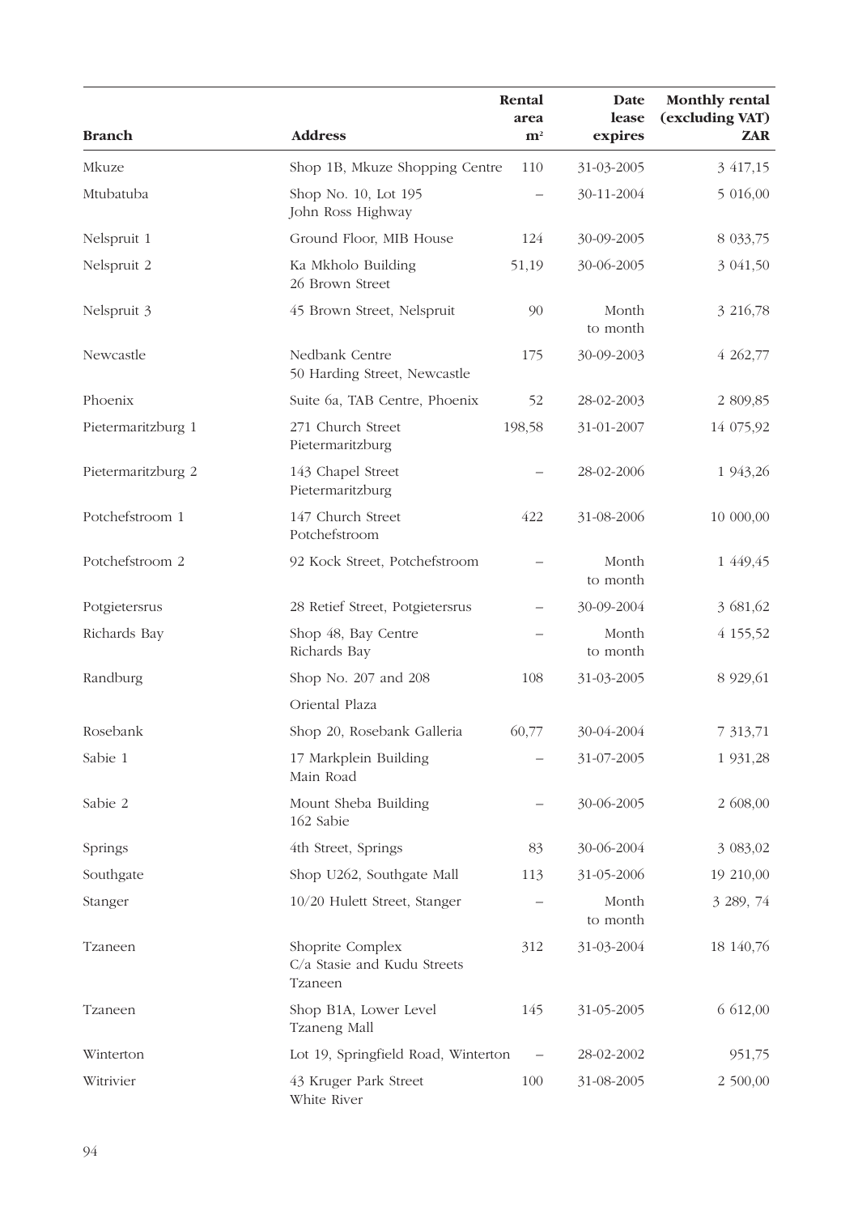| Branch | Address | Rental area m² | Date lease expires | Monthly rental (excluding VAT) ZAR |
|---|---|---|---|---|
| Mkuze | Shop 1B, Mkuze Shopping Centre | 110 | 31-03-2005 | 3 417,15 |
| Mtubatuba | Shop No. 10, Lot 195 John Ross Highway | – | 30-11-2004 | 5 016,00 |
| Nelspruit 1 | Ground Floor, MIB House | 124 | 30-09-2005 | 8 033,75 |
| Nelspruit 2 | Ka Mkholo Building 26 Brown Street | 51,19 | 30-06-2005 | 3 041,50 |
| Nelspruit 3 | 45 Brown Street, Nelspruit | 90 | Month to month | 3 216,78 |
| Newcastle | Nedbank Centre 50 Harding Street, Newcastle | 175 | 30-09-2003 | 4 262,77 |
| Phoenix | Suite 6a, TAB Centre, Phoenix | 52 | 28-02-2003 | 2 809,85 |
| Pietermaritzburg 1 | 271 Church Street Pietermaritzburg | 198,58 | 31-01-2007 | 14 075,92 |
| Pietermaritzburg 2 | 143 Chapel Street Pietermaritzburg | – | 28-02-2006 | 1 943,26 |
| Potchefstroom 1 | 147 Church Street Potchefstroom | 422 | 31-08-2006 | 10 000,00 |
| Potchefstroom 2 | 92 Kock Street, Potchefstroom | – | Month to month | 1 449,45 |
| Potgietersrus | 28 Retief Street, Potgietersrus | – | 30-09-2004 | 3 681,62 |
| Richards Bay | Shop 48, Bay Centre Richards Bay | – | Month to month | 4 155,52 |
| Randburg | Shop No. 207 and 208 Oriental Plaza | 108 | 31-03-2005 | 8 929,61 |
| Rosebank | Shop 20, Rosebank Galleria | 60,77 | 30-04-2004 | 7 313,71 |
| Sabie 1 | 17 Markplein Building Main Road | – | 31-07-2005 | 1 931,28 |
| Sabie 2 | Mount Sheba Building 162 Sabie | – | 30-06-2005 | 2 608,00 |
| Springs | 4th Street, Springs | 83 | 30-06-2004 | 3 083,02 |
| Southgate | Shop U262, Southgate Mall | 113 | 31-05-2006 | 19 210,00 |
| Stanger | 10/20 Hulett Street, Stanger | – | Month to month | 3 289, 74 |
| Tzaneen | Shoprite Complex C/a Stasie and Kudu Streets Tzaneen | 312 | 31-03-2004 | 18 140,76 |
| Tzaneen | Shop B1A, Lower Level Tzaneng Mall | 145 | 31-05-2005 | 6 612,00 |
| Winterton | Lot 19, Springfield Road, Winterton | – | 28-02-2002 | 951,75 |
| Witrivier | 43 Kruger Park Street White River | 100 | 31-08-2005 | 2 500,00 |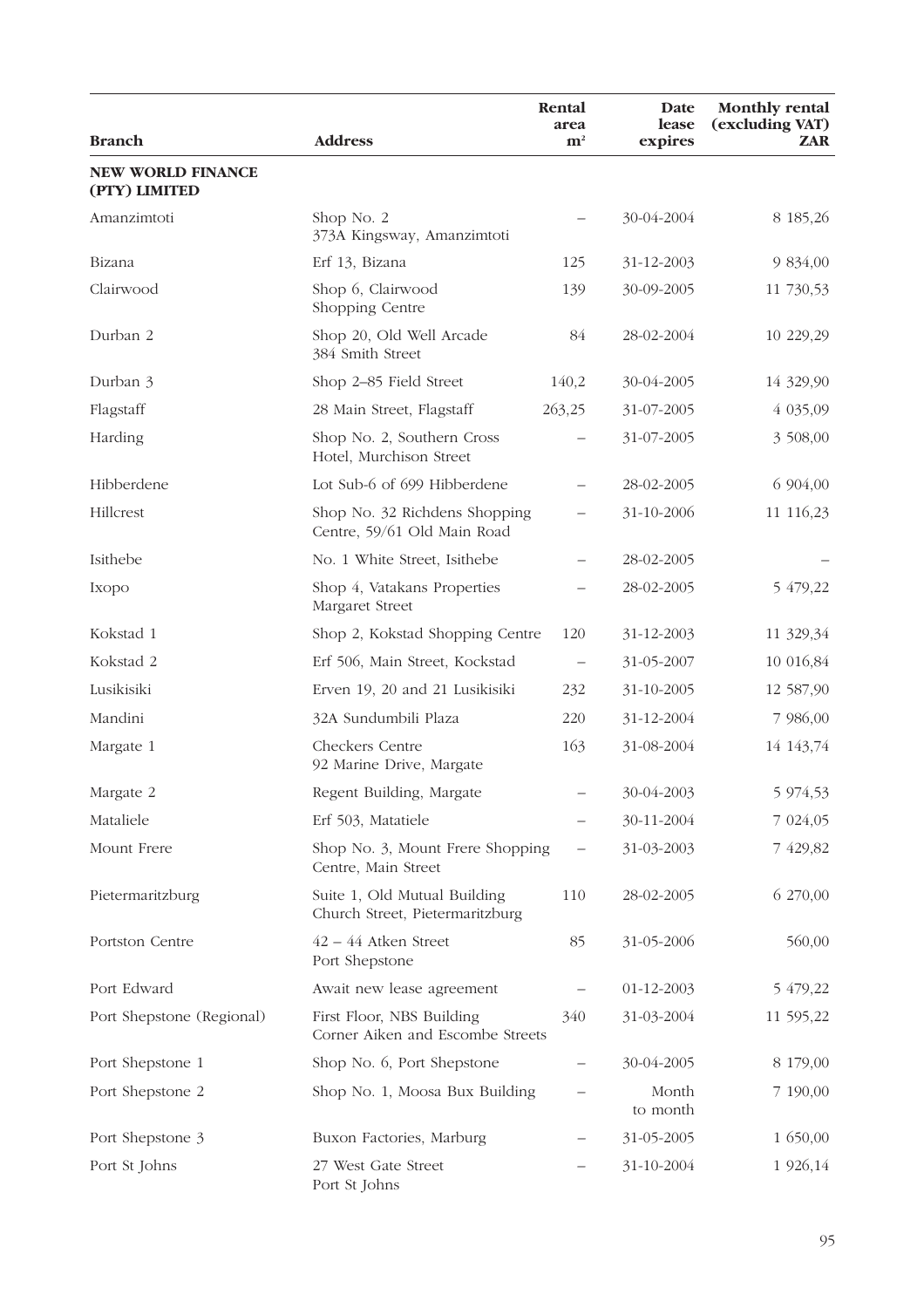| Branch | Address | Rental area m² | Date lease expires | Monthly rental (excluding VAT) ZAR |
|---|---|---|---|---|
| **NEW WORLD FINANCE (PTY) LIMITED** | | | | |
| Amanzimtoti | Shop No. 2 373A Kingsway, Amanzimtoti | – | 30-04-2004 | 8 185,26 |
| Bizana | Erf 13, Bizana | 125 | 31-12-2003 | 9 834,00 |
| Clairwood | Shop 6, Clairwood Shopping Centre | 139 | 30-09-2005 | 11 730,53 |
| Durban 2 | Shop 20, Old Well Arcade 384 Smith Street | 84 | 28-02-2004 | 10 229,29 |
| Durban 3 | Shop 2–85 Field Street | 140,2 | 30-04-2005 | 14 329,90 |
| Flagstaff | 28 Main Street, Flagstaff | 263,25 | 31-07-2005 | 4 035,09 |
| Harding | Shop No. 2, Southern Cross Hotel, Murchison Street | – | 31-07-2005 | 3 508,00 |
| Hibberdene | Lot Sub-6 of 699 Hibberdene | – | 28-02-2005 | 6 904,00 |
| Hillcrest | Shop No. 32 Richdens Shopping Centre, 59/61 Old Main Road | – | 31-10-2006 | 11 116,23 |
| Isithebe | No. 1 White Street, Isithebe | – | 28-02-2005 | – |
| Ixopo | Shop 4, Vatakans Properties Margaret Street | – | 28-02-2005 | 5 479,22 |
| Kokstad 1 | Shop 2, Kokstad Shopping Centre | 120 | 31-12-2003 | 11 329,34 |
| Kokstad 2 | Erf 506, Main Street, Kockstad | – | 31-05-2007 | 10 016,84 |
| Lusikisiki | Erven 19, 20 and 21 Lusikisiki | 232 | 31-10-2005 | 12 587,90 |
| Mandini | 32A Sundumbili Plaza | 220 | 31-12-2004 | 7 986,00 |
| Margate 1 | Checkers Centre 92 Marine Drive, Margate | 163 | 31-08-2004 | 14 143,74 |
| Margate 2 | Regent Building, Margate | – | 30-04-2003 | 5 974,53 |
| Mataliele | Erf 503, Matatiele | – | 30-11-2004 | 7 024,05 |
| Mount Frere | Shop No. 3, Mount Frere Shopping Centre, Main Street | – | 31-03-2003 | 7 429,82 |
| Pietermaritzburg | Suite 1, Old Mutual Building Church Street, Pietermaritzburg | 110 | 28-02-2005 | 6 270,00 |
| Portston Centre | 42 – 44 Atken Street Port Shepstone | 85 | 31-05-2006 | 560,00 |
| Port Edward | Await new lease agreement | – | 01-12-2003 | 5 479,22 |
| Port Shepstone (Regional) | First Floor, NBS Building Corner Aiken and Escombe Streets | 340 | 31-03-2004 | 11 595,22 |
| Port Shepstone 1 | Shop No. 6, Port Shepstone | – | 30-04-2005 | 8 179,00 |
| Port Shepstone 2 | Shop No. 1, Moosa Bux Building | – | Month to month | 7 190,00 |
| Port Shepstone 3 | Buxon Factories, Marburg | – | 31-05-2005 | 1 650,00 |
| Port St Johns | 27 West Gate Street Port St Johns | – | 31-10-2004 | 1 926,14 |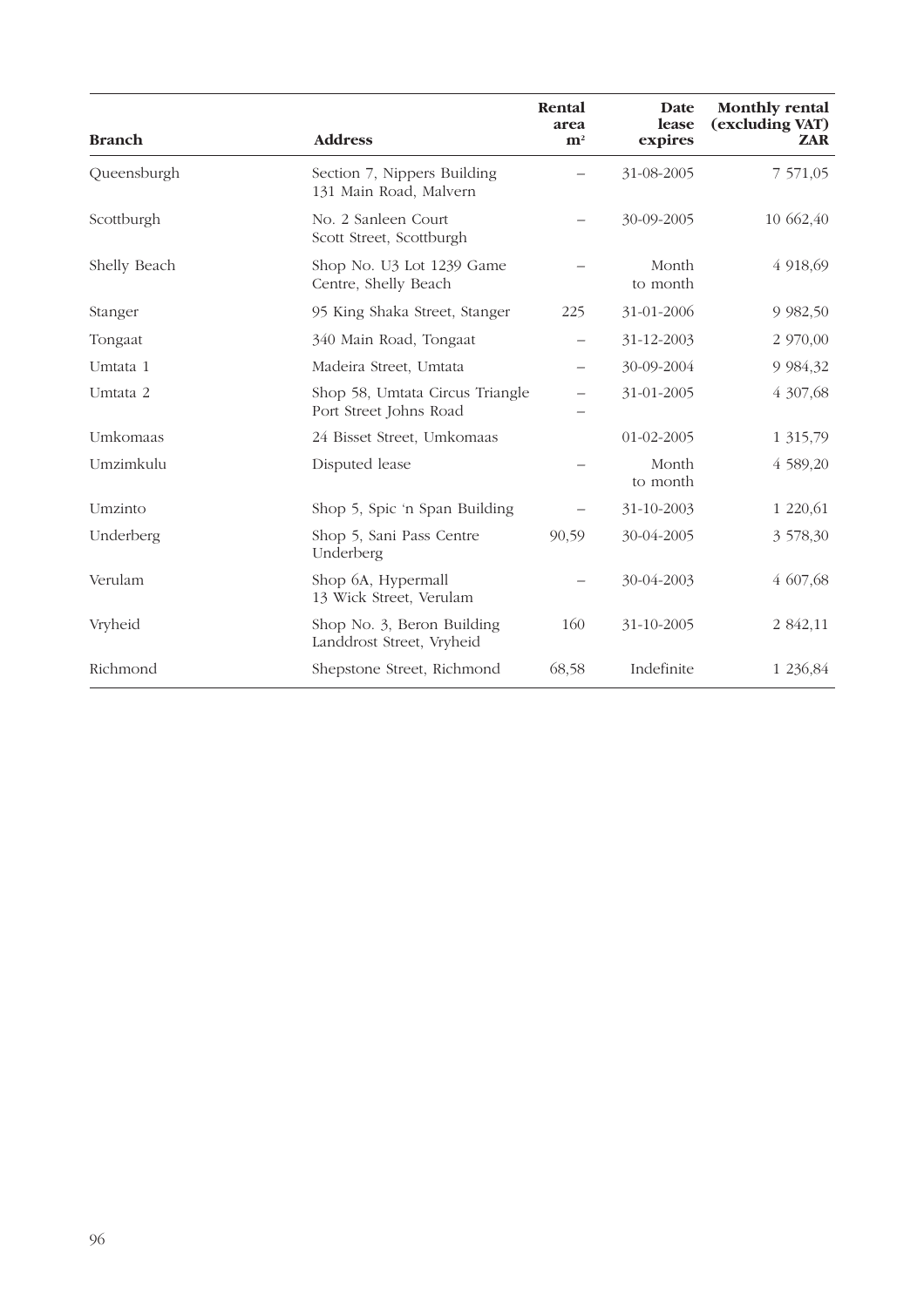| Branch | Address | Rental area m² | Date lease expires | Monthly rental (excluding VAT) ZAR |
|---|---|---|---|---|
| Queensburgh | Section 7, Nippers Building 131 Main Road, Malvern | – | 31-08-2005 | 7 571,05 |
| Scottburgh | No. 2 Sanleen Court Scott Street, Scottburgh | – | 30-09-2005 | 10 662,40 |
| Shelly Beach | Shop No. U3 Lot 1239 Game Centre, Shelly Beach | – | Month to month | 4 918,69 |
| Stanger | 95 King Shaka Street, Stanger | 225 | 31-01-2006 | 9 982,50 |
| Tongaat | 340 Main Road, Tongaat | – | 31-12-2003 | 2 970,00 |
| Umtata 1 | Madeira Street, Umtata | – | 30-09-2004 | 9 984,32 |
| Umtata 2 | Shop 58, Umtata Circus Triangle Port Street Johns Road | – – | 31-01-2005 | 4 307,68 |
| Umkomaas | 24 Bisset Street, Umkomaas | | 01-02-2005 | 1 315,79 |
| Umzimkulu | Disputed lease | – | Month to month | 4 589,20 |
| Umzinto | Shop 5, Spic 'n Span Building | – | 31-10-2003 | 1 220,61 |
| Underberg | Shop 5, Sani Pass Centre Underberg | 90,59 | 30-04-2005 | 3 578,30 |
| Verulam | Shop 6A, Hypermall 13 Wick Street, Verulam | – | 30-04-2003 | 4 607,68 |
| Vryheid | Shop No. 3, Beron Building Landdrost Street, Vryheid | 160 | 31-10-2005 | 2 842,11 |
| Richmond | Shepstone Street, Richmond | 68,58 | Indefinite | 1 236,84 |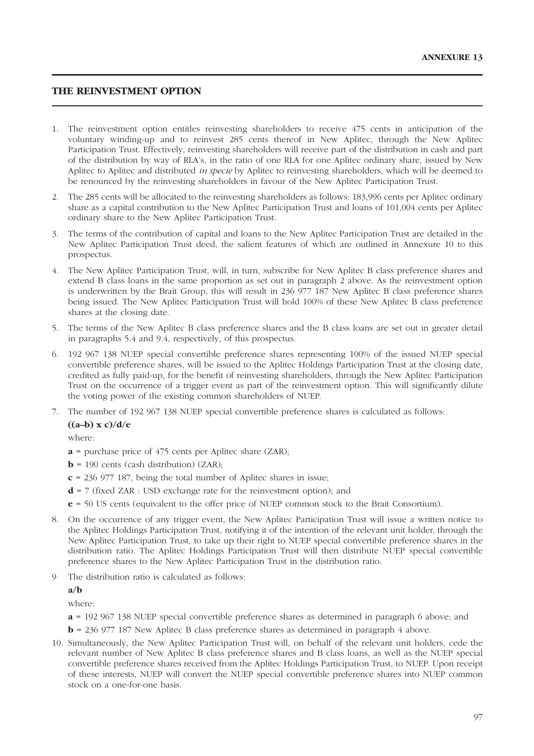**ANNEXURE 13**

## THE REINVESTMENT OPTION

1. The reinvestment option entitles reinvesting shareholders to receive 475 cents in anticipation of the voluntary winding-up and to reinvest 285 cents thereof in New Aplitec, through the New Aplitec Participation Trust. Effectively, reinvesting shareholders will receive part of the distribution in cash and part of the distribution by way of RLA's, in the ratio of one RLA for one Aplitec ordinary share, issued by New Aplitec to Aplitec and distributed *in specie* by Aplitec to reinvesting shareholders, which will be deemed to be renounced by the reinvesting shareholders in favour of the New Aplitec Participation Trust.

2. The 285 cents will be allocated to the reinvesting shareholders as follows: 183,996 cents per Aplitec ordinary share as a capital contribution to the New Aplitec Participation Trust and loans of 101,004 cents per Aplitec ordinary share to the New Aplitec Participation Trust.

3. The terms of the contribution of capital and loans to the New Aplitec Participation Trust are detailed in the New Aplitec Participation Trust deed, the salient features of which are outlined in Annexure 10 to this prospectus.

4. The New Aplitec Participation Trust, will, in turn, subscribe for New Aplitec B class preference shares and extend B class loans in the same proportion as set out in paragraph 2 above. As the reinvestment option is underwritten by the Brait Group, this will result in 236 977 187 New Aplitec B class preference shares being issued. The New Aplitec Participation Trust will hold 100% of these New Aplitec B class preference shares at the closing date.

5. The terms of the New Aplitec B class preference shares and the B class loans are set out in greater detail in paragraphs 5.4 and 9.4, respectively, of this prospectus.

6. 192 967 138 NUEP special convertible preference shares representing 100% of the issued NUEP special convertible preference shares, will be issued to the Aplitec Holdings Participation Trust at the closing date, credited as fully paid-up, for the benefit of reinvesting shareholders, through the New Aplitec Participation Trust on the occurrence of a trigger event as part of the reinvestment option. This will significantly dilute the voting power of the existing common shareholders of NUEP.

7. The number of 192 967 138 NUEP special convertible preference shares is calculated as follows:

   **((a–b) x c)/d/e**

   where:

   **a** = purchase price of 475 cents per Aplitec share (ZAR);

   **b** = 190 cents (cash distribution) (ZAR);

   **c** = 236 977 187, being the total number of Aplitec shares in issue;

   **d** = 7 (fixed ZAR : USD exchange rate for the reinvestment option); and

   **e** = 50 US cents (equivalent to the offer price of NUEP common stock to the Brait Consortium).

8. On the occurrence of any trigger event, the New Aplitec Participation Trust will issue a written notice to the Aplitec Holdings Participation Trust, notifying it of the intention of the relevant unit holder, through the New Aplitec Participation Trust, to take up their right to NUEP special convertible preference shares in the distribution ratio. The Aplitec Holdings Participation Trust will then distribute NUEP special convertible preference shares to the New Aplitec Participation Trust in the distribution ratio.

9. The distribution ratio is calculated as follows:

   **a/b**

   where:

   **a** = 192 967 138 NUEP special convertible preference shares as determined in paragraph 6 above; and

   **b** = 236 977 187 New Aplitec B class preference shares as determined in paragraph 4 above.

10. Simultaneously, the New Aplitec Participation Trust will, on behalf of the relevant unit holders, cede the relevant number of New Aplitec B class preference shares and B class loans, as well as the NUEP special convertible preference shares received from the Aplitec Holdings Participation Trust, to NUEP. Upon receipt of these interests, NUEP will convert the NUEP special convertible preference shares into NUEP common stock on a one-for-one basis.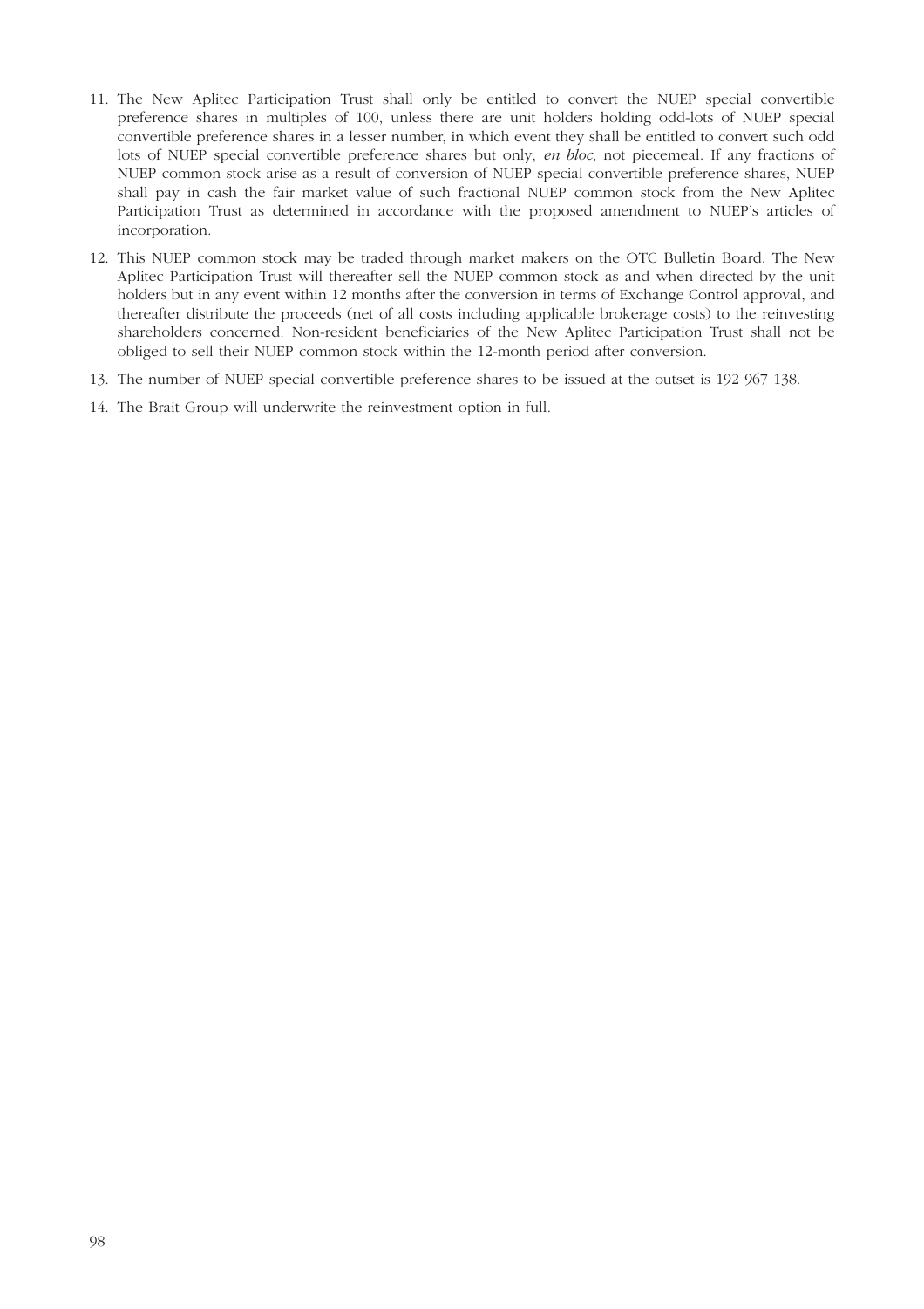11. The New Aplitec Participation Trust shall only be entitled to convert the NUEP special convertible preference shares in multiples of 100, unless there are unit holders holding odd-lots of NUEP special convertible preference shares in a lesser number, in which event they shall be entitled to convert such odd lots of NUEP special convertible preference shares but only, *en bloc*, not piecemeal. If any fractions of NUEP common stock arise as a result of conversion of NUEP special convertible preference shares, NUEP shall pay in cash the fair market value of such fractional NUEP common stock from the New Aplitec Participation Trust as determined in accordance with the proposed amendment to NUEP's articles of incorporation.

12. This NUEP common stock may be traded through market makers on the OTC Bulletin Board. The New Aplitec Participation Trust will thereafter sell the NUEP common stock as and when directed by the unit holders but in any event within 12 months after the conversion in terms of Exchange Control approval, and thereafter distribute the proceeds (net of all costs including applicable brokerage costs) to the reinvesting shareholders concerned. Non-resident beneficiaries of the New Aplitec Participation Trust shall not be obliged to sell their NUEP common stock within the 12-month period after conversion.

13. The number of NUEP special convertible preference shares to be issued at the outset is 192 967 138.

14. The Brait Group will underwrite the reinvestment option in full.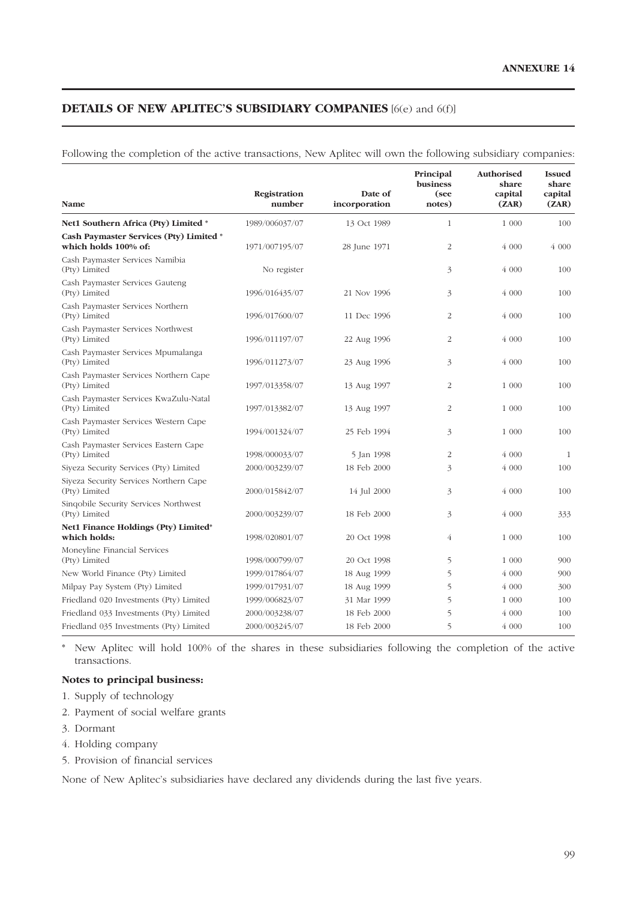**ANNEXURE 14**

## DETAILS OF NEW APLITEC'S SUBSIDIARY COMPANIES [6(e) and 6(f)]

Following the completion of the active transactions, New Aplitec will own the following subsidiary companies:

| Name | Registration number | Date of incorporation | Principal business (see notes) | Authorised share capital (ZAR) | Issued share capital (ZAR) |
|---|---|---|---|---|---|
| **Net1 Southern Africa (Pty) Limited** * | 1989/006037/07 | 13 Oct 1989 | 1 | 1 000 | 100 |
| **Cash Paymaster Services (Pty) Limited** * **which holds 100% of:** | 1971/007195/07 | 28 June 1971 | 2 | 4 000 | 4 000 |
| Cash Paymaster Services Namibia (Pty) Limited | No register | | 3 | 4 000 | 100 |
| Cash Paymaster Services Gauteng (Pty) Limited | 1996/016435/07 | 21 Nov 1996 | 3 | 4 000 | 100 |
| Cash Paymaster Services Northern (Pty) Limited | 1996/017600/07 | 11 Dec 1996 | 2 | 4 000 | 100 |
| Cash Paymaster Services Northwest (Pty) Limited | 1996/011197/07 | 22 Aug 1996 | 2 | 4 000 | 100 |
| Cash Paymaster Services Mpumalanga (Pty) Limited | 1996/011273/07 | 23 Aug 1996 | 3 | 4 000 | 100 |
| Cash Paymaster Services Northern Cape (Pty) Limited | 1997/013358/07 | 13 Aug 1997 | 2 | 1 000 | 100 |
| Cash Paymaster Services KwaZulu-Natal (Pty) Limited | 1997/013382/07 | 13 Aug 1997 | 2 | 1 000 | 100 |
| Cash Paymaster Services Western Cape (Pty) Limited | 1994/001324/07 | 25 Feb 1994 | 3 | 1 000 | 100 |
| Cash Paymaster Services Eastern Cape (Pty) Limited | 1998/000033/07 | 5 Jan 1998 | 2 | 4 000 | 1 |
| Siyeza Security Services (Pty) Limited | 2000/003239/07 | 18 Feb 2000 | 3 | 4 000 | 100 |
| Siyeza Security Services Northern Cape (Pty) Limited | 2000/015842/07 | 14 Jul 2000 | 3 | 4 000 | 100 |
| Sinqobile Security Services Northwest (Pty) Limited | 2000/003239/07 | 18 Feb 2000 | 3 | 4 000 | 333 |
| **Net1 Finance Holdings (Pty) Limited*** **which holds:** | 1998/020801/07 | 20 Oct 1998 | 4 | 1 000 | 100 |
| Moneyline Financial Services (Pty) Limited | 1998/000799/07 | 20 Oct 1998 | 5 | 1 000 | 900 |
| New World Finance (Pty) Limited | 1999/017864/07 | 18 Aug 1999 | 5 | 4 000 | 900 |
| Milpay Pay System (Pty) Limited | 1999/017931/07 | 18 Aug 1999 | 5 | 4 000 | 300 |
| Friedland 020 Investments (Pty) Limited | 1999/006823/07 | 31 Mar 1999 | 5 | 1 000 | 100 |
| Friedland 033 Investments (Pty) Limited | 2000/003238/07 | 18 Feb 2000 | 5 | 4 000 | 100 |
| Friedland 035 Investments (Pty) Limited | 2000/003245/07 | 18 Feb 2000 | 5 | 4 000 | 100 |

\* New Aplitec will hold 100% of the shares in these subsidiaries following the completion of the active transactions.

**Notes to principal business:**

1. Supply of technology
2. Payment of social welfare grants
3. Dormant
4. Holding company
5. Provision of financial services

None of New Aplitec's subsidiaries have declared any dividends during the last five years.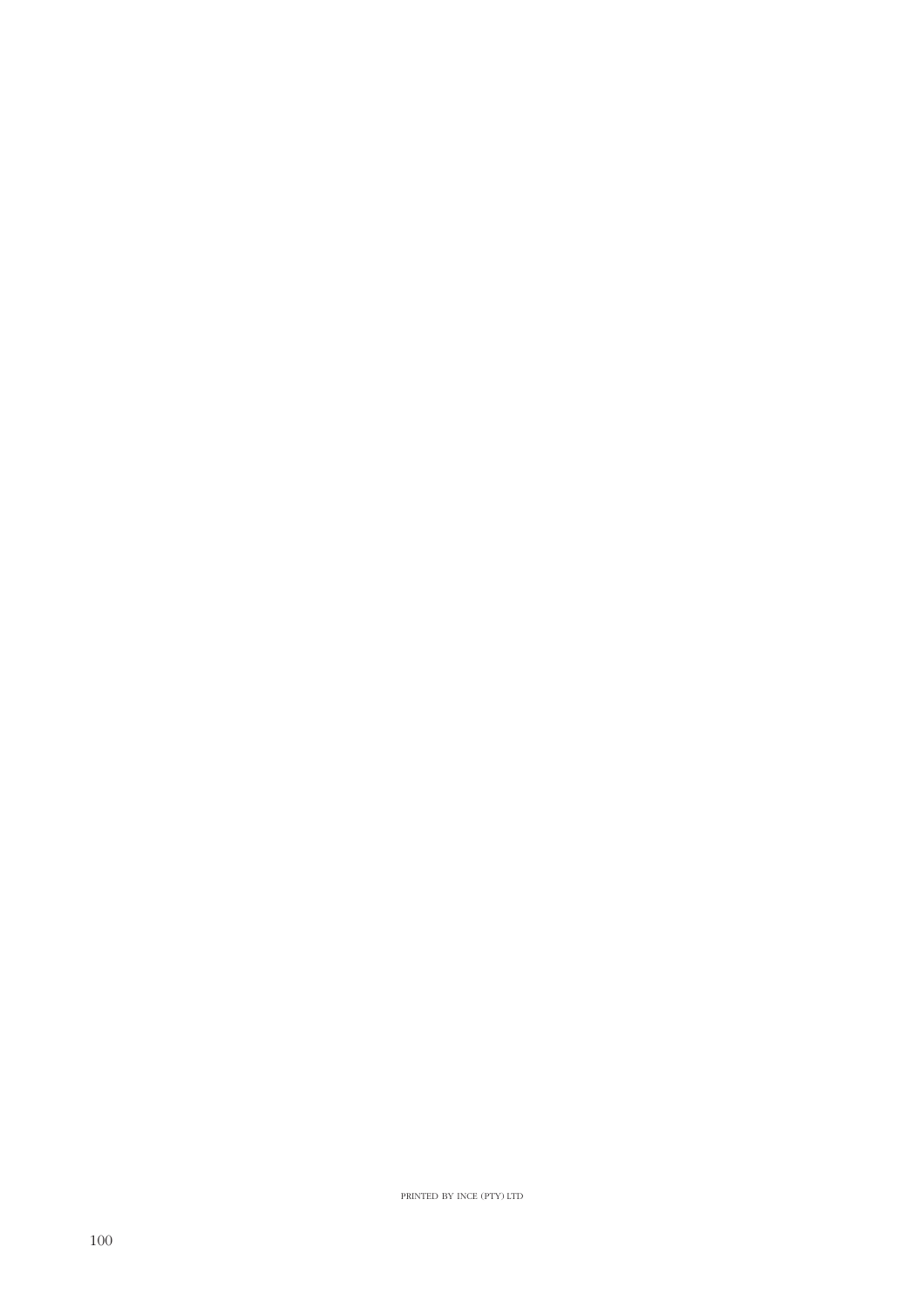PRINTED BY INCE (PTY) LTD